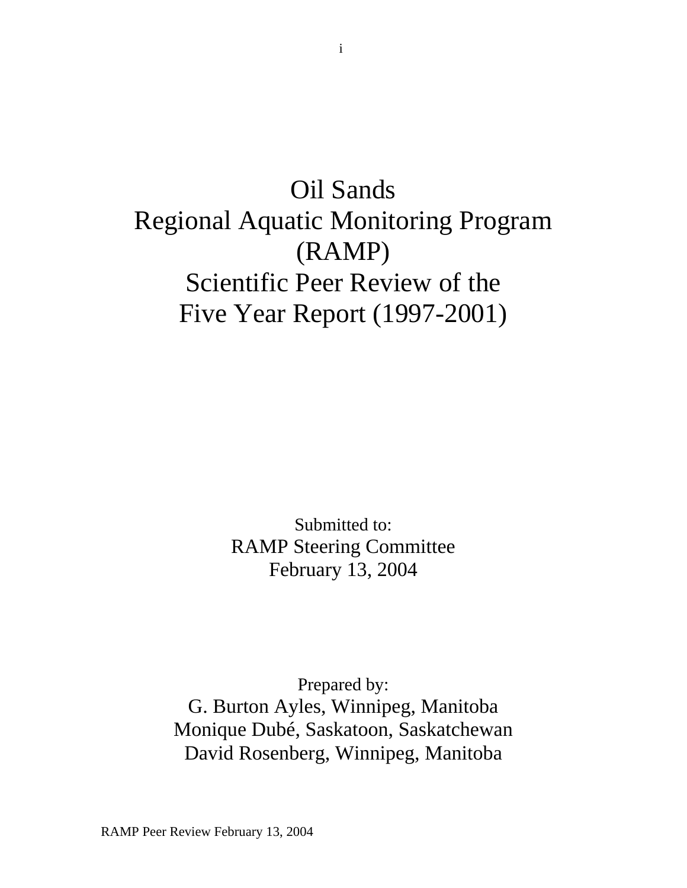# Oil Sands Regional Aquatic Monitoring Program (RAMP) Scientific Peer Review of the Five Year Report (1997-2001)

Submitted to:
RAMP Steering Committee
February 13, 2004

Prepared by:
G. Burton Ayles, Winnipeg, Manitoba
Monique Dubé, Saskatoon, Saskatchewan
David Rosenberg, Winnipeg, Manitoba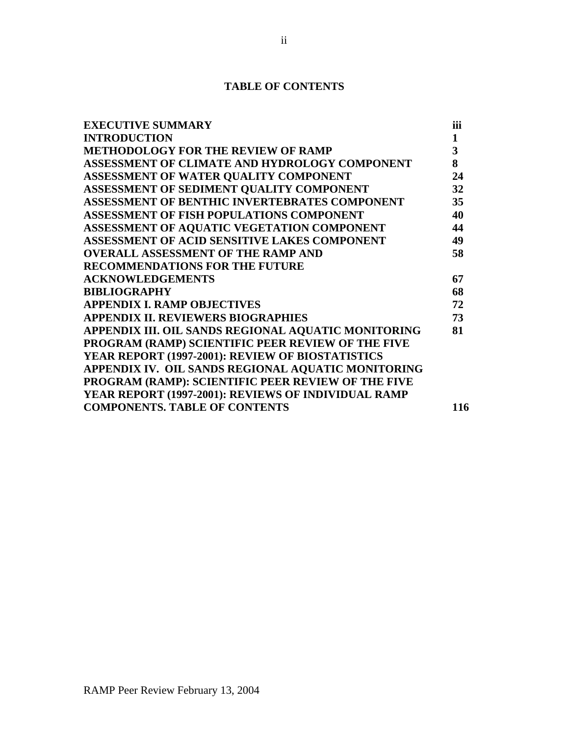# TABLE OF CONTENTS

| | |
|---|---|
| **EXECUTIVE SUMMARY** | **iii** |
| **INTRODUCTION** | **1** |
| **METHODOLOGY FOR THE REVIEW OF RAMP** | **3** |
| **ASSESSMENT OF CLIMATE AND HYDROLOGY COMPONENT** | **8** |
| **ASSESSMENT OF WATER QUALITY COMPONENT** | **24** |
| **ASSESSMENT OF SEDIMENT QUALITY COMPONENT** | **32** |
| **ASSESSMENT OF BENTHIC INVERTEBRATES COMPONENT** | **35** |
| **ASSESSMENT OF FISH POPULATIONS COMPONENT** | **40** |
| **ASSESSMENT OF AQUATIC VEGETATION COMPONENT** | **44** |
| **ASSESSMENT OF ACID SENSITIVE LAKES COMPONENT** | **49** |
| **OVERALL ASSESSMENT OF THE RAMP AND RECOMMENDATIONS FOR THE FUTURE** | **58** |
| **ACKNOWLEDGEMENTS** | **67** |
| **BIBLIOGRAPHY** | **68** |
| **APPENDIX I. RAMP OBJECTIVES** | **72** |
| **APPENDIX II. REVIEWERS BIOGRAPHIES** | **73** |
| **APPENDIX III. OIL SANDS REGIONAL AQUATIC MONITORING PROGRAM (RAMP) SCIENTIFIC PEER REVIEW OF THE FIVE YEAR REPORT (1997-2001): REVIEW OF BIOSTATISTICS** | **81** |
| **APPENDIX IV. OIL SANDS REGIONAL AQUATIC MONITORING PROGRAM (RAMP): SCIENTIFIC PEER REVIEW OF THE FIVE YEAR REPORT (1997-2001): REVIEWS OF INDIVIDUAL RAMP COMPONENTS. TABLE OF CONTENTS** | **116** |

RAMP Peer Review February 13, 2004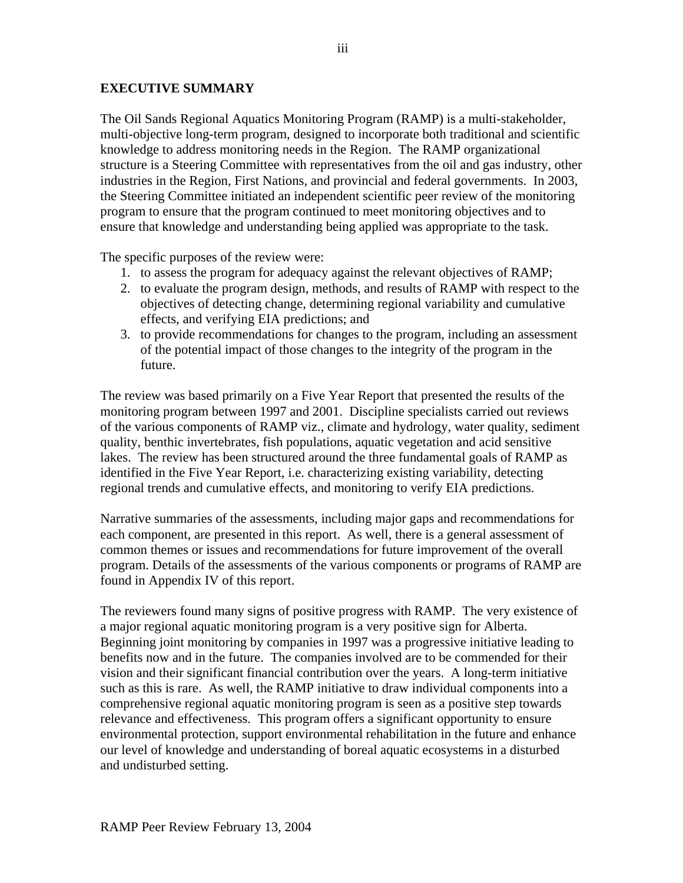## EXECUTIVE SUMMARY

The Oil Sands Regional Aquatics Monitoring Program (RAMP) is a multi-stakeholder, multi-objective long-term program, designed to incorporate both traditional and scientific knowledge to address monitoring needs in the Region. The RAMP organizational structure is a Steering Committee with representatives from the oil and gas industry, other industries in the Region, First Nations, and provincial and federal governments. In 2003, the Steering Committee initiated an independent scientific peer review of the monitoring program to ensure that the program continued to meet monitoring objectives and to ensure that knowledge and understanding being applied was appropriate to the task.

The specific purposes of the review were:

1. to assess the program for adequacy against the relevant objectives of RAMP;
2. to evaluate the program design, methods, and results of RAMP with respect to the objectives of detecting change, determining regional variability and cumulative effects, and verifying EIA predictions; and
3. to provide recommendations for changes to the program, including an assessment of the potential impact of those changes to the integrity of the program in the future.

The review was based primarily on a Five Year Report that presented the results of the monitoring program between 1997 and 2001. Discipline specialists carried out reviews of the various components of RAMP viz., climate and hydrology, water quality, sediment quality, benthic invertebrates, fish populations, aquatic vegetation and acid sensitive lakes. The review has been structured around the three fundamental goals of RAMP as identified in the Five Year Report, i.e. characterizing existing variability, detecting regional trends and cumulative effects, and monitoring to verify EIA predictions.

Narrative summaries of the assessments, including major gaps and recommendations for each component, are presented in this report. As well, there is a general assessment of common themes or issues and recommendations for future improvement of the overall program. Details of the assessments of the various components or programs of RAMP are found in Appendix IV of this report.

The reviewers found many signs of positive progress with RAMP. The very existence of a major regional aquatic monitoring program is a very positive sign for Alberta. Beginning joint monitoring by companies in 1997 was a progressive initiative leading to benefits now and in the future. The companies involved are to be commended for their vision and their significant financial contribution over the years. A long-term initiative such as this is rare. As well, the RAMP initiative to draw individual components into a comprehensive regional aquatic monitoring program is seen as a positive step towards relevance and effectiveness. This program offers a significant opportunity to ensure environmental protection, support environmental rehabilitation in the future and enhance our level of knowledge and understanding of boreal aquatic ecosystems in a disturbed and undisturbed setting.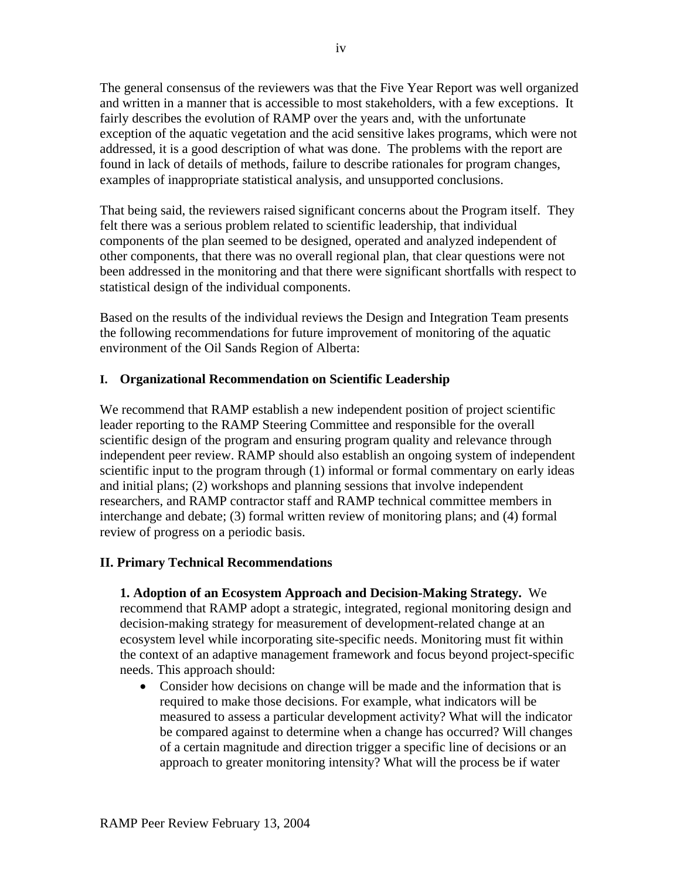The general consensus of the reviewers was that the Five Year Report was well organized and written in a manner that is accessible to most stakeholders, with a few exceptions. It fairly describes the evolution of RAMP over the years and, with the unfortunate exception of the aquatic vegetation and the acid sensitive lakes programs, which were not addressed, it is a good description of what was done. The problems with the report are found in lack of details of methods, failure to describe rationales for program changes, examples of inappropriate statistical analysis, and unsupported conclusions.

That being said, the reviewers raised significant concerns about the Program itself. They felt there was a serious problem related to scientific leadership, that individual components of the plan seemed to be designed, operated and analyzed independent of other components, that there was no overall regional plan, that clear questions were not been addressed in the monitoring and that there were significant shortfalls with respect to statistical design of the individual components.

Based on the results of the individual reviews the Design and Integration Team presents the following recommendations for future improvement of monitoring of the aquatic environment of the Oil Sands Region of Alberta:

## I. Organizational Recommendation on Scientific Leadership

We recommend that RAMP establish a new independent position of project scientific leader reporting to the RAMP Steering Committee and responsible for the overall scientific design of the program and ensuring program quality and relevance through independent peer review. RAMP should also establish an ongoing system of independent scientific input to the program through (1) informal or formal commentary on early ideas and initial plans; (2) workshops and planning sessions that involve independent researchers, and RAMP contractor staff and RAMP technical committee members in interchange and debate; (3) formal written review of monitoring plans; and (4) formal review of progress on a periodic basis.

## II. Primary Technical Recommendations

**1. Adoption of an Ecosystem Approach and Decision-Making Strategy.** We recommend that RAMP adopt a strategic, integrated, regional monitoring design and decision-making strategy for measurement of development-related change at an ecosystem level while incorporating site-specific needs. Monitoring must fit within the context of an adaptive management framework and focus beyond project-specific needs. This approach should:

- Consider how decisions on change will be made and the information that is required to make those decisions. For example, what indicators will be measured to assess a particular development activity? What will the indicator be compared against to determine when a change has occurred? Will changes of a certain magnitude and direction trigger a specific line of decisions or an approach to greater monitoring intensity? What will the process be if water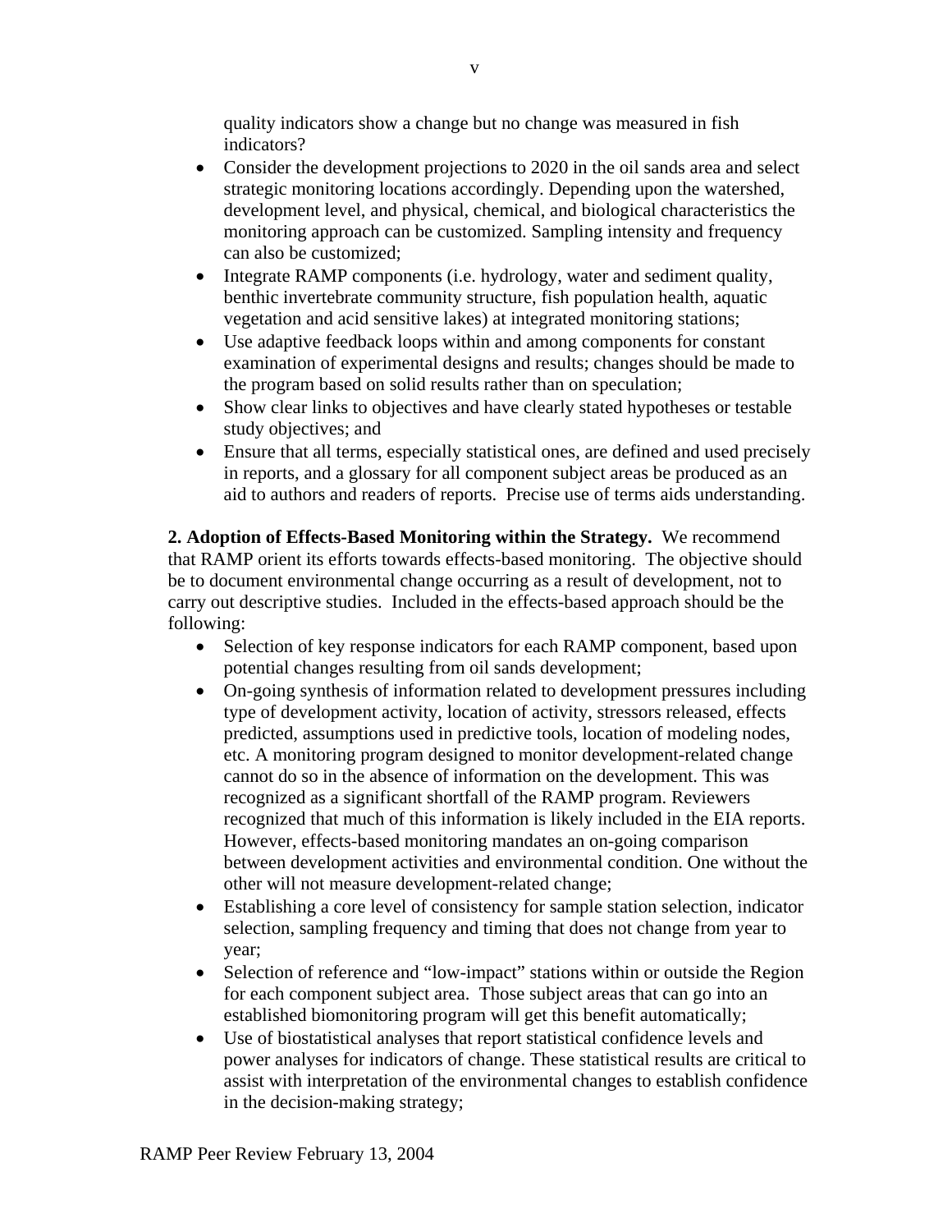quality indicators show a change but no change was measured in fish indicators?

- Consider the development projections to 2020 in the oil sands area and select strategic monitoring locations accordingly. Depending upon the watershed, development level, and physical, chemical, and biological characteristics the monitoring approach can be customized. Sampling intensity and frequency can also be customized;
- Integrate RAMP components (i.e. hydrology, water and sediment quality, benthic invertebrate community structure, fish population health, aquatic vegetation and acid sensitive lakes) at integrated monitoring stations;
- Use adaptive feedback loops within and among components for constant examination of experimental designs and results; changes should be made to the program based on solid results rather than on speculation;
- Show clear links to objectives and have clearly stated hypotheses or testable study objectives; and
- Ensure that all terms, especially statistical ones, are defined and used precisely in reports, and a glossary for all component subject areas be produced as an aid to authors and readers of reports. Precise use of terms aids understanding.

**2. Adoption of Effects-Based Monitoring within the Strategy.** We recommend that RAMP orient its efforts towards effects-based monitoring. The objective should be to document environmental change occurring as a result of development, not to carry out descriptive studies. Included in the effects-based approach should be the following:

- Selection of key response indicators for each RAMP component, based upon potential changes resulting from oil sands development;
- On-going synthesis of information related to development pressures including type of development activity, location of activity, stressors released, effects predicted, assumptions used in predictive tools, location of modeling nodes, etc. A monitoring program designed to monitor development-related change cannot do so in the absence of information on the development. This was recognized as a significant shortfall of the RAMP program. Reviewers recognized that much of this information is likely included in the EIA reports. However, effects-based monitoring mandates an on-going comparison between development activities and environmental condition. One without the other will not measure development-related change;
- Establishing a core level of consistency for sample station selection, indicator selection, sampling frequency and timing that does not change from year to year;
- Selection of reference and "low-impact" stations within or outside the Region for each component subject area. Those subject areas that can go into an established biomonitoring program will get this benefit automatically;
- Use of biostatistical analyses that report statistical confidence levels and power analyses for indicators of change. These statistical results are critical to assist with interpretation of the environmental changes to establish confidence in the decision-making strategy;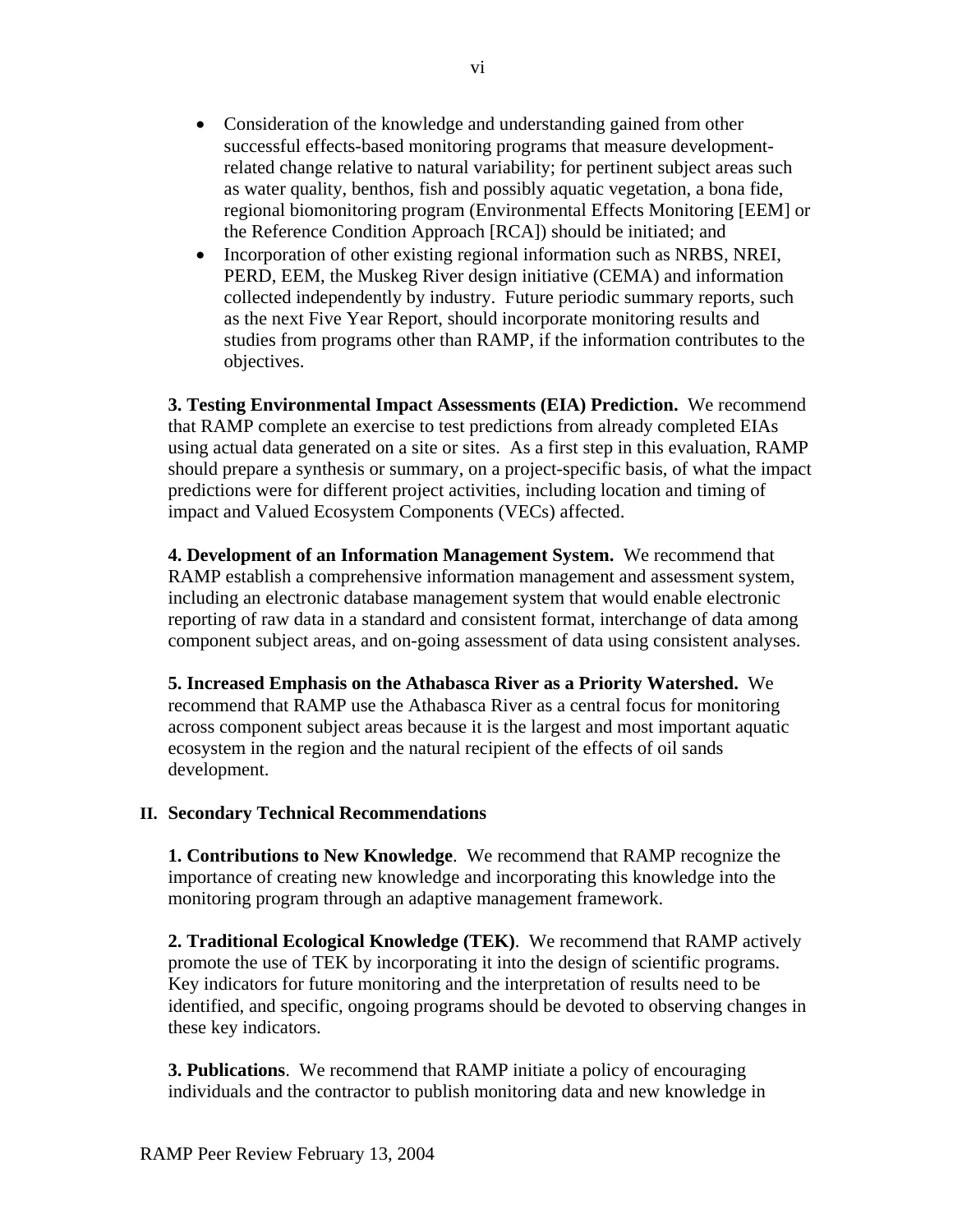- Consideration of the knowledge and understanding gained from other successful effects-based monitoring programs that measure development-related change relative to natural variability; for pertinent subject areas such as water quality, benthos, fish and possibly aquatic vegetation, a bona fide, regional biomonitoring program (Environmental Effects Monitoring [EEM] or the Reference Condition Approach [RCA]) should be initiated; and
- Incorporation of other existing regional information such as NRBS, NREI, PERD, EEM, the Muskeg River design initiative (CEMA) and information collected independently by industry. Future periodic summary reports, such as the next Five Year Report, should incorporate monitoring results and studies from programs other than RAMP, if the information contributes to the objectives.

**3. Testing Environmental Impact Assessments (EIA) Prediction.** We recommend that RAMP complete an exercise to test predictions from already completed EIAs using actual data generated on a site or sites. As a first step in this evaluation, RAMP should prepare a synthesis or summary, on a project-specific basis, of what the impact predictions were for different project activities, including location and timing of impact and Valued Ecosystem Components (VECs) affected.

**4. Development of an Information Management System.** We recommend that RAMP establish a comprehensive information management and assessment system, including an electronic database management system that would enable electronic reporting of raw data in a standard and consistent format, interchange of data among component subject areas, and on-going assessment of data using consistent analyses.

**5. Increased Emphasis on the Athabasca River as a Priority Watershed.** We recommend that RAMP use the Athabasca River as a central focus for monitoring across component subject areas because it is the largest and most important aquatic ecosystem in the region and the natural recipient of the effects of oil sands development.

## II. Secondary Technical Recommendations

**1. Contributions to New Knowledge**. We recommend that RAMP recognize the importance of creating new knowledge and incorporating this knowledge into the monitoring program through an adaptive management framework.

**2. Traditional Ecological Knowledge (TEK)**. We recommend that RAMP actively promote the use of TEK by incorporating it into the design of scientific programs. Key indicators for future monitoring and the interpretation of results need to be identified, and specific, ongoing programs should be devoted to observing changes in these key indicators.

**3. Publications**. We recommend that RAMP initiate a policy of encouraging individuals and the contractor to publish monitoring data and new knowledge in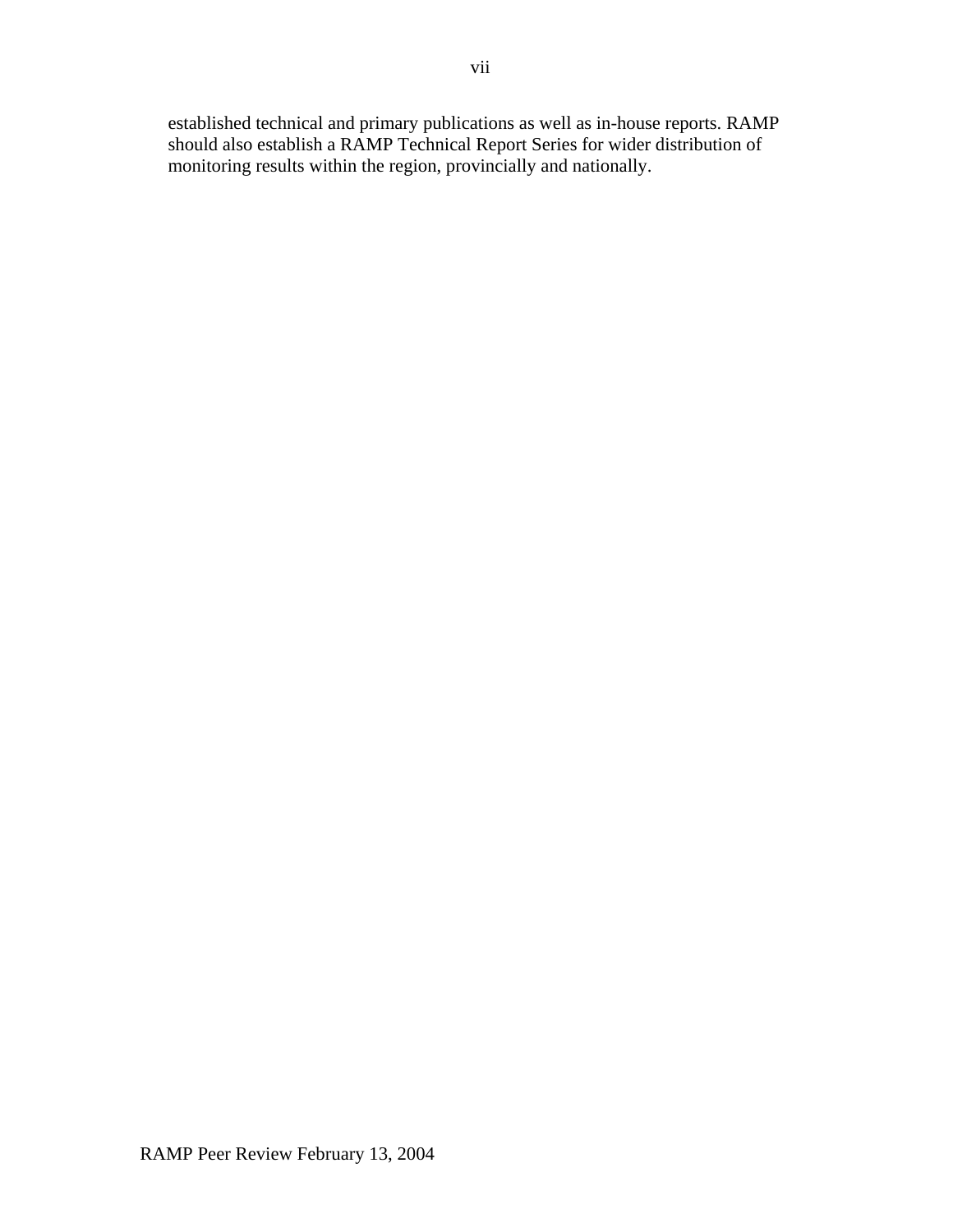established technical and primary publications as well as in-house reports. RAMP should also establish a RAMP Technical Report Series for wider distribution of monitoring results within the region, provincially and nationally.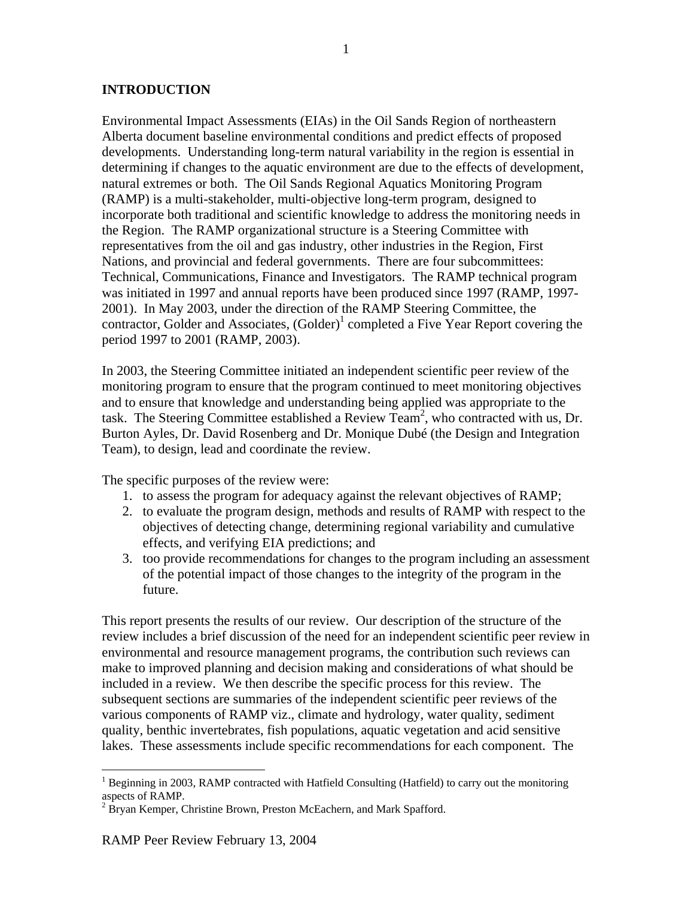# INTRODUCTION

Environmental Impact Assessments (EIAs) in the Oil Sands Region of northeastern Alberta document baseline environmental conditions and predict effects of proposed developments. Understanding long-term natural variability in the region is essential in determining if changes to the aquatic environment are due to the effects of development, natural extremes or both. The Oil Sands Regional Aquatics Monitoring Program (RAMP) is a multi-stakeholder, multi-objective long-term program, designed to incorporate both traditional and scientific knowledge to address the monitoring needs in the Region. The RAMP organizational structure is a Steering Committee with representatives from the oil and gas industry, other industries in the Region, First Nations, and provincial and federal governments. There are four subcommittees: Technical, Communications, Finance and Investigators. The RAMP technical program was initiated in 1997 and annual reports have been produced since 1997 (RAMP, 1997-2001). In May 2003, under the direction of the RAMP Steering Committee, the contractor, Golder and Associates, (Golder)[1] completed a Five Year Report covering the period 1997 to 2001 (RAMP, 2003).

In 2003, the Steering Committee initiated an independent scientific peer review of the monitoring program to ensure that the program continued to meet monitoring objectives and to ensure that knowledge and understanding being applied was appropriate to the task. The Steering Committee established a Review Team[2], who contracted with us, Dr. Burton Ayles, Dr. David Rosenberg and Dr. Monique Dubé (the Design and Integration Team), to design, lead and coordinate the review.

The specific purposes of the review were:

1. to assess the program for adequacy against the relevant objectives of RAMP;
2. to evaluate the program design, methods and results of RAMP with respect to the objectives of detecting change, determining regional variability and cumulative effects, and verifying EIA predictions; and
3. too provide recommendations for changes to the program including an assessment of the potential impact of those changes to the integrity of the program in the future.

This report presents the results of our review. Our description of the structure of the review includes a brief discussion of the need for an independent scientific peer review in environmental and resource management programs, the contribution such reviews can make to improved planning and decision making and considerations of what should be included in a review. We then describe the specific process for this review. The subsequent sections are summaries of the independent scientific peer reviews of the various components of RAMP viz., climate and hydrology, water quality, sediment quality, benthic invertebrates, fish populations, aquatic vegetation and acid sensitive lakes. These assessments include specific recommendations for each component. The

[1] Beginning in 2003, RAMP contracted with Hatfield Consulting (Hatfield) to carry out the monitoring aspects of RAMP.

[2] Bryan Kemper, Christine Brown, Preston McEachern, and Mark Spafford.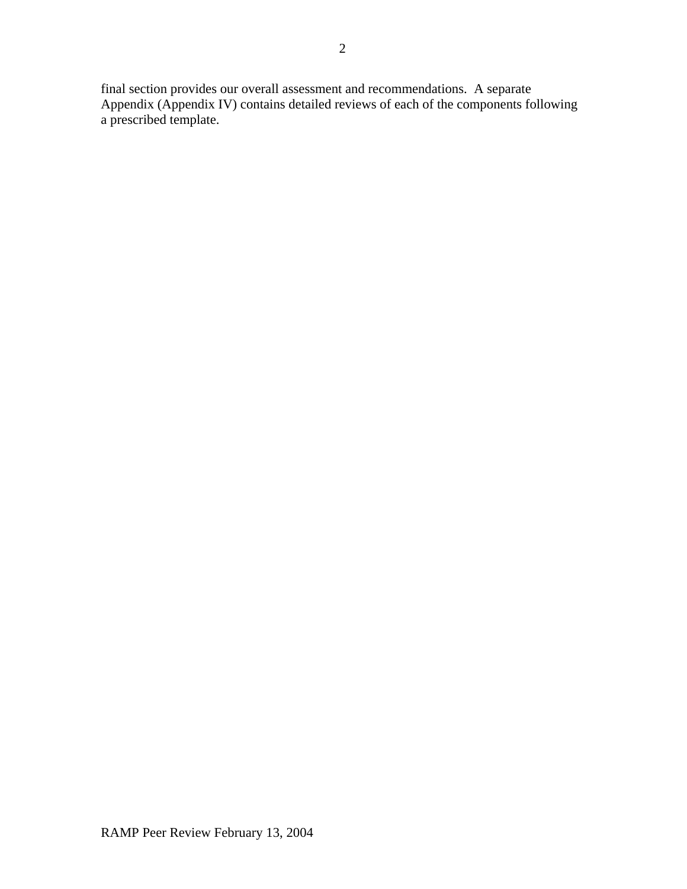final section provides our overall assessment and recommendations. A separate Appendix (Appendix IV) contains detailed reviews of each of the components following a prescribed template.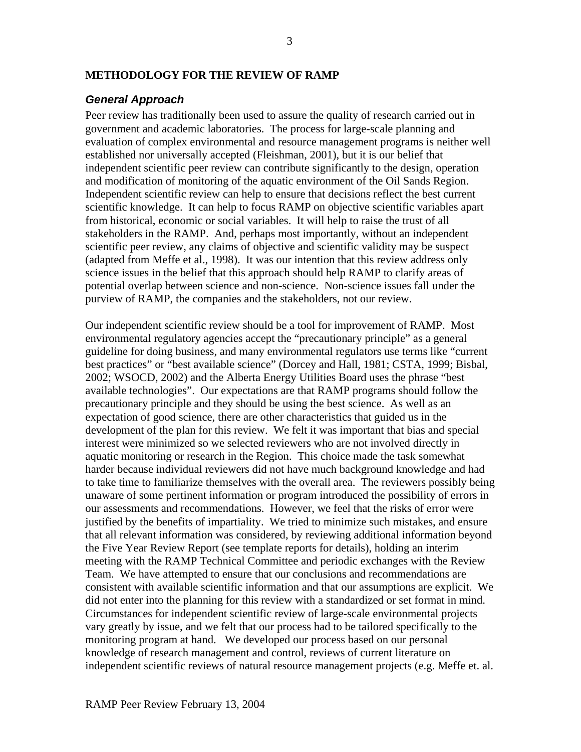## METHODOLOGY FOR THE REVIEW OF RAMP

### *General Approach*

Peer review has traditionally been used to assure the quality of research carried out in government and academic laboratories. The process for large-scale planning and evaluation of complex environmental and resource management programs is neither well established nor universally accepted (Fleishman, 2001), but it is our belief that independent scientific peer review can contribute significantly to the design, operation and modification of monitoring of the aquatic environment of the Oil Sands Region. Independent scientific review can help to ensure that decisions reflect the best current scientific knowledge. It can help to focus RAMP on objective scientific variables apart from historical, economic or social variables. It will help to raise the trust of all stakeholders in the RAMP. And, perhaps most importantly, without an independent scientific peer review, any claims of objective and scientific validity may be suspect (adapted from Meffe et al., 1998). It was our intention that this review address only science issues in the belief that this approach should help RAMP to clarify areas of potential overlap between science and non-science. Non-science issues fall under the purview of RAMP, the companies and the stakeholders, not our review.

Our independent scientific review should be a tool for improvement of RAMP. Most environmental regulatory agencies accept the "precautionary principle" as a general guideline for doing business, and many environmental regulators use terms like "current best practices" or "best available science" (Dorcey and Hall, 1981; CSTA, 1999; Bisbal, 2002; WSOCD, 2002) and the Alberta Energy Utilities Board uses the phrase "best available technologies". Our expectations are that RAMP programs should follow the precautionary principle and they should be using the best science. As well as an expectation of good science, there are other characteristics that guided us in the development of the plan for this review. We felt it was important that bias and special interest were minimized so we selected reviewers who are not involved directly in aquatic monitoring or research in the Region. This choice made the task somewhat harder because individual reviewers did not have much background knowledge and had to take time to familiarize themselves with the overall area. The reviewers possibly being unaware of some pertinent information or program introduced the possibility of errors in our assessments and recommendations. However, we feel that the risks of error were justified by the benefits of impartiality. We tried to minimize such mistakes, and ensure that all relevant information was considered, by reviewing additional information beyond the Five Year Review Report (see template reports for details), holding an interim meeting with the RAMP Technical Committee and periodic exchanges with the Review Team. We have attempted to ensure that our conclusions and recommendations are consistent with available scientific information and that our assumptions are explicit. We did not enter into the planning for this review with a standardized or set format in mind. Circumstances for independent scientific review of large-scale environmental projects vary greatly by issue, and we felt that our process had to be tailored specifically to the monitoring program at hand. We developed our process based on our personal knowledge of research management and control, reviews of current literature on independent scientific reviews of natural resource management projects (e.g. Meffe et. al.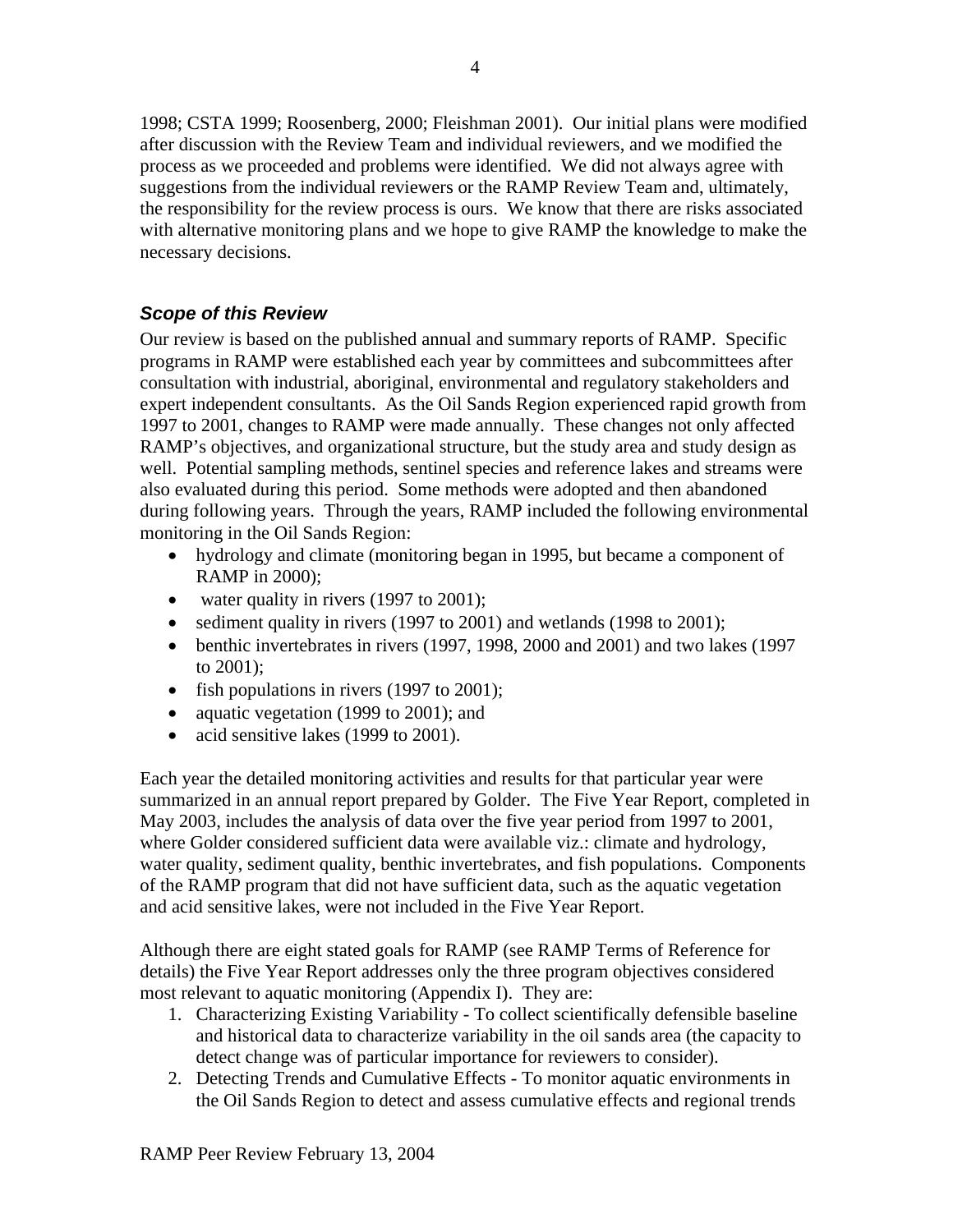1998; CSTA 1999; Roosenberg, 2000; Fleishman 2001). Our initial plans were modified after discussion with the Review Team and individual reviewers, and we modified the process as we proceeded and problems were identified. We did not always agree with suggestions from the individual reviewers or the RAMP Review Team and, ultimately, the responsibility for the review process is ours. We know that there are risks associated with alternative monitoring plans and we hope to give RAMP the knowledge to make the necessary decisions.

### *Scope of this Review*

Our review is based on the published annual and summary reports of RAMP. Specific programs in RAMP were established each year by committees and subcommittees after consultation with industrial, aboriginal, environmental and regulatory stakeholders and expert independent consultants. As the Oil Sands Region experienced rapid growth from 1997 to 2001, changes to RAMP were made annually. These changes not only affected RAMP's objectives, and organizational structure, but the study area and study design as well. Potential sampling methods, sentinel species and reference lakes and streams were also evaluated during this period. Some methods were adopted and then abandoned during following years. Through the years, RAMP included the following environmental monitoring in the Oil Sands Region:

- hydrology and climate (monitoring began in 1995, but became a component of RAMP in 2000);
- water quality in rivers (1997 to 2001);
- sediment quality in rivers (1997 to 2001) and wetlands (1998 to 2001);
- benthic invertebrates in rivers (1997, 1998, 2000 and 2001) and two lakes (1997 to 2001);
- fish populations in rivers (1997 to 2001);
- aquatic vegetation (1999 to 2001); and
- acid sensitive lakes (1999 to 2001).

Each year the detailed monitoring activities and results for that particular year were summarized in an annual report prepared by Golder. The Five Year Report, completed in May 2003, includes the analysis of data over the five year period from 1997 to 2001, where Golder considered sufficient data were available viz.: climate and hydrology, water quality, sediment quality, benthic invertebrates, and fish populations. Components of the RAMP program that did not have sufficient data, such as the aquatic vegetation and acid sensitive lakes, were not included in the Five Year Report.

Although there are eight stated goals for RAMP (see RAMP Terms of Reference for details) the Five Year Report addresses only the three program objectives considered most relevant to aquatic monitoring (Appendix I). They are:

1. Characterizing Existing Variability - To collect scientifically defensible baseline and historical data to characterize variability in the oil sands area (the capacity to detect change was of particular importance for reviewers to consider).
2. Detecting Trends and Cumulative Effects - To monitor aquatic environments in the Oil Sands Region to detect and assess cumulative effects and regional trends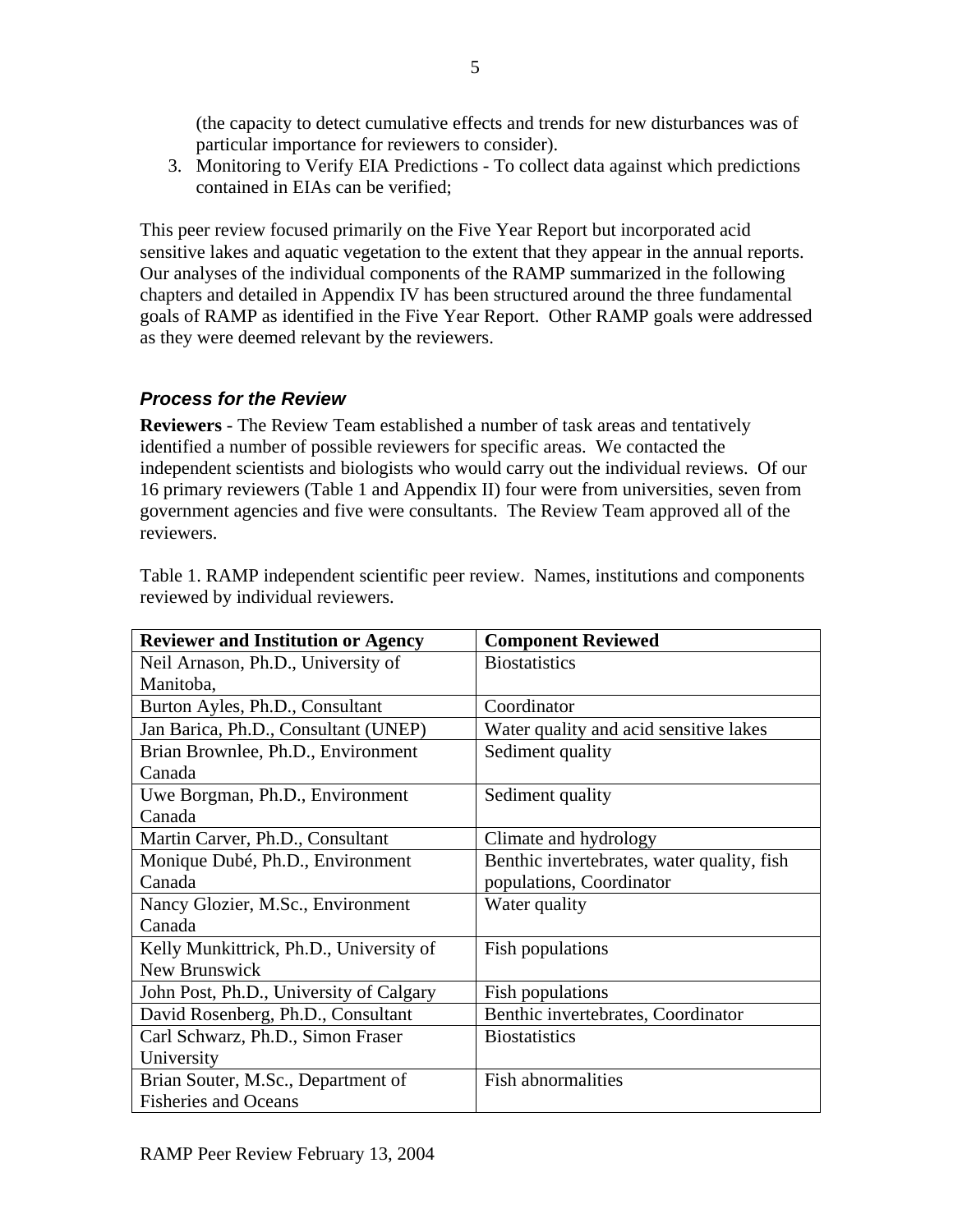(the capacity to detect cumulative effects and trends for new disturbances was of particular importance for reviewers to consider).

3. Monitoring to Verify EIA Predictions - To collect data against which predictions contained in EIAs can be verified;

This peer review focused primarily on the Five Year Report but incorporated acid sensitive lakes and aquatic vegetation to the extent that they appear in the annual reports. Our analyses of the individual components of the RAMP summarized in the following chapters and detailed in Appendix IV has been structured around the three fundamental goals of RAMP as identified in the Five Year Report. Other RAMP goals were addressed as they were deemed relevant by the reviewers.

### *Process for the Review*

**Reviewers** - The Review Team established a number of task areas and tentatively identified a number of possible reviewers for specific areas. We contacted the independent scientists and biologists who would carry out the individual reviews. Of our 16 primary reviewers (Table 1 and Appendix II) four were from universities, seven from government agencies and five were consultants. The Review Team approved all of the reviewers.

Table 1. RAMP independent scientific peer review. Names, institutions and components reviewed by individual reviewers.

| Reviewer and Institution or Agency | Component Reviewed |
|---|---|
| Neil Arnason, Ph.D., University of Manitoba, | Biostatistics |
| Burton Ayles, Ph.D., Consultant | Coordinator |
| Jan Barica, Ph.D., Consultant (UNEP) | Water quality and acid sensitive lakes |
| Brian Brownlee, Ph.D., Environment Canada | Sediment quality |
| Uwe Borgman, Ph.D., Environment Canada | Sediment quality |
| Martin Carver, Ph.D., Consultant | Climate and hydrology |
| Monique Dubé, Ph.D., Environment Canada | Benthic invertebrates, water quality, fish populations, Coordinator |
| Nancy Glozier, M.Sc., Environment Canada | Water quality |
| Kelly Munkittrick, Ph.D., University of New Brunswick | Fish populations |
| John Post, Ph.D., University of Calgary | Fish populations |
| David Rosenberg, Ph.D., Consultant | Benthic invertebrates, Coordinator |
| Carl Schwarz, Ph.D., Simon Fraser University | Biostatistics |
| Brian Souter, M.Sc., Department of Fisheries and Oceans | Fish abnormalities |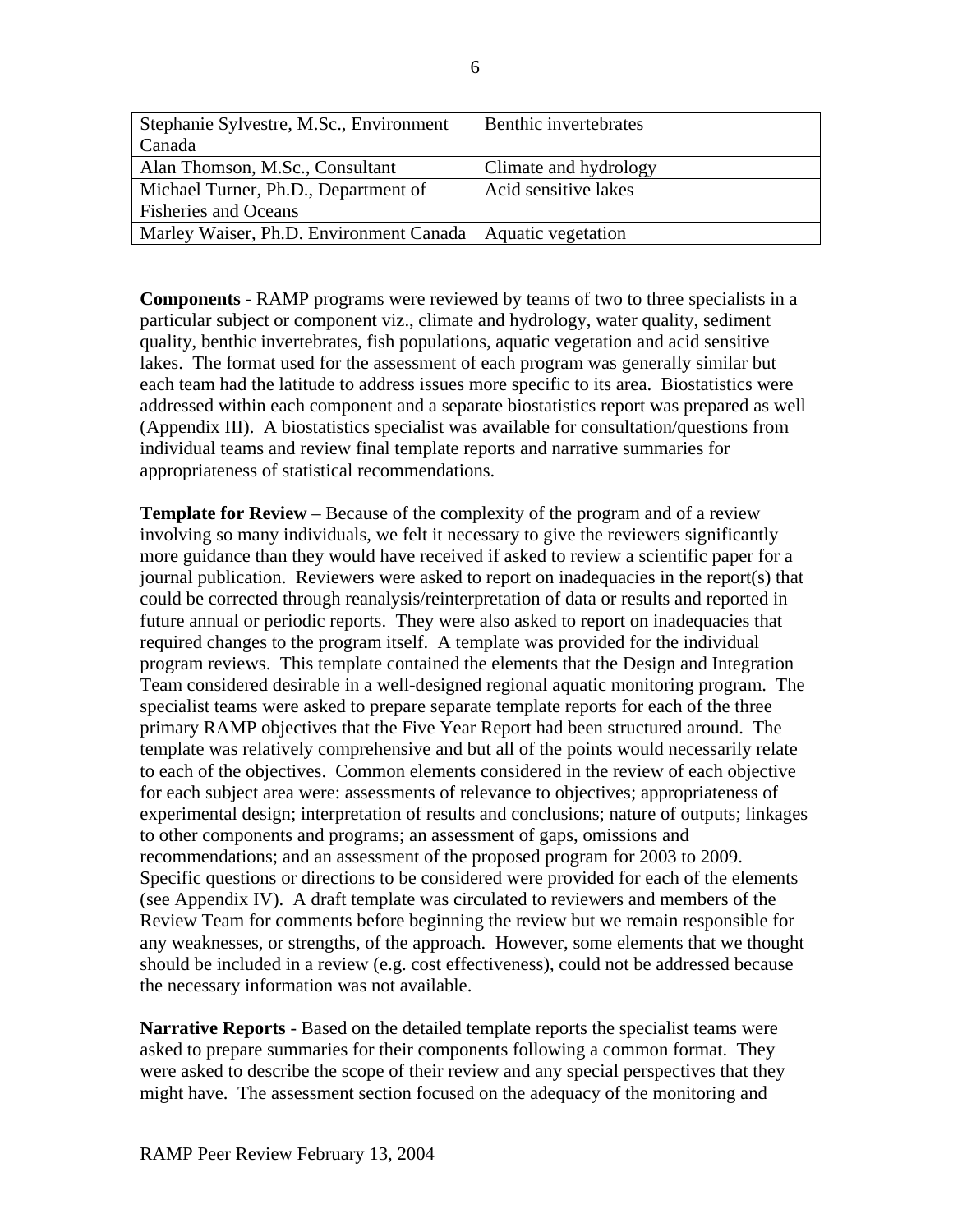| | |
|---|---|
| Stephanie Sylvestre, M.Sc., Environment Canada | Benthic invertebrates |
| Alan Thomson, M.Sc., Consultant | Climate and hydrology |
| Michael Turner, Ph.D., Department of Fisheries and Oceans | Acid sensitive lakes |
| Marley Waiser, Ph.D. Environment Canada | Aquatic vegetation |

**Components** - RAMP programs were reviewed by teams of two to three specialists in a particular subject or component viz., climate and hydrology, water quality, sediment quality, benthic invertebrates, fish populations, aquatic vegetation and acid sensitive lakes. The format used for the assessment of each program was generally similar but each team had the latitude to address issues more specific to its area. Biostatistics were addressed within each component and a separate biostatistics report was prepared as well (Appendix III). A biostatistics specialist was available for consultation/questions from individual teams and review final template reports and narrative summaries for appropriateness of statistical recommendations.

**Template for Review** – Because of the complexity of the program and of a review involving so many individuals, we felt it necessary to give the reviewers significantly more guidance than they would have received if asked to review a scientific paper for a journal publication. Reviewers were asked to report on inadequacies in the report(s) that could be corrected through reanalysis/reinterpretation of data or results and reported in future annual or periodic reports. They were also asked to report on inadequacies that required changes to the program itself. A template was provided for the individual program reviews. This template contained the elements that the Design and Integration Team considered desirable in a well-designed regional aquatic monitoring program. The specialist teams were asked to prepare separate template reports for each of the three primary RAMP objectives that the Five Year Report had been structured around. The template was relatively comprehensive and but all of the points would necessarily relate to each of the objectives. Common elements considered in the review of each objective for each subject area were: assessments of relevance to objectives; appropriateness of experimental design; interpretation of results and conclusions; nature of outputs; linkages to other components and programs; an assessment of gaps, omissions and recommendations; and an assessment of the proposed program for 2003 to 2009. Specific questions or directions to be considered were provided for each of the elements (see Appendix IV). A draft template was circulated to reviewers and members of the Review Team for comments before beginning the review but we remain responsible for any weaknesses, or strengths, of the approach. However, some elements that we thought should be included in a review (e.g. cost effectiveness), could not be addressed because the necessary information was not available.

**Narrative Reports** - Based on the detailed template reports the specialist teams were asked to prepare summaries for their components following a common format. They were asked to describe the scope of their review and any special perspectives that they might have. The assessment section focused on the adequacy of the monitoring and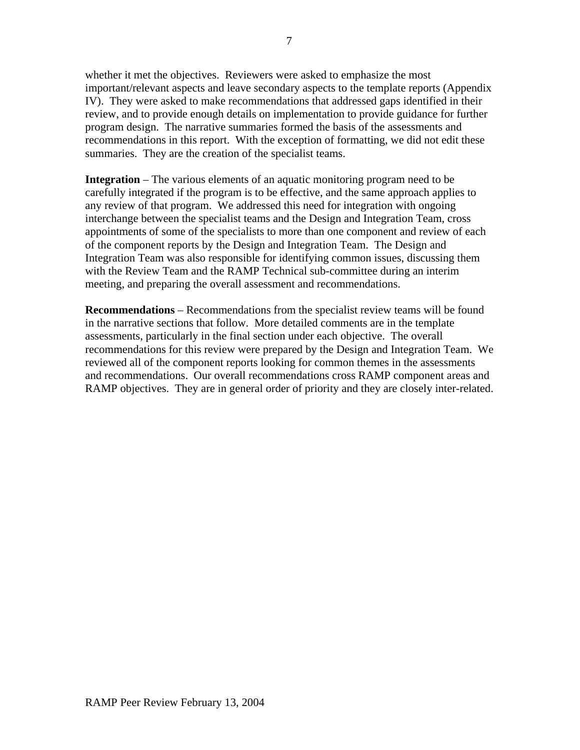whether it met the objectives. Reviewers were asked to emphasize the most important/relevant aspects and leave secondary aspects to the template reports (Appendix IV). They were asked to make recommendations that addressed gaps identified in their review, and to provide enough details on implementation to provide guidance for further program design. The narrative summaries formed the basis of the assessments and recommendations in this report. With the exception of formatting, we did not edit these summaries. They are the creation of the specialist teams.

**Integration** – The various elements of an aquatic monitoring program need to be carefully integrated if the program is to be effective, and the same approach applies to any review of that program. We addressed this need for integration with ongoing interchange between the specialist teams and the Design and Integration Team, cross appointments of some of the specialists to more than one component and review of each of the component reports by the Design and Integration Team. The Design and Integration Team was also responsible for identifying common issues, discussing them with the Review Team and the RAMP Technical sub-committee during an interim meeting, and preparing the overall assessment and recommendations.

**Recommendations** – Recommendations from the specialist review teams will be found in the narrative sections that follow. More detailed comments are in the template assessments, particularly in the final section under each objective. The overall recommendations for this review were prepared by the Design and Integration Team. We reviewed all of the component reports looking for common themes in the assessments and recommendations. Our overall recommendations cross RAMP component areas and RAMP objectives. They are in general order of priority and they are closely inter-related.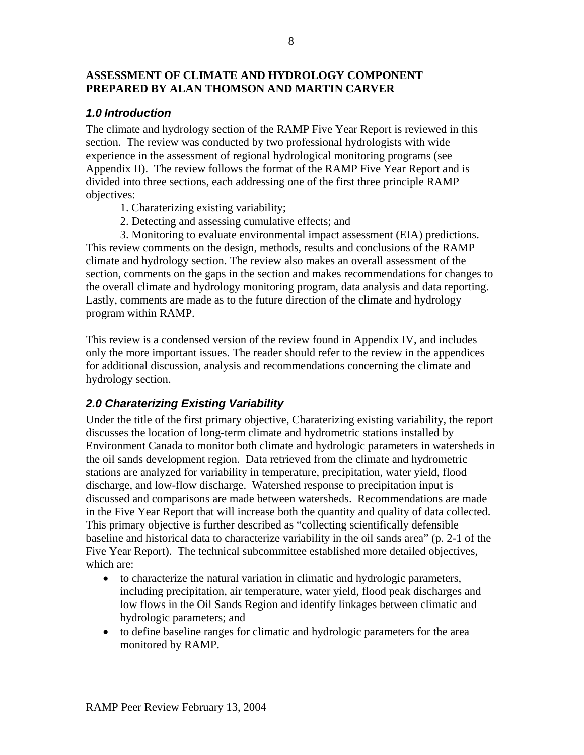**ASSESSMENT OF CLIMATE AND HYDROLOGY COMPONENT PREPARED BY ALAN THOMSON AND MARTIN CARVER**

## *1.0 Introduction*

The climate and hydrology section of the RAMP Five Year Report is reviewed in this section. The review was conducted by two professional hydrologists with wide experience in the assessment of regional hydrological monitoring programs (see Appendix II). The review follows the format of the RAMP Five Year Report and is divided into three sections, each addressing one of the first three principle RAMP objectives:

1. Charaterizing existing variability;
2. Detecting and assessing cumulative effects; and
3. Monitoring to evaluate environmental impact assessment (EIA) predictions.

This review comments on the design, methods, results and conclusions of the RAMP climate and hydrology section. The review also makes an overall assessment of the section, comments on the gaps in the section and makes recommendations for changes to the overall climate and hydrology monitoring program, data analysis and data reporting. Lastly, comments are made as to the future direction of the climate and hydrology program within RAMP.

This review is a condensed version of the review found in Appendix IV, and includes only the more important issues. The reader should refer to the review in the appendices for additional discussion, analysis and recommendations concerning the climate and hydrology section.

## *2.0 Charaterizing Existing Variability*

Under the title of the first primary objective, Charaterizing existing variability, the report discusses the location of long-term climate and hydrometric stations installed by Environment Canada to monitor both climate and hydrologic parameters in watersheds in the oil sands development region. Data retrieved from the climate and hydrometric stations are analyzed for variability in temperature, precipitation, water yield, flood discharge, and low-flow discharge. Watershed response to precipitation input is discussed and comparisons are made between watersheds. Recommendations are made in the Five Year Report that will increase both the quantity and quality of data collected. This primary objective is further described as "collecting scientifically defensible baseline and historical data to characterize variability in the oil sands area" (p. 2-1 of the Five Year Report). The technical subcommittee established more detailed objectives, which are:

- to characterize the natural variation in climatic and hydrologic parameters, including precipitation, air temperature, water yield, flood peak discharges and low flows in the Oil Sands Region and identify linkages between climatic and hydrologic parameters; and
- to define baseline ranges for climatic and hydrologic parameters for the area monitored by RAMP.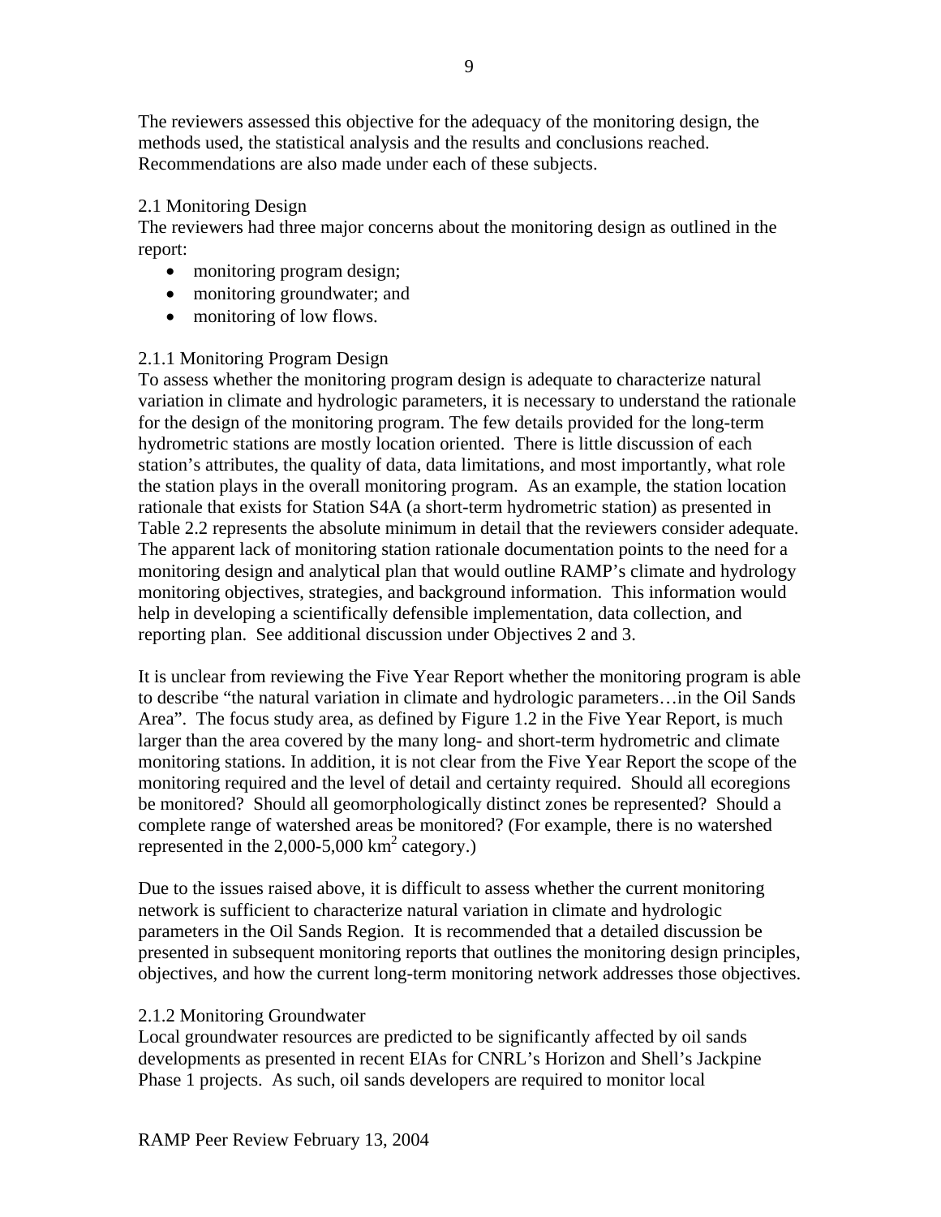The reviewers assessed this objective for the adequacy of the monitoring design, the methods used, the statistical analysis and the results and conclusions reached. Recommendations are also made under each of these subjects.

### 2.1 Monitoring Design

The reviewers had three major concerns about the monitoring design as outlined in the report:

- monitoring program design;
- monitoring groundwater; and
- monitoring of low flows.

#### 2.1.1 Monitoring Program Design

To assess whether the monitoring program design is adequate to characterize natural variation in climate and hydrologic parameters, it is necessary to understand the rationale for the design of the monitoring program. The few details provided for the long-term hydrometric stations are mostly location oriented. There is little discussion of each station's attributes, the quality of data, data limitations, and most importantly, what role the station plays in the overall monitoring program. As an example, the station location rationale that exists for Station S4A (a short-term hydrometric station) as presented in Table 2.2 represents the absolute minimum in detail that the reviewers consider adequate. The apparent lack of monitoring station rationale documentation points to the need for a monitoring design and analytical plan that would outline RAMP's climate and hydrology monitoring objectives, strategies, and background information. This information would help in developing a scientifically defensible implementation, data collection, and reporting plan. See additional discussion under Objectives 2 and 3.

It is unclear from reviewing the Five Year Report whether the monitoring program is able to describe "the natural variation in climate and hydrologic parameters…in the Oil Sands Area". The focus study area, as defined by Figure 1.2 in the Five Year Report, is much larger than the area covered by the many long- and short-term hydrometric and climate monitoring stations. In addition, it is not clear from the Five Year Report the scope of the monitoring required and the level of detail and certainty required. Should all ecoregions be monitored? Should all geomorphologically distinct zones be represented? Should a complete range of watershed areas be monitored? (For example, there is no watershed represented in the 2,000-5,000 $km^2$ category.)

Due to the issues raised above, it is difficult to assess whether the current monitoring network is sufficient to characterize natural variation in climate and hydrologic parameters in the Oil Sands Region. It is recommended that a detailed discussion be presented in subsequent monitoring reports that outlines the monitoring design principles, objectives, and how the current long-term monitoring network addresses those objectives.

#### 2.1.2 Monitoring Groundwater

Local groundwater resources are predicted to be significantly affected by oil sands developments as presented in recent EIAs for CNRL's Horizon and Shell's Jackpine Phase 1 projects. As such, oil sands developers are required to monitor local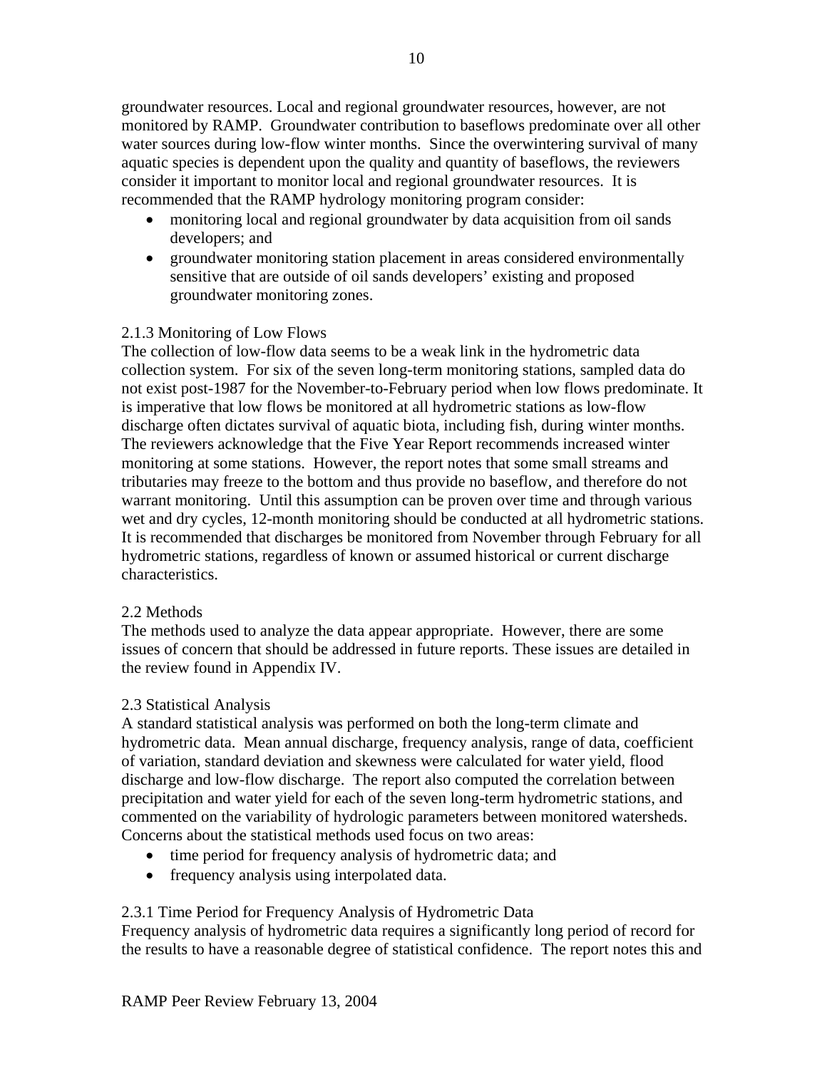groundwater resources. Local and regional groundwater resources, however, are not monitored by RAMP. Groundwater contribution to baseflows predominate over all other water sources during low-flow winter months. Since the overwintering survival of many aquatic species is dependent upon the quality and quantity of baseflows, the reviewers consider it important to monitor local and regional groundwater resources. It is recommended that the RAMP hydrology monitoring program consider:

- monitoring local and regional groundwater by data acquisition from oil sands developers; and
- groundwater monitoring station placement in areas considered environmentally sensitive that are outside of oil sands developers' existing and proposed groundwater monitoring zones.

### 2.1.3 Monitoring of Low Flows

The collection of low-flow data seems to be a weak link in the hydrometric data collection system. For six of the seven long-term monitoring stations, sampled data do not exist post-1987 for the November-to-February period when low flows predominate. It is imperative that low flows be monitored at all hydrometric stations as low-flow discharge often dictates survival of aquatic biota, including fish, during winter months. The reviewers acknowledge that the Five Year Report recommends increased winter monitoring at some stations. However, the report notes that some small streams and tributaries may freeze to the bottom and thus provide no baseflow, and therefore do not warrant monitoring. Until this assumption can be proven over time and through various wet and dry cycles, 12-month monitoring should be conducted at all hydrometric stations. It is recommended that discharges be monitored from November through February for all hydrometric stations, regardless of known or assumed historical or current discharge characteristics.

## 2.2 Methods

The methods used to analyze the data appear appropriate. However, there are some issues of concern that should be addressed in future reports. These issues are detailed in the review found in Appendix IV.

## 2.3 Statistical Analysis

A standard statistical analysis was performed on both the long-term climate and hydrometric data. Mean annual discharge, frequency analysis, range of data, coefficient of variation, standard deviation and skewness were calculated for water yield, flood discharge and low-flow discharge. The report also computed the correlation between precipitation and water yield for each of the seven long-term hydrometric stations, and commented on the variability of hydrologic parameters between monitored watersheds. Concerns about the statistical methods used focus on two areas:

- time period for frequency analysis of hydrometric data; and
- frequency analysis using interpolated data.

### 2.3.1 Time Period for Frequency Analysis of Hydrometric Data

Frequency analysis of hydrometric data requires a significantly long period of record for the results to have a reasonable degree of statistical confidence. The report notes this and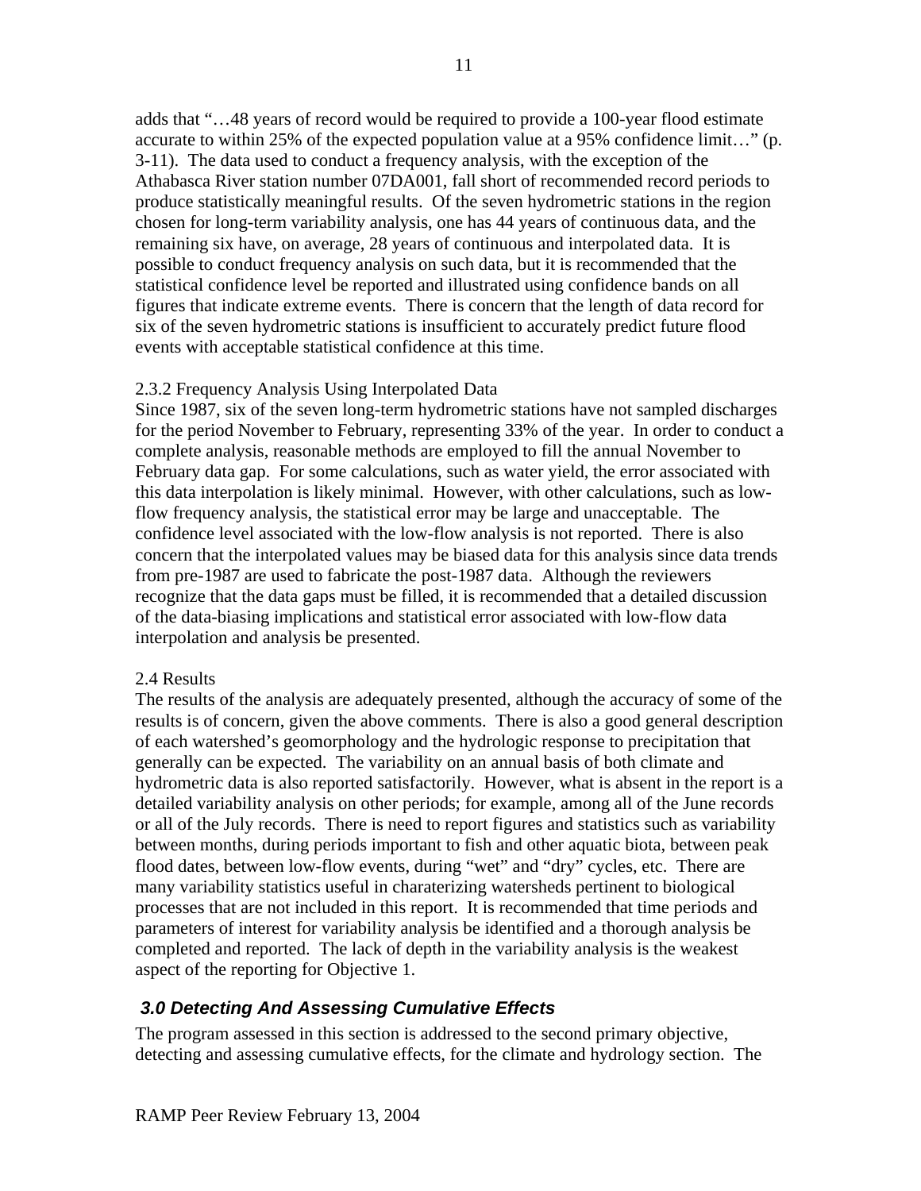adds that "…48 years of record would be required to provide a 100-year flood estimate accurate to within 25% of the expected population value at a 95% confidence limit…" (p. 3-11). The data used to conduct a frequency analysis, with the exception of the Athabasca River station number 07DA001, fall short of recommended record periods to produce statistically meaningful results. Of the seven hydrometric stations in the region chosen for long-term variability analysis, one has 44 years of continuous data, and the remaining six have, on average, 28 years of continuous and interpolated data. It is possible to conduct frequency analysis on such data, but it is recommended that the statistical confidence level be reported and illustrated using confidence bands on all figures that indicate extreme events. There is concern that the length of data record for six of the seven hydrometric stations is insufficient to accurately predict future flood events with acceptable statistical confidence at this time.

2.3.2 Frequency Analysis Using Interpolated Data

Since 1987, six of the seven long-term hydrometric stations have not sampled discharges for the period November to February, representing 33% of the year. In order to conduct a complete analysis, reasonable methods are employed to fill the annual November to February data gap. For some calculations, such as water yield, the error associated with this data interpolation is likely minimal. However, with other calculations, such as low-flow frequency analysis, the statistical error may be large and unacceptable. The confidence level associated with the low-flow analysis is not reported. There is also concern that the interpolated values may be biased data for this analysis since data trends from pre-1987 are used to fabricate the post-1987 data. Although the reviewers recognize that the data gaps must be filled, it is recommended that a detailed discussion of the data-biasing implications and statistical error associated with low-flow data interpolation and analysis be presented.

2.4 Results

The results of the analysis are adequately presented, although the accuracy of some of the results is of concern, given the above comments. There is also a good general description of each watershed's geomorphology and the hydrologic response to precipitation that generally can be expected. The variability on an annual basis of both climate and hydrometric data is also reported satisfactorily. However, what is absent in the report is a detailed variability analysis on other periods; for example, among all of the June records or all of the July records. There is need to report figures and statistics such as variability between months, during periods important to fish and other aquatic biota, between peak flood dates, between low-flow events, during "wet" and "dry" cycles, etc. There are many variability statistics useful in charaterizing watersheds pertinent to biological processes that are not included in this report. It is recommended that time periods and parameters of interest for variability analysis be identified and a thorough analysis be completed and reported. The lack of depth in the variability analysis is the weakest aspect of the reporting for Objective 1.

## *3.0 Detecting And Assessing Cumulative Effects*

The program assessed in this section is addressed to the second primary objective, detecting and assessing cumulative effects, for the climate and hydrology section. The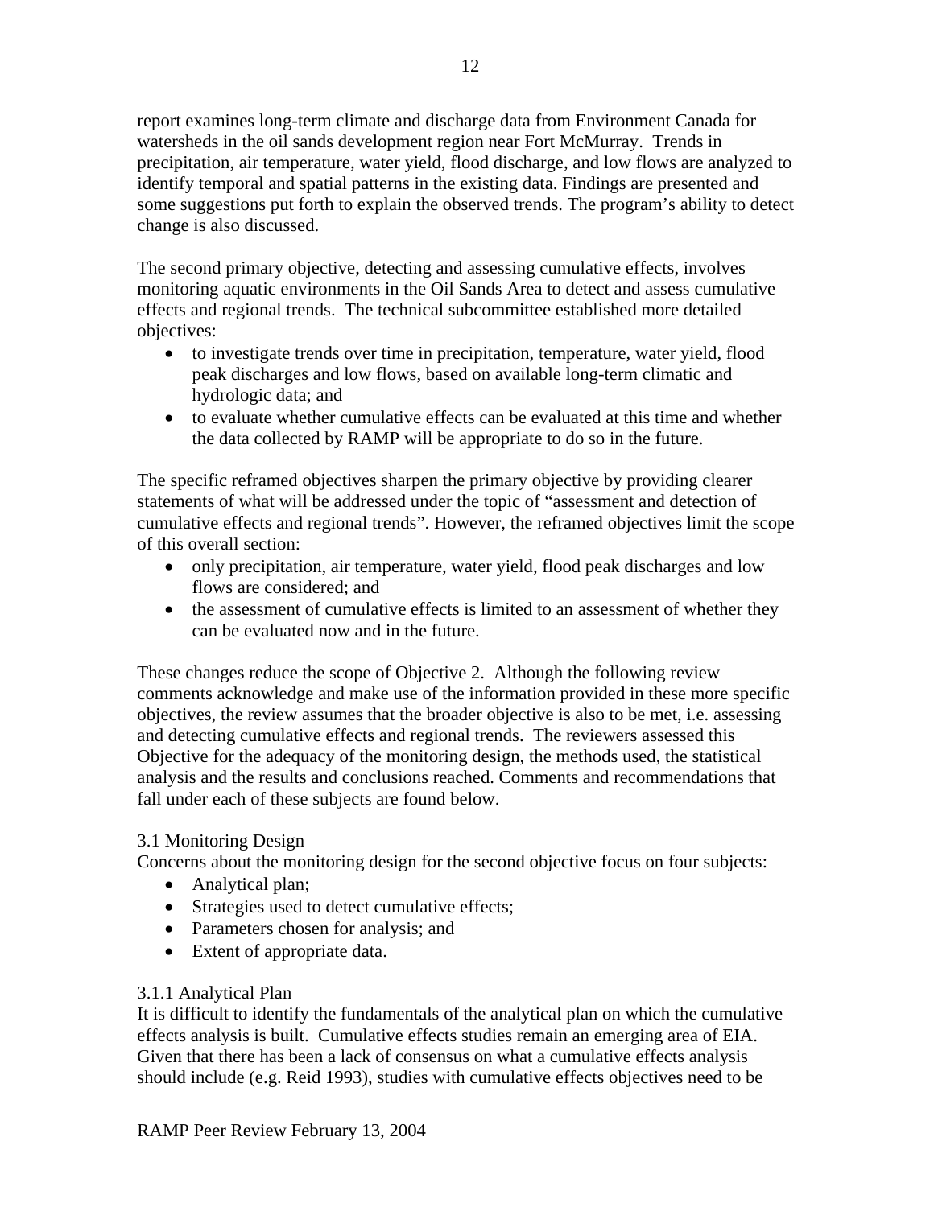report examines long-term climate and discharge data from Environment Canada for watersheds in the oil sands development region near Fort McMurray. Trends in precipitation, air temperature, water yield, flood discharge, and low flows are analyzed to identify temporal and spatial patterns in the existing data. Findings are presented and some suggestions put forth to explain the observed trends. The program's ability to detect change is also discussed.

The second primary objective, detecting and assessing cumulative effects, involves monitoring aquatic environments in the Oil Sands Area to detect and assess cumulative effects and regional trends. The technical subcommittee established more detailed objectives:

- to investigate trends over time in precipitation, temperature, water yield, flood peak discharges and low flows, based on available long-term climatic and hydrologic data; and
- to evaluate whether cumulative effects can be evaluated at this time and whether the data collected by RAMP will be appropriate to do so in the future.

The specific reframed objectives sharpen the primary objective by providing clearer statements of what will be addressed under the topic of "assessment and detection of cumulative effects and regional trends". However, the reframed objectives limit the scope of this overall section:

- only precipitation, air temperature, water yield, flood peak discharges and low flows are considered; and
- the assessment of cumulative effects is limited to an assessment of whether they can be evaluated now and in the future.

These changes reduce the scope of Objective 2. Although the following review comments acknowledge and make use of the information provided in these more specific objectives, the review assumes that the broader objective is also to be met, i.e. assessing and detecting cumulative effects and regional trends. The reviewers assessed this Objective for the adequacy of the monitoring design, the methods used, the statistical analysis and the results and conclusions reached. Comments and recommendations that fall under each of these subjects are found below.

### 3.1 Monitoring Design

Concerns about the monitoring design for the second objective focus on four subjects:

- Analytical plan;
- Strategies used to detect cumulative effects;
- Parameters chosen for analysis; and
- Extent of appropriate data.

#### 3.1.1 Analytical Plan

It is difficult to identify the fundamentals of the analytical plan on which the cumulative effects analysis is built. Cumulative effects studies remain an emerging area of EIA. Given that there has been a lack of consensus on what a cumulative effects analysis should include (e.g. Reid 1993), studies with cumulative effects objectives need to be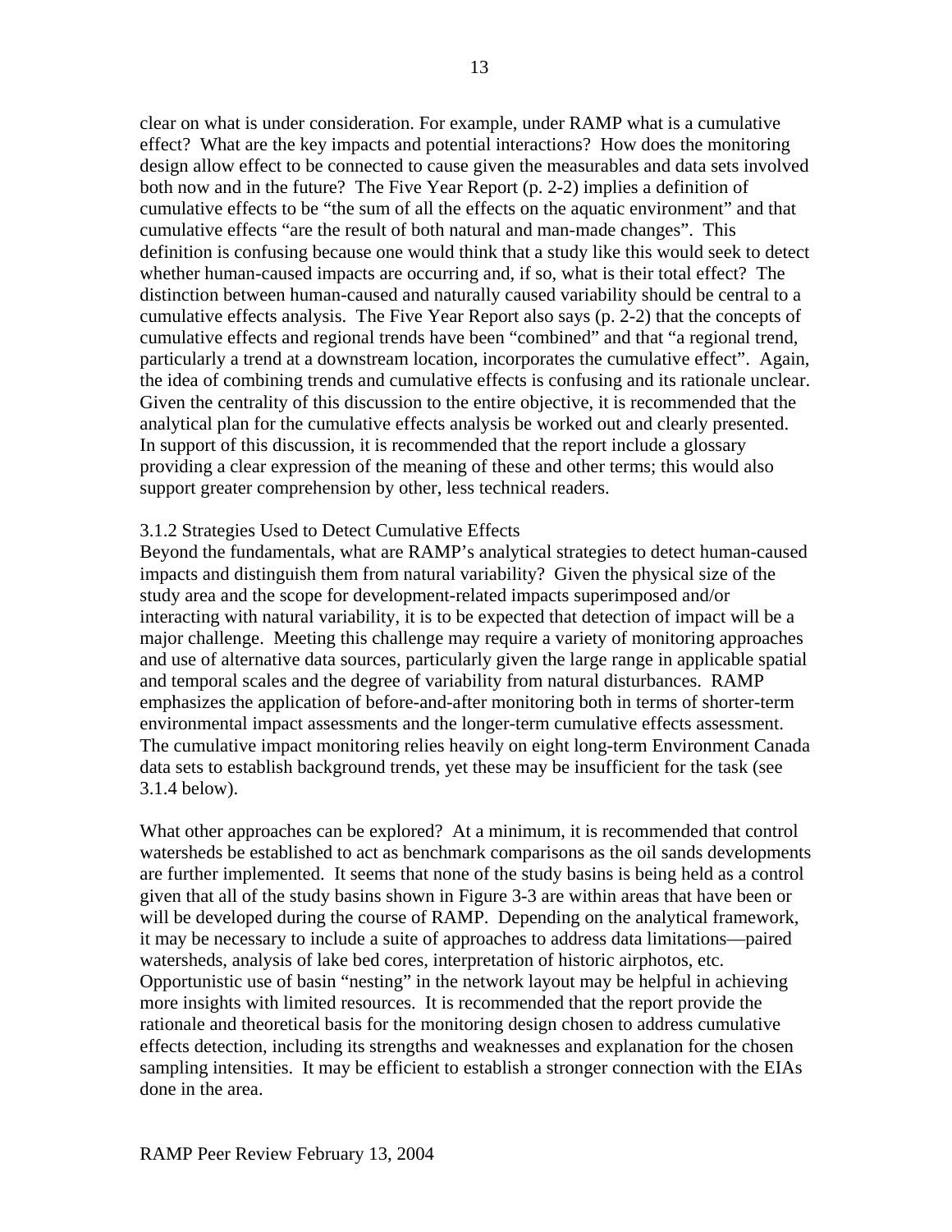clear on what is under consideration. For example, under RAMP what is a cumulative effect? What are the key impacts and potential interactions? How does the monitoring design allow effect to be connected to cause given the measurables and data sets involved both now and in the future? The Five Year Report (p. 2-2) implies a definition of cumulative effects to be "the sum of all the effects on the aquatic environment" and that cumulative effects "are the result of both natural and man-made changes". This definition is confusing because one would think that a study like this would seek to detect whether human-caused impacts are occurring and, if so, what is their total effect? The distinction between human-caused and naturally caused variability should be central to a cumulative effects analysis. The Five Year Report also says (p. 2-2) that the concepts of cumulative effects and regional trends have been "combined" and that "a regional trend, particularly a trend at a downstream location, incorporates the cumulative effect". Again, the idea of combining trends and cumulative effects is confusing and its rationale unclear. Given the centrality of this discussion to the entire objective, it is recommended that the analytical plan for the cumulative effects analysis be worked out and clearly presented. In support of this discussion, it is recommended that the report include a glossary providing a clear expression of the meaning of these and other terms; this would also support greater comprehension by other, less technical readers.

### 3.1.2 Strategies Used to Detect Cumulative Effects

Beyond the fundamentals, what are RAMP's analytical strategies to detect human-caused impacts and distinguish them from natural variability? Given the physical size of the study area and the scope for development-related impacts superimposed and/or interacting with natural variability, it is to be expected that detection of impact will be a major challenge. Meeting this challenge may require a variety of monitoring approaches and use of alternative data sources, particularly given the large range in applicable spatial and temporal scales and the degree of variability from natural disturbances. RAMP emphasizes the application of before-and-after monitoring both in terms of shorter-term environmental impact assessments and the longer-term cumulative effects assessment. The cumulative impact monitoring relies heavily on eight long-term Environment Canada data sets to establish background trends, yet these may be insufficient for the task (see 3.1.4 below).

What other approaches can be explored? At a minimum, it is recommended that control watersheds be established to act as benchmark comparisons as the oil sands developments are further implemented. It seems that none of the study basins is being held as a control given that all of the study basins shown in Figure 3-3 are within areas that have been or will be developed during the course of RAMP. Depending on the analytical framework, it may be necessary to include a suite of approaches to address data limitations—paired watersheds, analysis of lake bed cores, interpretation of historic airphotos, etc. Opportunistic use of basin "nesting" in the network layout may be helpful in achieving more insights with limited resources. It is recommended that the report provide the rationale and theoretical basis for the monitoring design chosen to address cumulative effects detection, including its strengths and weaknesses and explanation for the chosen sampling intensities. It may be efficient to establish a stronger connection with the EIAs done in the area.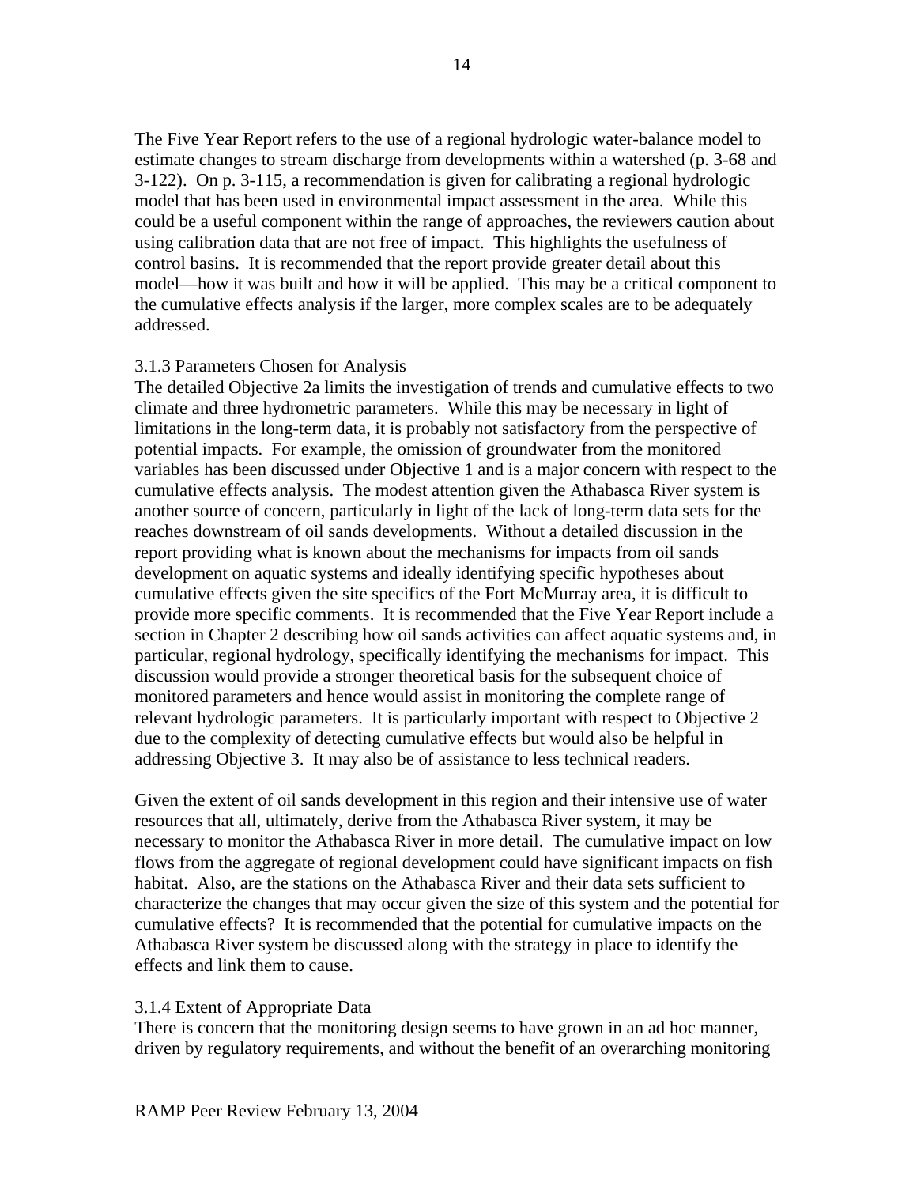The Five Year Report refers to the use of a regional hydrologic water-balance model to estimate changes to stream discharge from developments within a watershed (p. 3-68 and 3-122). On p. 3-115, a recommendation is given for calibrating a regional hydrologic model that has been used in environmental impact assessment in the area. While this could be a useful component within the range of approaches, the reviewers caution about using calibration data that are not free of impact. This highlights the usefulness of control basins. It is recommended that the report provide greater detail about this model—how it was built and how it will be applied. This may be a critical component to the cumulative effects analysis if the larger, more complex scales are to be adequately addressed.

### 3.1.3 Parameters Chosen for Analysis

The detailed Objective 2a limits the investigation of trends and cumulative effects to two climate and three hydrometric parameters. While this may be necessary in light of limitations in the long-term data, it is probably not satisfactory from the perspective of potential impacts. For example, the omission of groundwater from the monitored variables has been discussed under Objective 1 and is a major concern with respect to the cumulative effects analysis. The modest attention given the Athabasca River system is another source of concern, particularly in light of the lack of long-term data sets for the reaches downstream of oil sands developments. Without a detailed discussion in the report providing what is known about the mechanisms for impacts from oil sands development on aquatic systems and ideally identifying specific hypotheses about cumulative effects given the site specifics of the Fort McMurray area, it is difficult to provide more specific comments. It is recommended that the Five Year Report include a section in Chapter 2 describing how oil sands activities can affect aquatic systems and, in particular, regional hydrology, specifically identifying the mechanisms for impact. This discussion would provide a stronger theoretical basis for the subsequent choice of monitored parameters and hence would assist in monitoring the complete range of relevant hydrologic parameters. It is particularly important with respect to Objective 2 due to the complexity of detecting cumulative effects but would also be helpful in addressing Objective 3. It may also be of assistance to less technical readers.

Given the extent of oil sands development in this region and their intensive use of water resources that all, ultimately, derive from the Athabasca River system, it may be necessary to monitor the Athabasca River in more detail. The cumulative impact on low flows from the aggregate of regional development could have significant impacts on fish habitat. Also, are the stations on the Athabasca River and their data sets sufficient to characterize the changes that may occur given the size of this system and the potential for cumulative effects? It is recommended that the potential for cumulative impacts on the Athabasca River system be discussed along with the strategy in place to identify the effects and link them to cause.

### 3.1.4 Extent of Appropriate Data

There is concern that the monitoring design seems to have grown in an ad hoc manner, driven by regulatory requirements, and without the benefit of an overarching monitoring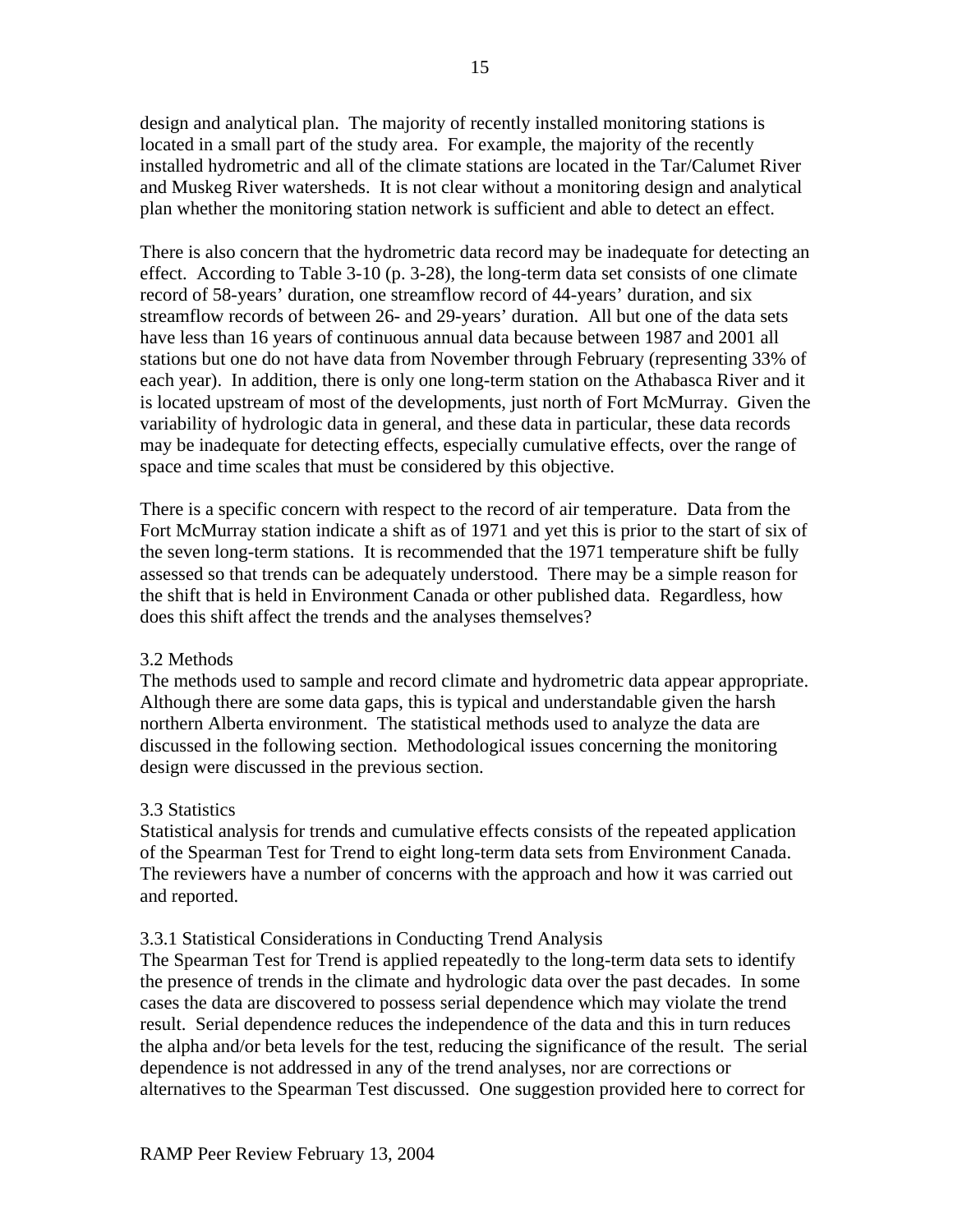design and analytical plan. The majority of recently installed monitoring stations is located in a small part of the study area. For example, the majority of the recently installed hydrometric and all of the climate stations are located in the Tar/Calumet River and Muskeg River watersheds. It is not clear without a monitoring design and analytical plan whether the monitoring station network is sufficient and able to detect an effect.

There is also concern that the hydrometric data record may be inadequate for detecting an effect. According to Table 3-10 (p. 3-28), the long-term data set consists of one climate record of 58-years' duration, one streamflow record of 44-years' duration, and six streamflow records of between 26- and 29-years' duration. All but one of the data sets have less than 16 years of continuous annual data because between 1987 and 2001 all stations but one do not have data from November through February (representing 33% of each year). In addition, there is only one long-term station on the Athabasca River and it is located upstream of most of the developments, just north of Fort McMurray. Given the variability of hydrologic data in general, and these data in particular, these data records may be inadequate for detecting effects, especially cumulative effects, over the range of space and time scales that must be considered by this objective.

There is a specific concern with respect to the record of air temperature. Data from the Fort McMurray station indicate a shift as of 1971 and yet this is prior to the start of six of the seven long-term stations. It is recommended that the 1971 temperature shift be fully assessed so that trends can be adequately understood. There may be a simple reason for the shift that is held in Environment Canada or other published data. Regardless, how does this shift affect the trends and the analyses themselves?

### 3.2 Methods

The methods used to sample and record climate and hydrometric data appear appropriate. Although there are some data gaps, this is typical and understandable given the harsh northern Alberta environment. The statistical methods used to analyze the data are discussed in the following section. Methodological issues concerning the monitoring design were discussed in the previous section.

### 3.3 Statistics

Statistical analysis for trends and cumulative effects consists of the repeated application of the Spearman Test for Trend to eight long-term data sets from Environment Canada. The reviewers have a number of concerns with the approach and how it was carried out and reported.

#### 3.3.1 Statistical Considerations in Conducting Trend Analysis

The Spearman Test for Trend is applied repeatedly to the long-term data sets to identify the presence of trends in the climate and hydrologic data over the past decades. In some cases the data are discovered to possess serial dependence which may violate the trend result. Serial dependence reduces the independence of the data and this in turn reduces the alpha and/or beta levels for the test, reducing the significance of the result. The serial dependence is not addressed in any of the trend analyses, nor are corrections or alternatives to the Spearman Test discussed. One suggestion provided here to correct for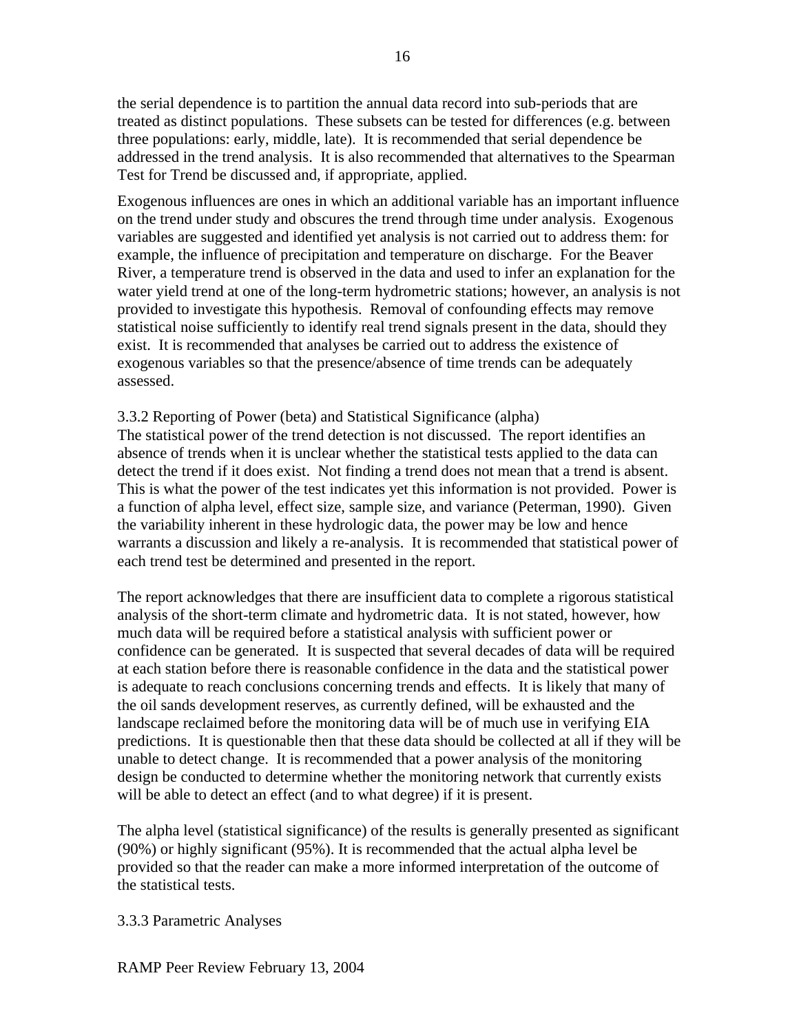the serial dependence is to partition the annual data record into sub-periods that are treated as distinct populations. These subsets can be tested for differences (e.g. between three populations: early, middle, late). It is recommended that serial dependence be addressed in the trend analysis. It is also recommended that alternatives to the Spearman Test for Trend be discussed and, if appropriate, applied.

Exogenous influences are ones in which an additional variable has an important influence on the trend under study and obscures the trend through time under analysis. Exogenous variables are suggested and identified yet analysis is not carried out to address them: for example, the influence of precipitation and temperature on discharge. For the Beaver River, a temperature trend is observed in the data and used to infer an explanation for the water yield trend at one of the long-term hydrometric stations; however, an analysis is not provided to investigate this hypothesis. Removal of confounding effects may remove statistical noise sufficiently to identify real trend signals present in the data, should they exist. It is recommended that analyses be carried out to address the existence of exogenous variables so that the presence/absence of time trends can be adequately assessed.

### 3.3.2 Reporting of Power (beta) and Statistical Significance (alpha)

The statistical power of the trend detection is not discussed. The report identifies an absence of trends when it is unclear whether the statistical tests applied to the data can detect the trend if it does exist. Not finding a trend does not mean that a trend is absent. This is what the power of the test indicates yet this information is not provided. Power is a function of alpha level, effect size, sample size, and variance (Peterman, 1990). Given the variability inherent in these hydrologic data, the power may be low and hence warrants a discussion and likely a re-analysis. It is recommended that statistical power of each trend test be determined and presented in the report.

The report acknowledges that there are insufficient data to complete a rigorous statistical analysis of the short-term climate and hydrometric data. It is not stated, however, how much data will be required before a statistical analysis with sufficient power or confidence can be generated. It is suspected that several decades of data will be required at each station before there is reasonable confidence in the data and the statistical power is adequate to reach conclusions concerning trends and effects. It is likely that many of the oil sands development reserves, as currently defined, will be exhausted and the landscape reclaimed before the monitoring data will be of much use in verifying EIA predictions. It is questionable then that these data should be collected at all if they will be unable to detect change. It is recommended that a power analysis of the monitoring design be conducted to determine whether the monitoring network that currently exists will be able to detect an effect (and to what degree) if it is present.

The alpha level (statistical significance) of the results is generally presented as significant (90%) or highly significant (95%). It is recommended that the actual alpha level be provided so that the reader can make a more informed interpretation of the outcome of the statistical tests.

### 3.3.3 Parametric Analyses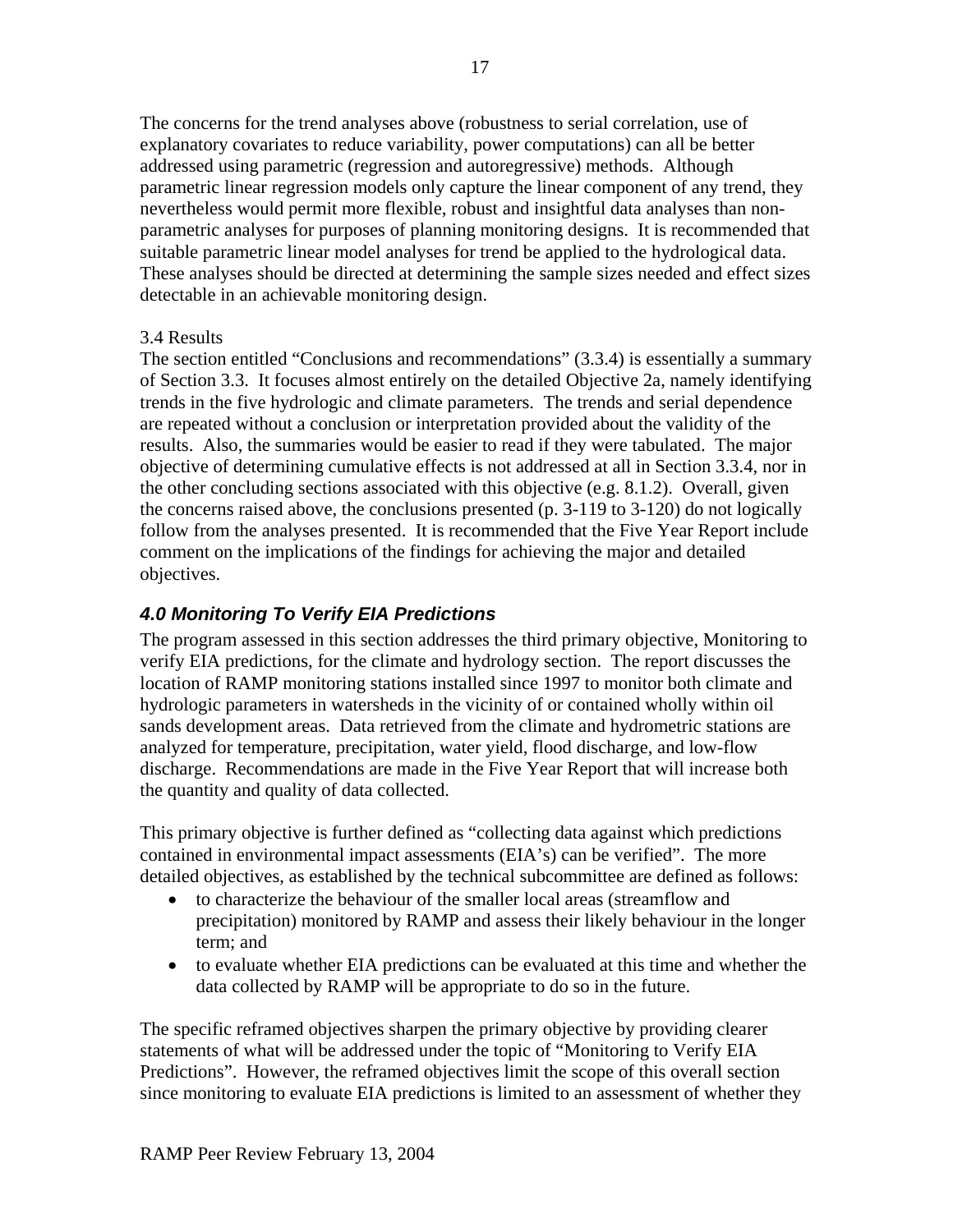The concerns for the trend analyses above (robustness to serial correlation, use of explanatory covariates to reduce variability, power computations) can all be better addressed using parametric (regression and autoregressive) methods. Although parametric linear regression models only capture the linear component of any trend, they nevertheless would permit more flexible, robust and insightful data analyses than non-parametric analyses for purposes of planning monitoring designs. It is recommended that suitable parametric linear model analyses for trend be applied to the hydrological data. These analyses should be directed at determining the sample sizes needed and effect sizes detectable in an achievable monitoring design.

3.4 Results

The section entitled "Conclusions and recommendations" (3.3.4) is essentially a summary of Section 3.3. It focuses almost entirely on the detailed Objective 2a, namely identifying trends in the five hydrologic and climate parameters. The trends and serial dependence are repeated without a conclusion or interpretation provided about the validity of the results. Also, the summaries would be easier to read if they were tabulated. The major objective of determining cumulative effects is not addressed at all in Section 3.3.4, nor in the other concluding sections associated with this objective (e.g. 8.1.2). Overall, given the concerns raised above, the conclusions presented (p. 3-119 to 3-120) do not logically follow from the analyses presented. It is recommended that the Five Year Report include comment on the implications of the findings for achieving the major and detailed objectives.

## *4.0 Monitoring To Verify EIA Predictions*

The program assessed in this section addresses the third primary objective, Monitoring to verify EIA predictions, for the climate and hydrology section. The report discusses the location of RAMP monitoring stations installed since 1997 to monitor both climate and hydrologic parameters in watersheds in the vicinity of or contained wholly within oil sands development areas. Data retrieved from the climate and hydrometric stations are analyzed for temperature, precipitation, water yield, flood discharge, and low-flow discharge. Recommendations are made in the Five Year Report that will increase both the quantity and quality of data collected.

This primary objective is further defined as "collecting data against which predictions contained in environmental impact assessments (EIA's) can be verified". The more detailed objectives, as established by the technical subcommittee are defined as follows:

- to characterize the behaviour of the smaller local areas (streamflow and precipitation) monitored by RAMP and assess their likely behaviour in the longer term; and
- to evaluate whether EIA predictions can be evaluated at this time and whether the data collected by RAMP will be appropriate to do so in the future.

The specific reframed objectives sharpen the primary objective by providing clearer statements of what will be addressed under the topic of "Monitoring to Verify EIA Predictions". However, the reframed objectives limit the scope of this overall section since monitoring to evaluate EIA predictions is limited to an assessment of whether they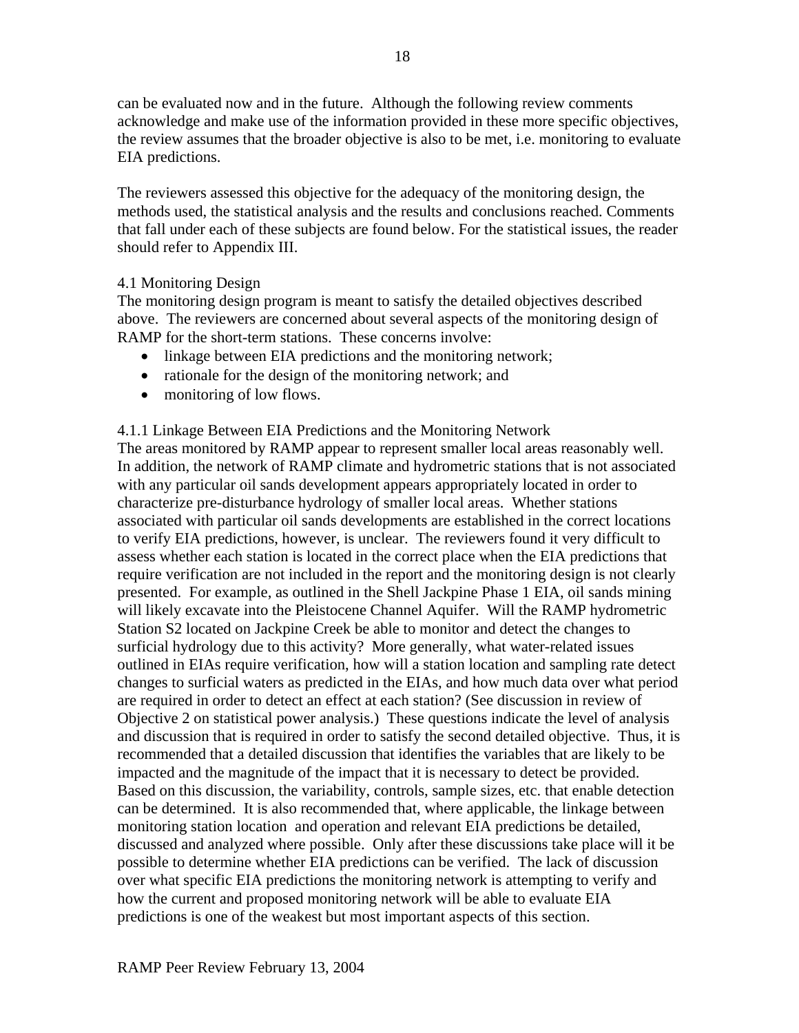can be evaluated now and in the future. Although the following review comments acknowledge and make use of the information provided in these more specific objectives, the review assumes that the broader objective is also to be met, i.e. monitoring to evaluate EIA predictions.

The reviewers assessed this objective for the adequacy of the monitoring design, the methods used, the statistical analysis and the results and conclusions reached. Comments that fall under each of these subjects are found below. For the statistical issues, the reader should refer to Appendix III.

### 4.1 Monitoring Design

The monitoring design program is meant to satisfy the detailed objectives described above. The reviewers are concerned about several aspects of the monitoring design of RAMP for the short-term stations. These concerns involve:

- linkage between EIA predictions and the monitoring network;
- rationale for the design of the monitoring network; and
- monitoring of low flows.

#### 4.1.1 Linkage Between EIA Predictions and the Monitoring Network

The areas monitored by RAMP appear to represent smaller local areas reasonably well. In addition, the network of RAMP climate and hydrometric stations that is not associated with any particular oil sands development appears appropriately located in order to characterize pre-disturbance hydrology of smaller local areas. Whether stations associated with particular oil sands developments are established in the correct locations to verify EIA predictions, however, is unclear. The reviewers found it very difficult to assess whether each station is located in the correct place when the EIA predictions that require verification are not included in the report and the monitoring design is not clearly presented. For example, as outlined in the Shell Jackpine Phase 1 EIA, oil sands mining will likely excavate into the Pleistocene Channel Aquifer. Will the RAMP hydrometric Station S2 located on Jackpine Creek be able to monitor and detect the changes to surficial hydrology due to this activity? More generally, what water-related issues outlined in EIAs require verification, how will a station location and sampling rate detect changes to surficial waters as predicted in the EIAs, and how much data over what period are required in order to detect an effect at each station? (See discussion in review of Objective 2 on statistical power analysis.) These questions indicate the level of analysis and discussion that is required in order to satisfy the second detailed objective. Thus, it is recommended that a detailed discussion that identifies the variables that are likely to be impacted and the magnitude of the impact that it is necessary to detect be provided. Based on this discussion, the variability, controls, sample sizes, etc. that enable detection can be determined. It is also recommended that, where applicable, the linkage between monitoring station location and operation and relevant EIA predictions be detailed, discussed and analyzed where possible. Only after these discussions take place will it be possible to determine whether EIA predictions can be verified. The lack of discussion over what specific EIA predictions the monitoring network is attempting to verify and how the current and proposed monitoring network will be able to evaluate EIA predictions is one of the weakest but most important aspects of this section.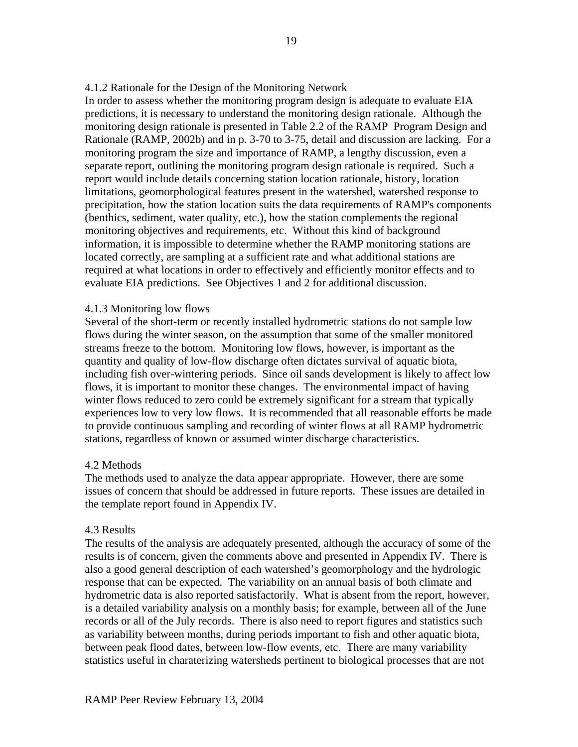### 4.1.2 Rationale for the Design of the Monitoring Network

In order to assess whether the monitoring program design is adequate to evaluate EIA predictions, it is necessary to understand the monitoring design rationale. Although the monitoring design rationale is presented in Table 2.2 of the RAMP Program Design and Rationale (RAMP, 2002b) and in p. 3-70 to 3-75, detail and discussion are lacking. For a monitoring program the size and importance of RAMP, a lengthy discussion, even a separate report, outlining the monitoring program design rationale is required. Such a report would include details concerning station location rationale, history, location limitations, geomorphological features present in the watershed, watershed response to precipitation, how the station location suits the data requirements of RAMP's components (benthics, sediment, water quality, etc.), how the station complements the regional monitoring objectives and requirements, etc. Without this kind of background information, it is impossible to determine whether the RAMP monitoring stations are located correctly, are sampling at a sufficient rate and what additional stations are required at what locations in order to effectively and efficiently monitor effects and to evaluate EIA predictions. See Objectives 1 and 2 for additional discussion.

### 4.1.3 Monitoring low flows

Several of the short-term or recently installed hydrometric stations do not sample low flows during the winter season, on the assumption that some of the smaller monitored streams freeze to the bottom. Monitoring low flows, however, is important as the quantity and quality of low-flow discharge often dictates survival of aquatic biota, including fish over-wintering periods. Since oil sands development is likely to affect low flows, it is important to monitor these changes. The environmental impact of having winter flows reduced to zero could be extremely significant for a stream that typically experiences low to very low flows. It is recommended that all reasonable efforts be made to provide continuous sampling and recording of winter flows at all RAMP hydrometric stations, regardless of known or assumed winter discharge characteristics.

## 4.2 Methods

The methods used to analyze the data appear appropriate. However, there are some issues of concern that should be addressed in future reports. These issues are detailed in the template report found in Appendix IV.

## 4.3 Results

The results of the analysis are adequately presented, although the accuracy of some of the results is of concern, given the comments above and presented in Appendix IV. There is also a good general description of each watershed's geomorphology and the hydrologic response that can be expected. The variability on an annual basis of both climate and hydrometric data is also reported satisfactorily. What is absent from the report, however, is a detailed variability analysis on a monthly basis; for example, between all of the June records or all of the July records. There is also need to report figures and statistics such as variability between months, during periods important to fish and other aquatic biota, between peak flood dates, between low-flow events, etc. There are many variability statistics useful in charaterizing watersheds pertinent to biological processes that are not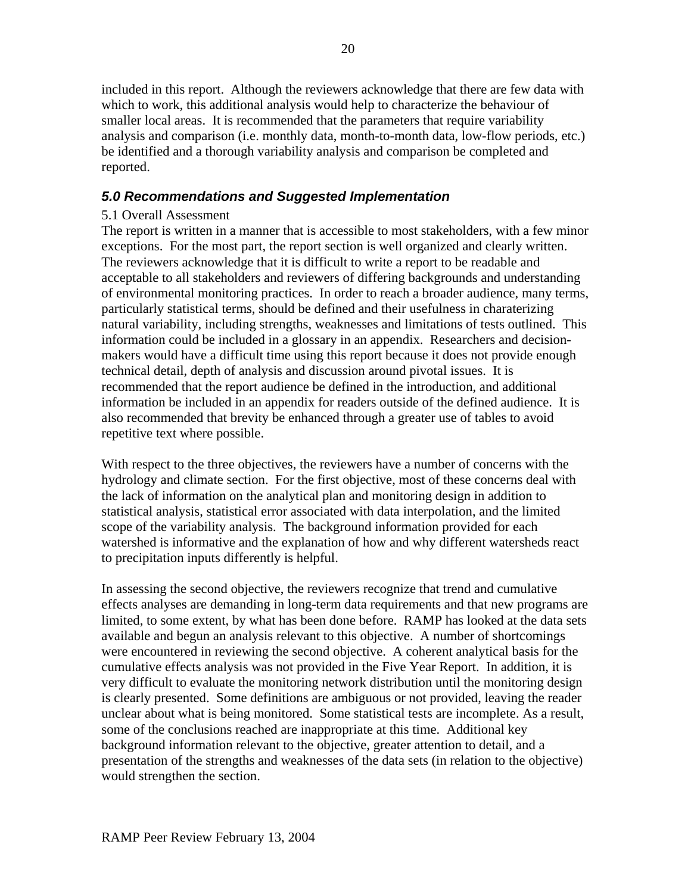included in this report. Although the reviewers acknowledge that there are few data with which to work, this additional analysis would help to characterize the behaviour of smaller local areas. It is recommended that the parameters that require variability analysis and comparison (i.e. monthly data, month-to-month data, low-flow periods, etc.) be identified and a thorough variability analysis and comparison be completed and reported.

## *5.0 Recommendations and Suggested Implementation*

### 5.1 Overall Assessment

The report is written in a manner that is accessible to most stakeholders, with a few minor exceptions. For the most part, the report section is well organized and clearly written. The reviewers acknowledge that it is difficult to write a report to be readable and acceptable to all stakeholders and reviewers of differing backgrounds and understanding of environmental monitoring practices. In order to reach a broader audience, many terms, particularly statistical terms, should be defined and their usefulness in charaterizing natural variability, including strengths, weaknesses and limitations of tests outlined. This information could be included in a glossary in an appendix. Researchers and decision-makers would have a difficult time using this report because it does not provide enough technical detail, depth of analysis and discussion around pivotal issues. It is recommended that the report audience be defined in the introduction, and additional information be included in an appendix for readers outside of the defined audience. It is also recommended that brevity be enhanced through a greater use of tables to avoid repetitive text where possible.

With respect to the three objectives, the reviewers have a number of concerns with the hydrology and climate section. For the first objective, most of these concerns deal with the lack of information on the analytical plan and monitoring design in addition to statistical analysis, statistical error associated with data interpolation, and the limited scope of the variability analysis. The background information provided for each watershed is informative and the explanation of how and why different watersheds react to precipitation inputs differently is helpful.

In assessing the second objective, the reviewers recognize that trend and cumulative effects analyses are demanding in long-term data requirements and that new programs are limited, to some extent, by what has been done before. RAMP has looked at the data sets available and begun an analysis relevant to this objective. A number of shortcomings were encountered in reviewing the second objective. A coherent analytical basis for the cumulative effects analysis was not provided in the Five Year Report. In addition, it is very difficult to evaluate the monitoring network distribution until the monitoring design is clearly presented. Some definitions are ambiguous or not provided, leaving the reader unclear about what is being monitored. Some statistical tests are incomplete. As a result, some of the conclusions reached are inappropriate at this time. Additional key background information relevant to the objective, greater attention to detail, and a presentation of the strengths and weaknesses of the data sets (in relation to the objective) would strengthen the section.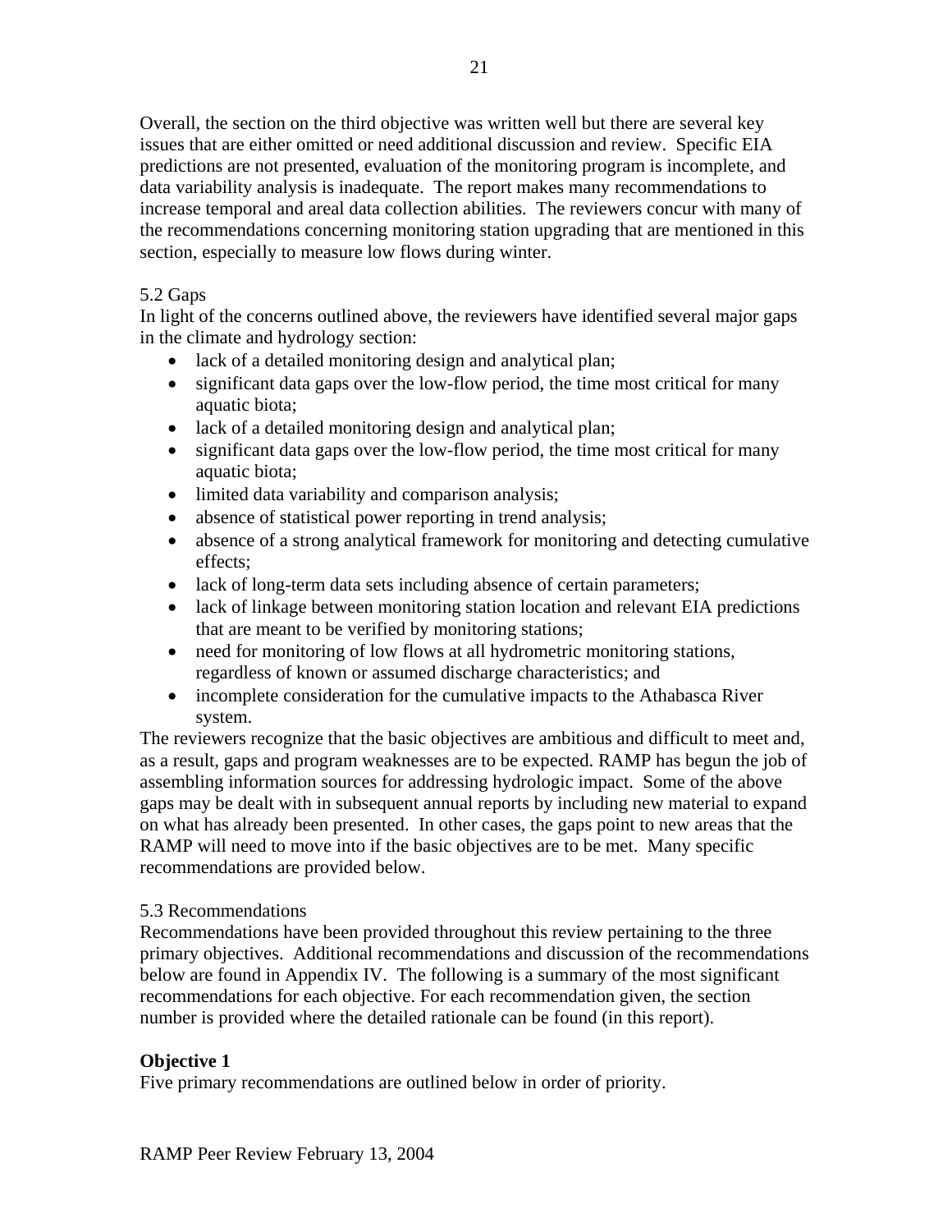Overall, the section on the third objective was written well but there are several key issues that are either omitted or need additional discussion and review. Specific EIA predictions are not presented, evaluation of the monitoring program is incomplete, and data variability analysis is inadequate. The report makes many recommendations to increase temporal and areal data collection abilities. The reviewers concur with many of the recommendations concerning monitoring station upgrading that are mentioned in this section, especially to measure low flows during winter.

5.2 Gaps

In light of the concerns outlined above, the reviewers have identified several major gaps in the climate and hydrology section:

- lack of a detailed monitoring design and analytical plan;
- significant data gaps over the low-flow period, the time most critical for many aquatic biota;
- lack of a detailed monitoring design and analytical plan;
- significant data gaps over the low-flow period, the time most critical for many aquatic biota;
- limited data variability and comparison analysis;
- absence of statistical power reporting in trend analysis;
- absence of a strong analytical framework for monitoring and detecting cumulative effects;
- lack of long-term data sets including absence of certain parameters;
- lack of linkage between monitoring station location and relevant EIA predictions that are meant to be verified by monitoring stations;
- need for monitoring of low flows at all hydrometric monitoring stations, regardless of known or assumed discharge characteristics; and
- incomplete consideration for the cumulative impacts to the Athabasca River system.

The reviewers recognize that the basic objectives are ambitious and difficult to meet and, as a result, gaps and program weaknesses are to be expected. RAMP has begun the job of assembling information sources for addressing hydrologic impact. Some of the above gaps may be dealt with in subsequent annual reports by including new material to expand on what has already been presented. In other cases, the gaps point to new areas that the RAMP will need to move into if the basic objectives are to be met. Many specific recommendations are provided below.

5.3 Recommendations

Recommendations have been provided throughout this review pertaining to the three primary objectives. Additional recommendations and discussion of the recommendations below are found in Appendix IV. The following is a summary of the most significant recommendations for each objective. For each recommendation given, the section number is provided where the detailed rationale can be found (in this report).

**Objective 1**

Five primary recommendations are outlined below in order of priority.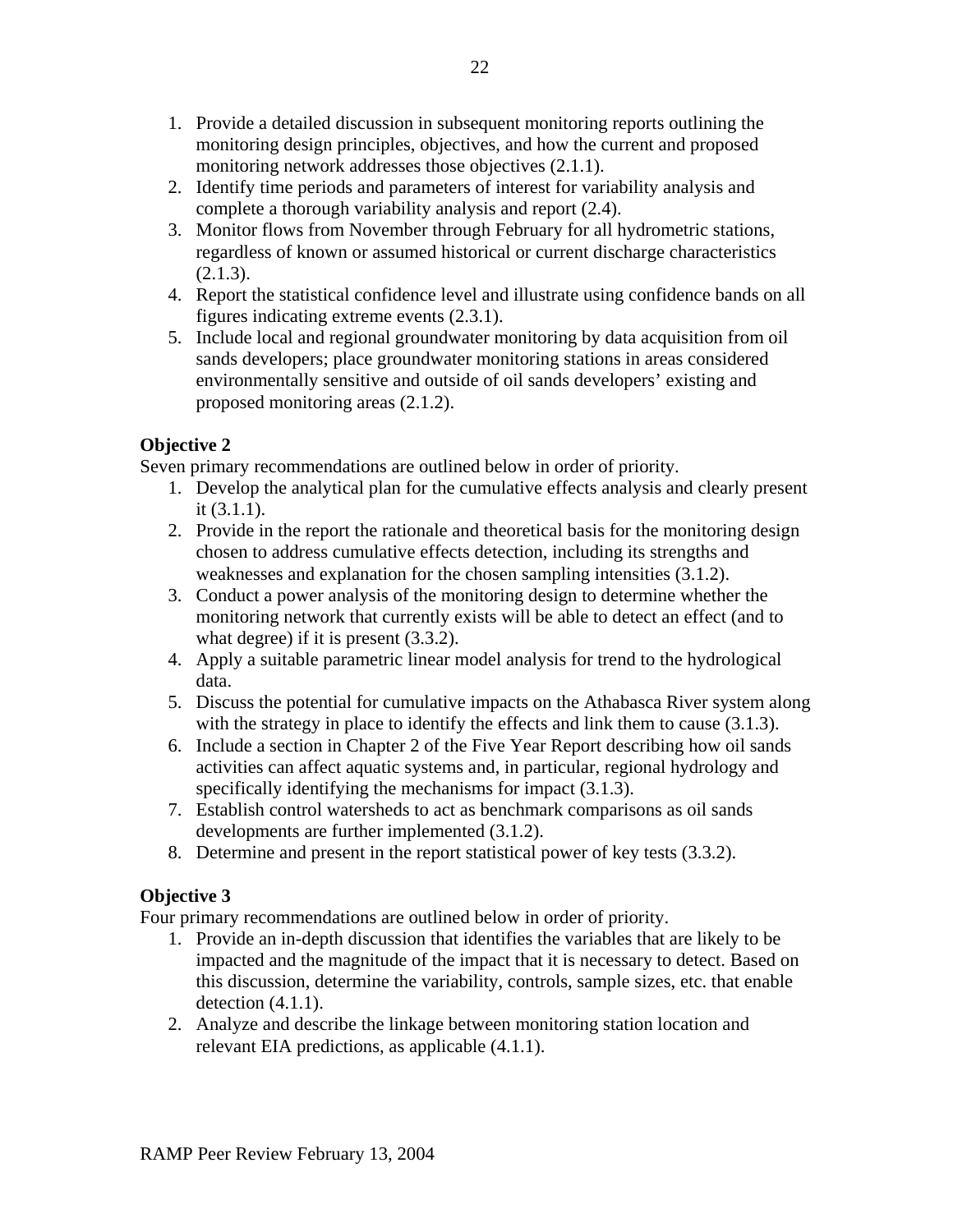1. Provide a detailed discussion in subsequent monitoring reports outlining the monitoring design principles, objectives, and how the current and proposed monitoring network addresses those objectives (2.1.1).
2. Identify time periods and parameters of interest for variability analysis and complete a thorough variability analysis and report (2.4).
3. Monitor flows from November through February for all hydrometric stations, regardless of known or assumed historical or current discharge characteristics (2.1.3).
4. Report the statistical confidence level and illustrate using confidence bands on all figures indicating extreme events (2.3.1).
5. Include local and regional groundwater monitoring by data acquisition from oil sands developers; place groundwater monitoring stations in areas considered environmentally sensitive and outside of oil sands developers' existing and proposed monitoring areas (2.1.2).

**Objective 2**
Seven primary recommendations are outlined below in order of priority.

1. Develop the analytical plan for the cumulative effects analysis and clearly present it (3.1.1).
2. Provide in the report the rationale and theoretical basis for the monitoring design chosen to address cumulative effects detection, including its strengths and weaknesses and explanation for the chosen sampling intensities (3.1.2).
3. Conduct a power analysis of the monitoring design to determine whether the monitoring network that currently exists will be able to detect an effect (and to what degree) if it is present (3.3.2).
4. Apply a suitable parametric linear model analysis for trend to the hydrological data.
5. Discuss the potential for cumulative impacts on the Athabasca River system along with the strategy in place to identify the effects and link them to cause (3.1.3).
6. Include a section in Chapter 2 of the Five Year Report describing how oil sands activities can affect aquatic systems and, in particular, regional hydrology and specifically identifying the mechanisms for impact (3.1.3).
7. Establish control watersheds to act as benchmark comparisons as oil sands developments are further implemented (3.1.2).
8. Determine and present in the report statistical power of key tests (3.3.2).

**Objective 3**
Four primary recommendations are outlined below in order of priority.

1. Provide an in-depth discussion that identifies the variables that are likely to be impacted and the magnitude of the impact that it is necessary to detect. Based on this discussion, determine the variability, controls, sample sizes, etc. that enable detection (4.1.1).
2. Analyze and describe the linkage between monitoring station location and relevant EIA predictions, as applicable (4.1.1).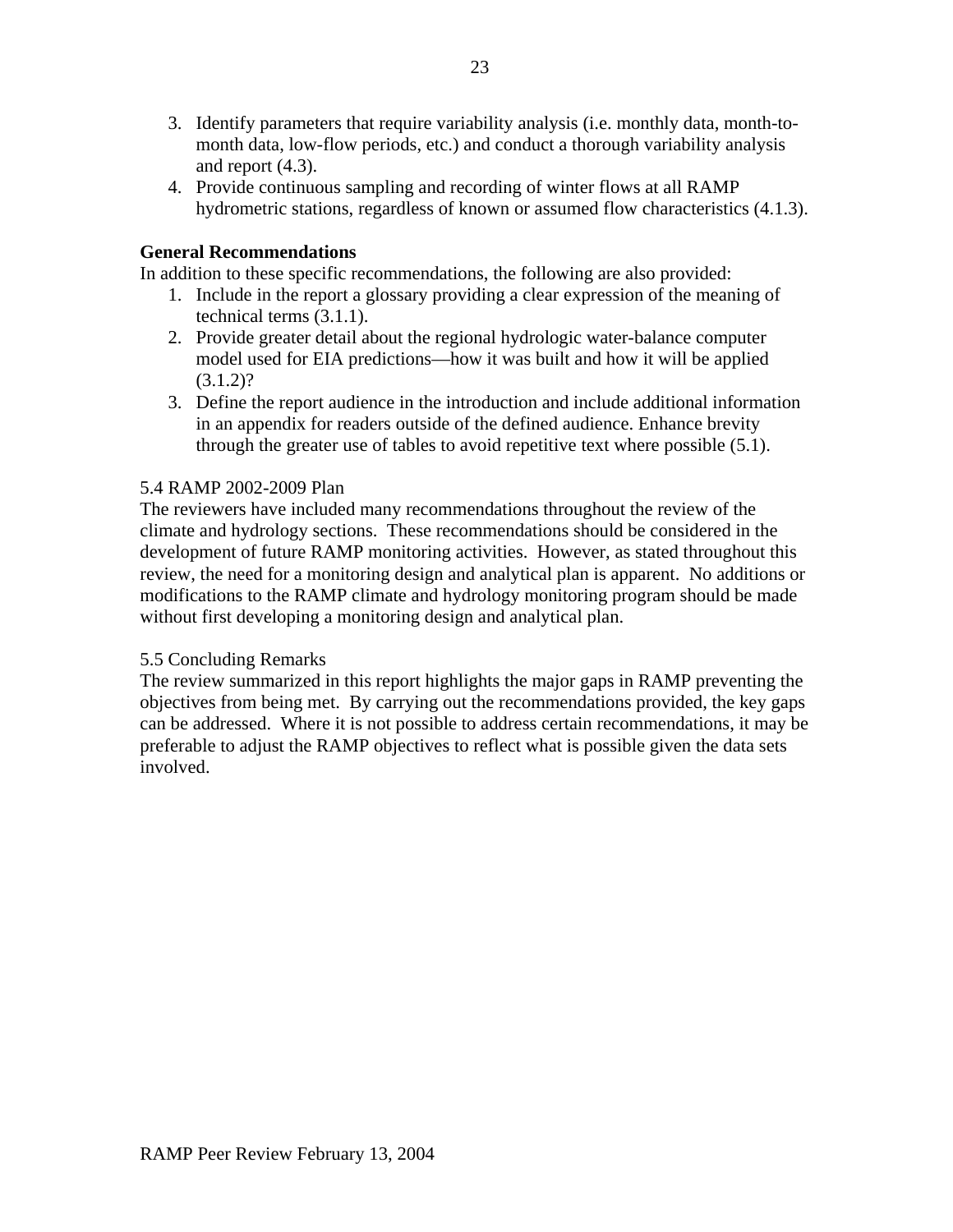3. Identify parameters that require variability analysis (i.e. monthly data, month-to-month data, low-flow periods, etc.) and conduct a thorough variability analysis and report (4.3).
4. Provide continuous sampling and recording of winter flows at all RAMP hydrometric stations, regardless of known or assumed flow characteristics (4.1.3).

**General Recommendations**

In addition to these specific recommendations, the following are also provided:

1. Include in the report a glossary providing a clear expression of the meaning of technical terms (3.1.1).
2. Provide greater detail about the regional hydrologic water-balance computer model used for EIA predictions—how it was built and how it will be applied (3.1.2)?
3. Define the report audience in the introduction and include additional information in an appendix for readers outside of the defined audience. Enhance brevity through the greater use of tables to avoid repetitive text where possible (5.1).

5.4 RAMP 2002-2009 Plan

The reviewers have included many recommendations throughout the review of the climate and hydrology sections. These recommendations should be considered in the development of future RAMP monitoring activities. However, as stated throughout this review, the need for a monitoring design and analytical plan is apparent. No additions or modifications to the RAMP climate and hydrology monitoring program should be made without first developing a monitoring design and analytical plan.

5.5 Concluding Remarks

The review summarized in this report highlights the major gaps in RAMP preventing the objectives from being met. By carrying out the recommendations provided, the key gaps can be addressed. Where it is not possible to address certain recommendations, it may be preferable to adjust the RAMP objectives to reflect what is possible given the data sets involved.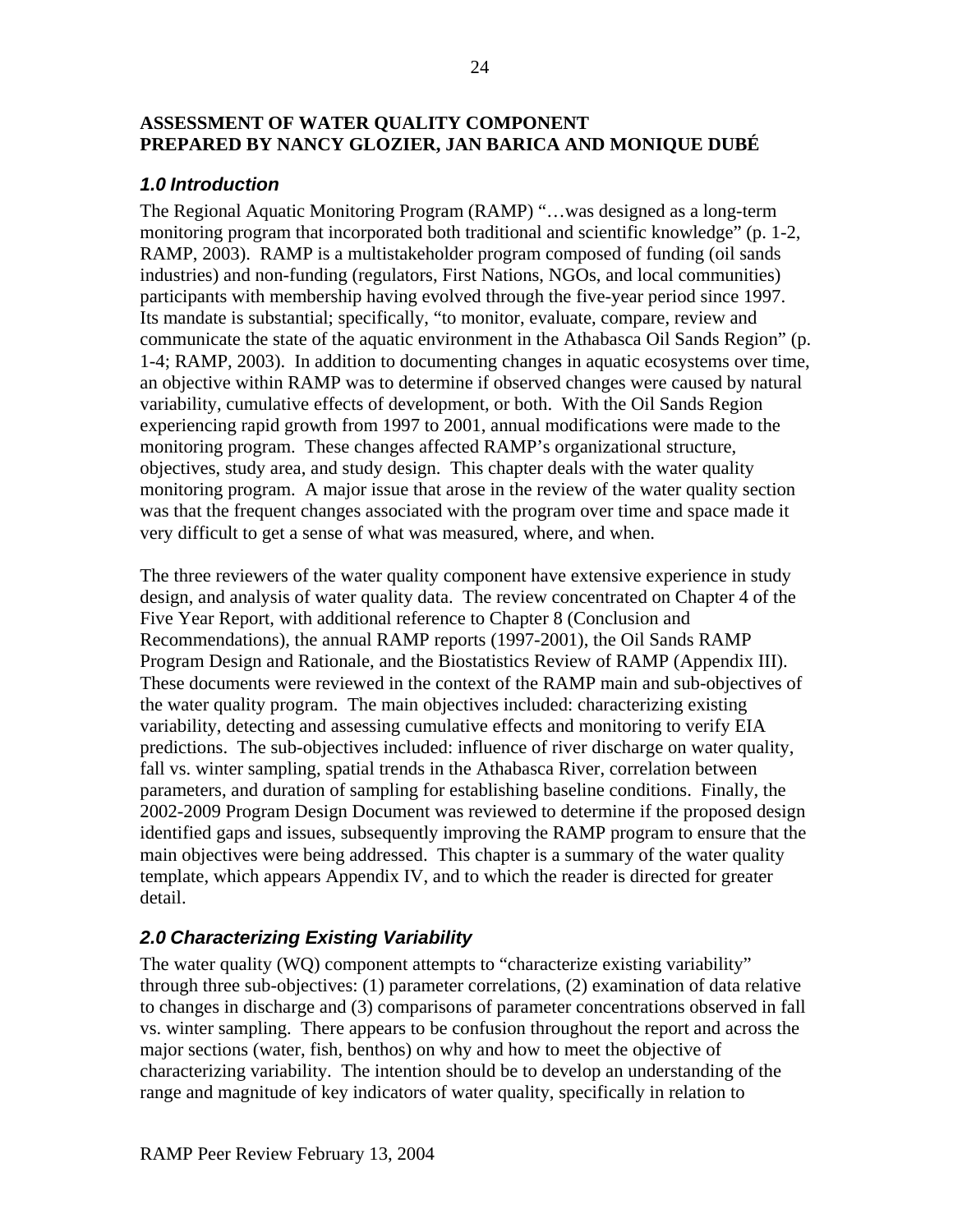**ASSESSMENT OF WATER QUALITY COMPONENT**
**PREPARED BY NANCY GLOZIER, JAN BARICA AND MONIQUE DUBÉ**

## *1.0 Introduction*

The Regional Aquatic Monitoring Program (RAMP) "…was designed as a long-term monitoring program that incorporated both traditional and scientific knowledge" (p. 1-2, RAMP, 2003). RAMP is a multistakeholder program composed of funding (oil sands industries) and non-funding (regulators, First Nations, NGOs, and local communities) participants with membership having evolved through the five-year period since 1997. Its mandate is substantial; specifically, "to monitor, evaluate, compare, review and communicate the state of the aquatic environment in the Athabasca Oil Sands Region" (p. 1-4; RAMP, 2003). In addition to documenting changes in aquatic ecosystems over time, an objective within RAMP was to determine if observed changes were caused by natural variability, cumulative effects of development, or both. With the Oil Sands Region experiencing rapid growth from 1997 to 2001, annual modifications were made to the monitoring program. These changes affected RAMP's organizational structure, objectives, study area, and study design. This chapter deals with the water quality monitoring program. A major issue that arose in the review of the water quality section was that the frequent changes associated with the program over time and space made it very difficult to get a sense of what was measured, where, and when.

The three reviewers of the water quality component have extensive experience in study design, and analysis of water quality data. The review concentrated on Chapter 4 of the Five Year Report, with additional reference to Chapter 8 (Conclusion and Recommendations), the annual RAMP reports (1997-2001), the Oil Sands RAMP Program Design and Rationale, and the Biostatistics Review of RAMP (Appendix III). These documents were reviewed in the context of the RAMP main and sub-objectives of the water quality program. The main objectives included: characterizing existing variability, detecting and assessing cumulative effects and monitoring to verify EIA predictions. The sub-objectives included: influence of river discharge on water quality, fall vs. winter sampling, spatial trends in the Athabasca River, correlation between parameters, and duration of sampling for establishing baseline conditions. Finally, the 2002-2009 Program Design Document was reviewed to determine if the proposed design identified gaps and issues, subsequently improving the RAMP program to ensure that the main objectives were being addressed. This chapter is a summary of the water quality template, which appears Appendix IV, and to which the reader is directed for greater detail.

## *2.0 Characterizing Existing Variability*

The water quality (WQ) component attempts to "characterize existing variability" through three sub-objectives: (1) parameter correlations, (2) examination of data relative to changes in discharge and (3) comparisons of parameter concentrations observed in fall vs. winter sampling. There appears to be confusion throughout the report and across the major sections (water, fish, benthos) on why and how to meet the objective of characterizing variability. The intention should be to develop an understanding of the range and magnitude of key indicators of water quality, specifically in relation to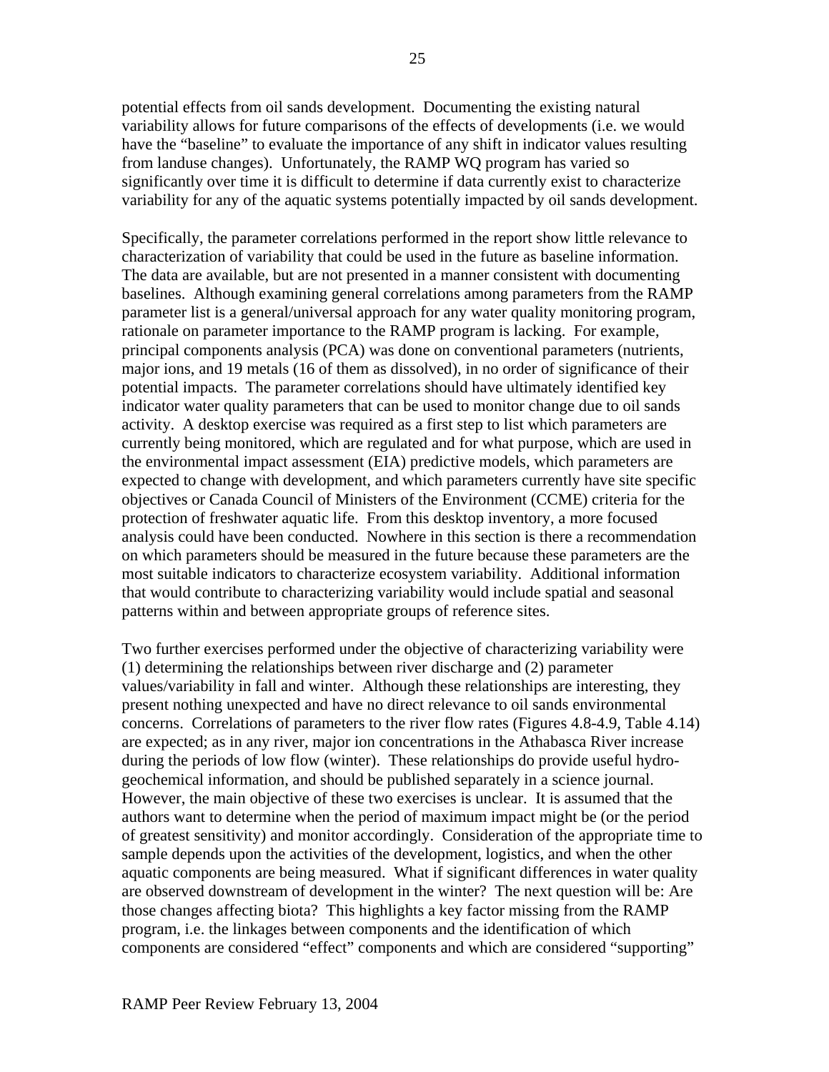potential effects from oil sands development. Documenting the existing natural variability allows for future comparisons of the effects of developments (i.e. we would have the "baseline" to evaluate the importance of any shift in indicator values resulting from landuse changes). Unfortunately, the RAMP WQ program has varied so significantly over time it is difficult to determine if data currently exist to characterize variability for any of the aquatic systems potentially impacted by oil sands development.

Specifically, the parameter correlations performed in the report show little relevance to characterization of variability that could be used in the future as baseline information. The data are available, but are not presented in a manner consistent with documenting baselines. Although examining general correlations among parameters from the RAMP parameter list is a general/universal approach for any water quality monitoring program, rationale on parameter importance to the RAMP program is lacking. For example, principal components analysis (PCA) was done on conventional parameters (nutrients, major ions, and 19 metals (16 of them as dissolved), in no order of significance of their potential impacts. The parameter correlations should have ultimately identified key indicator water quality parameters that can be used to monitor change due to oil sands activity. A desktop exercise was required as a first step to list which parameters are currently being monitored, which are regulated and for what purpose, which are used in the environmental impact assessment (EIA) predictive models, which parameters are expected to change with development, and which parameters currently have site specific objectives or Canada Council of Ministers of the Environment (CCME) criteria for the protection of freshwater aquatic life. From this desktop inventory, a more focused analysis could have been conducted. Nowhere in this section is there a recommendation on which parameters should be measured in the future because these parameters are the most suitable indicators to characterize ecosystem variability. Additional information that would contribute to characterizing variability would include spatial and seasonal patterns within and between appropriate groups of reference sites.

Two further exercises performed under the objective of characterizing variability were (1) determining the relationships between river discharge and (2) parameter values/variability in fall and winter. Although these relationships are interesting, they present nothing unexpected and have no direct relevance to oil sands environmental concerns. Correlations of parameters to the river flow rates (Figures 4.8-4.9, Table 4.14) are expected; as in any river, major ion concentrations in the Athabasca River increase during the periods of low flow (winter). These relationships do provide useful hydro-geochemical information, and should be published separately in a science journal. However, the main objective of these two exercises is unclear. It is assumed that the authors want to determine when the period of maximum impact might be (or the period of greatest sensitivity) and monitor accordingly. Consideration of the appropriate time to sample depends upon the activities of the development, logistics, and when the other aquatic components are being measured. What if significant differences in water quality are observed downstream of development in the winter? The next question will be: Are those changes affecting biota? This highlights a key factor missing from the RAMP program, i.e. the linkages between components and the identification of which components are considered "effect" components and which are considered "supporting"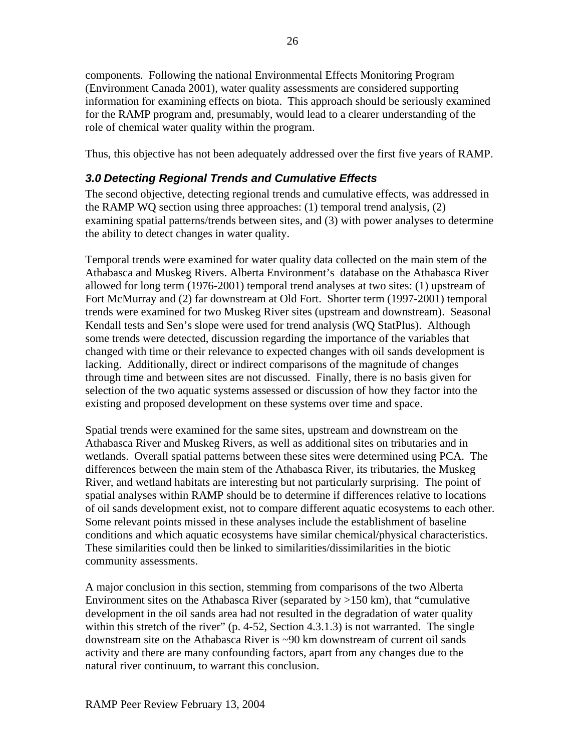components. Following the national Environmental Effects Monitoring Program (Environment Canada 2001), water quality assessments are considered supporting information for examining effects on biota. This approach should be seriously examined for the RAMP program and, presumably, would lead to a clearer understanding of the role of chemical water quality within the program.

Thus, this objective has not been adequately addressed over the first five years of RAMP.

## *3.0 Detecting Regional Trends and Cumulative Effects*

The second objective, detecting regional trends and cumulative effects, was addressed in the RAMP WQ section using three approaches: (1) temporal trend analysis, (2) examining spatial patterns/trends between sites, and (3) with power analyses to determine the ability to detect changes in water quality.

Temporal trends were examined for water quality data collected on the main stem of the Athabasca and Muskeg Rivers. Alberta Environment's database on the Athabasca River allowed for long term (1976-2001) temporal trend analyses at two sites: (1) upstream of Fort McMurray and (2) far downstream at Old Fort. Shorter term (1997-2001) temporal trends were examined for two Muskeg River sites (upstream and downstream). Seasonal Kendall tests and Sen's slope were used for trend analysis (WQ StatPlus). Although some trends were detected, discussion regarding the importance of the variables that changed with time or their relevance to expected changes with oil sands development is lacking. Additionally, direct or indirect comparisons of the magnitude of changes through time and between sites are not discussed. Finally, there is no basis given for selection of the two aquatic systems assessed or discussion of how they factor into the existing and proposed development on these systems over time and space.

Spatial trends were examined for the same sites, upstream and downstream on the Athabasca River and Muskeg Rivers, as well as additional sites on tributaries and in wetlands. Overall spatial patterns between these sites were determined using PCA. The differences between the main stem of the Athabasca River, its tributaries, the Muskeg River, and wetland habitats are interesting but not particularly surprising. The point of spatial analyses within RAMP should be to determine if differences relative to locations of oil sands development exist, not to compare different aquatic ecosystems to each other. Some relevant points missed in these analyses include the establishment of baseline conditions and which aquatic ecosystems have similar chemical/physical characteristics. These similarities could then be linked to similarities/dissimilarities in the biotic community assessments.

A major conclusion in this section, stemming from comparisons of the two Alberta Environment sites on the Athabasca River (separated by >150 km), that "cumulative development in the oil sands area had not resulted in the degradation of water quality within this stretch of the river" (p. 4-52, Section 4.3.1.3) is not warranted. The single downstream site on the Athabasca River is ~90 km downstream of current oil sands activity and there are many confounding factors, apart from any changes due to the natural river continuum, to warrant this conclusion.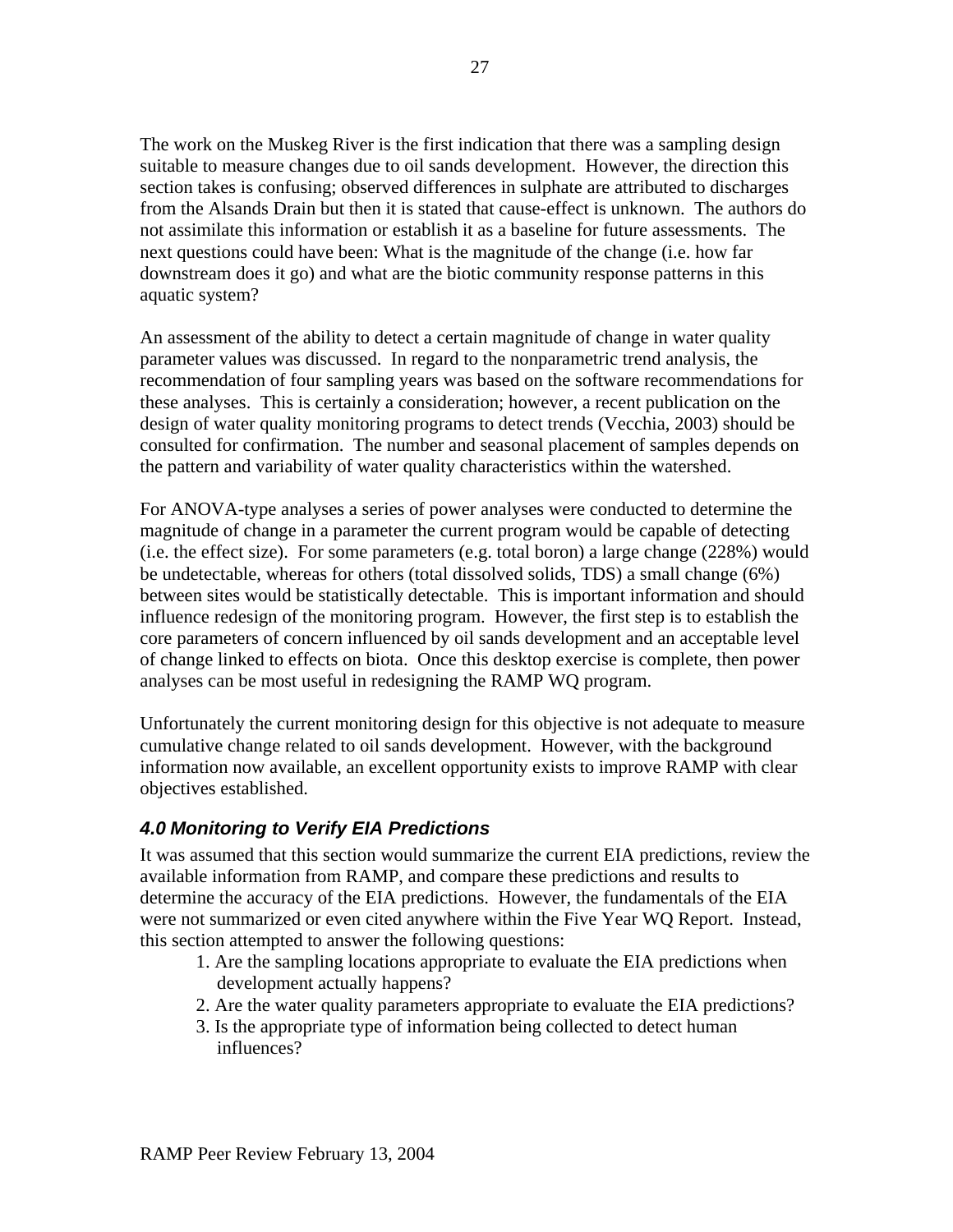The work on the Muskeg River is the first indication that there was a sampling design suitable to measure changes due to oil sands development. However, the direction this section takes is confusing; observed differences in sulphate are attributed to discharges from the Alsands Drain but then it is stated that cause-effect is unknown. The authors do not assimilate this information or establish it as a baseline for future assessments. The next questions could have been: What is the magnitude of the change (i.e. how far downstream does it go) and what are the biotic community response patterns in this aquatic system?

An assessment of the ability to detect a certain magnitude of change in water quality parameter values was discussed. In regard to the nonparametric trend analysis, the recommendation of four sampling years was based on the software recommendations for these analyses. This is certainly a consideration; however, a recent publication on the design of water quality monitoring programs to detect trends (Vecchia, 2003) should be consulted for confirmation. The number and seasonal placement of samples depends on the pattern and variability of water quality characteristics within the watershed.

For ANOVA-type analyses a series of power analyses were conducted to determine the magnitude of change in a parameter the current program would be capable of detecting (i.e. the effect size). For some parameters (e.g. total boron) a large change (228%) would be undetectable, whereas for others (total dissolved solids, TDS) a small change (6%) between sites would be statistically detectable. This is important information and should influence redesign of the monitoring program. However, the first step is to establish the core parameters of concern influenced by oil sands development and an acceptable level of change linked to effects on biota. Once this desktop exercise is complete, then power analyses can be most useful in redesigning the RAMP WQ program.

Unfortunately the current monitoring design for this objective is not adequate to measure cumulative change related to oil sands development. However, with the background information now available, an excellent opportunity exists to improve RAMP with clear objectives established.

### *4.0 Monitoring to Verify EIA Predictions*

It was assumed that this section would summarize the current EIA predictions, review the available information from RAMP, and compare these predictions and results to determine the accuracy of the EIA predictions. However, the fundamentals of the EIA were not summarized or even cited anywhere within the Five Year WQ Report. Instead, this section attempted to answer the following questions:

1. Are the sampling locations appropriate to evaluate the EIA predictions when development actually happens?
2. Are the water quality parameters appropriate to evaluate the EIA predictions?
3. Is the appropriate type of information being collected to detect human influences?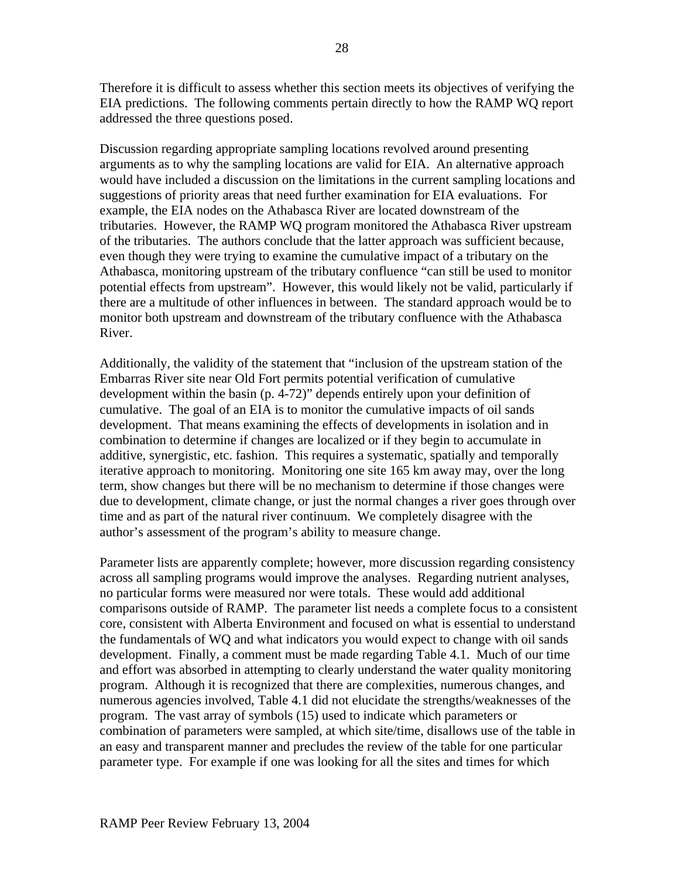Therefore it is difficult to assess whether this section meets its objectives of verifying the EIA predictions. The following comments pertain directly to how the RAMP WQ report addressed the three questions posed.

Discussion regarding appropriate sampling locations revolved around presenting arguments as to why the sampling locations are valid for EIA. An alternative approach would have included a discussion on the limitations in the current sampling locations and suggestions of priority areas that need further examination for EIA evaluations. For example, the EIA nodes on the Athabasca River are located downstream of the tributaries. However, the RAMP WQ program monitored the Athabasca River upstream of the tributaries. The authors conclude that the latter approach was sufficient because, even though they were trying to examine the cumulative impact of a tributary on the Athabasca, monitoring upstream of the tributary confluence "can still be used to monitor potential effects from upstream". However, this would likely not be valid, particularly if there are a multitude of other influences in between. The standard approach would be to monitor both upstream and downstream of the tributary confluence with the Athabasca River.

Additionally, the validity of the statement that "inclusion of the upstream station of the Embarras River site near Old Fort permits potential verification of cumulative development within the basin (p. 4-72)" depends entirely upon your definition of cumulative. The goal of an EIA is to monitor the cumulative impacts of oil sands development. That means examining the effects of developments in isolation and in combination to determine if changes are localized or if they begin to accumulate in additive, synergistic, etc. fashion. This requires a systematic, spatially and temporally iterative approach to monitoring. Monitoring one site 165 km away may, over the long term, show changes but there will be no mechanism to determine if those changes were due to development, climate change, or just the normal changes a river goes through over time and as part of the natural river continuum. We completely disagree with the author's assessment of the program's ability to measure change.

Parameter lists are apparently complete; however, more discussion regarding consistency across all sampling programs would improve the analyses. Regarding nutrient analyses, no particular forms were measured nor were totals. These would add additional comparisons outside of RAMP. The parameter list needs a complete focus to a consistent core, consistent with Alberta Environment and focused on what is essential to understand the fundamentals of WQ and what indicators you would expect to change with oil sands development. Finally, a comment must be made regarding Table 4.1. Much of our time and effort was absorbed in attempting to clearly understand the water quality monitoring program. Although it is recognized that there are complexities, numerous changes, and numerous agencies involved, Table 4.1 did not elucidate the strengths/weaknesses of the program. The vast array of symbols (15) used to indicate which parameters or combination of parameters were sampled, at which site/time, disallows use of the table in an easy and transparent manner and precludes the review of the table for one particular parameter type. For example if one was looking for all the sites and times for which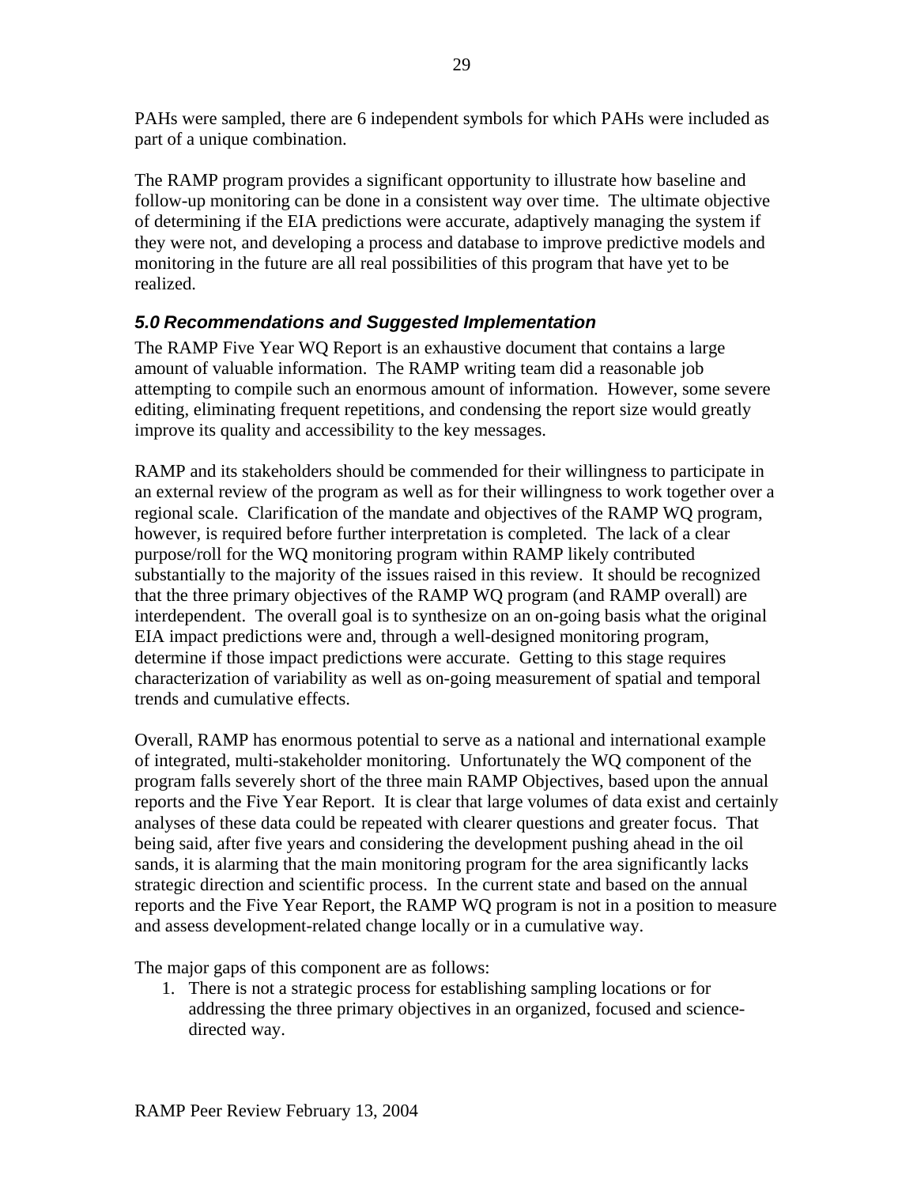PAHs were sampled, there are 6 independent symbols for which PAHs were included as part of a unique combination.

The RAMP program provides a significant opportunity to illustrate how baseline and follow-up monitoring can be done in a consistent way over time. The ultimate objective of determining if the EIA predictions were accurate, adaptively managing the system if they were not, and developing a process and database to improve predictive models and monitoring in the future are all real possibilities of this program that have yet to be realized.

## *5.0 Recommendations and Suggested Implementation*

The RAMP Five Year WQ Report is an exhaustive document that contains a large amount of valuable information. The RAMP writing team did a reasonable job attempting to compile such an enormous amount of information. However, some severe editing, eliminating frequent repetitions, and condensing the report size would greatly improve its quality and accessibility to the key messages.

RAMP and its stakeholders should be commended for their willingness to participate in an external review of the program as well as for their willingness to work together over a regional scale. Clarification of the mandate and objectives of the RAMP WQ program, however, is required before further interpretation is completed. The lack of a clear purpose/roll for the WQ monitoring program within RAMP likely contributed substantially to the majority of the issues raised in this review. It should be recognized that the three primary objectives of the RAMP WQ program (and RAMP overall) are interdependent. The overall goal is to synthesize on an on-going basis what the original EIA impact predictions were and, through a well-designed monitoring program, determine if those impact predictions were accurate. Getting to this stage requires characterization of variability as well as on-going measurement of spatial and temporal trends and cumulative effects.

Overall, RAMP has enormous potential to serve as a national and international example of integrated, multi-stakeholder monitoring. Unfortunately the WQ component of the program falls severely short of the three main RAMP Objectives, based upon the annual reports and the Five Year Report. It is clear that large volumes of data exist and certainly analyses of these data could be repeated with clearer questions and greater focus. That being said, after five years and considering the development pushing ahead in the oil sands, it is alarming that the main monitoring program for the area significantly lacks strategic direction and scientific process. In the current state and based on the annual reports and the Five Year Report, the RAMP WQ program is not in a position to measure and assess development-related change locally or in a cumulative way.

The major gaps of this component are as follows:

1. There is not a strategic process for establishing sampling locations or for addressing the three primary objectives in an organized, focused and science-directed way.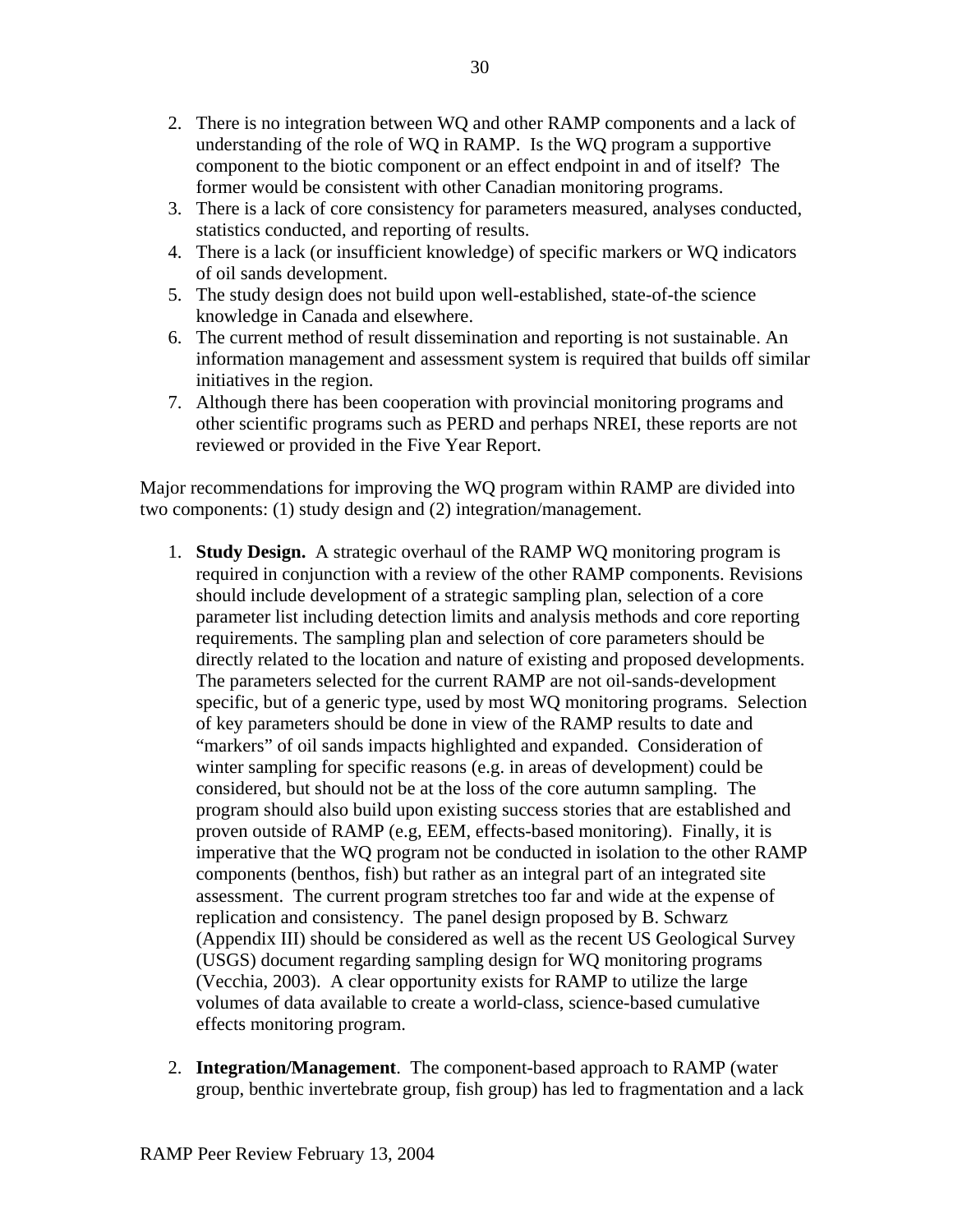2. There is no integration between WQ and other RAMP components and a lack of understanding of the role of WQ in RAMP. Is the WQ program a supportive component to the biotic component or an effect endpoint in and of itself? The former would be consistent with other Canadian monitoring programs.
3. There is a lack of core consistency for parameters measured, analyses conducted, statistics conducted, and reporting of results.
4. There is a lack (or insufficient knowledge) of specific markers or WQ indicators of oil sands development.
5. The study design does not build upon well-established, state-of-the science knowledge in Canada and elsewhere.
6. The current method of result dissemination and reporting is not sustainable. An information management and assessment system is required that builds off similar initiatives in the region.
7. Although there has been cooperation with provincial monitoring programs and other scientific programs such as PERD and perhaps NREI, these reports are not reviewed or provided in the Five Year Report.

Major recommendations for improving the WQ program within RAMP are divided into two components: (1) study design and (2) integration/management.

1. **Study Design.** A strategic overhaul of the RAMP WQ monitoring program is required in conjunction with a review of the other RAMP components. Revisions should include development of a strategic sampling plan, selection of a core parameter list including detection limits and analysis methods and core reporting requirements. The sampling plan and selection of core parameters should be directly related to the location and nature of existing and proposed developments. The parameters selected for the current RAMP are not oil-sands-development specific, but of a generic type, used by most WQ monitoring programs. Selection of key parameters should be done in view of the RAMP results to date and "markers" of oil sands impacts highlighted and expanded. Consideration of winter sampling for specific reasons (e.g. in areas of development) could be considered, but should not be at the loss of the core autumn sampling. The program should also build upon existing success stories that are established and proven outside of RAMP (e.g, EEM, effects-based monitoring). Finally, it is imperative that the WQ program not be conducted in isolation to the other RAMP components (benthos, fish) but rather as an integral part of an integrated site assessment. The current program stretches too far and wide at the expense of replication and consistency. The panel design proposed by B. Schwarz (Appendix III) should be considered as well as the recent US Geological Survey (USGS) document regarding sampling design for WQ monitoring programs (Vecchia, 2003). A clear opportunity exists for RAMP to utilize the large volumes of data available to create a world-class, science-based cumulative effects monitoring program.

2. **Integration/Management**. The component-based approach to RAMP (water group, benthic invertebrate group, fish group) has led to fragmentation and a lack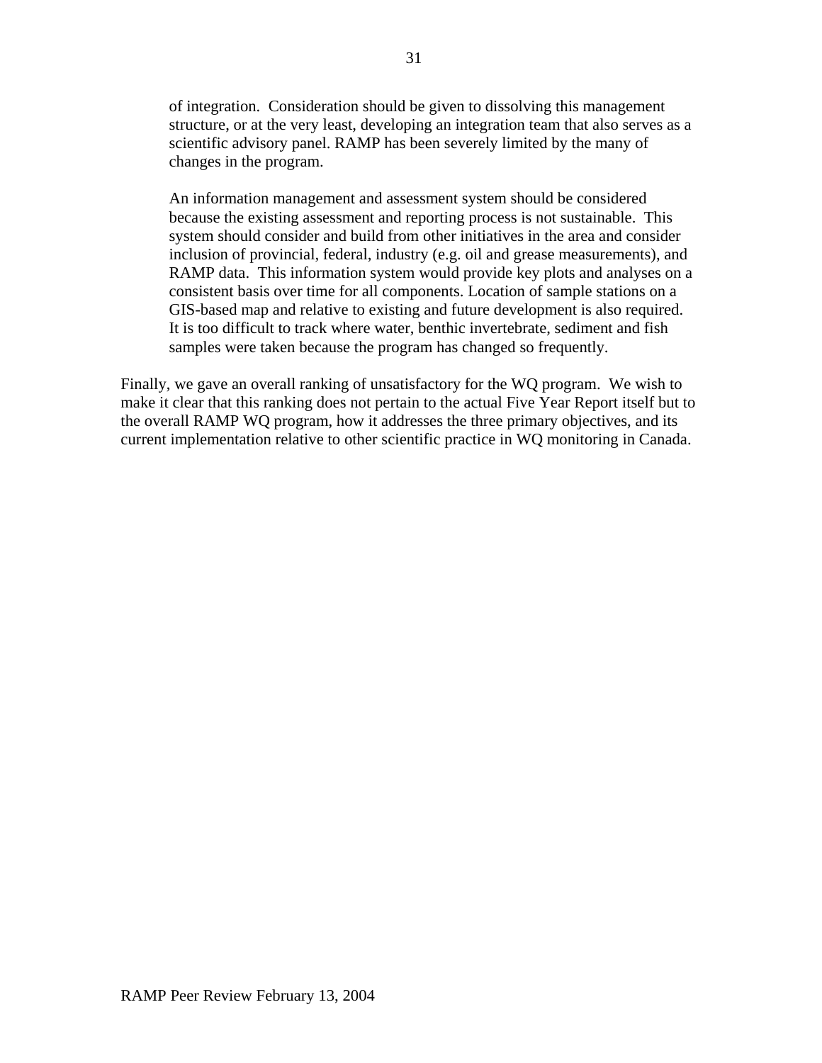of integration. Consideration should be given to dissolving this management structure, or at the very least, developing an integration team that also serves as a scientific advisory panel. RAMP has been severely limited by the many of changes in the program.

An information management and assessment system should be considered because the existing assessment and reporting process is not sustainable. This system should consider and build from other initiatives in the area and consider inclusion of provincial, federal, industry (e.g. oil and grease measurements), and RAMP data. This information system would provide key plots and analyses on a consistent basis over time for all components. Location of sample stations on a GIS-based map and relative to existing and future development is also required. It is too difficult to track where water, benthic invertebrate, sediment and fish samples were taken because the program has changed so frequently.

Finally, we gave an overall ranking of unsatisfactory for the WQ program. We wish to make it clear that this ranking does not pertain to the actual Five Year Report itself but to the overall RAMP WQ program, how it addresses the three primary objectives, and its current implementation relative to other scientific practice in WQ monitoring in Canada.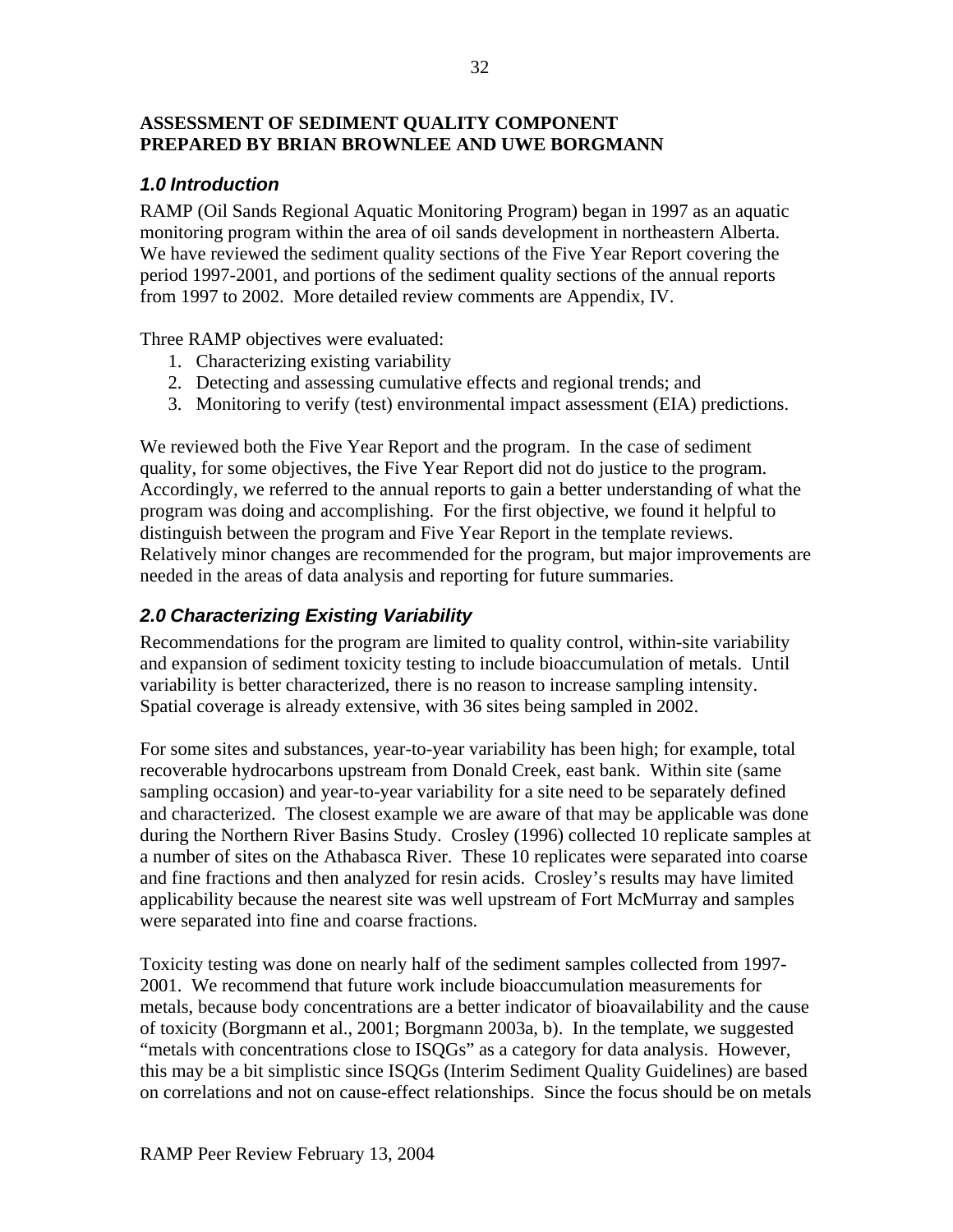**ASSESSMENT OF SEDIMENT QUALITY COMPONENT**
**PREPARED BY BRIAN BROWNLEE AND UWE BORGMANN**

## *1.0 Introduction*

RAMP (Oil Sands Regional Aquatic Monitoring Program) began in 1997 as an aquatic monitoring program within the area of oil sands development in northeastern Alberta. We have reviewed the sediment quality sections of the Five Year Report covering the period 1997-2001, and portions of the sediment quality sections of the annual reports from 1997 to 2002. More detailed review comments are Appendix, IV.

Three RAMP objectives were evaluated:

1. Characterizing existing variability
2. Detecting and assessing cumulative effects and regional trends; and
3. Monitoring to verify (test) environmental impact assessment (EIA) predictions.

We reviewed both the Five Year Report and the program. In the case of sediment quality, for some objectives, the Five Year Report did not do justice to the program. Accordingly, we referred to the annual reports to gain a better understanding of what the program was doing and accomplishing. For the first objective, we found it helpful to distinguish between the program and Five Year Report in the template reviews. Relatively minor changes are recommended for the program, but major improvements are needed in the areas of data analysis and reporting for future summaries.

## *2.0 Characterizing Existing Variability*

Recommendations for the program are limited to quality control, within-site variability and expansion of sediment toxicity testing to include bioaccumulation of metals. Until variability is better characterized, there is no reason to increase sampling intensity. Spatial coverage is already extensive, with 36 sites being sampled in 2002.

For some sites and substances, year-to-year variability has been high; for example, total recoverable hydrocarbons upstream from Donald Creek, east bank. Within site (same sampling occasion) and year-to-year variability for a site need to be separately defined and characterized. The closest example we are aware of that may be applicable was done during the Northern River Basins Study. Crosley (1996) collected 10 replicate samples at a number of sites on the Athabasca River. These 10 replicates were separated into coarse and fine fractions and then analyzed for resin acids. Crosley's results may have limited applicability because the nearest site was well upstream of Fort McMurray and samples were separated into fine and coarse fractions.

Toxicity testing was done on nearly half of the sediment samples collected from 1997-2001. We recommend that future work include bioaccumulation measurements for metals, because body concentrations are a better indicator of bioavailability and the cause of toxicity (Borgmann et al., 2001; Borgmann 2003a, b). In the template, we suggested "metals with concentrations close to ISQGs" as a category for data analysis. However, this may be a bit simplistic since ISQGs (Interim Sediment Quality Guidelines) are based on correlations and not on cause-effect relationships. Since the focus should be on metals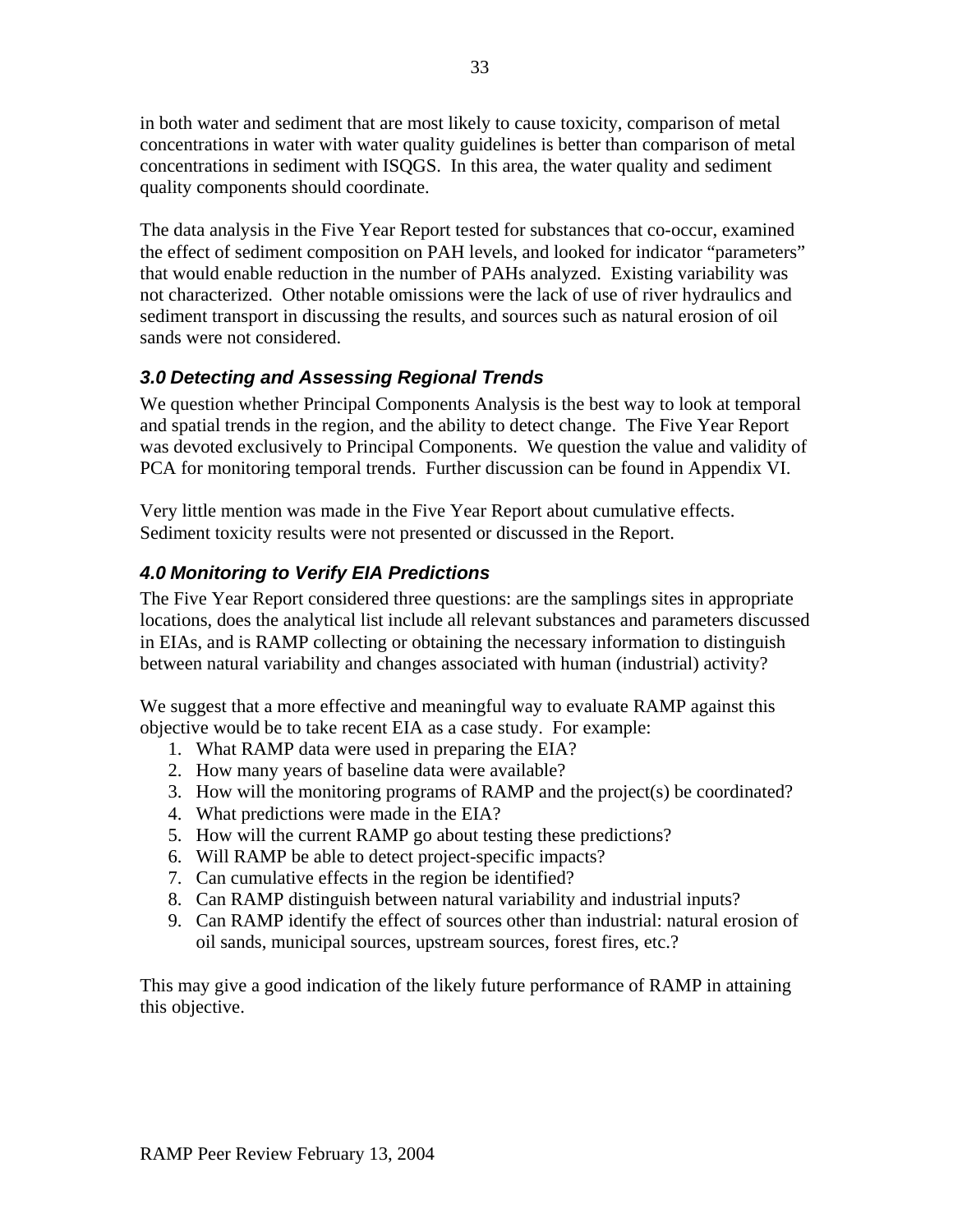in both water and sediment that are most likely to cause toxicity, comparison of metal concentrations in water with water quality guidelines is better than comparison of metal concentrations in sediment with ISQGS. In this area, the water quality and sediment quality components should coordinate.

The data analysis in the Five Year Report tested for substances that co-occur, examined the effect of sediment composition on PAH levels, and looked for indicator "parameters" that would enable reduction in the number of PAHs analyzed. Existing variability was not characterized. Other notable omissions were the lack of use of river hydraulics and sediment transport in discussing the results, and sources such as natural erosion of oil sands were not considered.

### *3.0 Detecting and Assessing Regional Trends*

We question whether Principal Components Analysis is the best way to look at temporal and spatial trends in the region, and the ability to detect change. The Five Year Report was devoted exclusively to Principal Components. We question the value and validity of PCA for monitoring temporal trends. Further discussion can be found in Appendix VI.

Very little mention was made in the Five Year Report about cumulative effects. Sediment toxicity results were not presented or discussed in the Report.

### *4.0 Monitoring to Verify EIA Predictions*

The Five Year Report considered three questions: are the samplings sites in appropriate locations, does the analytical list include all relevant substances and parameters discussed in EIAs, and is RAMP collecting or obtaining the necessary information to distinguish between natural variability and changes associated with human (industrial) activity?

We suggest that a more effective and meaningful way to evaluate RAMP against this objective would be to take recent EIA as a case study. For example:

1. What RAMP data were used in preparing the EIA?
2. How many years of baseline data were available?
3. How will the monitoring programs of RAMP and the project(s) be coordinated?
4. What predictions were made in the EIA?
5. How will the current RAMP go about testing these predictions?
6. Will RAMP be able to detect project-specific impacts?
7. Can cumulative effects in the region be identified?
8. Can RAMP distinguish between natural variability and industrial inputs?
9. Can RAMP identify the effect of sources other than industrial: natural erosion of oil sands, municipal sources, upstream sources, forest fires, etc.?

This may give a good indication of the likely future performance of RAMP in attaining this objective.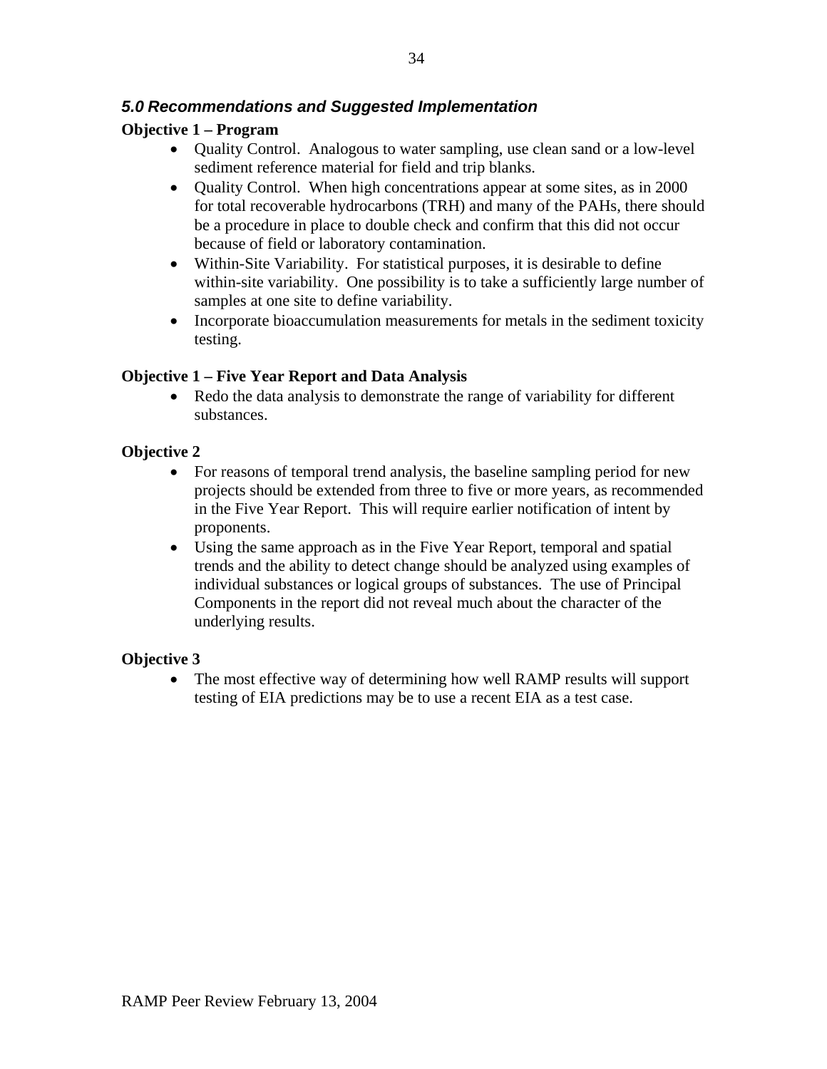## *5.0 Recommendations and Suggested Implementation*

**Objective 1 – Program**

- Quality Control. Analogous to water sampling, use clean sand or a low-level sediment reference material for field and trip blanks.
- Quality Control. When high concentrations appear at some sites, as in 2000 for total recoverable hydrocarbons (TRH) and many of the PAHs, there should be a procedure in place to double check and confirm that this did not occur because of field or laboratory contamination.
- Within-Site Variability. For statistical purposes, it is desirable to define within-site variability. One possibility is to take a sufficiently large number of samples at one site to define variability.
- Incorporate bioaccumulation measurements for metals in the sediment toxicity testing.

**Objective 1 – Five Year Report and Data Analysis**

- Redo the data analysis to demonstrate the range of variability for different substances.

**Objective 2**

- For reasons of temporal trend analysis, the baseline sampling period for new projects should be extended from three to five or more years, as recommended in the Five Year Report. This will require earlier notification of intent by proponents.
- Using the same approach as in the Five Year Report, temporal and spatial trends and the ability to detect change should be analyzed using examples of individual substances or logical groups of substances. The use of Principal Components in the report did not reveal much about the character of the underlying results.

**Objective 3**

- The most effective way of determining how well RAMP results will support testing of EIA predictions may be to use a recent EIA as a test case.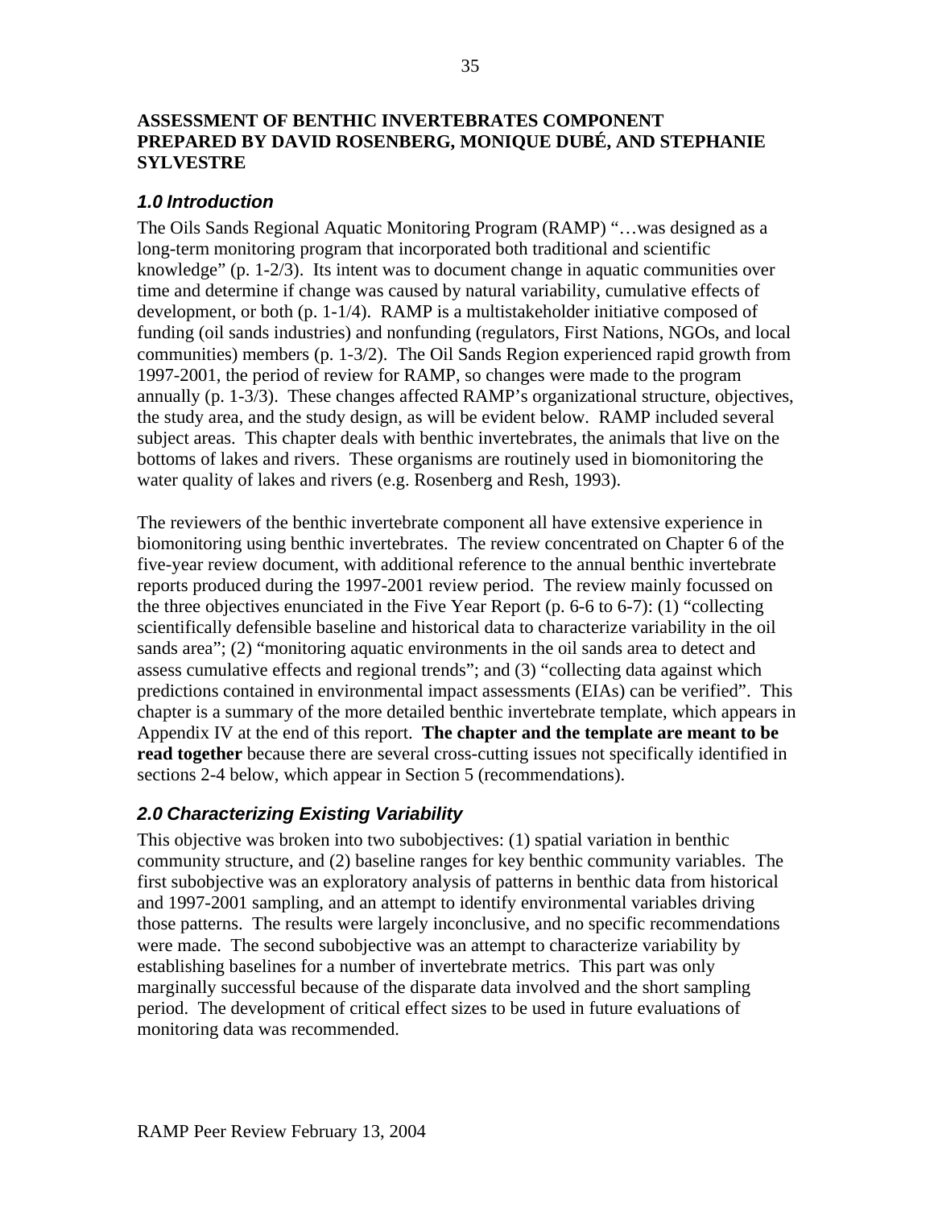**ASSESSMENT OF BENTHIC INVERTEBRATES COMPONENT PREPARED BY DAVID ROSENBERG, MONIQUE DUBÉ, AND STEPHANIE SYLVESTRE**

## *1.0 Introduction*

The Oils Sands Regional Aquatic Monitoring Program (RAMP) "…was designed as a long-term monitoring program that incorporated both traditional and scientific knowledge" (p. 1-2/3). Its intent was to document change in aquatic communities over time and determine if change was caused by natural variability, cumulative effects of development, or both (p. 1-1/4). RAMP is a multistakeholder initiative composed of funding (oil sands industries) and nonfunding (regulators, First Nations, NGOs, and local communities) members (p. 1-3/2). The Oil Sands Region experienced rapid growth from 1997-2001, the period of review for RAMP, so changes were made to the program annually (p. 1-3/3). These changes affected RAMP's organizational structure, objectives, the study area, and the study design, as will be evident below. RAMP included several subject areas. This chapter deals with benthic invertebrates, the animals that live on the bottoms of lakes and rivers. These organisms are routinely used in biomonitoring the water quality of lakes and rivers (e.g. Rosenberg and Resh, 1993).

The reviewers of the benthic invertebrate component all have extensive experience in biomonitoring using benthic invertebrates. The review concentrated on Chapter 6 of the five-year review document, with additional reference to the annual benthic invertebrate reports produced during the 1997-2001 review period. The review mainly focussed on the three objectives enunciated in the Five Year Report (p. 6-6 to 6-7): (1) "collecting scientifically defensible baseline and historical data to characterize variability in the oil sands area"; (2) "monitoring aquatic environments in the oil sands area to detect and assess cumulative effects and regional trends"; and (3) "collecting data against which predictions contained in environmental impact assessments (EIAs) can be verified". This chapter is a summary of the more detailed benthic invertebrate template, which appears in Appendix IV at the end of this report. **The chapter and the template are meant to be read together** because there are several cross-cutting issues not specifically identified in sections 2-4 below, which appear in Section 5 (recommendations).

## *2.0 Characterizing Existing Variability*

This objective was broken into two subobjectives: (1) spatial variation in benthic community structure, and (2) baseline ranges for key benthic community variables. The first subobjective was an exploratory analysis of patterns in benthic data from historical and 1997-2001 sampling, and an attempt to identify environmental variables driving those patterns. The results were largely inconclusive, and no specific recommendations were made. The second subobjective was an attempt to characterize variability by establishing baselines for a number of invertebrate metrics. This part was only marginally successful because of the disparate data involved and the short sampling period. The development of critical effect sizes to be used in future evaluations of monitoring data was recommended.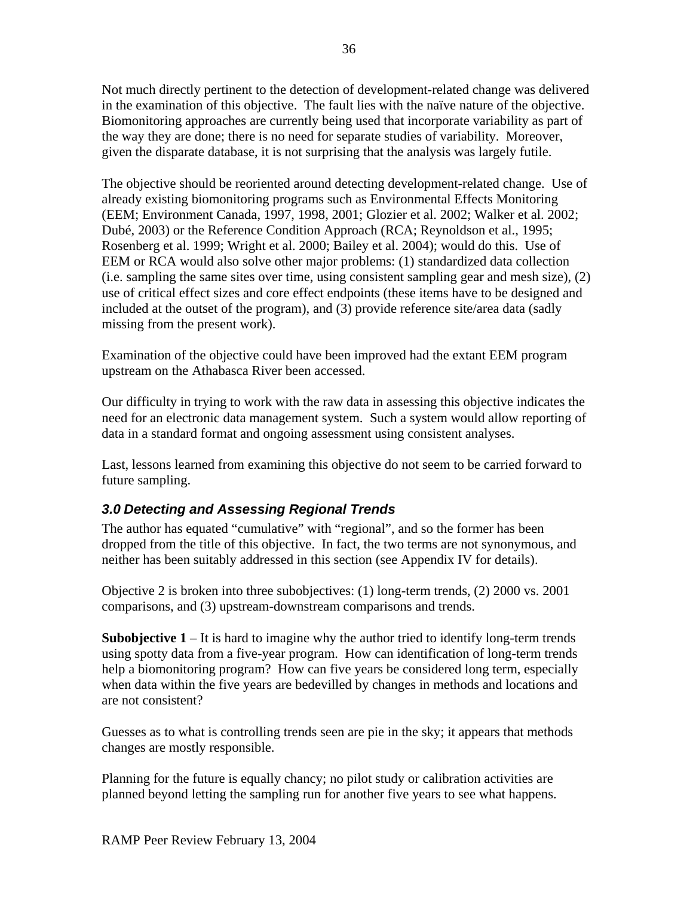Not much directly pertinent to the detection of development-related change was delivered in the examination of this objective. The fault lies with the naïve nature of the objective. Biomonitoring approaches are currently being used that incorporate variability as part of the way they are done; there is no need for separate studies of variability. Moreover, given the disparate database, it is not surprising that the analysis was largely futile.

The objective should be reoriented around detecting development-related change. Use of already existing biomonitoring programs such as Environmental Effects Monitoring (EEM; Environment Canada, 1997, 1998, 2001; Glozier et al. 2002; Walker et al. 2002; Dubé, 2003) or the Reference Condition Approach (RCA; Reynoldson et al., 1995; Rosenberg et al. 1999; Wright et al. 2000; Bailey et al. 2004); would do this. Use of EEM or RCA would also solve other major problems: (1) standardized data collection (i.e. sampling the same sites over time, using consistent sampling gear and mesh size), (2) use of critical effect sizes and core effect endpoints (these items have to be designed and included at the outset of the program), and (3) provide reference site/area data (sadly missing from the present work).

Examination of the objective could have been improved had the extant EEM program upstream on the Athabasca River been accessed.

Our difficulty in trying to work with the raw data in assessing this objective indicates the need for an electronic data management system. Such a system would allow reporting of data in a standard format and ongoing assessment using consistent analyses.

Last, lessons learned from examining this objective do not seem to be carried forward to future sampling.

### *3.0 Detecting and Assessing Regional Trends*

The author has equated "cumulative" with "regional", and so the former has been dropped from the title of this objective. In fact, the two terms are not synonymous, and neither has been suitably addressed in this section (see Appendix IV for details).

Objective 2 is broken into three subobjectives: (1) long-term trends, (2) 2000 vs. 2001 comparisons, and (3) upstream-downstream comparisons and trends.

**Subobjective 1** – It is hard to imagine why the author tried to identify long-term trends using spotty data from a five-year program. How can identification of long-term trends help a biomonitoring program? How can five years be considered long term, especially when data within the five years are bedevilled by changes in methods and locations and are not consistent?

Guesses as to what is controlling trends seen are pie in the sky; it appears that methods changes are mostly responsible.

Planning for the future is equally chancy; no pilot study or calibration activities are planned beyond letting the sampling run for another five years to see what happens.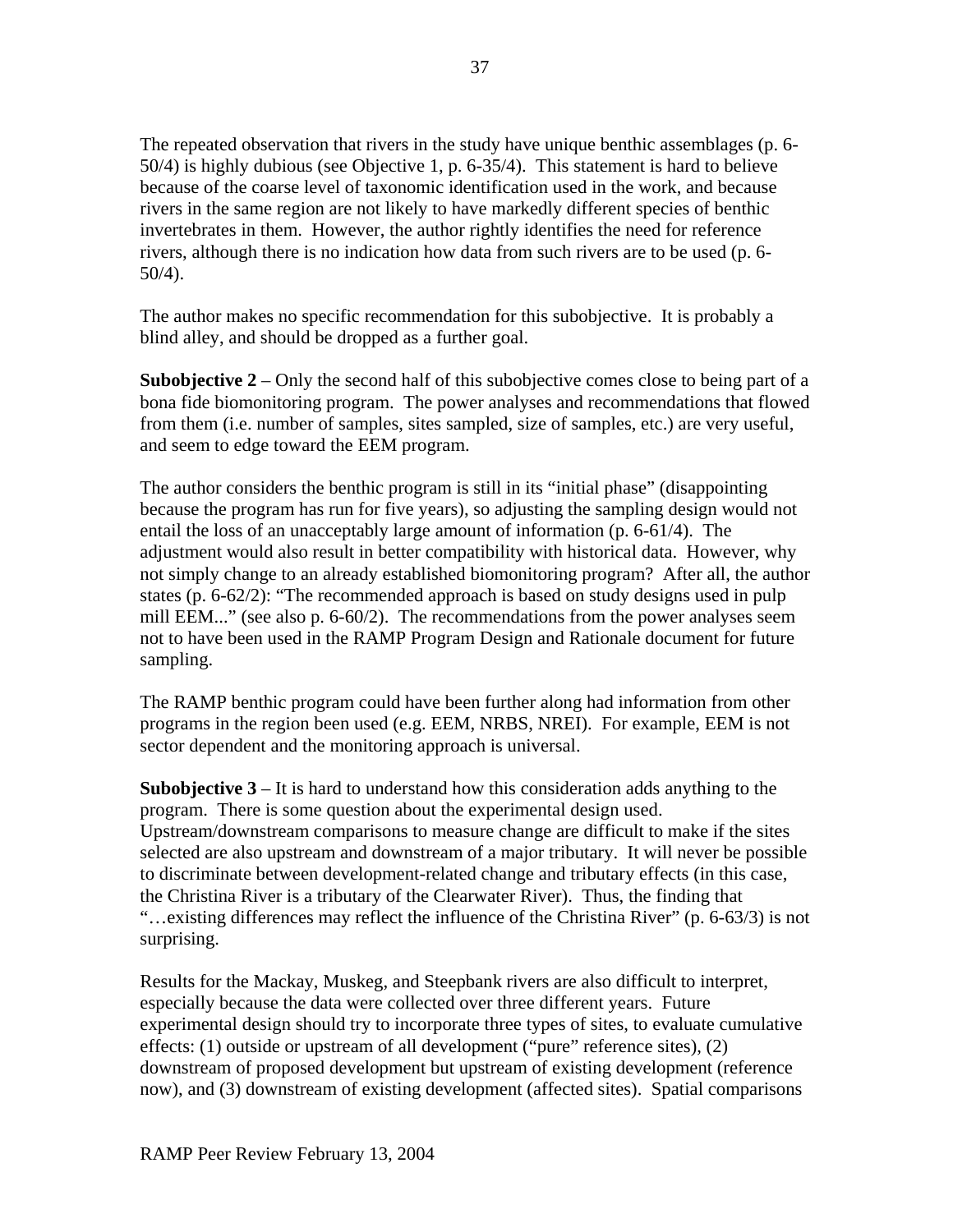The repeated observation that rivers in the study have unique benthic assemblages (p. 6-50/4) is highly dubious (see Objective 1, p. 6-35/4). This statement is hard to believe because of the coarse level of taxonomic identification used in the work, and because rivers in the same region are not likely to have markedly different species of benthic invertebrates in them. However, the author rightly identifies the need for reference rivers, although there is no indication how data from such rivers are to be used (p. 6-50/4).

The author makes no specific recommendation for this subobjective. It is probably a blind alley, and should be dropped as a further goal.

**Subobjective 2** – Only the second half of this subobjective comes close to being part of a bona fide biomonitoring program. The power analyses and recommendations that flowed from them (i.e. number of samples, sites sampled, size of samples, etc.) are very useful, and seem to edge toward the EEM program.

The author considers the benthic program is still in its "initial phase" (disappointing because the program has run for five years), so adjusting the sampling design would not entail the loss of an unacceptably large amount of information (p. 6-61/4). The adjustment would also result in better compatibility with historical data. However, why not simply change to an already established biomonitoring program? After all, the author states (p. 6-62/2): "The recommended approach is based on study designs used in pulp mill EEM..." (see also p. 6-60/2). The recommendations from the power analyses seem not to have been used in the RAMP Program Design and Rationale document for future sampling.

The RAMP benthic program could have been further along had information from other programs in the region been used (e.g. EEM, NRBS, NREI). For example, EEM is not sector dependent and the monitoring approach is universal.

**Subobjective 3** – It is hard to understand how this consideration adds anything to the program. There is some question about the experimental design used. Upstream/downstream comparisons to measure change are difficult to make if the sites selected are also upstream and downstream of a major tributary. It will never be possible to discriminate between development-related change and tributary effects (in this case, the Christina River is a tributary of the Clearwater River). Thus, the finding that "…existing differences may reflect the influence of the Christina River" (p. 6-63/3) is not surprising.

Results for the Mackay, Muskeg, and Steepbank rivers are also difficult to interpret, especially because the data were collected over three different years. Future experimental design should try to incorporate three types of sites, to evaluate cumulative effects: (1) outside or upstream of all development ("pure" reference sites), (2) downstream of proposed development but upstream of existing development (reference now), and (3) downstream of existing development (affected sites). Spatial comparisons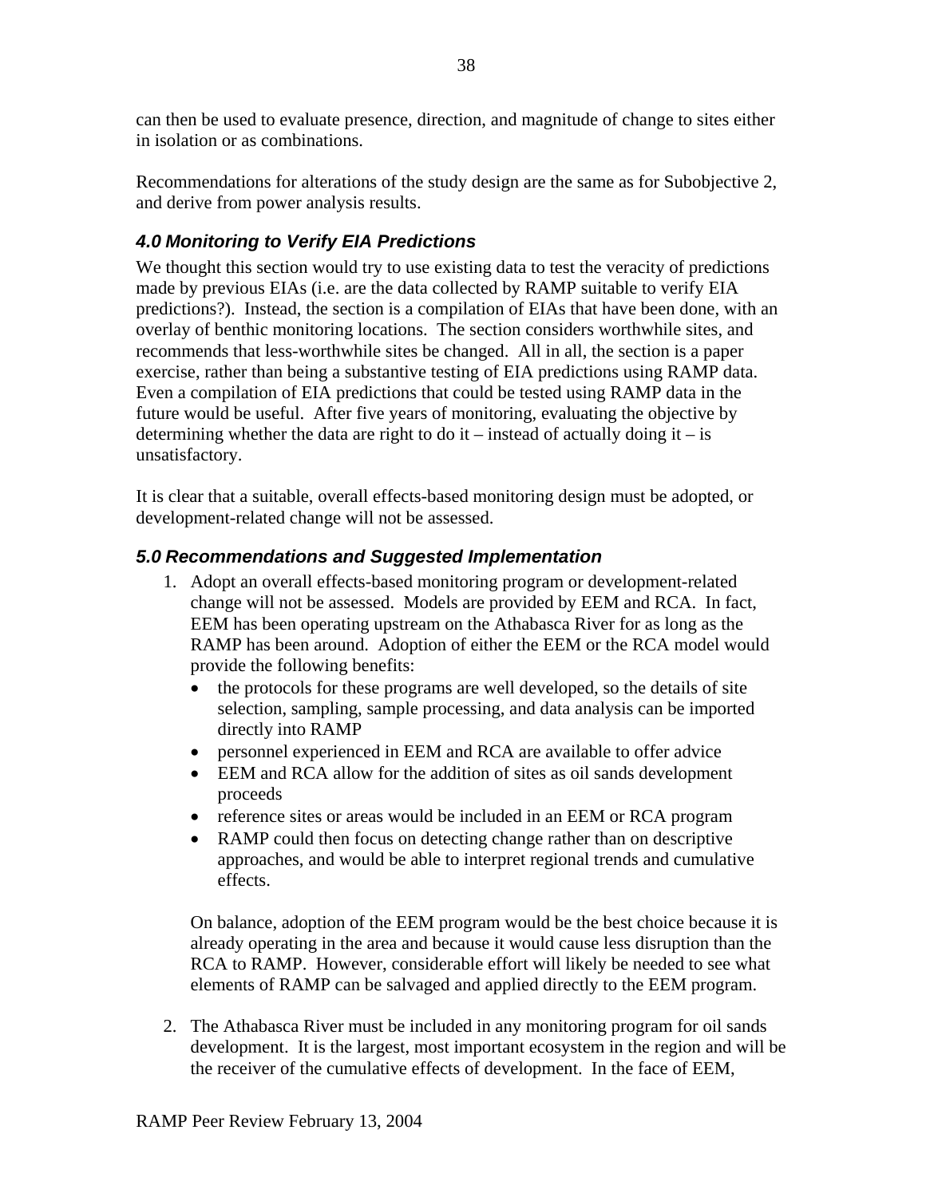can then be used to evaluate presence, direction, and magnitude of change to sites either in isolation or as combinations.

Recommendations for alterations of the study design are the same as for Subobjective 2, and derive from power analysis results.

### *4.0 Monitoring to Verify EIA Predictions*

We thought this section would try to use existing data to test the veracity of predictions made by previous EIAs (i.e. are the data collected by RAMP suitable to verify EIA predictions?). Instead, the section is a compilation of EIAs that have been done, with an overlay of benthic monitoring locations. The section considers worthwhile sites, and recommends that less-worthwhile sites be changed. All in all, the section is a paper exercise, rather than being a substantive testing of EIA predictions using RAMP data. Even a compilation of EIA predictions that could be tested using RAMP data in the future would be useful. After five years of monitoring, evaluating the objective by determining whether the data are right to do it – instead of actually doing it – is unsatisfactory.

It is clear that a suitable, overall effects-based monitoring design must be adopted, or development-related change will not be assessed.

### *5.0 Recommendations and Suggested Implementation*

1. Adopt an overall effects-based monitoring program or development-related change will not be assessed. Models are provided by EEM and RCA. In fact, EEM has been operating upstream on the Athabasca River for as long as the RAMP has been around. Adoption of either the EEM or the RCA model would provide the following benefits:
   - the protocols for these programs are well developed, so the details of site selection, sampling, sample processing, and data analysis can be imported directly into RAMP
   - personnel experienced in EEM and RCA are available to offer advice
   - EEM and RCA allow for the addition of sites as oil sands development proceeds
   - reference sites or areas would be included in an EEM or RCA program
   - RAMP could then focus on detecting change rather than on descriptive approaches, and would be able to interpret regional trends and cumulative effects.

   On balance, adoption of the EEM program would be the best choice because it is already operating in the area and because it would cause less disruption than the RCA to RAMP. However, considerable effort will likely be needed to see what elements of RAMP can be salvaged and applied directly to the EEM program.

2. The Athabasca River must be included in any monitoring program for oil sands development. It is the largest, most important ecosystem in the region and will be the receiver of the cumulative effects of development. In the face of EEM,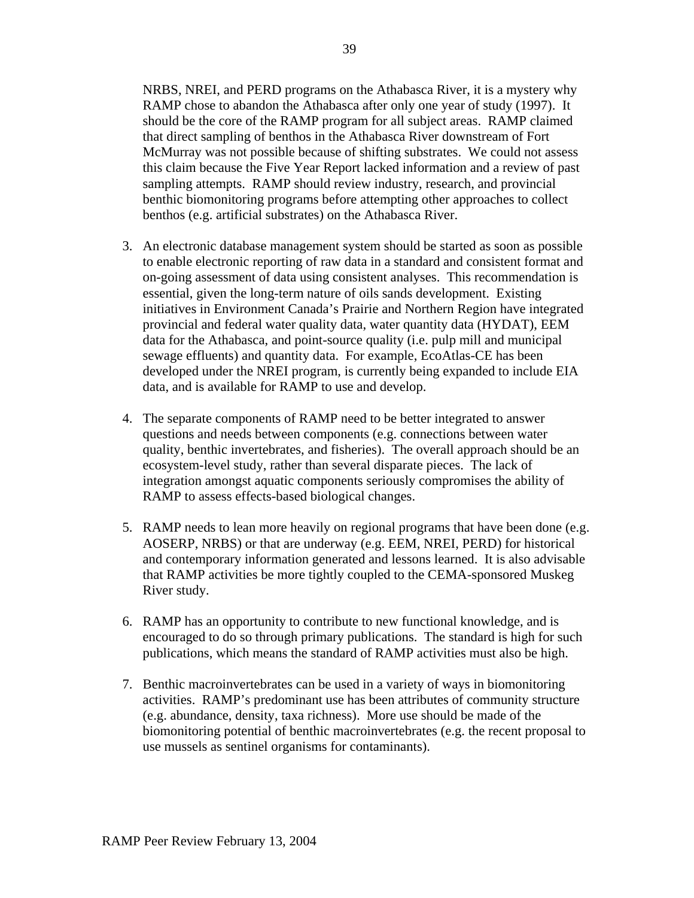NRBS, NREI, and PERD programs on the Athabasca River, it is a mystery why RAMP chose to abandon the Athabasca after only one year of study (1997). It should be the core of the RAMP program for all subject areas. RAMP claimed that direct sampling of benthos in the Athabasca River downstream of Fort McMurray was not possible because of shifting substrates. We could not assess this claim because the Five Year Report lacked information and a review of past sampling attempts. RAMP should review industry, research, and provincial benthic biomonitoring programs before attempting other approaches to collect benthos (e.g. artificial substrates) on the Athabasca River.

3. An electronic database management system should be started as soon as possible to enable electronic reporting of raw data in a standard and consistent format and on-going assessment of data using consistent analyses. This recommendation is essential, given the long-term nature of oils sands development. Existing initiatives in Environment Canada's Prairie and Northern Region have integrated provincial and federal water quality data, water quantity data (HYDAT), EEM data for the Athabasca, and point-source quality (i.e. pulp mill and municipal sewage effluents) and quantity data. For example, EcoAtlas-CE has been developed under the NREI program, is currently being expanded to include EIA data, and is available for RAMP to use and develop.

4. The separate components of RAMP need to be better integrated to answer questions and needs between components (e.g. connections between water quality, benthic invertebrates, and fisheries). The overall approach should be an ecosystem-level study, rather than several disparate pieces. The lack of integration amongst aquatic components seriously compromises the ability of RAMP to assess effects-based biological changes.

5. RAMP needs to lean more heavily on regional programs that have been done (e.g. AOSERP, NRBS) or that are underway (e.g. EEM, NREI, PERD) for historical and contemporary information generated and lessons learned. It is also advisable that RAMP activities be more tightly coupled to the CEMA-sponsored Muskeg River study.

6. RAMP has an opportunity to contribute to new functional knowledge, and is encouraged to do so through primary publications. The standard is high for such publications, which means the standard of RAMP activities must also be high.

7. Benthic macroinvertebrates can be used in a variety of ways in biomonitoring activities. RAMP's predominant use has been attributes of community structure (e.g. abundance, density, taxa richness). More use should be made of the biomonitoring potential of benthic macroinvertebrates (e.g. the recent proposal to use mussels as sentinel organisms for contaminants).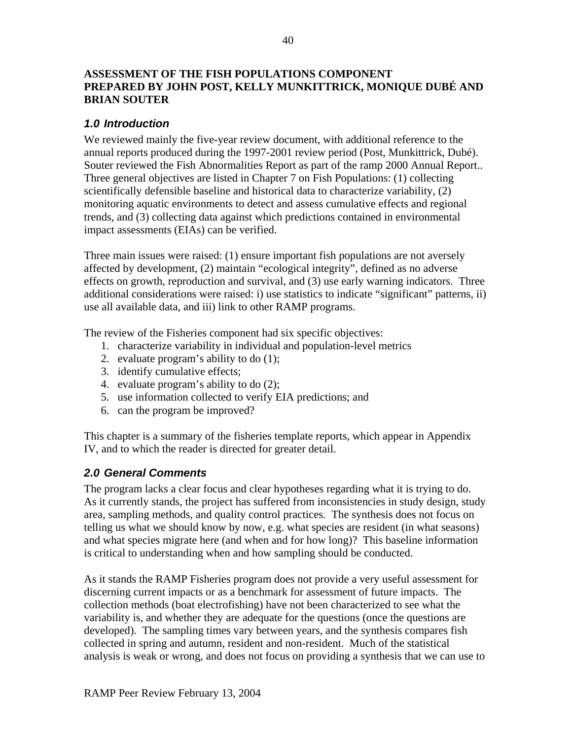**ASSESSMENT OF THE FISH POPULATIONS COMPONENT**
**PREPARED BY JOHN POST, KELLY MUNKITTRICK, MONIQUE DUBÉ AND BRIAN SOUTER**

## *1.0 Introduction*

We reviewed mainly the five-year review document, with additional reference to the annual reports produced during the 1997-2001 review period (Post, Munkittrick, Dubé). Souter reviewed the Fish Abnormalities Report as part of the ramp 2000 Annual Report.. Three general objectives are listed in Chapter 7 on Fish Populations: (1) collecting scientifically defensible baseline and historical data to characterize variability, (2) monitoring aquatic environments to detect and assess cumulative effects and regional trends, and (3) collecting data against which predictions contained in environmental impact assessments (EIAs) can be verified.

Three main issues were raised: (1) ensure important fish populations are not aversely affected by development, (2) maintain "ecological integrity", defined as no adverse effects on growth, reproduction and survival, and (3) use early warning indicators. Three additional considerations were raised: i) use statistics to indicate "significant" patterns, ii) use all available data, and iii) link to other RAMP programs.

The review of the Fisheries component had six specific objectives:

1. characterize variability in individual and population-level metrics
2. evaluate program's ability to do (1);
3. identify cumulative effects;
4. evaluate program's ability to do (2);
5. use information collected to verify EIA predictions; and
6. can the program be improved?

This chapter is a summary of the fisheries template reports, which appear in Appendix IV, and to which the reader is directed for greater detail.

## *2.0 General Comments*

The program lacks a clear focus and clear hypotheses regarding what it is trying to do. As it currently stands, the project has suffered from inconsistencies in study design, study area, sampling methods, and quality control practices. The synthesis does not focus on telling us what we should know by now, e.g. what species are resident (in what seasons) and what species migrate here (and when and for how long)? This baseline information is critical to understanding when and how sampling should be conducted.

As it stands the RAMP Fisheries program does not provide a very useful assessment for discerning current impacts or as a benchmark for assessment of future impacts. The collection methods (boat electrofishing) have not been characterized to see what the variability is, and whether they are adequate for the questions (once the questions are developed). The sampling times vary between years, and the synthesis compares fish collected in spring and autumn, resident and non-resident. Much of the statistical analysis is weak or wrong, and does not focus on providing a synthesis that we can use to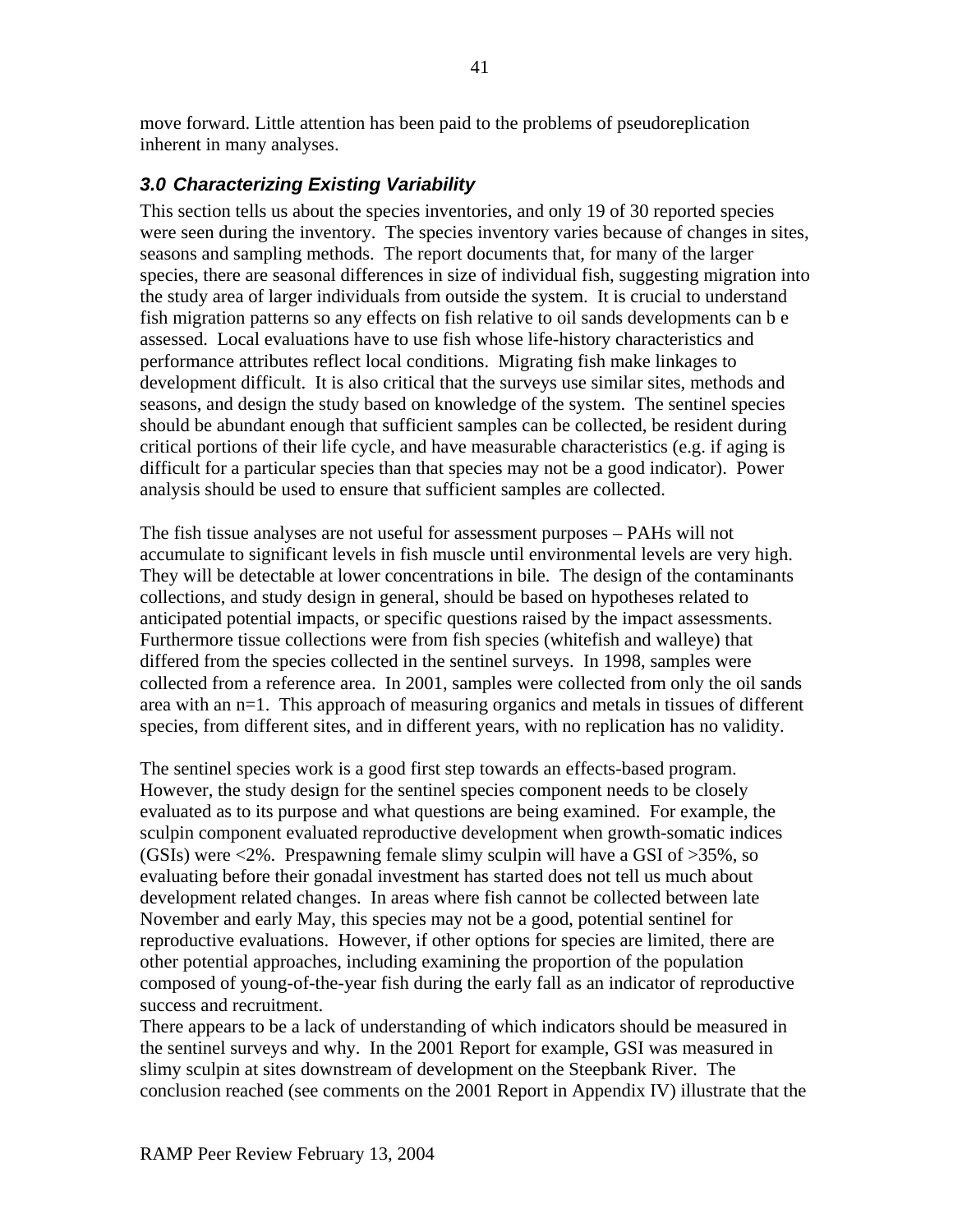move forward. Little attention has been paid to the problems of pseudoreplication inherent in many analyses.

### *3.0 Characterizing Existing Variability*

This section tells us about the species inventories, and only 19 of 30 reported species were seen during the inventory. The species inventory varies because of changes in sites, seasons and sampling methods. The report documents that, for many of the larger species, there are seasonal differences in size of individual fish, suggesting migration into the study area of larger individuals from outside the system. It is crucial to understand fish migration patterns so any effects on fish relative to oil sands developments can b e assessed. Local evaluations have to use fish whose life-history characteristics and performance attributes reflect local conditions. Migrating fish make linkages to development difficult. It is also critical that the surveys use similar sites, methods and seasons, and design the study based on knowledge of the system. The sentinel species should be abundant enough that sufficient samples can be collected, be resident during critical portions of their life cycle, and have measurable characteristics (e.g. if aging is difficult for a particular species than that species may not be a good indicator). Power analysis should be used to ensure that sufficient samples are collected.

The fish tissue analyses are not useful for assessment purposes – PAHs will not accumulate to significant levels in fish muscle until environmental levels are very high. They will be detectable at lower concentrations in bile. The design of the contaminants collections, and study design in general, should be based on hypotheses related to anticipated potential impacts, or specific questions raised by the impact assessments. Furthermore tissue collections were from fish species (whitefish and walleye) that differed from the species collected in the sentinel surveys. In 1998, samples were collected from a reference area. In 2001, samples were collected from only the oil sands area with an n=1. This approach of measuring organics and metals in tissues of different species, from different sites, and in different years, with no replication has no validity.

The sentinel species work is a good first step towards an effects-based program. However, the study design for the sentinel species component needs to be closely evaluated as to its purpose and what questions are being examined. For example, the sculpin component evaluated reproductive development when growth-somatic indices (GSIs) were <2%. Prespawning female slimy sculpin will have a GSI of >35%, so evaluating before their gonadal investment has started does not tell us much about development related changes. In areas where fish cannot be collected between late November and early May, this species may not be a good, potential sentinel for reproductive evaluations. However, if other options for species are limited, there are other potential approaches, including examining the proportion of the population composed of young-of-the-year fish during the early fall as an indicator of reproductive success and recruitment.

There appears to be a lack of understanding of which indicators should be measured in the sentinel surveys and why. In the 2001 Report for example, GSI was measured in slimy sculpin at sites downstream of development on the Steepbank River. The conclusion reached (see comments on the 2001 Report in Appendix IV) illustrate that the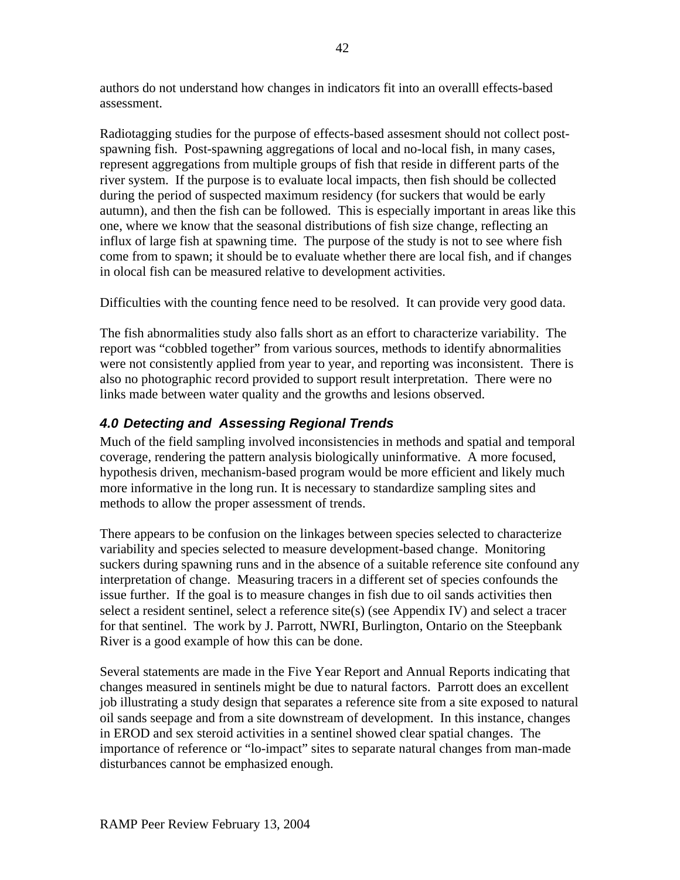authors do not understand how changes in indicators fit into an overalll effects-based assessment.

Radiotagging studies for the purpose of effects-based assesment should not collect post-spawning fish. Post-spawning aggregations of local and no-local fish, in many cases, represent aggregations from multiple groups of fish that reside in different parts of the river system. If the purpose is to evaluate local impacts, then fish should be collected during the period of suspected maximum residency (for suckers that would be early autumn), and then the fish can be followed. This is especially important in areas like this one, where we know that the seasonal distributions of fish size change, reflecting an influx of large fish at spawning time. The purpose of the study is not to see where fish come from to spawn; it should be to evaluate whether there are local fish, and if changes in olocal fish can be measured relative to development activities.

Difficulties with the counting fence need to be resolved. It can provide very good data.

The fish abnormalities study also falls short as an effort to characterize variability. The report was "cobbled together" from various sources, methods to identify abnormalities were not consistently applied from year to year, and reporting was inconsistent. There is also no photographic record provided to support result interpretation. There were no links made between water quality and the growths and lesions observed.

## *4.0 Detecting and Assessing Regional Trends*

Much of the field sampling involved inconsistencies in methods and spatial and temporal coverage, rendering the pattern analysis biologically uninformative. A more focused, hypothesis driven, mechanism-based program would be more efficient and likely much more informative in the long run. It is necessary to standardize sampling sites and methods to allow the proper assessment of trends.

There appears to be confusion on the linkages between species selected to characterize variability and species selected to measure development-based change. Monitoring suckers during spawning runs and in the absence of a suitable reference site confound any interpretation of change. Measuring tracers in a different set of species confounds the issue further. If the goal is to measure changes in fish due to oil sands activities then select a resident sentinel, select a reference site(s) (see Appendix IV) and select a tracer for that sentinel. The work by J. Parrott, NWRI, Burlington, Ontario on the Steepbank River is a good example of how this can be done.

Several statements are made in the Five Year Report and Annual Reports indicating that changes measured in sentinels might be due to natural factors. Parrott does an excellent job illustrating a study design that separates a reference site from a site exposed to natural oil sands seepage and from a site downstream of development. In this instance, changes in EROD and sex steroid activities in a sentinel showed clear spatial changes. The importance of reference or "lo-impact" sites to separate natural changes from man-made disturbances cannot be emphasized enough.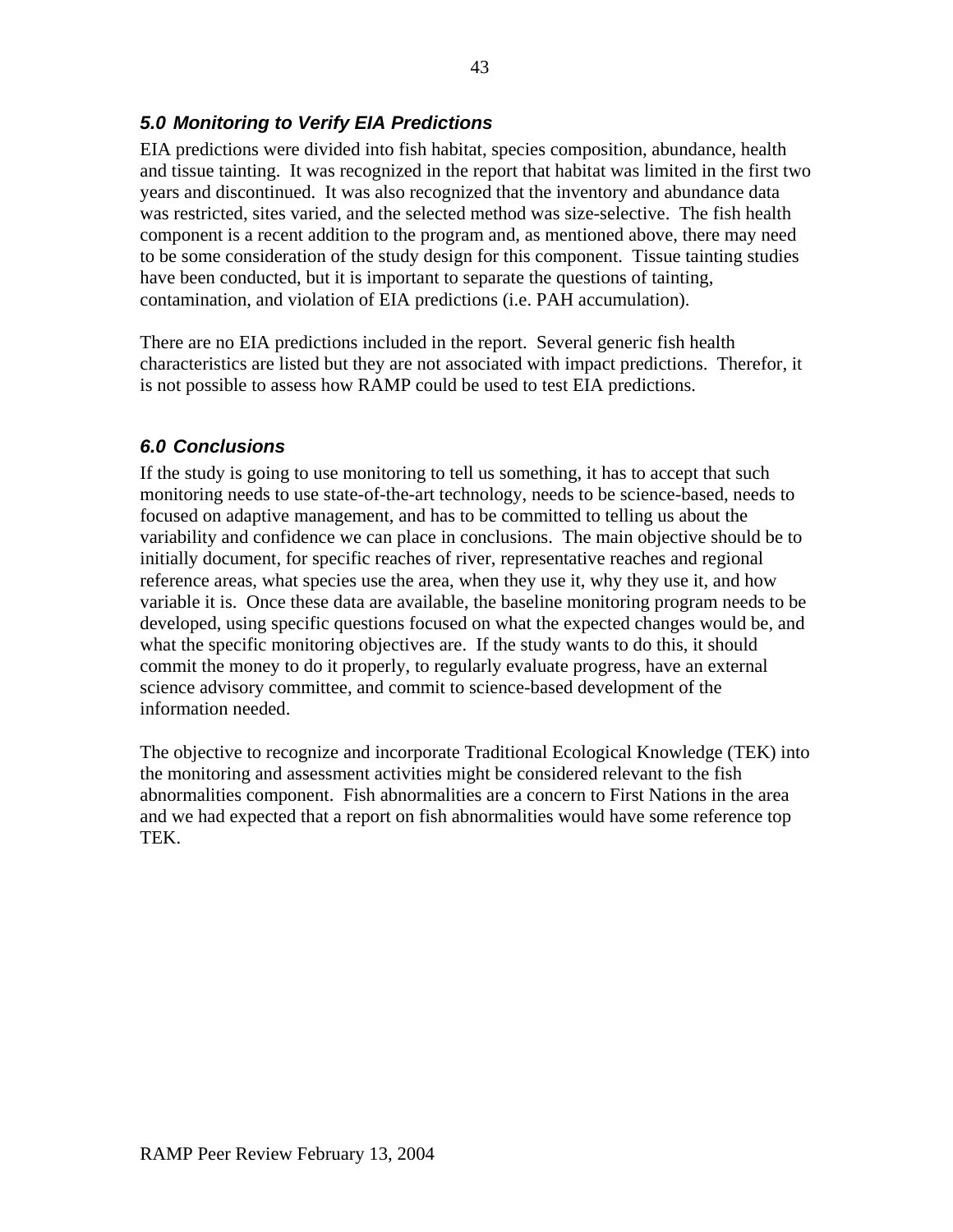## *5.0 Monitoring to Verify EIA Predictions*

EIA predictions were divided into fish habitat, species composition, abundance, health and tissue tainting. It was recognized in the report that habitat was limited in the first two years and discontinued. It was also recognized that the inventory and abundance data was restricted, sites varied, and the selected method was size-selective. The fish health component is a recent addition to the program and, as mentioned above, there may need to be some consideration of the study design for this component. Tissue tainting studies have been conducted, but it is important to separate the questions of tainting, contamination, and violation of EIA predictions (i.e. PAH accumulation).

There are no EIA predictions included in the report. Several generic fish health characteristics are listed but they are not associated with impact predictions. Therefor, it is not possible to assess how RAMP could be used to test EIA predictions.

## *6.0 Conclusions*

If the study is going to use monitoring to tell us something, it has to accept that such monitoring needs to use state-of-the-art technology, needs to be science-based, needs to focused on adaptive management, and has to be committed to telling us about the variability and confidence we can place in conclusions. The main objective should be to initially document, for specific reaches of river, representative reaches and regional reference areas, what species use the area, when they use it, why they use it, and how variable it is. Once these data are available, the baseline monitoring program needs to be developed, using specific questions focused on what the expected changes would be, and what the specific monitoring objectives are. If the study wants to do this, it should commit the money to do it properly, to regularly evaluate progress, have an external science advisory committee, and commit to science-based development of the information needed.

The objective to recognize and incorporate Traditional Ecological Knowledge (TEK) into the monitoring and assessment activities might be considered relevant to the fish abnormalities component. Fish abnormalities are a concern to First Nations in the area and we had expected that a report on fish abnormalities would have some reference top TEK.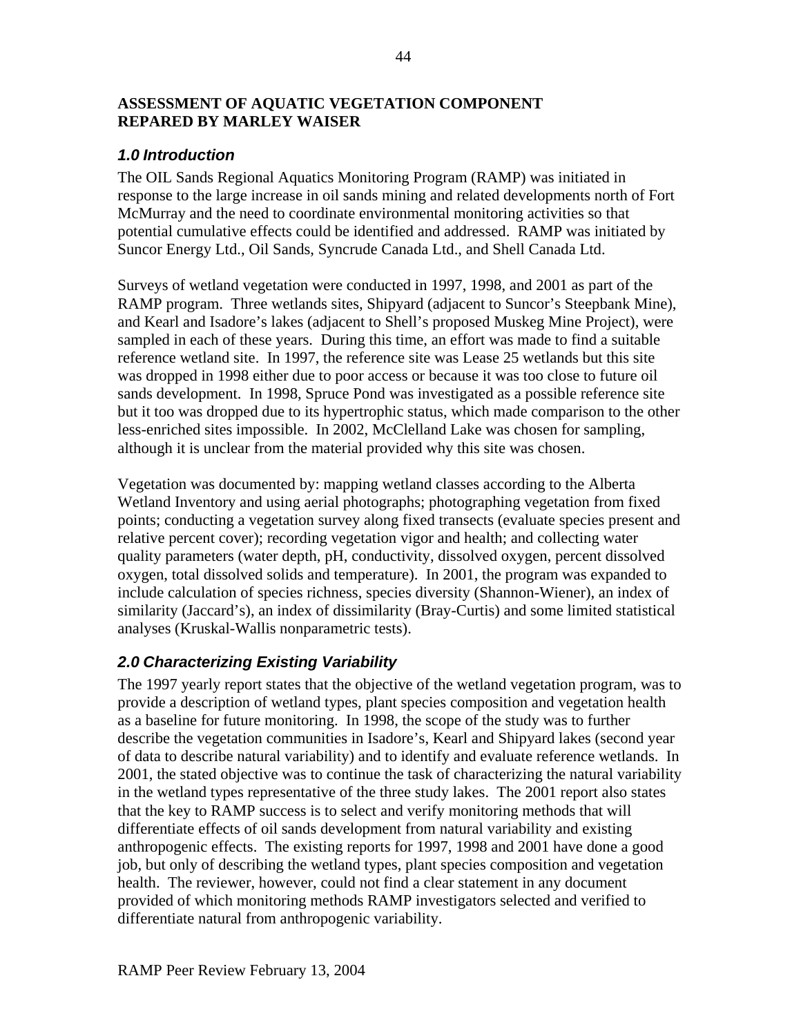**ASSESSMENT OF AQUATIC VEGETATION COMPONENT REPARED BY MARLEY WAISER**

## *1.0 Introduction*

The OIL Sands Regional Aquatics Monitoring Program (RAMP) was initiated in response to the large increase in oil sands mining and related developments north of Fort McMurray and the need to coordinate environmental monitoring activities so that potential cumulative effects could be identified and addressed. RAMP was initiated by Suncor Energy Ltd., Oil Sands, Syncrude Canada Ltd., and Shell Canada Ltd.

Surveys of wetland vegetation were conducted in 1997, 1998, and 2001 as part of the RAMP program. Three wetlands sites, Shipyard (adjacent to Suncor's Steepbank Mine), and Kearl and Isadore's lakes (adjacent to Shell's proposed Muskeg Mine Project), were sampled in each of these years. During this time, an effort was made to find a suitable reference wetland site. In 1997, the reference site was Lease 25 wetlands but this site was dropped in 1998 either due to poor access or because it was too close to future oil sands development. In 1998, Spruce Pond was investigated as a possible reference site but it too was dropped due to its hypertrophic status, which made comparison to the other less-enriched sites impossible. In 2002, McClelland Lake was chosen for sampling, although it is unclear from the material provided why this site was chosen.

Vegetation was documented by: mapping wetland classes according to the Alberta Wetland Inventory and using aerial photographs; photographing vegetation from fixed points; conducting a vegetation survey along fixed transects (evaluate species present and relative percent cover); recording vegetation vigor and health; and collecting water quality parameters (water depth, pH, conductivity, dissolved oxygen, percent dissolved oxygen, total dissolved solids and temperature). In 2001, the program was expanded to include calculation of species richness, species diversity (Shannon-Wiener), an index of similarity (Jaccard's), an index of dissimilarity (Bray-Curtis) and some limited statistical analyses (Kruskal-Wallis nonparametric tests).

## *2.0 Characterizing Existing Variability*

The 1997 yearly report states that the objective of the wetland vegetation program, was to provide a description of wetland types, plant species composition and vegetation health as a baseline for future monitoring. In 1998, the scope of the study was to further describe the vegetation communities in Isadore's, Kearl and Shipyard lakes (second year of data to describe natural variability) and to identify and evaluate reference wetlands. In 2001, the stated objective was to continue the task of characterizing the natural variability in the wetland types representative of the three study lakes. The 2001 report also states that the key to RAMP success is to select and verify monitoring methods that will differentiate effects of oil sands development from natural variability and existing anthropogenic effects. The existing reports for 1997, 1998 and 2001 have done a good job, but only of describing the wetland types, plant species composition and vegetation health. The reviewer, however, could not find a clear statement in any document provided of which monitoring methods RAMP investigators selected and verified to differentiate natural from anthropogenic variability.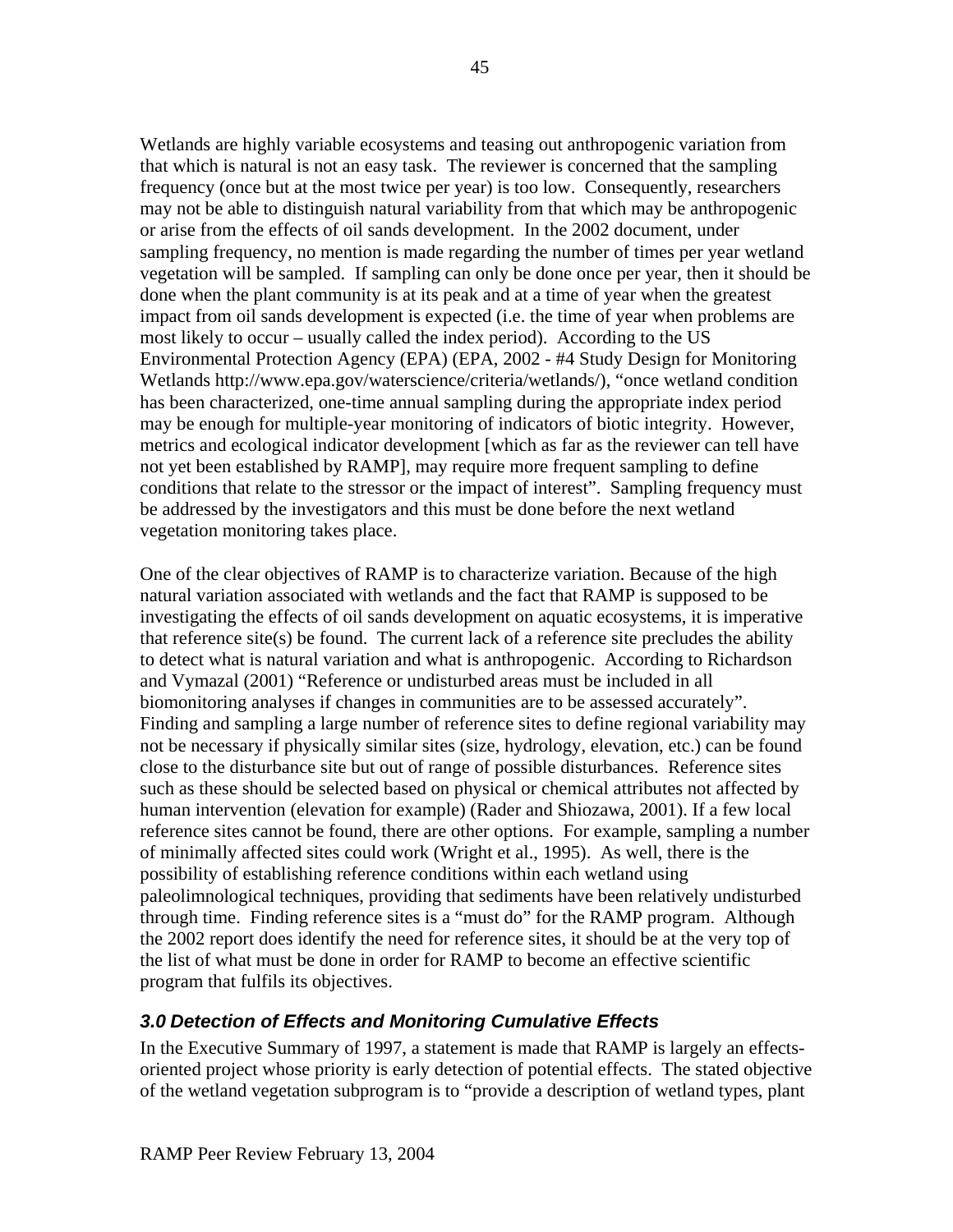Wetlands are highly variable ecosystems and teasing out anthropogenic variation from that which is natural is not an easy task. The reviewer is concerned that the sampling frequency (once but at the most twice per year) is too low. Consequently, researchers may not be able to distinguish natural variability from that which may be anthropogenic or arise from the effects of oil sands development. In the 2002 document, under sampling frequency, no mention is made regarding the number of times per year wetland vegetation will be sampled. If sampling can only be done once per year, then it should be done when the plant community is at its peak and at a time of year when the greatest impact from oil sands development is expected (i.e. the time of year when problems are most likely to occur – usually called the index period). According to the US Environmental Protection Agency (EPA) (EPA, 2002 - #4 Study Design for Monitoring Wetlands http://www.epa.gov/waterscience/criteria/wetlands/), "once wetland condition has been characterized, one-time annual sampling during the appropriate index period may be enough for multiple-year monitoring of indicators of biotic integrity. However, metrics and ecological indicator development [which as far as the reviewer can tell have not yet been established by RAMP], may require more frequent sampling to define conditions that relate to the stressor or the impact of interest". Sampling frequency must be addressed by the investigators and this must be done before the next wetland vegetation monitoring takes place.

One of the clear objectives of RAMP is to characterize variation. Because of the high natural variation associated with wetlands and the fact that RAMP is supposed to be investigating the effects of oil sands development on aquatic ecosystems, it is imperative that reference site(s) be found. The current lack of a reference site precludes the ability to detect what is natural variation and what is anthropogenic. According to Richardson and Vymazal (2001) "Reference or undisturbed areas must be included in all biomonitoring analyses if changes in communities are to be assessed accurately". Finding and sampling a large number of reference sites to define regional variability may not be necessary if physically similar sites (size, hydrology, elevation, etc.) can be found close to the disturbance site but out of range of possible disturbances. Reference sites such as these should be selected based on physical or chemical attributes not affected by human intervention (elevation for example) (Rader and Shiozawa, 2001). If a few local reference sites cannot be found, there are other options. For example, sampling a number of minimally affected sites could work (Wright et al., 1995). As well, there is the possibility of establishing reference conditions within each wetland using paleolimnological techniques, providing that sediments have been relatively undisturbed through time. Finding reference sites is a "must do" for the RAMP program. Although the 2002 report does identify the need for reference sites, it should be at the very top of the list of what must be done in order for RAMP to become an effective scientific program that fulfils its objectives.

### *3.0 Detection of Effects and Monitoring Cumulative Effects*

In the Executive Summary of 1997, a statement is made that RAMP is largely an effects-oriented project whose priority is early detection of potential effects. The stated objective of the wetland vegetation subprogram is to "provide a description of wetland types, plant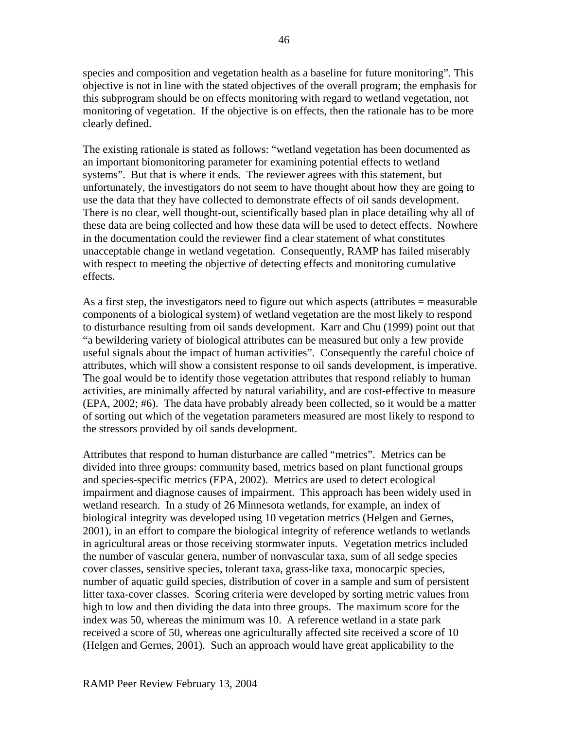species and composition and vegetation health as a baseline for future monitoring". This objective is not in line with the stated objectives of the overall program; the emphasis for this subprogram should be on effects monitoring with regard to wetland vegetation, not monitoring of vegetation. If the objective is on effects, then the rationale has to be more clearly defined.

The existing rationale is stated as follows: "wetland vegetation has been documented as an important biomonitoring parameter for examining potential effects to wetland systems". But that is where it ends. The reviewer agrees with this statement, but unfortunately, the investigators do not seem to have thought about how they are going to use the data that they have collected to demonstrate effects of oil sands development. There is no clear, well thought-out, scientifically based plan in place detailing why all of these data are being collected and how these data will be used to detect effects. Nowhere in the documentation could the reviewer find a clear statement of what constitutes unacceptable change in wetland vegetation. Consequently, RAMP has failed miserably with respect to meeting the objective of detecting effects and monitoring cumulative effects.

As a first step, the investigators need to figure out which aspects (attributes = measurable components of a biological system) of wetland vegetation are the most likely to respond to disturbance resulting from oil sands development. Karr and Chu (1999) point out that "a bewildering variety of biological attributes can be measured but only a few provide useful signals about the impact of human activities". Consequently the careful choice of attributes, which will show a consistent response to oil sands development, is imperative. The goal would be to identify those vegetation attributes that respond reliably to human activities, are minimally affected by natural variability, and are cost-effective to measure (EPA, 2002; #6). The data have probably already been collected, so it would be a matter of sorting out which of the vegetation parameters measured are most likely to respond to the stressors provided by oil sands development.

Attributes that respond to human disturbance are called "metrics". Metrics can be divided into three groups: community based, metrics based on plant functional groups and species-specific metrics (EPA, 2002). Metrics are used to detect ecological impairment and diagnose causes of impairment. This approach has been widely used in wetland research. In a study of 26 Minnesota wetlands, for example, an index of biological integrity was developed using 10 vegetation metrics (Helgen and Gernes, 2001), in an effort to compare the biological integrity of reference wetlands to wetlands in agricultural areas or those receiving stormwater inputs. Vegetation metrics included the number of vascular genera, number of nonvascular taxa, sum of all sedge species cover classes, sensitive species, tolerant taxa, grass-like taxa, monocarpic species, number of aquatic guild species, distribution of cover in a sample and sum of persistent litter taxa-cover classes. Scoring criteria were developed by sorting metric values from high to low and then dividing the data into three groups. The maximum score for the index was 50, whereas the minimum was 10. A reference wetland in a state park received a score of 50, whereas one agriculturally affected site received a score of 10 (Helgen and Gernes, 2001). Such an approach would have great applicability to the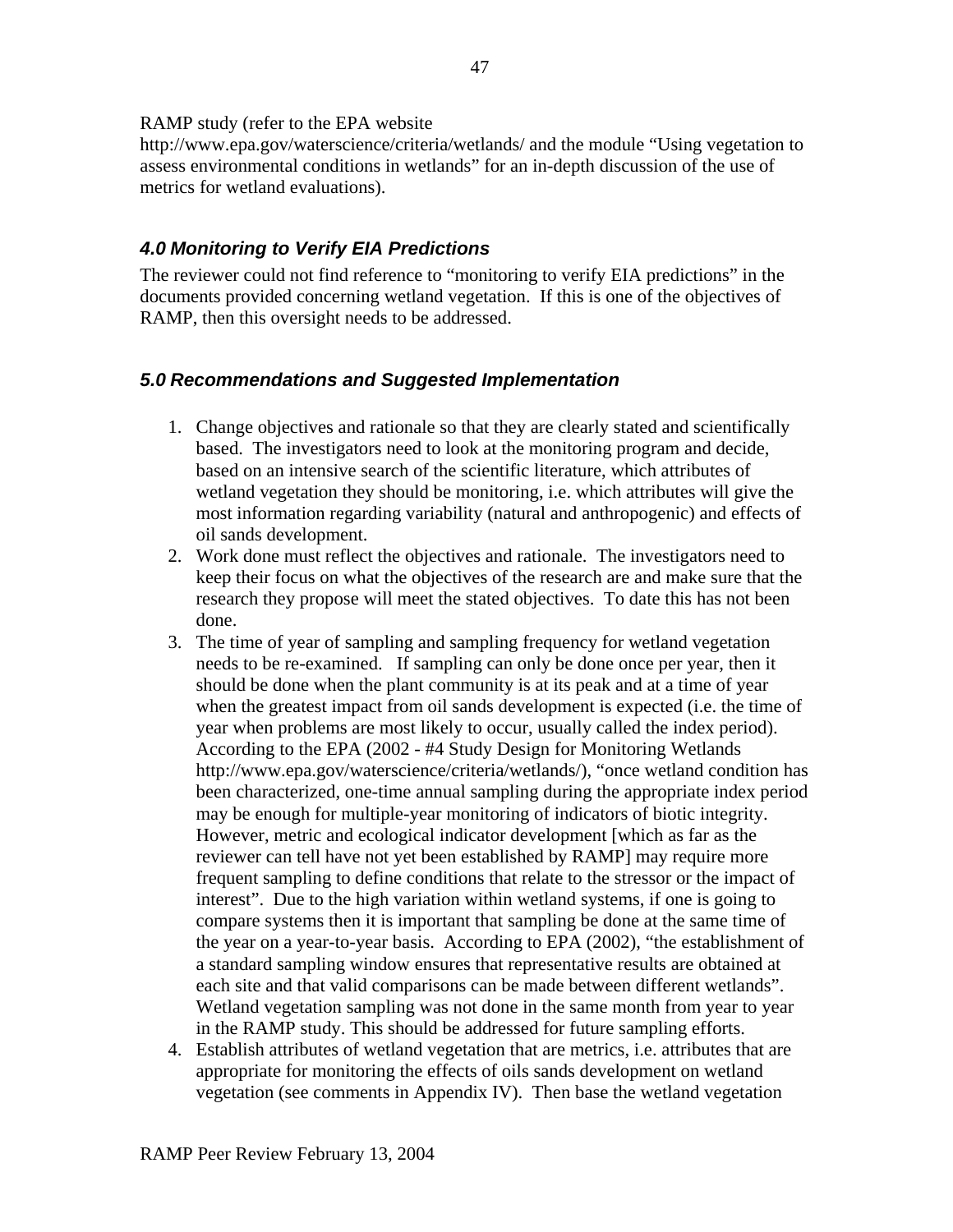RAMP study (refer to the EPA website http://www.epa.gov/waterscience/criteria/wetlands/ and the module "Using vegetation to assess environmental conditions in wetlands" for an in-depth discussion of the use of metrics for wetland evaluations).

### *4.0 Monitoring to Verify EIA Predictions*

The reviewer could not find reference to "monitoring to verify EIA predictions" in the documents provided concerning wetland vegetation. If this is one of the objectives of RAMP, then this oversight needs to be addressed.

### *5.0 Recommendations and Suggested Implementation*

1. Change objectives and rationale so that they are clearly stated and scientifically based. The investigators need to look at the monitoring program and decide, based on an intensive search of the scientific literature, which attributes of wetland vegetation they should be monitoring, i.e. which attributes will give the most information regarding variability (natural and anthropogenic) and effects of oil sands development.
2. Work done must reflect the objectives and rationale. The investigators need to keep their focus on what the objectives of the research are and make sure that the research they propose will meet the stated objectives. To date this has not been done.
3. The time of year of sampling and sampling frequency for wetland vegetation needs to be re-examined. If sampling can only be done once per year, then it should be done when the plant community is at its peak and at a time of year when the greatest impact from oil sands development is expected (i.e. the time of year when problems are most likely to occur, usually called the index period). According to the EPA (2002 - #4 Study Design for Monitoring Wetlands http://www.epa.gov/waterscience/criteria/wetlands/), "once wetland condition has been characterized, one-time annual sampling during the appropriate index period may be enough for multiple-year monitoring of indicators of biotic integrity. However, metric and ecological indicator development [which as far as the reviewer can tell have not yet been established by RAMP] may require more frequent sampling to define conditions that relate to the stressor or the impact of interest". Due to the high variation within wetland systems, if one is going to compare systems then it is important that sampling be done at the same time of the year on a year-to-year basis. According to EPA (2002), "the establishment of a standard sampling window ensures that representative results are obtained at each site and that valid comparisons can be made between different wetlands". Wetland vegetation sampling was not done in the same month from year to year in the RAMP study. This should be addressed for future sampling efforts.
4. Establish attributes of wetland vegetation that are metrics, i.e. attributes that are appropriate for monitoring the effects of oils sands development on wetland vegetation (see comments in Appendix IV). Then base the wetland vegetation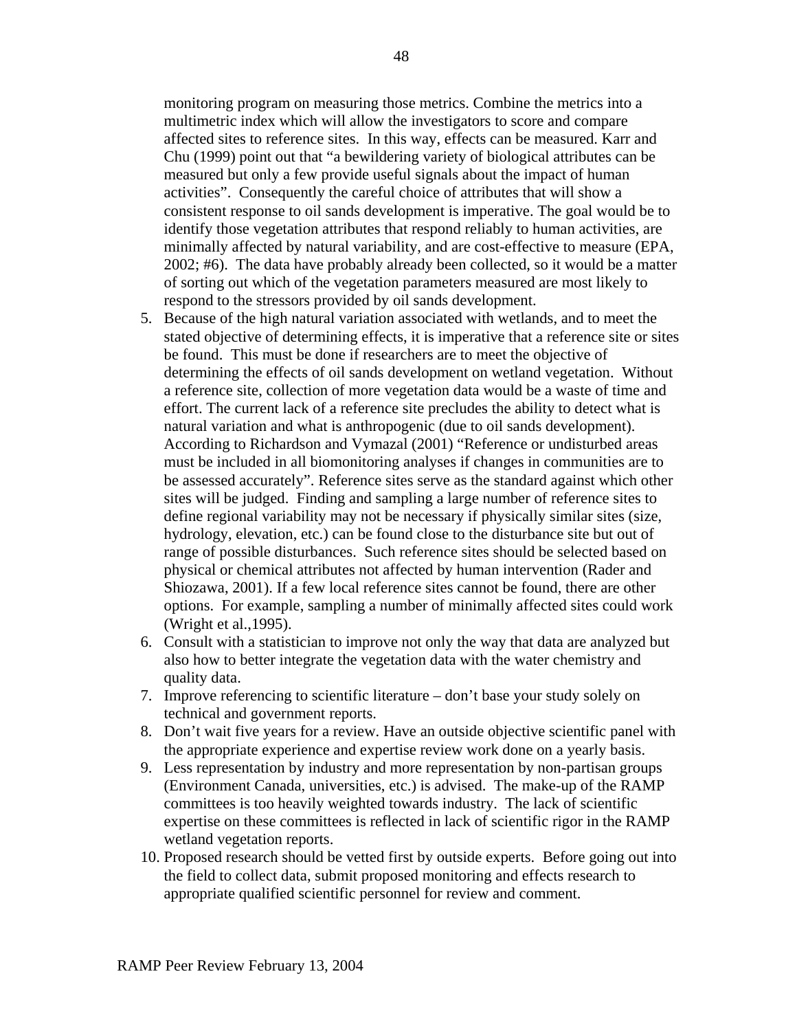monitoring program on measuring those metrics. Combine the metrics into a multimetric index which will allow the investigators to score and compare affected sites to reference sites. In this way, effects can be measured. Karr and Chu (1999) point out that "a bewildering variety of biological attributes can be measured but only a few provide useful signals about the impact of human activities". Consequently the careful choice of attributes that will show a consistent response to oil sands development is imperative. The goal would be to identify those vegetation attributes that respond reliably to human activities, are minimally affected by natural variability, and are cost-effective to measure (EPA, 2002; #6). The data have probably already been collected, so it would be a matter of sorting out which of the vegetation parameters measured are most likely to respond to the stressors provided by oil sands development.

5. Because of the high natural variation associated with wetlands, and to meet the stated objective of determining effects, it is imperative that a reference site or sites be found. This must be done if researchers are to meet the objective of determining the effects of oil sands development on wetland vegetation. Without a reference site, collection of more vegetation data would be a waste of time and effort. The current lack of a reference site precludes the ability to detect what is natural variation and what is anthropogenic (due to oil sands development). According to Richardson and Vymazal (2001) "Reference or undisturbed areas must be included in all biomonitoring analyses if changes in communities are to be assessed accurately". Reference sites serve as the standard against which other sites will be judged. Finding and sampling a large number of reference sites to define regional variability may not be necessary if physically similar sites (size, hydrology, elevation, etc.) can be found close to the disturbance site but out of range of possible disturbances. Such reference sites should be selected based on physical or chemical attributes not affected by human intervention (Rader and Shiozawa, 2001). If a few local reference sites cannot be found, there are other options. For example, sampling a number of minimally affected sites could work (Wright et al.,1995).
6. Consult with a statistician to improve not only the way that data are analyzed but also how to better integrate the vegetation data with the water chemistry and quality data.
7. Improve referencing to scientific literature – don't base your study solely on technical and government reports.
8. Don't wait five years for a review. Have an outside objective scientific panel with the appropriate experience and expertise review work done on a yearly basis.
9. Less representation by industry and more representation by non-partisan groups (Environment Canada, universities, etc.) is advised. The make-up of the RAMP committees is too heavily weighted towards industry. The lack of scientific expertise on these committees is reflected in lack of scientific rigor in the RAMP wetland vegetation reports.
10. Proposed research should be vetted first by outside experts. Before going out into the field to collect data, submit proposed monitoring and effects research to appropriate qualified scientific personnel for review and comment.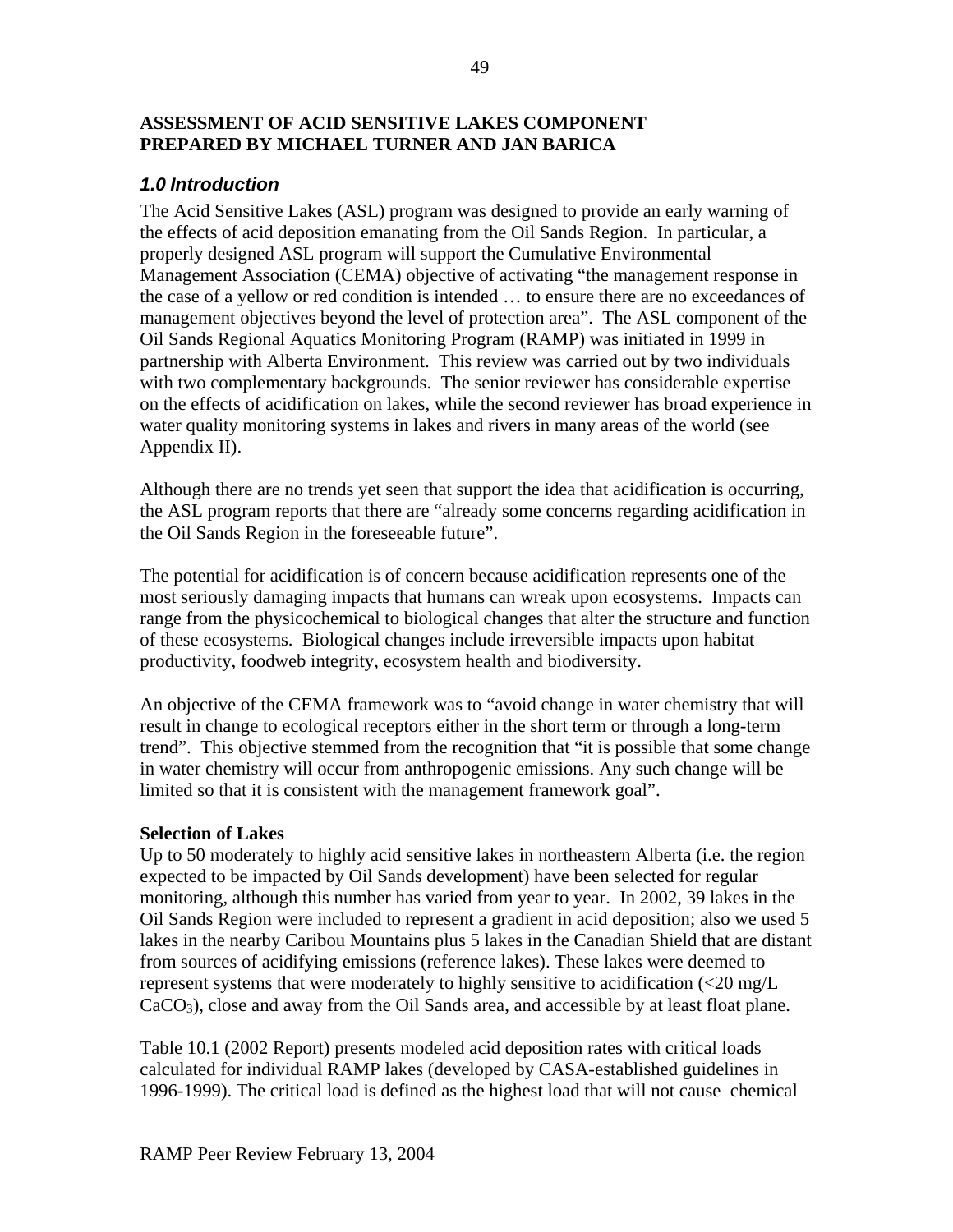**ASSESSMENT OF ACID SENSITIVE LAKES COMPONENT**
**PREPARED BY MICHAEL TURNER AND JAN BARICA**

### *1.0 Introduction*

The Acid Sensitive Lakes (ASL) program was designed to provide an early warning of the effects of acid deposition emanating from the Oil Sands Region. In particular, a properly designed ASL program will support the Cumulative Environmental Management Association (CEMA) objective of activating "the management response in the case of a yellow or red condition is intended … to ensure there are no exceedances of management objectives beyond the level of protection area". The ASL component of the Oil Sands Regional Aquatics Monitoring Program (RAMP) was initiated in 1999 in partnership with Alberta Environment. This review was carried out by two individuals with two complementary backgrounds. The senior reviewer has considerable expertise on the effects of acidification on lakes, while the second reviewer has broad experience in water quality monitoring systems in lakes and rivers in many areas of the world (see Appendix II).

Although there are no trends yet seen that support the idea that acidification is occurring, the ASL program reports that there are "already some concerns regarding acidification in the Oil Sands Region in the foreseeable future".

The potential for acidification is of concern because acidification represents one of the most seriously damaging impacts that humans can wreak upon ecosystems. Impacts can range from the physicochemical to biological changes that alter the structure and function of these ecosystems. Biological changes include irreversible impacts upon habitat productivity, foodweb integrity, ecosystem health and biodiversity.

An objective of the CEMA framework was to "avoid change in water chemistry that will result in change to ecological receptors either in the short term or through a long-term trend". This objective stemmed from the recognition that "it is possible that some change in water chemistry will occur from anthropogenic emissions. Any such change will be limited so that it is consistent with the management framework goal".

**Selection of Lakes**

Up to 50 moderately to highly acid sensitive lakes in northeastern Alberta (i.e. the region expected to be impacted by Oil Sands development) have been selected for regular monitoring, although this number has varied from year to year. In 2002, 39 lakes in the Oil Sands Region were included to represent a gradient in acid deposition; also we used 5 lakes in the nearby Caribou Mountains plus 5 lakes in the Canadian Shield that are distant from sources of acidifying emissions (reference lakes). These lakes were deemed to represent systems that were moderately to highly sensitive to acidification (<20 mg/L $CaCO_3$), close and away from the Oil Sands area, and accessible by at least float plane.

Table 10.1 (2002 Report) presents modeled acid deposition rates with critical loads calculated for individual RAMP lakes (developed by CASA-established guidelines in 1996-1999). The critical load is defined as the highest load that will not cause chemical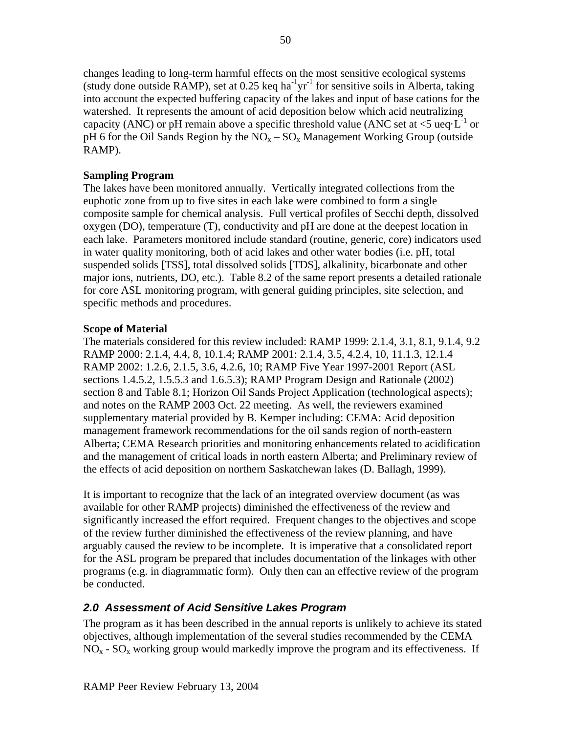changes leading to long-term harmful effects on the most sensitive ecological systems (study done outside RAMP), set at 0.25 keq $ha^{-1}yr^{-1}$ for sensitive soils in Alberta, taking into account the expected buffering capacity of the lakes and input of base cations for the watershed. It represents the amount of acid deposition below which acid neutralizing capacity (ANC) or pH remain above a specific threshold value (ANC set at <5 ueq·$L^{-1}$ or pH 6 for the Oil Sands Region by the $NO_x$ – $SO_x$ Management Working Group (outside RAMP).

**Sampling Program**

The lakes have been monitored annually. Vertically integrated collections from the euphotic zone from up to five sites in each lake were combined to form a single composite sample for chemical analysis. Full vertical profiles of Secchi depth, dissolved oxygen (DO), temperature (T), conductivity and pH are done at the deepest location in each lake. Parameters monitored include standard (routine, generic, core) indicators used in water quality monitoring, both of acid lakes and other water bodies (i.e. pH, total suspended solids [TSS], total dissolved solids [TDS], alkalinity, bicarbonate and other major ions, nutrients, DO, etc.). Table 8.2 of the same report presents a detailed rationale for core ASL monitoring program, with general guiding principles, site selection, and specific methods and procedures.

**Scope of Material**

The materials considered for this review included: RAMP 1999: 2.1.4, 3.1, 8.1, 9.1.4, 9.2 RAMP 2000: 2.1.4, 4.4, 8, 10.1.4; RAMP 2001: 2.1.4, 3.5, 4.2.4, 10, 11.1.3, 12.1.4 RAMP 2002: 1.2.6, 2.1.5, 3.6, 4.2.6, 10; RAMP Five Year 1997-2001 Report (ASL sections 1.4.5.2, 1.5.5.3 and 1.6.5.3); RAMP Program Design and Rationale (2002) section 8 and Table 8.1; Horizon Oil Sands Project Application (technological aspects); and notes on the RAMP 2003 Oct. 22 meeting. As well, the reviewers examined supplementary material provided by B. Kemper including: CEMA: Acid deposition management framework recommendations for the oil sands region of north-eastern Alberta; CEMA Research priorities and monitoring enhancements related to acidification and the management of critical loads in north eastern Alberta; and Preliminary review of the effects of acid deposition on northern Saskatchewan lakes (D. Ballagh, 1999).

It is important to recognize that the lack of an integrated overview document (as was available for other RAMP projects) diminished the effectiveness of the review and significantly increased the effort required. Frequent changes to the objectives and scope of the review further diminished the effectiveness of the review planning, and have arguably caused the review to be incomplete. It is imperative that a consolidated report for the ASL program be prepared that includes documentation of the linkages with other programs (e.g. in diagrammatic form). Only then can an effective review of the program be conducted.

## *2.0 Assessment of Acid Sensitive Lakes Program*

The program as it has been described in the annual reports is unlikely to achieve its stated objectives, although implementation of the several studies recommended by the CEMA $NO_x$ - $SO_x$ working group would markedly improve the program and its effectiveness. If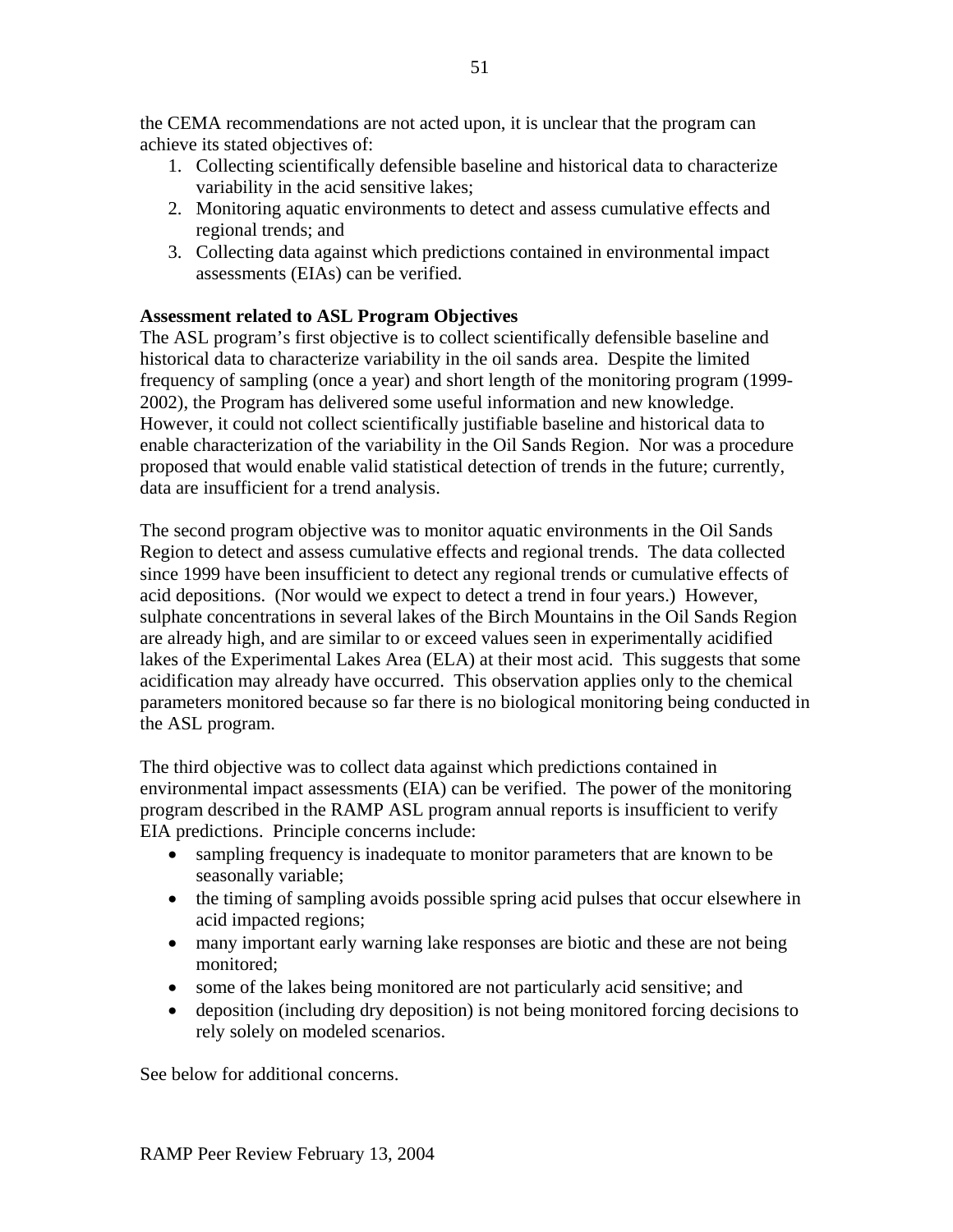the CEMA recommendations are not acted upon, it is unclear that the program can achieve its stated objectives of:

1. Collecting scientifically defensible baseline and historical data to characterize variability in the acid sensitive lakes;
2. Monitoring aquatic environments to detect and assess cumulative effects and regional trends; and
3. Collecting data against which predictions contained in environmental impact assessments (EIAs) can be verified.

**Assessment related to ASL Program Objectives**

The ASL program's first objective is to collect scientifically defensible baseline and historical data to characterize variability in the oil sands area. Despite the limited frequency of sampling (once a year) and short length of the monitoring program (1999-2002), the Program has delivered some useful information and new knowledge. However, it could not collect scientifically justifiable baseline and historical data to enable characterization of the variability in the Oil Sands Region. Nor was a procedure proposed that would enable valid statistical detection of trends in the future; currently, data are insufficient for a trend analysis.

The second program objective was to monitor aquatic environments in the Oil Sands Region to detect and assess cumulative effects and regional trends. The data collected since 1999 have been insufficient to detect any regional trends or cumulative effects of acid depositions. (Nor would we expect to detect a trend in four years.) However, sulphate concentrations in several lakes of the Birch Mountains in the Oil Sands Region are already high, and are similar to or exceed values seen in experimentally acidified lakes of the Experimental Lakes Area (ELA) at their most acid. This suggests that some acidification may already have occurred. This observation applies only to the chemical parameters monitored because so far there is no biological monitoring being conducted in the ASL program.

The third objective was to collect data against which predictions contained in environmental impact assessments (EIA) can be verified. The power of the monitoring program described in the RAMP ASL program annual reports is insufficient to verify EIA predictions. Principle concerns include:

- sampling frequency is inadequate to monitor parameters that are known to be seasonally variable;
- the timing of sampling avoids possible spring acid pulses that occur elsewhere in acid impacted regions;
- many important early warning lake responses are biotic and these are not being monitored;
- some of the lakes being monitored are not particularly acid sensitive; and
- deposition (including dry deposition) is not being monitored forcing decisions to rely solely on modeled scenarios.

See below for additional concerns.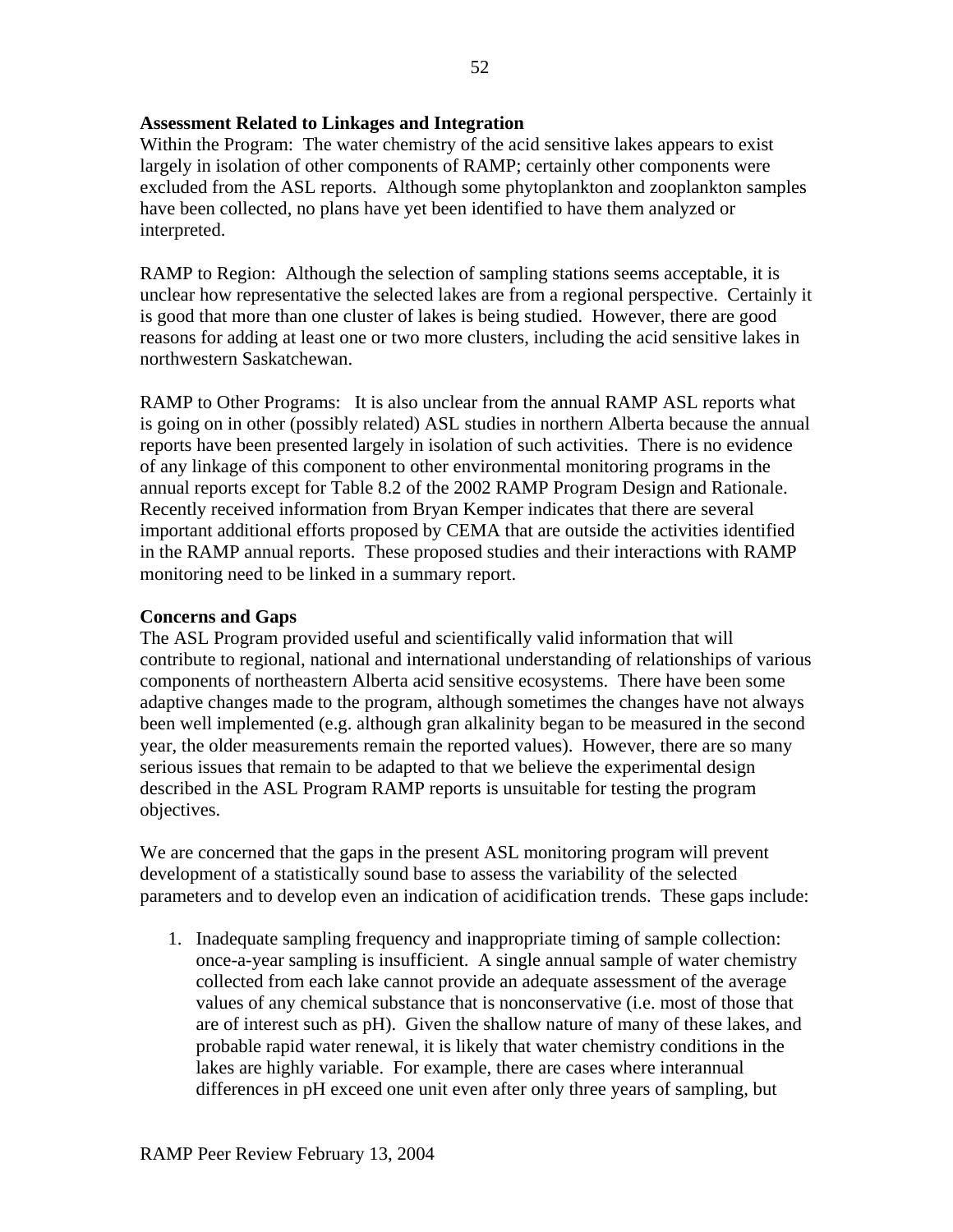**Assessment Related to Linkages and Integration**

Within the Program: The water chemistry of the acid sensitive lakes appears to exist largely in isolation of other components of RAMP; certainly other components were excluded from the ASL reports. Although some phytoplankton and zooplankton samples have been collected, no plans have yet been identified to have them analyzed or interpreted.

RAMP to Region: Although the selection of sampling stations seems acceptable, it is unclear how representative the selected lakes are from a regional perspective. Certainly it is good that more than one cluster of lakes is being studied. However, there are good reasons for adding at least one or two more clusters, including the acid sensitive lakes in northwestern Saskatchewan.

RAMP to Other Programs: It is also unclear from the annual RAMP ASL reports what is going on in other (possibly related) ASL studies in northern Alberta because the annual reports have been presented largely in isolation of such activities. There is no evidence of any linkage of this component to other environmental monitoring programs in the annual reports except for Table 8.2 of the 2002 RAMP Program Design and Rationale. Recently received information from Bryan Kemper indicates that there are several important additional efforts proposed by CEMA that are outside the activities identified in the RAMP annual reports. These proposed studies and their interactions with RAMP monitoring need to be linked in a summary report.

**Concerns and Gaps**

The ASL Program provided useful and scientifically valid information that will contribute to regional, national and international understanding of relationships of various components of northeastern Alberta acid sensitive ecosystems. There have been some adaptive changes made to the program, although sometimes the changes have not always been well implemented (e.g. although gran alkalinity began to be measured in the second year, the older measurements remain the reported values). However, there are so many serious issues that remain to be adapted to that we believe the experimental design described in the ASL Program RAMP reports is unsuitable for testing the program objectives.

We are concerned that the gaps in the present ASL monitoring program will prevent development of a statistically sound base to assess the variability of the selected parameters and to develop even an indication of acidification trends. These gaps include:

1. Inadequate sampling frequency and inappropriate timing of sample collection: once-a-year sampling is insufficient. A single annual sample of water chemistry collected from each lake cannot provide an adequate assessment of the average values of any chemical substance that is nonconservative (i.e. most of those that are of interest such as pH). Given the shallow nature of many of these lakes, and probable rapid water renewal, it is likely that water chemistry conditions in the lakes are highly variable. For example, there are cases where interannual differences in pH exceed one unit even after only three years of sampling, but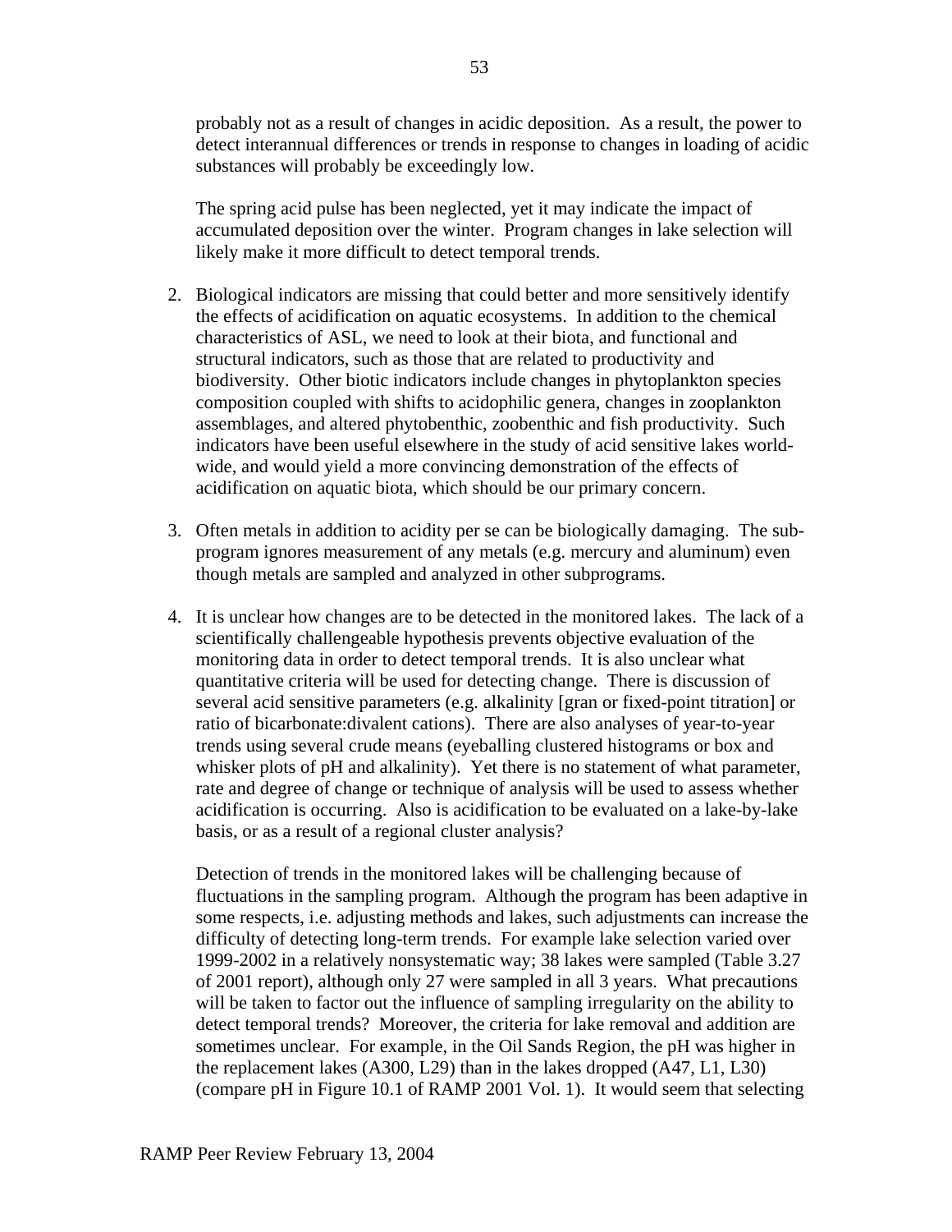probably not as a result of changes in acidic deposition. As a result, the power to detect interannual differences or trends in response to changes in loading of acidic substances will probably be exceedingly low.

The spring acid pulse has been neglected, yet it may indicate the impact of accumulated deposition over the winter. Program changes in lake selection will likely make it more difficult to detect temporal trends.

2. Biological indicators are missing that could better and more sensitively identify the effects of acidification on aquatic ecosystems. In addition to the chemical characteristics of ASL, we need to look at their biota, and functional and structural indicators, such as those that are related to productivity and biodiversity. Other biotic indicators include changes in phytoplankton species composition coupled with shifts to acidophilic genera, changes in zooplankton assemblages, and altered phytobenthic, zoobenthic and fish productivity. Such indicators have been useful elsewhere in the study of acid sensitive lakes world-wide, and would yield a more convincing demonstration of the effects of acidification on aquatic biota, which should be our primary concern.

3. Often metals in addition to acidity per se can be biologically damaging. The sub-program ignores measurement of any metals (e.g. mercury and aluminum) even though metals are sampled and analyzed in other subprograms.

4. It is unclear how changes are to be detected in the monitored lakes. The lack of a scientifically challengeable hypothesis prevents objective evaluation of the monitoring data in order to detect temporal trends. It is also unclear what quantitative criteria will be used for detecting change. There is discussion of several acid sensitive parameters (e.g. alkalinity [gran or fixed-point titration] or ratio of bicarbonate:divalent cations). There are also analyses of year-to-year trends using several crude means (eyeballing clustered histograms or box and whisker plots of pH and alkalinity). Yet there is no statement of what parameter, rate and degree of change or technique of analysis will be used to assess whether acidification is occurring. Also is acidification to be evaluated on a lake-by-lake basis, or as a result of a regional cluster analysis?

   Detection of trends in the monitored lakes will be challenging because of fluctuations in the sampling program. Although the program has been adaptive in some respects, i.e. adjusting methods and lakes, such adjustments can increase the difficulty of detecting long-term trends. For example lake selection varied over 1999-2002 in a relatively nonsystematic way; 38 lakes were sampled (Table 3.27 of 2001 report), although only 27 were sampled in all 3 years. What precautions will be taken to factor out the influence of sampling irregularity on the ability to detect temporal trends? Moreover, the criteria for lake removal and addition are sometimes unclear. For example, in the Oil Sands Region, the pH was higher in the replacement lakes (A300, L29) than in the lakes dropped (A47, L1, L30) (compare pH in Figure 10.1 of RAMP 2001 Vol. 1). It would seem that selecting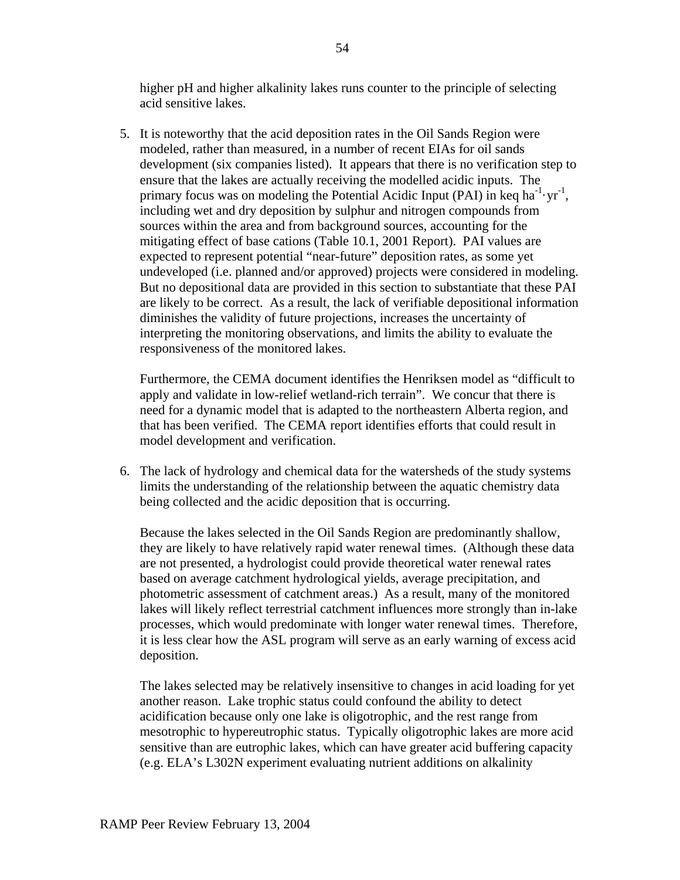higher pH and higher alkalinity lakes runs counter to the principle of selecting acid sensitive lakes.

5. It is noteworthy that the acid deposition rates in the Oil Sands Region were modeled, rather than measured, in a number of recent EIAs for oil sands development (six companies listed). It appears that there is no verification step to ensure that the lakes are actually receiving the modelled acidic inputs. The primary focus was on modeling the Potential Acidic Input (PAI) in keq $ha^{-1} \cdot yr^{-1}$, including wet and dry deposition by sulphur and nitrogen compounds from sources within the area and from background sources, accounting for the mitigating effect of base cations (Table 10.1, 2001 Report). PAI values are expected to represent potential "near-future" deposition rates, as some yet undeveloped (i.e. planned and/or approved) projects were considered in modeling. But no depositional data are provided in this section to substantiate that these PAI are likely to be correct. As a result, the lack of verifiable depositional information diminishes the validity of future projections, increases the uncertainty of interpreting the monitoring observations, and limits the ability to evaluate the responsiveness of the monitored lakes.

   Furthermore, the CEMA document identifies the Henriksen model as "difficult to apply and validate in low-relief wetland-rich terrain". We concur that there is need for a dynamic model that is adapted to the northeastern Alberta region, and that has been verified. The CEMA report identifies efforts that could result in model development and verification.

6. The lack of hydrology and chemical data for the watersheds of the study systems limits the understanding of the relationship between the aquatic chemistry data being collected and the acidic deposition that is occurring.

   Because the lakes selected in the Oil Sands Region are predominantly shallow, they are likely to have relatively rapid water renewal times. (Although these data are not presented, a hydrologist could provide theoretical water renewal rates based on average catchment hydrological yields, average precipitation, and photometric assessment of catchment areas.) As a result, many of the monitored lakes will likely reflect terrestrial catchment influences more strongly than in-lake processes, which would predominate with longer water renewal times. Therefore, it is less clear how the ASL program will serve as an early warning of excess acid deposition.

   The lakes selected may be relatively insensitive to changes in acid loading for yet another reason. Lake trophic status could confound the ability to detect acidification because only one lake is oligotrophic, and the rest range from mesotrophic to hypereutrophic status. Typically oligotrophic lakes are more acid sensitive than are eutrophic lakes, which can have greater acid buffering capacity (e.g. ELA's L302N experiment evaluating nutrient additions on alkalinity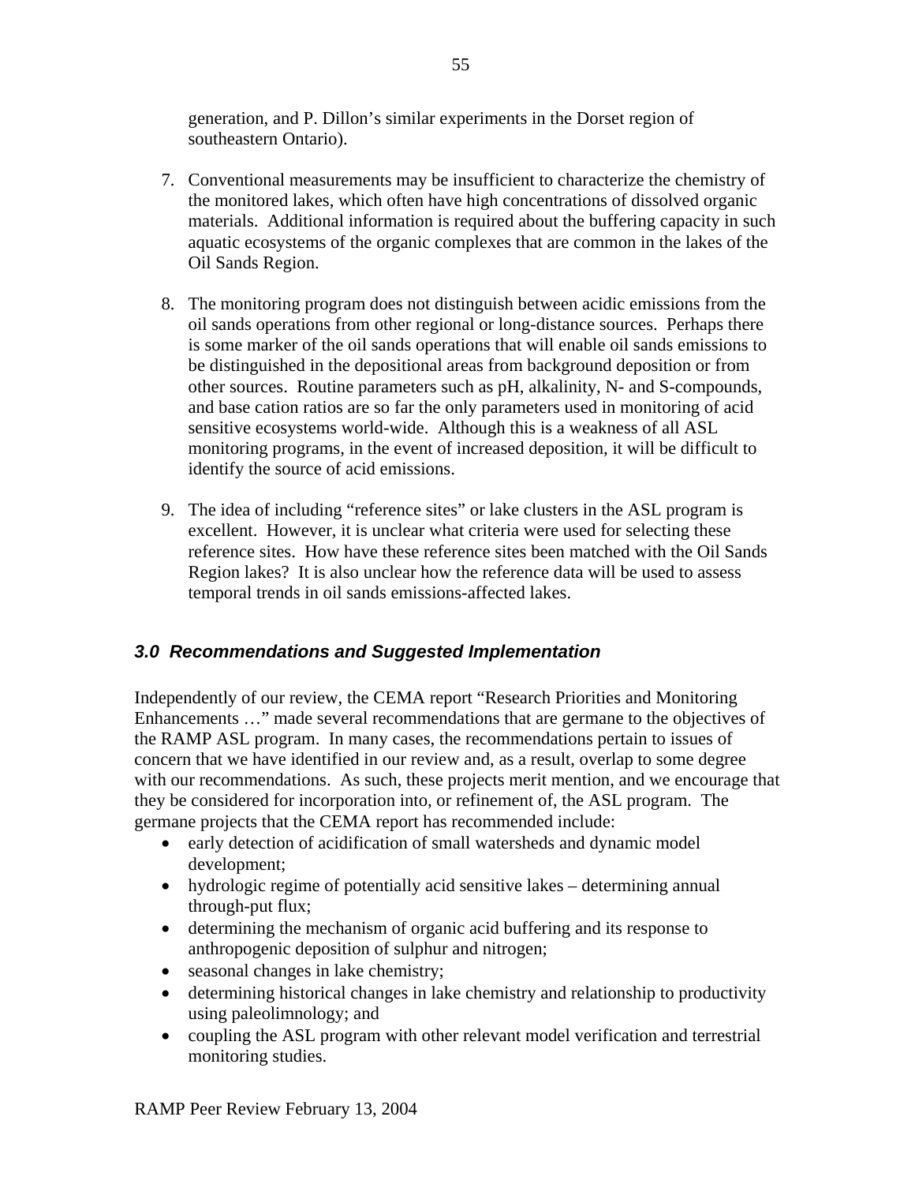generation, and P. Dillon’s similar experiments in the Dorset region of southeastern Ontario).

7. Conventional measurements may be insufficient to characterize the chemistry of the monitored lakes, which often have high concentrations of dissolved organic materials. Additional information is required about the buffering capacity in such aquatic ecosystems of the organic complexes that are common in the lakes of the Oil Sands Region.

8. The monitoring program does not distinguish between acidic emissions from the oil sands operations from other regional or long-distance sources. Perhaps there is some marker of the oil sands operations that will enable oil sands emissions to be distinguished in the depositional areas from background deposition or from other sources. Routine parameters such as pH, alkalinity, N- and S-compounds, and base cation ratios are so far the only parameters used in monitoring of acid sensitive ecosystems world-wide. Although this is a weakness of all ASL monitoring programs, in the event of increased deposition, it will be difficult to identify the source of acid emissions.

9. The idea of including “reference sites” or lake clusters in the ASL program is excellent. However, it is unclear what criteria were used for selecting these reference sites. How have these reference sites been matched with the Oil Sands Region lakes? It is also unclear how the reference data will be used to assess temporal trends in oil sands emissions-affected lakes.

## *3.0 Recommendations and Suggested Implementation*

Independently of our review, the CEMA report “Research Priorities and Monitoring Enhancements …” made several recommendations that are germane to the objectives of the RAMP ASL program. In many cases, the recommendations pertain to issues of concern that we have identified in our review and, as a result, overlap to some degree with our recommendations. As such, these projects merit mention, and we encourage that they be considered for incorporation into, or refinement of, the ASL program. The germane projects that the CEMA report has recommended include:

- early detection of acidification of small watersheds and dynamic model development;
- hydrologic regime of potentially acid sensitive lakes – determining annual through-put flux;
- determining the mechanism of organic acid buffering and its response to anthropogenic deposition of sulphur and nitrogen;
- seasonal changes in lake chemistry;
- determining historical changes in lake chemistry and relationship to productivity using paleolimnology; and
- coupling the ASL program with other relevant model verification and terrestrial monitoring studies.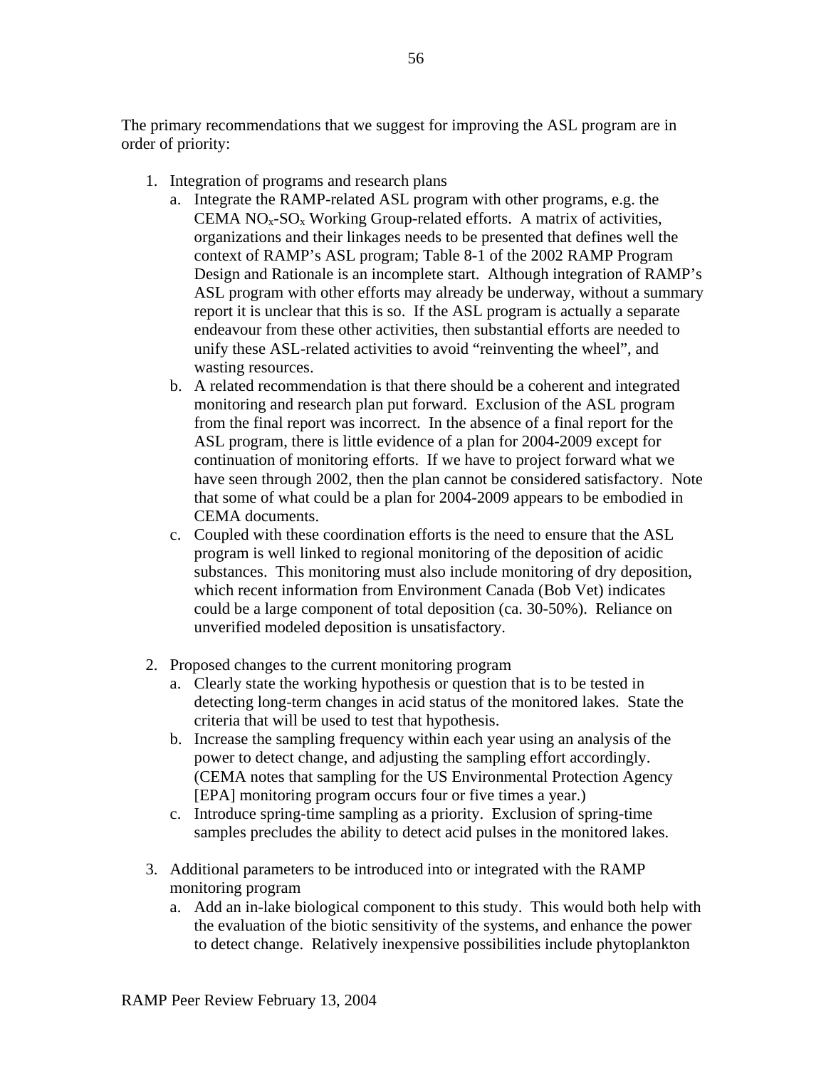The primary recommendations that we suggest for improving the ASL program are in order of priority:

1. Integration of programs and research plans
   a. Integrate the RAMP-related ASL program with other programs, e.g. the CEMA $NO_x$-$SO_x$ Working Group-related efforts. A matrix of activities, organizations and their linkages needs to be presented that defines well the context of RAMP's ASL program; Table 8-1 of the 2002 RAMP Program Design and Rationale is an incomplete start. Although integration of RAMP's ASL program with other efforts may already be underway, without a summary report it is unclear that this is so. If the ASL program is actually a separate endeavour from these other activities, then substantial efforts are needed to unify these ASL-related activities to avoid "reinventing the wheel", and wasting resources.
   b. A related recommendation is that there should be a coherent and integrated monitoring and research plan put forward. Exclusion of the ASL program from the final report was incorrect. In the absence of a final report for the ASL program, there is little evidence of a plan for 2004-2009 except for continuation of monitoring efforts. If we have to project forward what we have seen through 2002, then the plan cannot be considered satisfactory. Note that some of what could be a plan for 2004-2009 appears to be embodied in CEMA documents.
   c. Coupled with these coordination efforts is the need to ensure that the ASL program is well linked to regional monitoring of the deposition of acidic substances. This monitoring must also include monitoring of dry deposition, which recent information from Environment Canada (Bob Vet) indicates could be a large component of total deposition (ca. 30-50%). Reliance on unverified modeled deposition is unsatisfactory.

2. Proposed changes to the current monitoring program
   a. Clearly state the working hypothesis or question that is to be tested in detecting long-term changes in acid status of the monitored lakes. State the criteria that will be used to test that hypothesis.
   b. Increase the sampling frequency within each year using an analysis of the power to detect change, and adjusting the sampling effort accordingly. (CEMA notes that sampling for the US Environmental Protection Agency [EPA] monitoring program occurs four or five times a year.)
   c. Introduce spring-time sampling as a priority. Exclusion of spring-time samples precludes the ability to detect acid pulses in the monitored lakes.

3. Additional parameters to be introduced into or integrated with the RAMP monitoring program
   a. Add an in-lake biological component to this study. This would both help with the evaluation of the biotic sensitivity of the systems, and enhance the power to detect change. Relatively inexpensive possibilities include phytoplankton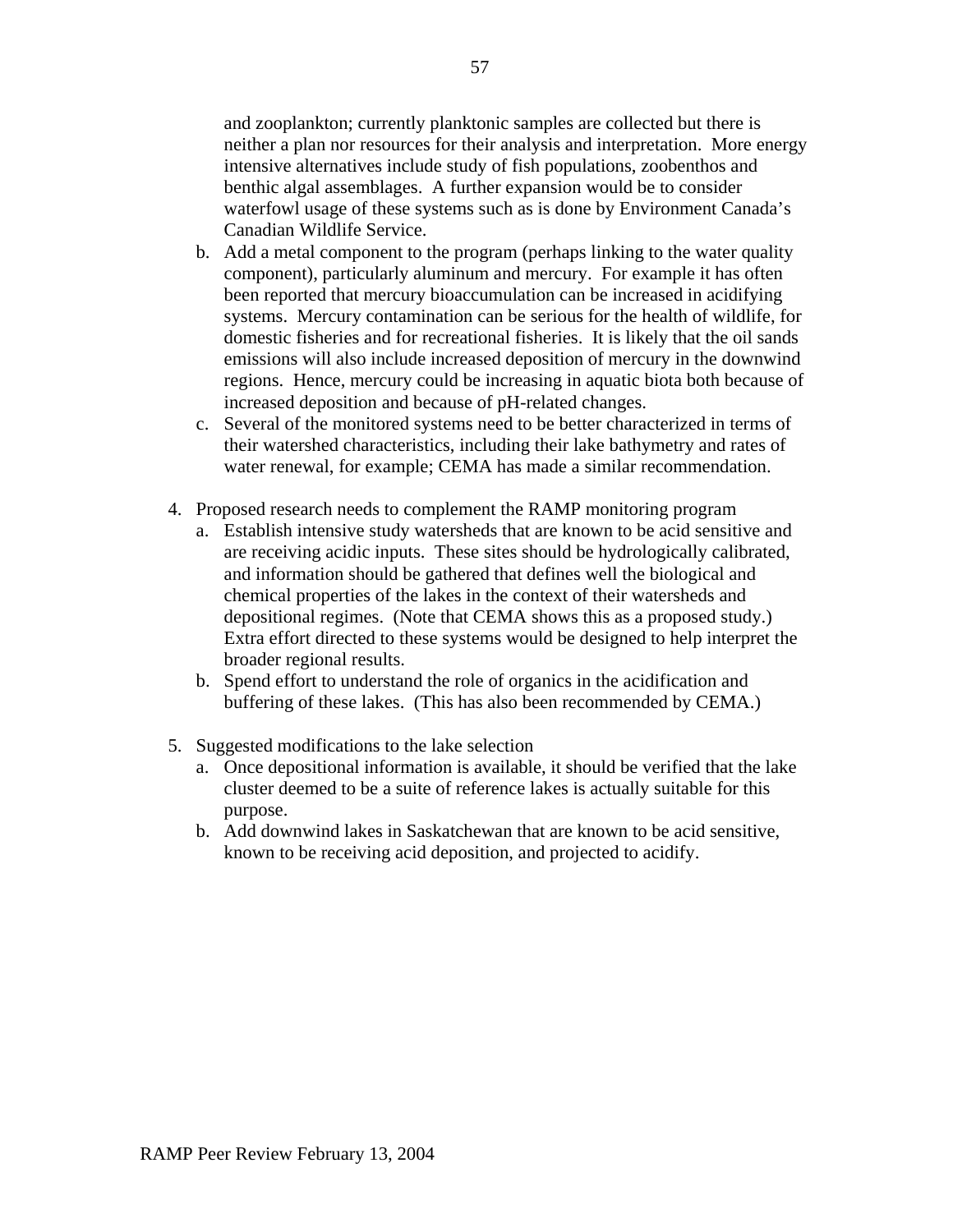and zooplankton; currently planktonic samples are collected but there is neither a plan nor resources for their analysis and interpretation. More energy intensive alternatives include study of fish populations, zoobenthos and benthic algal assemblages. A further expansion would be to consider waterfowl usage of these systems such as is done by Environment Canada's Canadian Wildlife Service.

   b. Add a metal component to the program (perhaps linking to the water quality component), particularly aluminum and mercury. For example it has often been reported that mercury bioaccumulation can be increased in acidifying systems. Mercury contamination can be serious for the health of wildlife, for domestic fisheries and for recreational fisheries. It is likely that the oil sands emissions will also include increased deposition of mercury in the downwind regions. Hence, mercury could be increasing in aquatic biota both because of increased deposition and because of pH-related changes.
   c. Several of the monitored systems need to be better characterized in terms of their watershed characteristics, including their lake bathymetry and rates of water renewal, for example; CEMA has made a similar recommendation.

4. Proposed research needs to complement the RAMP monitoring program
   a. Establish intensive study watersheds that are known to be acid sensitive and are receiving acidic inputs. These sites should be hydrologically calibrated, and information should be gathered that defines well the biological and chemical properties of the lakes in the context of their watersheds and depositional regimes. (Note that CEMA shows this as a proposed study.) Extra effort directed to these systems would be designed to help interpret the broader regional results.
   b. Spend effort to understand the role of organics in the acidification and buffering of these lakes. (This has also been recommended by CEMA.)

5. Suggested modifications to the lake selection
   a. Once depositional information is available, it should be verified that the lake cluster deemed to be a suite of reference lakes is actually suitable for this purpose.
   b. Add downwind lakes in Saskatchewan that are known to be acid sensitive, known to be receiving acid deposition, and projected to acidify.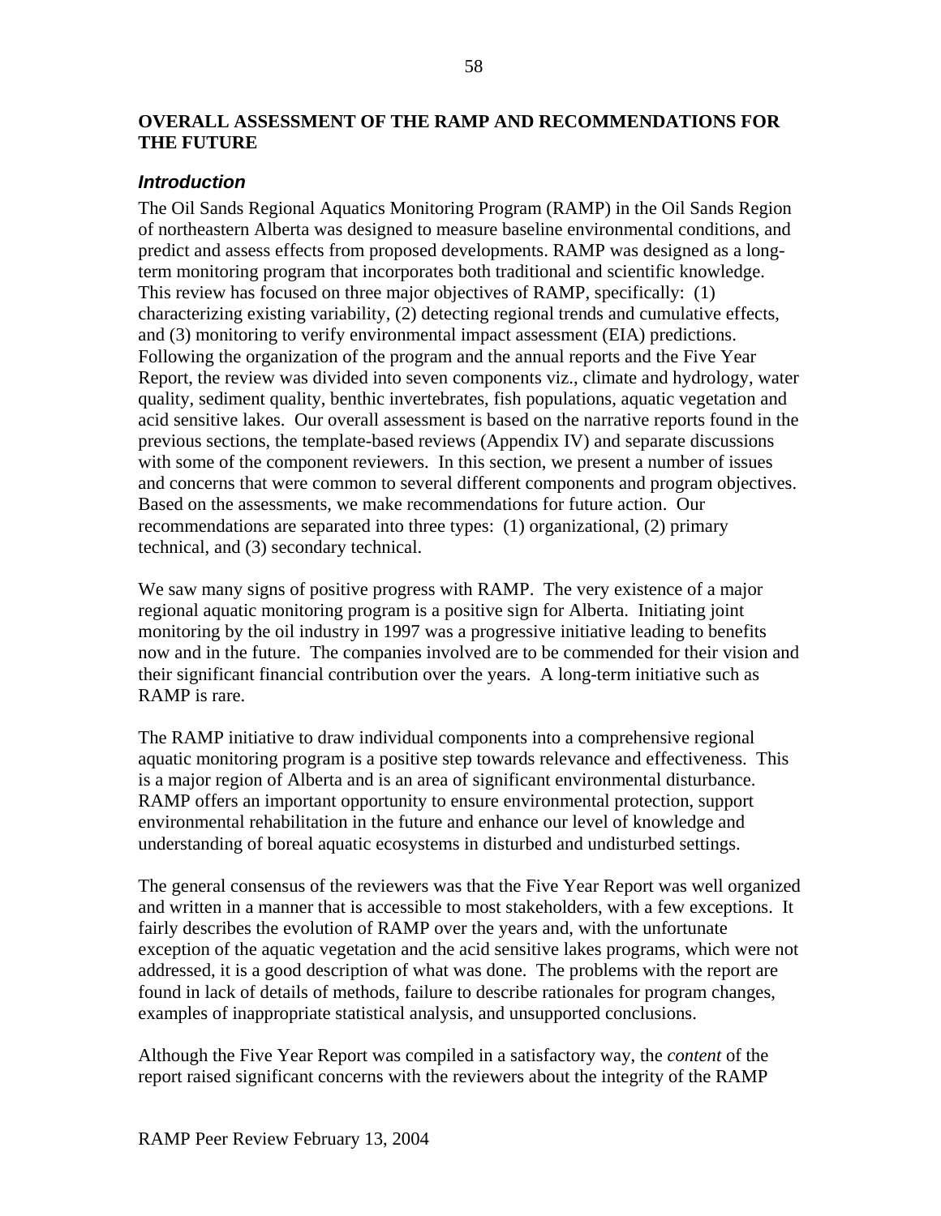## OVERALL ASSESSMENT OF THE RAMP AND RECOMMENDATIONS FOR THE FUTURE

### *Introduction*

The Oil Sands Regional Aquatics Monitoring Program (RAMP) in the Oil Sands Region of northeastern Alberta was designed to measure baseline environmental conditions, and predict and assess effects from proposed developments. RAMP was designed as a long-term monitoring program that incorporates both traditional and scientific knowledge. This review has focused on three major objectives of RAMP, specifically: (1) characterizing existing variability, (2) detecting regional trends and cumulative effects, and (3) monitoring to verify environmental impact assessment (EIA) predictions. Following the organization of the program and the annual reports and the Five Year Report, the review was divided into seven components viz., climate and hydrology, water quality, sediment quality, benthic invertebrates, fish populations, aquatic vegetation and acid sensitive lakes. Our overall assessment is based on the narrative reports found in the previous sections, the template-based reviews (Appendix IV) and separate discussions with some of the component reviewers. In this section, we present a number of issues and concerns that were common to several different components and program objectives. Based on the assessments, we make recommendations for future action. Our recommendations are separated into three types: (1) organizational, (2) primary technical, and (3) secondary technical.

We saw many signs of positive progress with RAMP. The very existence of a major regional aquatic monitoring program is a positive sign for Alberta. Initiating joint monitoring by the oil industry in 1997 was a progressive initiative leading to benefits now and in the future. The companies involved are to be commended for their vision and their significant financial contribution over the years. A long-term initiative such as RAMP is rare.

The RAMP initiative to draw individual components into a comprehensive regional aquatic monitoring program is a positive step towards relevance and effectiveness. This is a major region of Alberta and is an area of significant environmental disturbance. RAMP offers an important opportunity to ensure environmental protection, support environmental rehabilitation in the future and enhance our level of knowledge and understanding of boreal aquatic ecosystems in disturbed and undisturbed settings.

The general consensus of the reviewers was that the Five Year Report was well organized and written in a manner that is accessible to most stakeholders, with a few exceptions. It fairly describes the evolution of RAMP over the years and, with the unfortunate exception of the aquatic vegetation and the acid sensitive lakes programs, which were not addressed, it is a good description of what was done. The problems with the report are found in lack of details of methods, failure to describe rationales for program changes, examples of inappropriate statistical analysis, and unsupported conclusions.

Although the Five Year Report was compiled in a satisfactory way, the *content* of the report raised significant concerns with the reviewers about the integrity of the RAMP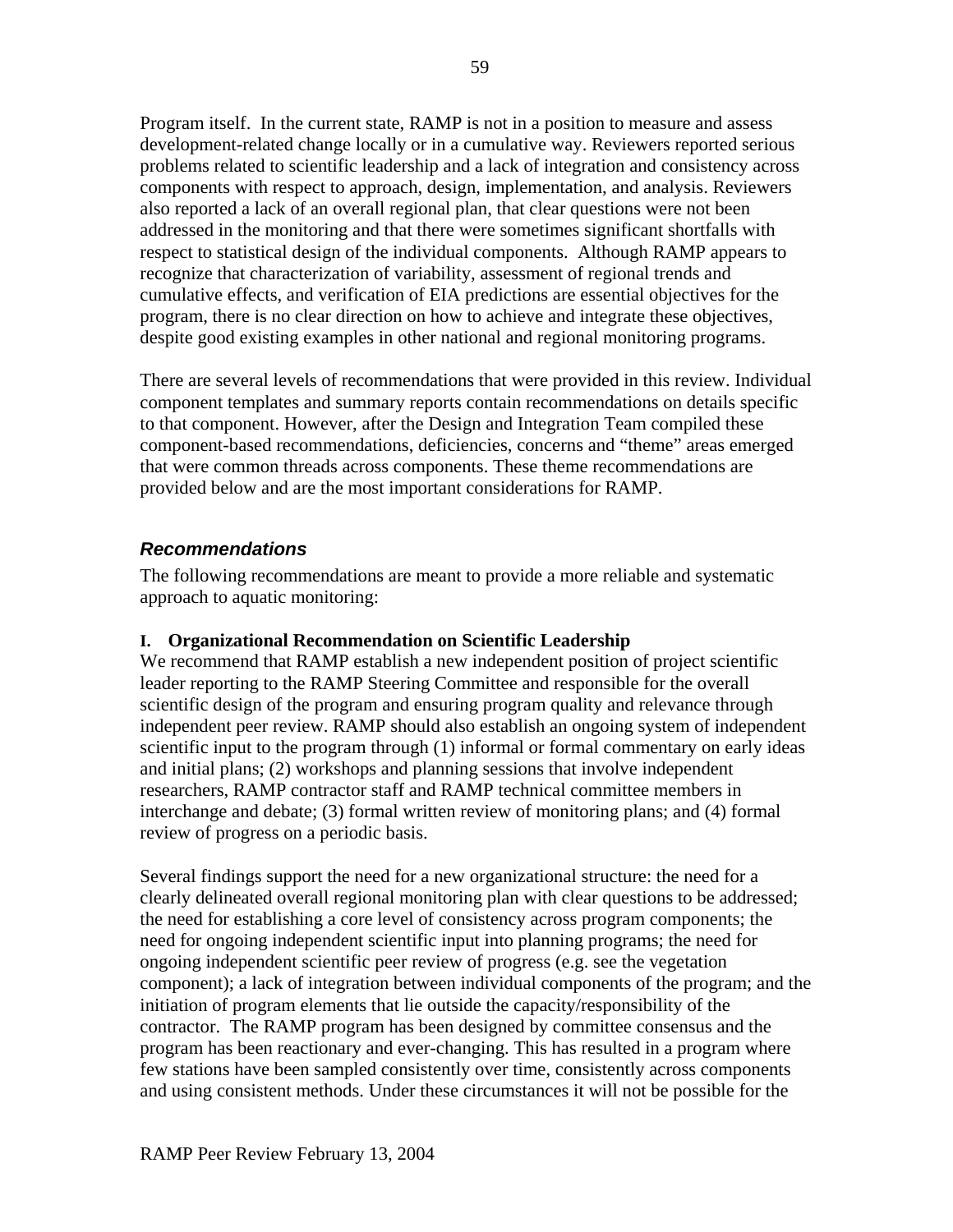Program itself. In the current state, RAMP is not in a position to measure and assess development-related change locally or in a cumulative way. Reviewers reported serious problems related to scientific leadership and a lack of integration and consistency across components with respect to approach, design, implementation, and analysis. Reviewers also reported a lack of an overall regional plan, that clear questions were not been addressed in the monitoring and that there were sometimes significant shortfalls with respect to statistical design of the individual components. Although RAMP appears to recognize that characterization of variability, assessment of regional trends and cumulative effects, and verification of EIA predictions are essential objectives for the program, there is no clear direction on how to achieve and integrate these objectives, despite good existing examples in other national and regional monitoring programs.

There are several levels of recommendations that were provided in this review. Individual component templates and summary reports contain recommendations on details specific to that component. However, after the Design and Integration Team compiled these component-based recommendations, deficiencies, concerns and "theme" areas emerged that were common threads across components. These theme recommendations are provided below and are the most important considerations for RAMP.

### *Recommendations*

The following recommendations are meant to provide a more reliable and systematic approach to aquatic monitoring:

**I. Organizational Recommendation on Scientific Leadership**

We recommend that RAMP establish a new independent position of project scientific leader reporting to the RAMP Steering Committee and responsible for the overall scientific design of the program and ensuring program quality and relevance through independent peer review. RAMP should also establish an ongoing system of independent scientific input to the program through (1) informal or formal commentary on early ideas and initial plans; (2) workshops and planning sessions that involve independent researchers, RAMP contractor staff and RAMP technical committee members in interchange and debate; (3) formal written review of monitoring plans; and (4) formal review of progress on a periodic basis.

Several findings support the need for a new organizational structure: the need for a clearly delineated overall regional monitoring plan with clear questions to be addressed; the need for establishing a core level of consistency across program components; the need for ongoing independent scientific input into planning programs; the need for ongoing independent scientific peer review of progress (e.g. see the vegetation component); a lack of integration between individual components of the program; and the initiation of program elements that lie outside the capacity/responsibility of the contractor. The RAMP program has been designed by committee consensus and the program has been reactionary and ever-changing. This has resulted in a program where few stations have been sampled consistently over time, consistently across components and using consistent methods. Under these circumstances it will not be possible for the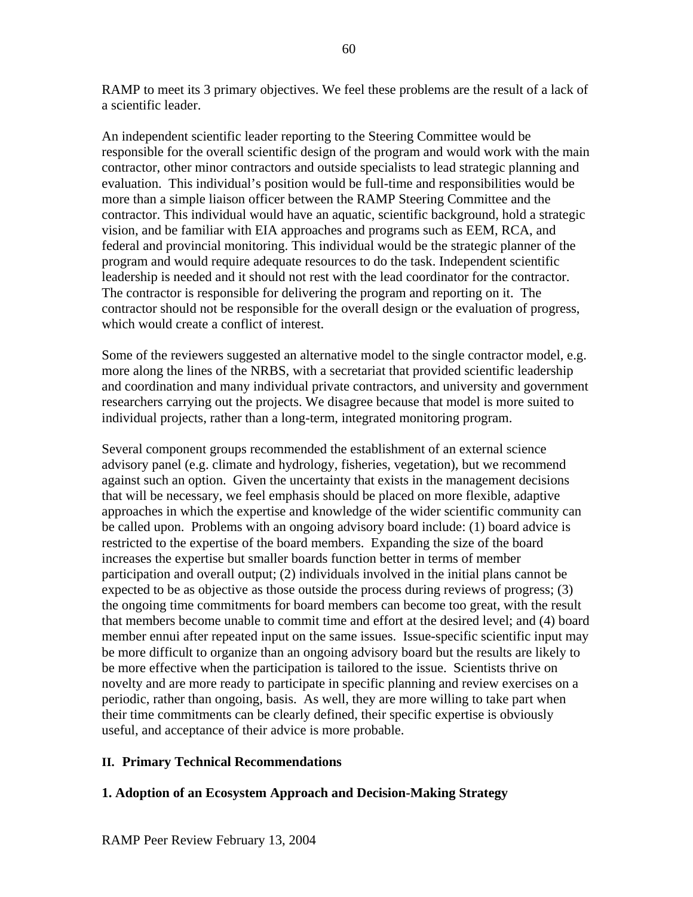RAMP to meet its 3 primary objectives. We feel these problems are the result of a lack of a scientific leader.

An independent scientific leader reporting to the Steering Committee would be responsible for the overall scientific design of the program and would work with the main contractor, other minor contractors and outside specialists to lead strategic planning and evaluation. This individual's position would be full-time and responsibilities would be more than a simple liaison officer between the RAMP Steering Committee and the contractor. This individual would have an aquatic, scientific background, hold a strategic vision, and be familiar with EIA approaches and programs such as EEM, RCA, and federal and provincial monitoring. This individual would be the strategic planner of the program and would require adequate resources to do the task. Independent scientific leadership is needed and it should not rest with the lead coordinator for the contractor. The contractor is responsible for delivering the program and reporting on it. The contractor should not be responsible for the overall design or the evaluation of progress, which would create a conflict of interest.

Some of the reviewers suggested an alternative model to the single contractor model, e.g. more along the lines of the NRBS, with a secretariat that provided scientific leadership and coordination and many individual private contractors, and university and government researchers carrying out the projects. We disagree because that model is more suited to individual projects, rather than a long-term, integrated monitoring program.

Several component groups recommended the establishment of an external science advisory panel (e.g. climate and hydrology, fisheries, vegetation), but we recommend against such an option. Given the uncertainty that exists in the management decisions that will be necessary, we feel emphasis should be placed on more flexible, adaptive approaches in which the expertise and knowledge of the wider scientific community can be called upon. Problems with an ongoing advisory board include: (1) board advice is restricted to the expertise of the board members. Expanding the size of the board increases the expertise but smaller boards function better in terms of member participation and overall output; (2) individuals involved in the initial plans cannot be expected to be as objective as those outside the process during reviews of progress; (3) the ongoing time commitments for board members can become too great, with the result that members become unable to commit time and effort at the desired level; and (4) board member ennui after repeated input on the same issues. Issue-specific scientific input may be more difficult to organize than an ongoing advisory board but the results are likely to be more effective when the participation is tailored to the issue. Scientists thrive on novelty and are more ready to participate in specific planning and review exercises on a periodic, rather than ongoing, basis. As well, they are more willing to take part when their time commitments can be clearly defined, their specific expertise is obviously useful, and acceptance of their advice is more probable.

## II. Primary Technical Recommendations

### 1. Adoption of an Ecosystem Approach and Decision-Making Strategy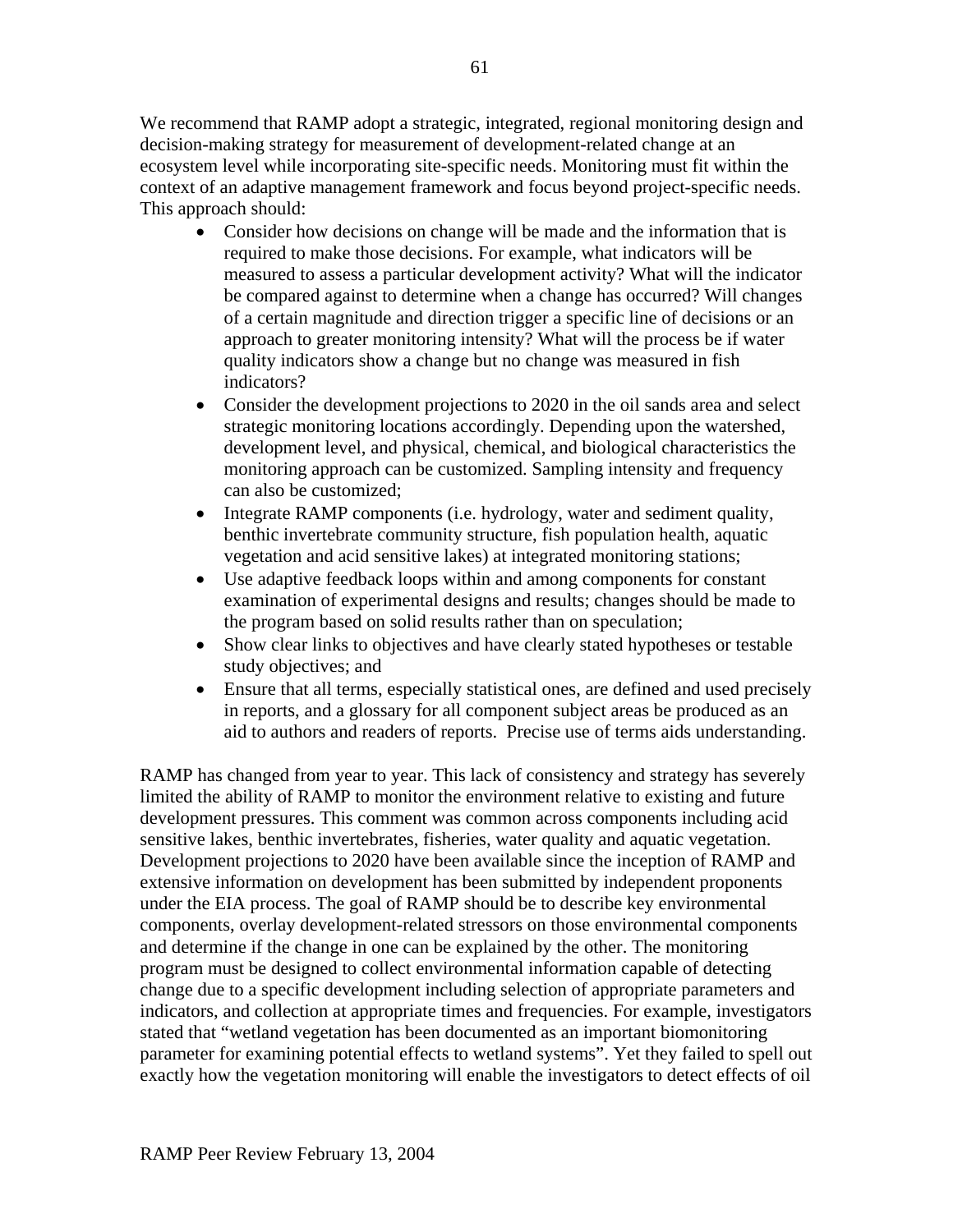We recommend that RAMP adopt a strategic, integrated, regional monitoring design and decision-making strategy for measurement of development-related change at an ecosystem level while incorporating site-specific needs. Monitoring must fit within the context of an adaptive management framework and focus beyond project-specific needs. This approach should:

- Consider how decisions on change will be made and the information that is required to make those decisions. For example, what indicators will be measured to assess a particular development activity? What will the indicator be compared against to determine when a change has occurred? Will changes of a certain magnitude and direction trigger a specific line of decisions or an approach to greater monitoring intensity? What will the process be if water quality indicators show a change but no change was measured in fish indicators?
- Consider the development projections to 2020 in the oil sands area and select strategic monitoring locations accordingly. Depending upon the watershed, development level, and physical, chemical, and biological characteristics the monitoring approach can be customized. Sampling intensity and frequency can also be customized;
- Integrate RAMP components (i.e. hydrology, water and sediment quality, benthic invertebrate community structure, fish population health, aquatic vegetation and acid sensitive lakes) at integrated monitoring stations;
- Use adaptive feedback loops within and among components for constant examination of experimental designs and results; changes should be made to the program based on solid results rather than on speculation;
- Show clear links to objectives and have clearly stated hypotheses or testable study objectives; and
- Ensure that all terms, especially statistical ones, are defined and used precisely in reports, and a glossary for all component subject areas be produced as an aid to authors and readers of reports. Precise use of terms aids understanding.

RAMP has changed from year to year. This lack of consistency and strategy has severely limited the ability of RAMP to monitor the environment relative to existing and future development pressures. This comment was common across components including acid sensitive lakes, benthic invertebrates, fisheries, water quality and aquatic vegetation. Development projections to 2020 have been available since the inception of RAMP and extensive information on development has been submitted by independent proponents under the EIA process. The goal of RAMP should be to describe key environmental components, overlay development-related stressors on those environmental components and determine if the change in one can be explained by the other. The monitoring program must be designed to collect environmental information capable of detecting change due to a specific development including selection of appropriate parameters and indicators, and collection at appropriate times and frequencies. For example, investigators stated that "wetland vegetation has been documented as an important biomonitoring parameter for examining potential effects to wetland systems". Yet they failed to spell out exactly how the vegetation monitoring will enable the investigators to detect effects of oil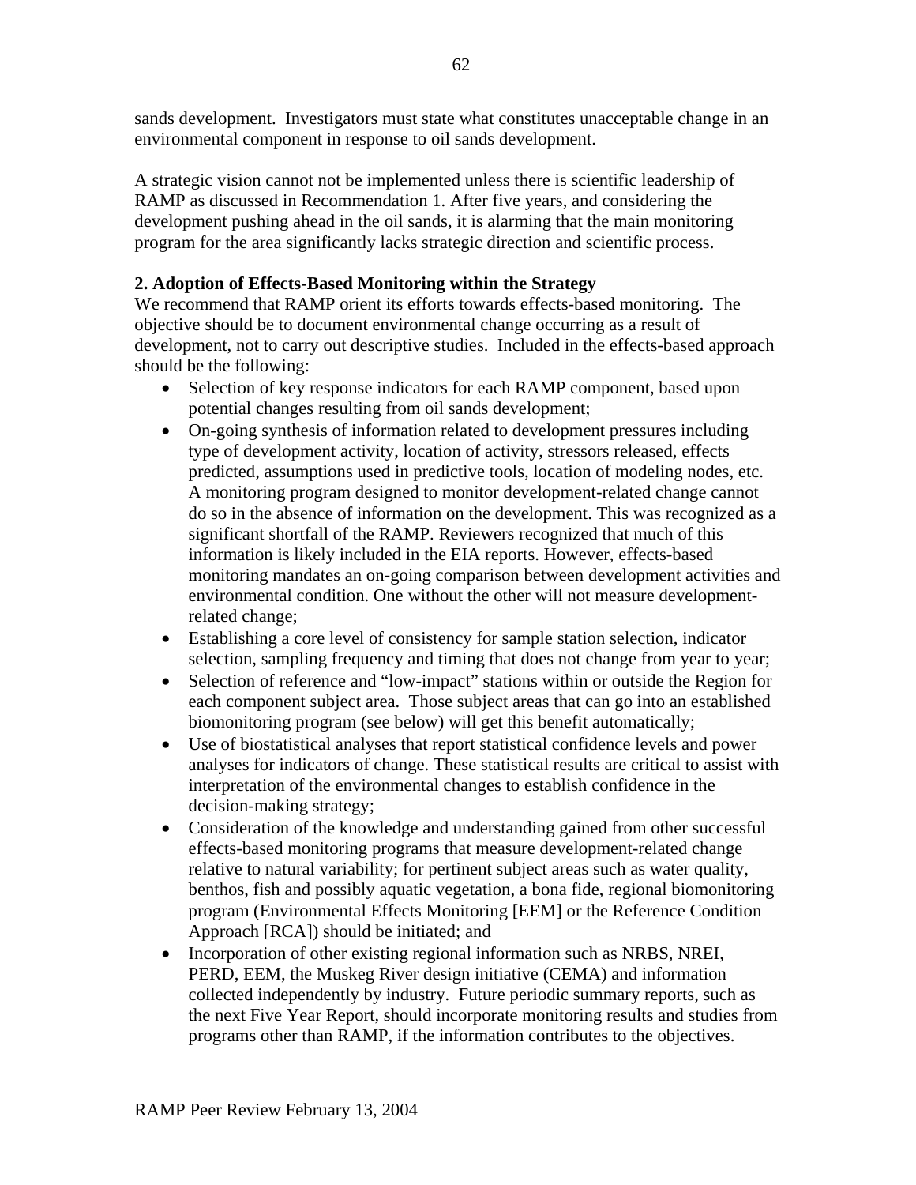sands development. Investigators must state what constitutes unacceptable change in an environmental component in response to oil sands development.

A strategic vision cannot not be implemented unless there is scientific leadership of RAMP as discussed in Recommendation 1. After five years, and considering the development pushing ahead in the oil sands, it is alarming that the main monitoring program for the area significantly lacks strategic direction and scientific process.

**2. Adoption of Effects-Based Monitoring within the Strategy**

We recommend that RAMP orient its efforts towards effects-based monitoring. The objective should be to document environmental change occurring as a result of development, not to carry out descriptive studies. Included in the effects-based approach should be the following:

- Selection of key response indicators for each RAMP component, based upon potential changes resulting from oil sands development;
- On-going synthesis of information related to development pressures including type of development activity, location of activity, stressors released, effects predicted, assumptions used in predictive tools, location of modeling nodes, etc. A monitoring program designed to monitor development-related change cannot do so in the absence of information on the development. This was recognized as a significant shortfall of the RAMP. Reviewers recognized that much of this information is likely included in the EIA reports. However, effects-based monitoring mandates an on-going comparison between development activities and environmental condition. One without the other will not measure development-related change;
- Establishing a core level of consistency for sample station selection, indicator selection, sampling frequency and timing that does not change from year to year;
- Selection of reference and "low-impact" stations within or outside the Region for each component subject area. Those subject areas that can go into an established biomonitoring program (see below) will get this benefit automatically;
- Use of biostatistical analyses that report statistical confidence levels and power analyses for indicators of change. These statistical results are critical to assist with interpretation of the environmental changes to establish confidence in the decision-making strategy;
- Consideration of the knowledge and understanding gained from other successful effects-based monitoring programs that measure development-related change relative to natural variability; for pertinent subject areas such as water quality, benthos, fish and possibly aquatic vegetation, a bona fide, regional biomonitoring program (Environmental Effects Monitoring [EEM] or the Reference Condition Approach [RCA]) should be initiated; and
- Incorporation of other existing regional information such as NRBS, NREI, PERD, EEM, the Muskeg River design initiative (CEMA) and information collected independently by industry. Future periodic summary reports, such as the next Five Year Report, should incorporate monitoring results and studies from programs other than RAMP, if the information contributes to the objectives.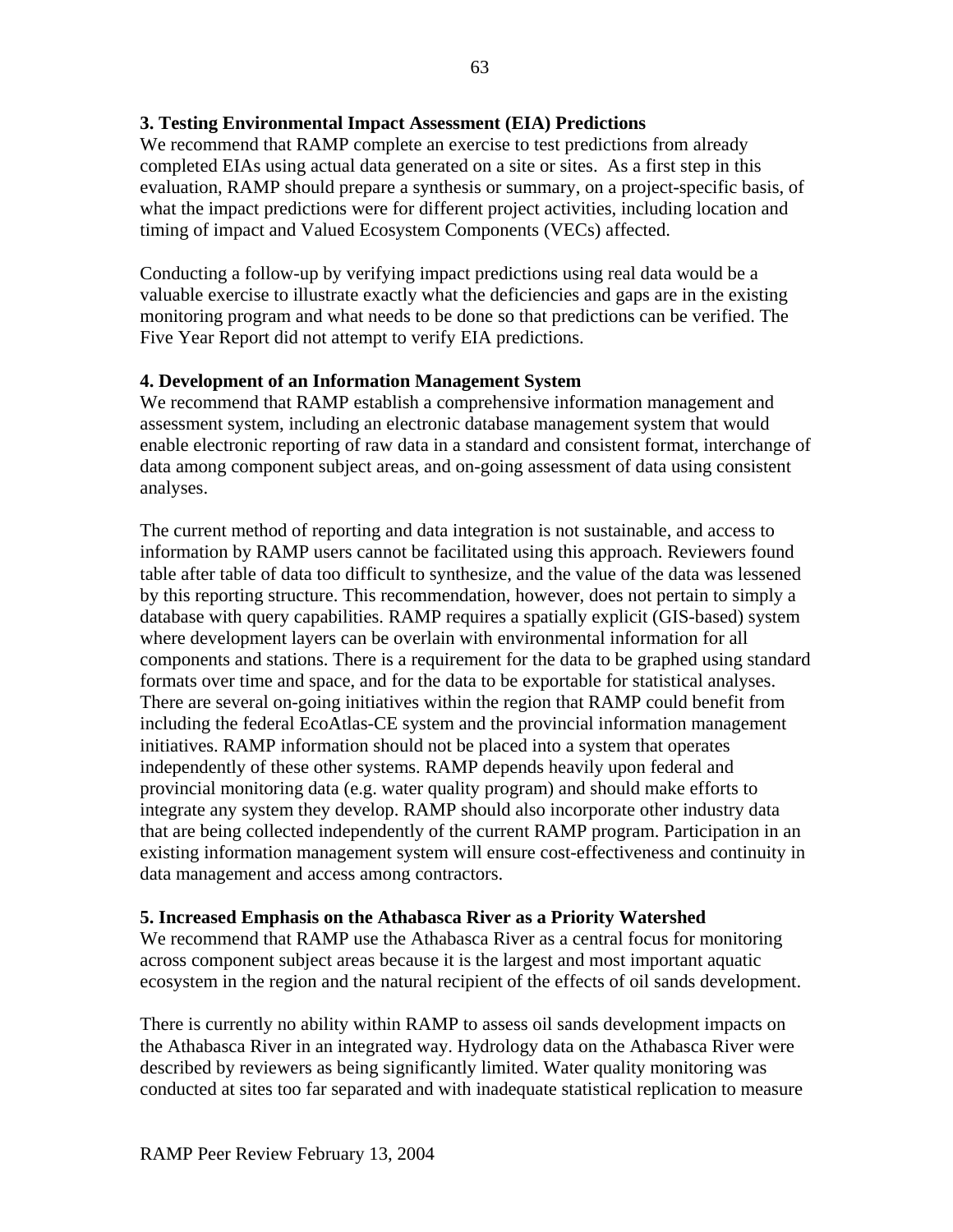**3. Testing Environmental Impact Assessment (EIA) Predictions**

We recommend that RAMP complete an exercise to test predictions from already completed EIAs using actual data generated on a site or sites. As a first step in this evaluation, RAMP should prepare a synthesis or summary, on a project-specific basis, of what the impact predictions were for different project activities, including location and timing of impact and Valued Ecosystem Components (VECs) affected.

Conducting a follow-up by verifying impact predictions using real data would be a valuable exercise to illustrate exactly what the deficiencies and gaps are in the existing monitoring program and what needs to be done so that predictions can be verified. The Five Year Report did not attempt to verify EIA predictions.

**4. Development of an Information Management System**

We recommend that RAMP establish a comprehensive information management and assessment system, including an electronic database management system that would enable electronic reporting of raw data in a standard and consistent format, interchange of data among component subject areas, and on-going assessment of data using consistent analyses.

The current method of reporting and data integration is not sustainable, and access to information by RAMP users cannot be facilitated using this approach. Reviewers found table after table of data too difficult to synthesize, and the value of the data was lessened by this reporting structure. This recommendation, however, does not pertain to simply a database with query capabilities. RAMP requires a spatially explicit (GIS-based) system where development layers can be overlain with environmental information for all components and stations. There is a requirement for the data to be graphed using standard formats over time and space, and for the data to be exportable for statistical analyses. There are several on-going initiatives within the region that RAMP could benefit from including the federal EcoAtlas-CE system and the provincial information management initiatives. RAMP information should not be placed into a system that operates independently of these other systems. RAMP depends heavily upon federal and provincial monitoring data (e.g. water quality program) and should make efforts to integrate any system they develop. RAMP should also incorporate other industry data that are being collected independently of the current RAMP program. Participation in an existing information management system will ensure cost-effectiveness and continuity in data management and access among contractors.

**5. Increased Emphasis on the Athabasca River as a Priority Watershed**

We recommend that RAMP use the Athabasca River as a central focus for monitoring across component subject areas because it is the largest and most important aquatic ecosystem in the region and the natural recipient of the effects of oil sands development.

There is currently no ability within RAMP to assess oil sands development impacts on the Athabasca River in an integrated way. Hydrology data on the Athabasca River were described by reviewers as being significantly limited. Water quality monitoring was conducted at sites too far separated and with inadequate statistical replication to measure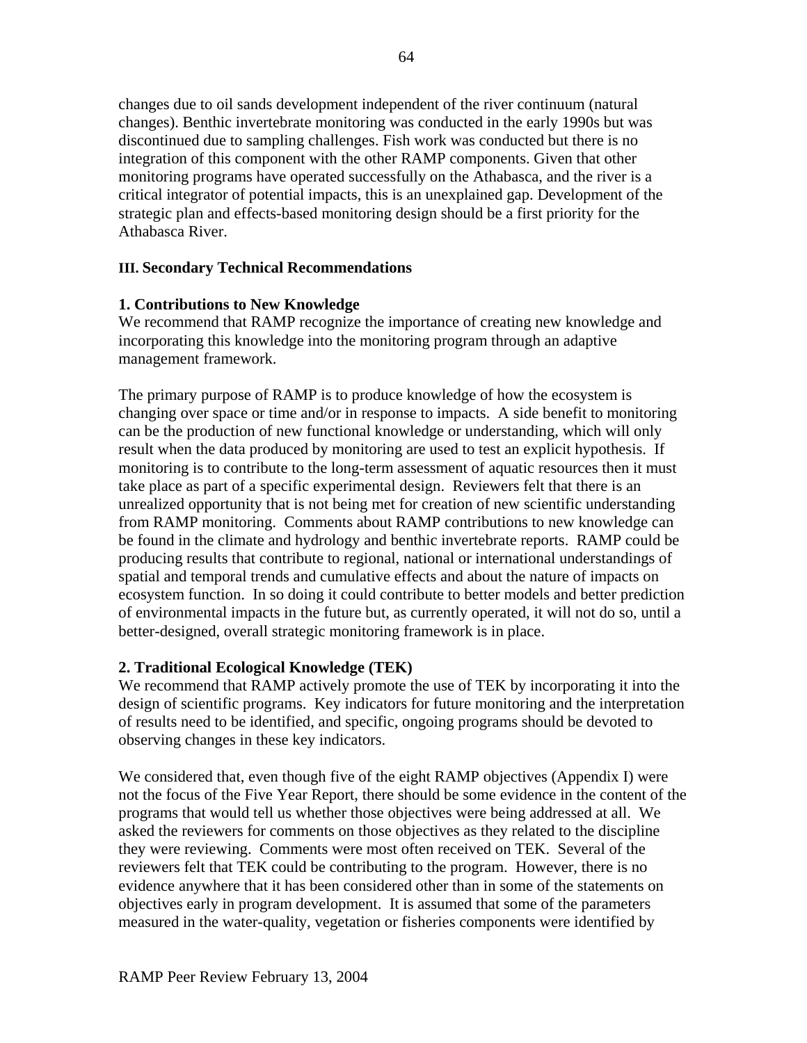changes due to oil sands development independent of the river continuum (natural changes). Benthic invertebrate monitoring was conducted in the early 1990s but was discontinued due to sampling challenges. Fish work was conducted but there is no integration of this component with the other RAMP components. Given that other monitoring programs have operated successfully on the Athabasca, and the river is a critical integrator of potential impacts, this is an unexplained gap. Development of the strategic plan and effects-based monitoring design should be a first priority for the Athabasca River.

## III. Secondary Technical Recommendations

### 1. Contributions to New Knowledge

We recommend that RAMP recognize the importance of creating new knowledge and incorporating this knowledge into the monitoring program through an adaptive management framework.

The primary purpose of RAMP is to produce knowledge of how the ecosystem is changing over space or time and/or in response to impacts. A side benefit to monitoring can be the production of new functional knowledge or understanding, which will only result when the data produced by monitoring are used to test an explicit hypothesis. If monitoring is to contribute to the long-term assessment of aquatic resources then it must take place as part of a specific experimental design. Reviewers felt that there is an unrealized opportunity that is not being met for creation of new scientific understanding from RAMP monitoring. Comments about RAMP contributions to new knowledge can be found in the climate and hydrology and benthic invertebrate reports. RAMP could be producing results that contribute to regional, national or international understandings of spatial and temporal trends and cumulative effects and about the nature of impacts on ecosystem function. In so doing it could contribute to better models and better prediction of environmental impacts in the future but, as currently operated, it will not do so, until a better-designed, overall strategic monitoring framework is in place.

### 2. Traditional Ecological Knowledge (TEK)

We recommend that RAMP actively promote the use of TEK by incorporating it into the design of scientific programs. Key indicators for future monitoring and the interpretation of results need to be identified, and specific, ongoing programs should be devoted to observing changes in these key indicators.

We considered that, even though five of the eight RAMP objectives (Appendix I) were not the focus of the Five Year Report, there should be some evidence in the content of the programs that would tell us whether those objectives were being addressed at all. We asked the reviewers for comments on those objectives as they related to the discipline they were reviewing. Comments were most often received on TEK. Several of the reviewers felt that TEK could be contributing to the program. However, there is no evidence anywhere that it has been considered other than in some of the statements on objectives early in program development. It is assumed that some of the parameters measured in the water-quality, vegetation or fisheries components were identified by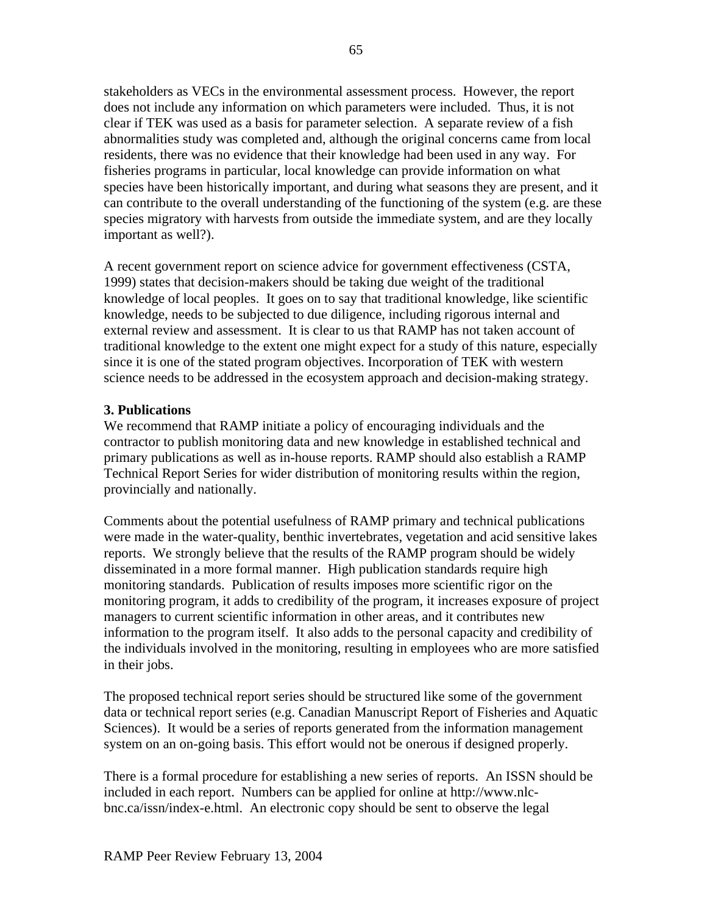stakeholders as VECs in the environmental assessment process. However, the report does not include any information on which parameters were included. Thus, it is not clear if TEK was used as a basis for parameter selection. A separate review of a fish abnormalities study was completed and, although the original concerns came from local residents, there was no evidence that their knowledge had been used in any way. For fisheries programs in particular, local knowledge can provide information on what species have been historically important, and during what seasons they are present, and it can contribute to the overall understanding of the functioning of the system (e.g. are these species migratory with harvests from outside the immediate system, and are they locally important as well?).

A recent government report on science advice for government effectiveness (CSTA, 1999) states that decision-makers should be taking due weight of the traditional knowledge of local peoples. It goes on to say that traditional knowledge, like scientific knowledge, needs to be subjected to due diligence, including rigorous internal and external review and assessment. It is clear to us that RAMP has not taken account of traditional knowledge to the extent one might expect for a study of this nature, especially since it is one of the stated program objectives. Incorporation of TEK with western science needs to be addressed in the ecosystem approach and decision-making strategy.

**3. Publications**

We recommend that RAMP initiate a policy of encouraging individuals and the contractor to publish monitoring data and new knowledge in established technical and primary publications as well as in-house reports. RAMP should also establish a RAMP Technical Report Series for wider distribution of monitoring results within the region, provincially and nationally.

Comments about the potential usefulness of RAMP primary and technical publications were made in the water-quality, benthic invertebrates, vegetation and acid sensitive lakes reports. We strongly believe that the results of the RAMP program should be widely disseminated in a more formal manner. High publication standards require high monitoring standards. Publication of results imposes more scientific rigor on the monitoring program, it adds to credibility of the program, it increases exposure of project managers to current scientific information in other areas, and it contributes new information to the program itself. It also adds to the personal capacity and credibility of the individuals involved in the monitoring, resulting in employees who are more satisfied in their jobs.

The proposed technical report series should be structured like some of the government data or technical report series (e.g. Canadian Manuscript Report of Fisheries and Aquatic Sciences). It would be a series of reports generated from the information management system on an on-going basis. This effort would not be onerous if designed properly.

There is a formal procedure for establishing a new series of reports. An ISSN should be included in each report. Numbers can be applied for online at http://www.nlc-bnc.ca/issn/index-e.html. An electronic copy should be sent to observe the legal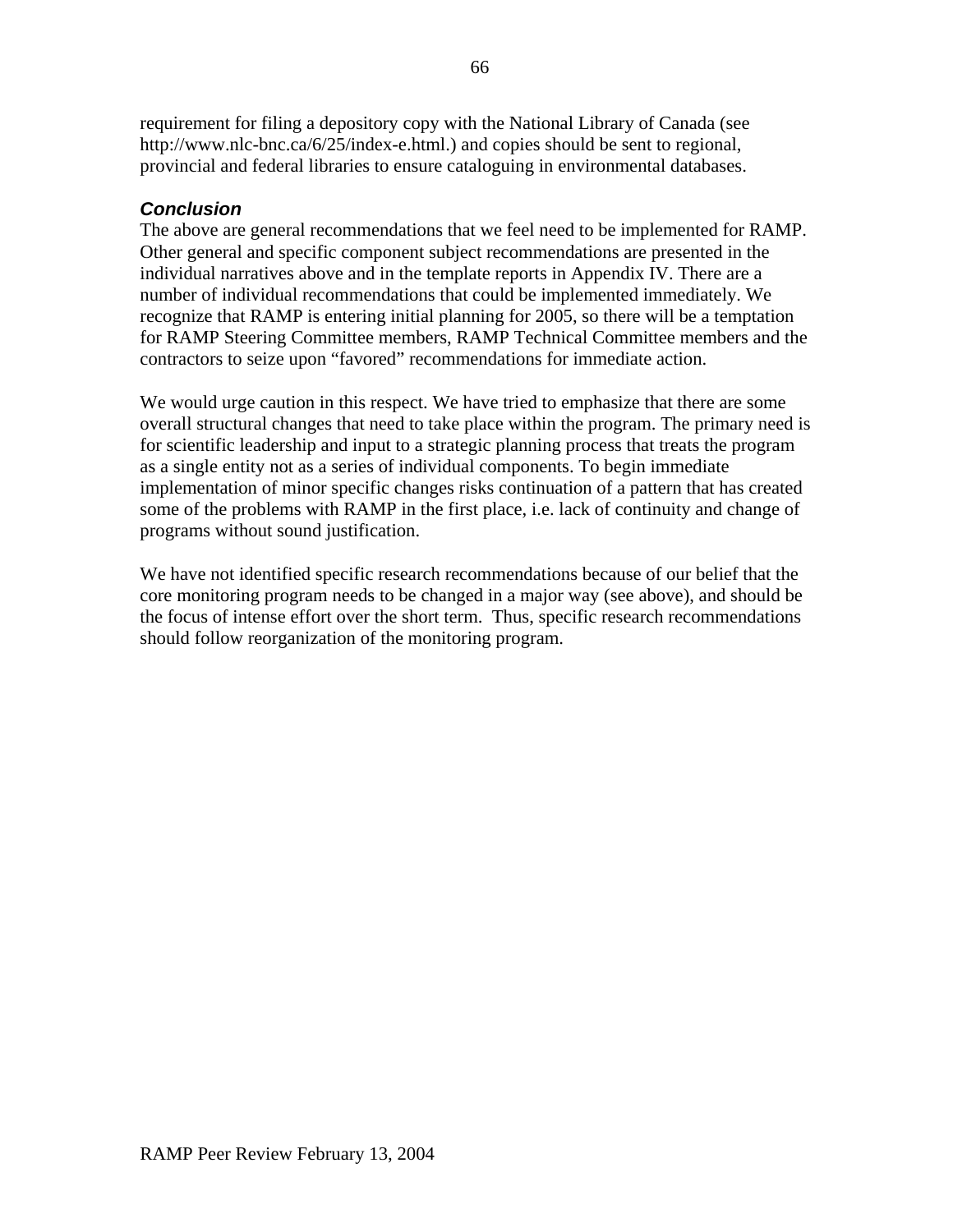requirement for filing a depository copy with the National Library of Canada (see http://www.nlc-bnc.ca/6/25/index-e.html.) and copies should be sent to regional, provincial and federal libraries to ensure cataloguing in environmental databases.

### *Conclusion*

The above are general recommendations that we feel need to be implemented for RAMP. Other general and specific component subject recommendations are presented in the individual narratives above and in the template reports in Appendix IV. There are a number of individual recommendations that could be implemented immediately. We recognize that RAMP is entering initial planning for 2005, so there will be a temptation for RAMP Steering Committee members, RAMP Technical Committee members and the contractors to seize upon "favored" recommendations for immediate action.

We would urge caution in this respect. We have tried to emphasize that there are some overall structural changes that need to take place within the program. The primary need is for scientific leadership and input to a strategic planning process that treats the program as a single entity not as a series of individual components. To begin immediate implementation of minor specific changes risks continuation of a pattern that has created some of the problems with RAMP in the first place, i.e. lack of continuity and change of programs without sound justification.

We have not identified specific research recommendations because of our belief that the core monitoring program needs to be changed in a major way (see above), and should be the focus of intense effort over the short term. Thus, specific research recommendations should follow reorganization of the monitoring program.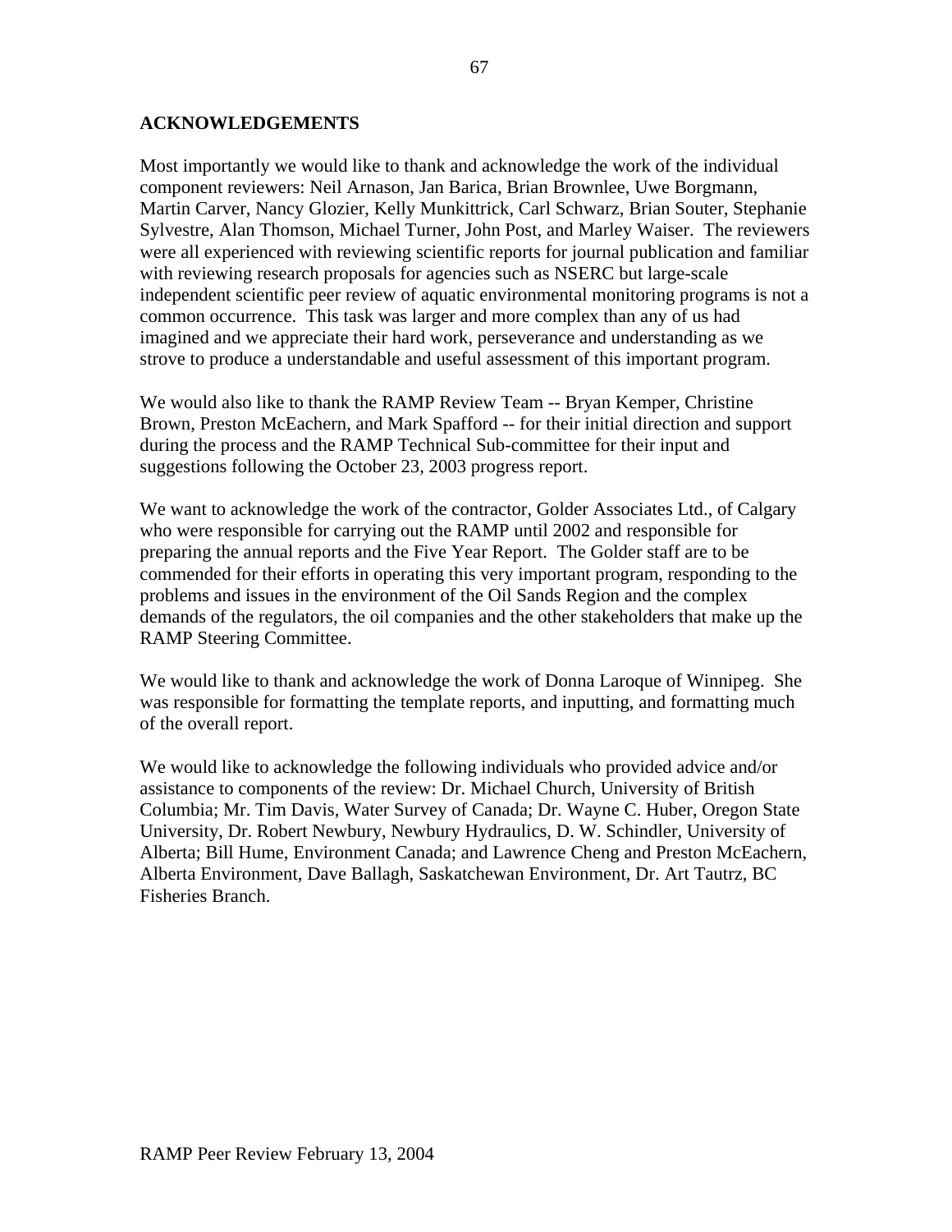## ACKNOWLEDGEMENTS

Most importantly we would like to thank and acknowledge the work of the individual component reviewers: Neil Arnason, Jan Barica, Brian Brownlee, Uwe Borgmann, Martin Carver, Nancy Glozier, Kelly Munkittrick, Carl Schwarz, Brian Souter, Stephanie Sylvestre, Alan Thomson, Michael Turner, John Post, and Marley Waiser. The reviewers were all experienced with reviewing scientific reports for journal publication and familiar with reviewing research proposals for agencies such as NSERC but large-scale independent scientific peer review of aquatic environmental monitoring programs is not a common occurrence. This task was larger and more complex than any of us had imagined and we appreciate their hard work, perseverance and understanding as we strove to produce a understandable and useful assessment of this important program.

We would also like to thank the RAMP Review Team -- Bryan Kemper, Christine Brown, Preston McEachern, and Mark Spafford -- for their initial direction and support during the process and the RAMP Technical Sub-committee for their input and suggestions following the October 23, 2003 progress report.

We want to acknowledge the work of the contractor, Golder Associates Ltd., of Calgary who were responsible for carrying out the RAMP until 2002 and responsible for preparing the annual reports and the Five Year Report. The Golder staff are to be commended for their efforts in operating this very important program, responding to the problems and issues in the environment of the Oil Sands Region and the complex demands of the regulators, the oil companies and the other stakeholders that make up the RAMP Steering Committee.

We would like to thank and acknowledge the work of Donna Laroque of Winnipeg. She was responsible for formatting the template reports, and inputting, and formatting much of the overall report.

We would like to acknowledge the following individuals who provided advice and/or assistance to components of the review: Dr. Michael Church, University of British Columbia; Mr. Tim Davis, Water Survey of Canada; Dr. Wayne C. Huber, Oregon State University, Dr. Robert Newbury, Newbury Hydraulics, D. W. Schindler, University of Alberta; Bill Hume, Environment Canada; and Lawrence Cheng and Preston McEachern, Alberta Environment, Dave Ballagh, Saskatchewan Environment, Dr. Art Tautrz, BC Fisheries Branch.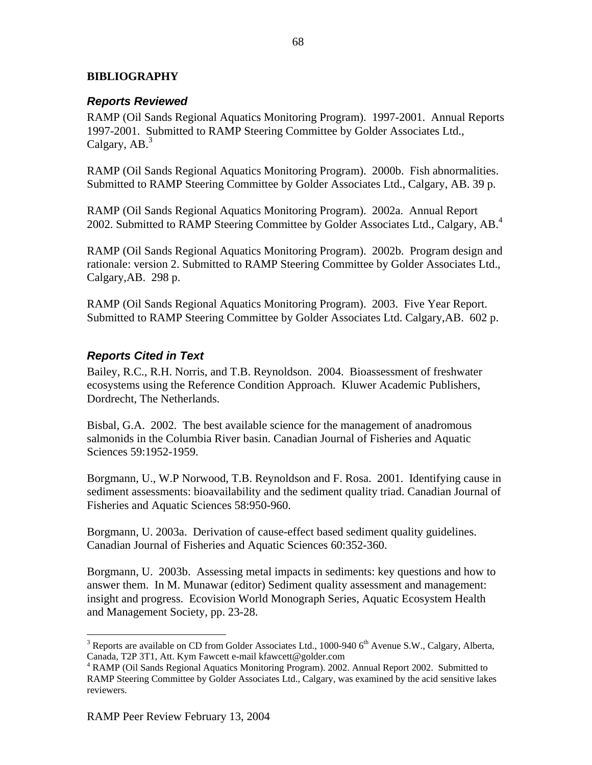## BIBLIOGRAPHY

### *Reports Reviewed*

RAMP (Oil Sands Regional Aquatics Monitoring Program). 1997-2001. Annual Reports 1997-2001. Submitted to RAMP Steering Committee by Golder Associates Ltd., Calgary, AB.[3]

RAMP (Oil Sands Regional Aquatics Monitoring Program). 2000b. Fish abnormalities. Submitted to RAMP Steering Committee by Golder Associates Ltd., Calgary, AB. 39 p.

RAMP (Oil Sands Regional Aquatics Monitoring Program). 2002a. Annual Report 2002. Submitted to RAMP Steering Committee by Golder Associates Ltd., Calgary, AB.[4]

RAMP (Oil Sands Regional Aquatics Monitoring Program). 2002b. Program design and rationale: version 2. Submitted to RAMP Steering Committee by Golder Associates Ltd., Calgary,AB. 298 p.

RAMP (Oil Sands Regional Aquatics Monitoring Program). 2003. Five Year Report. Submitted to RAMP Steering Committee by Golder Associates Ltd. Calgary,AB. 602 p.

### *Reports Cited in Text*

Bailey, R.C., R.H. Norris, and T.B. Reynoldson. 2004. Bioassessment of freshwater ecosystems using the Reference Condition Approach. Kluwer Academic Publishers, Dordrecht, The Netherlands.

Bisbal, G.A. 2002. The best available science for the management of anadromous salmonids in the Columbia River basin. Canadian Journal of Fisheries and Aquatic Sciences 59:1952-1959.

Borgmann, U., W.P Norwood, T.B. Reynoldson and F. Rosa. 2001. Identifying cause in sediment assessments: bioavailability and the sediment quality triad. Canadian Journal of Fisheries and Aquatic Sciences 58:950-960.

Borgmann, U. 2003a. Derivation of cause-effect based sediment quality guidelines. Canadian Journal of Fisheries and Aquatic Sciences 60:352-360.

Borgmann, U. 2003b. Assessing metal impacts in sediments: key questions and how to answer them. In M. Munawar (editor) Sediment quality assessment and management: insight and progress. Ecovision World Monograph Series, Aquatic Ecosystem Health and Management Society, pp. 23-28.

---

[3] Reports are available on CD from Golder Associates Ltd., 1000-940 6th Avenue S.W., Calgary, Alberta, Canada, T2P 3T1, Att. Kym Fawcett e-mail kfawcett@golder.com

[4] RAMP (Oil Sands Regional Aquatics Monitoring Program). 2002. Annual Report 2002. Submitted to RAMP Steering Committee by Golder Associates Ltd., Calgary, was examined by the acid sensitive lakes reviewers.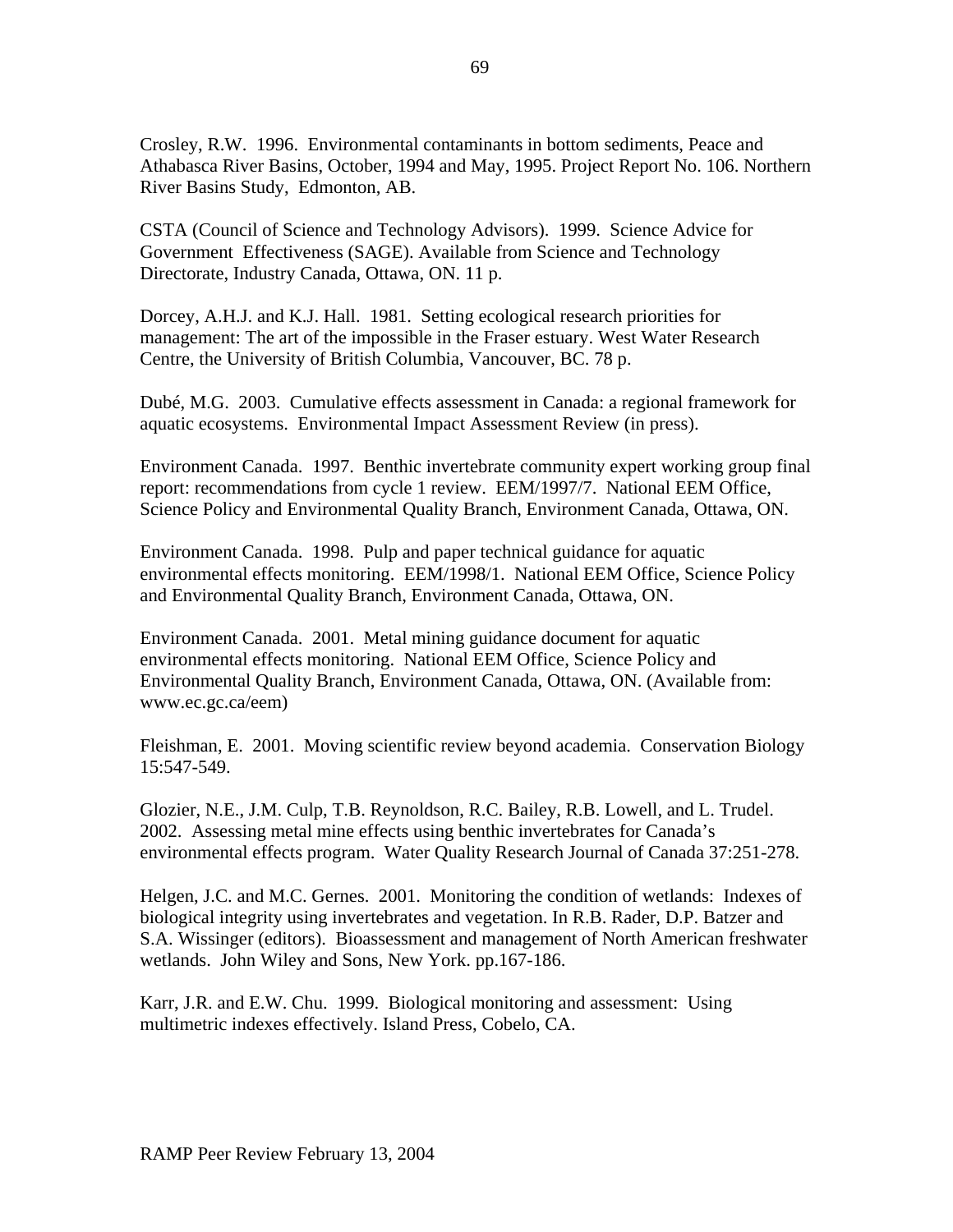Crosley, R.W. 1996. Environmental contaminants in bottom sediments, Peace and Athabasca River Basins, October, 1994 and May, 1995. Project Report No. 106. Northern River Basins Study, Edmonton, AB.

CSTA (Council of Science and Technology Advisors). 1999. Science Advice for Government Effectiveness (SAGE). Available from Science and Technology Directorate, Industry Canada, Ottawa, ON. 11 p.

Dorcey, A.H.J. and K.J. Hall. 1981. Setting ecological research priorities for management: The art of the impossible in the Fraser estuary. West Water Research Centre, the University of British Columbia, Vancouver, BC. 78 p.

Dubé, M.G. 2003. Cumulative effects assessment in Canada: a regional framework for aquatic ecosystems. Environmental Impact Assessment Review (in press).

Environment Canada. 1997. Benthic invertebrate community expert working group final report: recommendations from cycle 1 review. EEM/1997/7. National EEM Office, Science Policy and Environmental Quality Branch, Environment Canada, Ottawa, ON.

Environment Canada. 1998. Pulp and paper technical guidance for aquatic environmental effects monitoring. EEM/1998/1. National EEM Office, Science Policy and Environmental Quality Branch, Environment Canada, Ottawa, ON.

Environment Canada. 2001. Metal mining guidance document for aquatic environmental effects monitoring. National EEM Office, Science Policy and Environmental Quality Branch, Environment Canada, Ottawa, ON. (Available from: www.ec.gc.ca/eem)

Fleishman, E. 2001. Moving scientific review beyond academia. Conservation Biology 15:547-549.

Glozier, N.E., J.M. Culp, T.B. Reynoldson, R.C. Bailey, R.B. Lowell, and L. Trudel. 2002. Assessing metal mine effects using benthic invertebrates for Canada's environmental effects program. Water Quality Research Journal of Canada 37:251-278.

Helgen, J.C. and M.C. Gernes. 2001. Monitoring the condition of wetlands: Indexes of biological integrity using invertebrates and vegetation. In R.B. Rader, D.P. Batzer and S.A. Wissinger (editors). Bioassessment and management of North American freshwater wetlands. John Wiley and Sons, New York. pp.167-186.

Karr, J.R. and E.W. Chu. 1999. Biological monitoring and assessment: Using multimetric indexes effectively. Island Press, Cobelo, CA.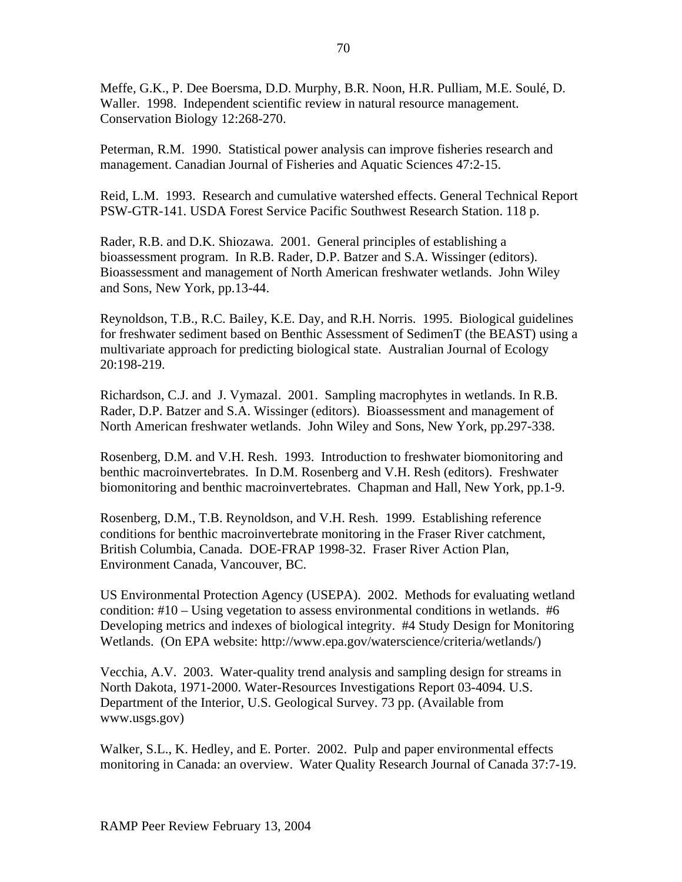Meffe, G.K., P. Dee Boersma, D.D. Murphy, B.R. Noon, H.R. Pulliam, M.E. Soulé, D. Waller. 1998. Independent scientific review in natural resource management. Conservation Biology 12:268-270.

Peterman, R.M. 1990. Statistical power analysis can improve fisheries research and management. Canadian Journal of Fisheries and Aquatic Sciences 47:2-15.

Reid, L.M. 1993. Research and cumulative watershed effects. General Technical Report PSW-GTR-141. USDA Forest Service Pacific Southwest Research Station. 118 p.

Rader, R.B. and D.K. Shiozawa. 2001. General principles of establishing a bioassessment program. In R.B. Rader, D.P. Batzer and S.A. Wissinger (editors). Bioassessment and management of North American freshwater wetlands. John Wiley and Sons, New York, pp.13-44.

Reynoldson, T.B., R.C. Bailey, K.E. Day, and R.H. Norris. 1995. Biological guidelines for freshwater sediment based on Benthic Assessment of SedimenT (the BEAST) using a multivariate approach for predicting biological state. Australian Journal of Ecology 20:198-219.

Richardson, C.J. and J. Vymazal. 2001. Sampling macrophytes in wetlands. In R.B. Rader, D.P. Batzer and S.A. Wissinger (editors). Bioassessment and management of North American freshwater wetlands. John Wiley and Sons, New York, pp.297-338.

Rosenberg, D.M. and V.H. Resh. 1993. Introduction to freshwater biomonitoring and benthic macroinvertebrates. In D.M. Rosenberg and V.H. Resh (editors). Freshwater biomonitoring and benthic macroinvertebrates. Chapman and Hall, New York, pp.1-9.

Rosenberg, D.M., T.B. Reynoldson, and V.H. Resh. 1999. Establishing reference conditions for benthic macroinvertebrate monitoring in the Fraser River catchment, British Columbia, Canada. DOE-FRAP 1998-32. Fraser River Action Plan, Environment Canada, Vancouver, BC.

US Environmental Protection Agency (USEPA). 2002. Methods for evaluating wetland condition: #10 – Using vegetation to assess environmental conditions in wetlands. #6 Developing metrics and indexes of biological integrity. #4 Study Design for Monitoring Wetlands. (On EPA website: http://www.epa.gov/waterscience/criteria/wetlands/)

Vecchia, A.V. 2003. Water-quality trend analysis and sampling design for streams in North Dakota, 1971-2000. Water-Resources Investigations Report 03-4094. U.S. Department of the Interior, U.S. Geological Survey. 73 pp. (Available from www.usgs.gov)

Walker, S.L., K. Hedley, and E. Porter. 2002. Pulp and paper environmental effects monitoring in Canada: an overview. Water Quality Research Journal of Canada 37:7-19.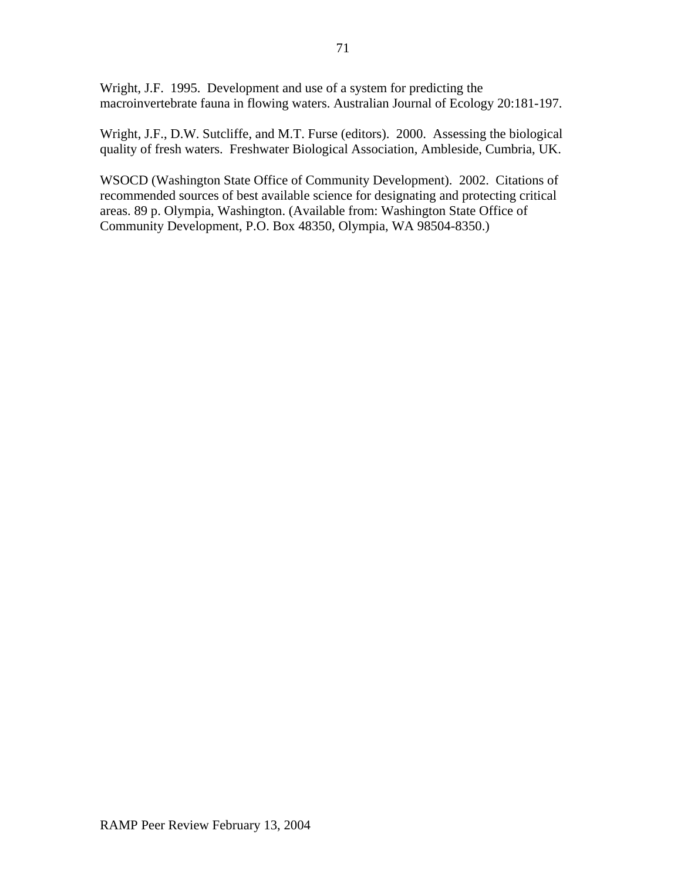Wright, J.F. 1995. Development and use of a system for predicting the macroinvertebrate fauna in flowing waters. Australian Journal of Ecology 20:181-197.

Wright, J.F., D.W. Sutcliffe, and M.T. Furse (editors). 2000. Assessing the biological quality of fresh waters. Freshwater Biological Association, Ambleside, Cumbria, UK.

WSOCD (Washington State Office of Community Development). 2002. Citations of recommended sources of best available science for designating and protecting critical areas. 89 p. Olympia, Washington. (Available from: Washington State Office of Community Development, P.O. Box 48350, Olympia, WA 98504-8350.)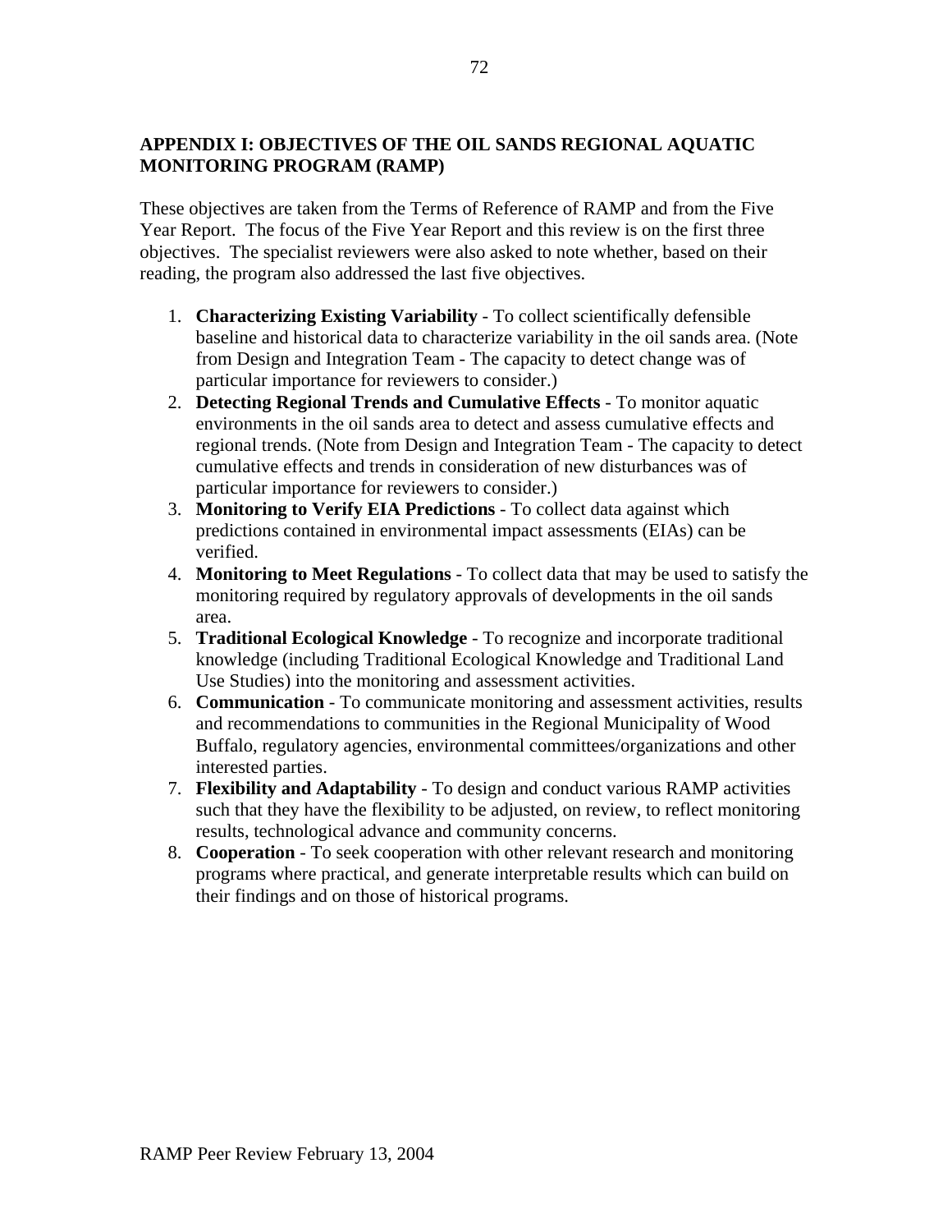## APPENDIX I: OBJECTIVES OF THE OIL SANDS REGIONAL AQUATIC MONITORING PROGRAM (RAMP)

These objectives are taken from the Terms of Reference of RAMP and from the Five Year Report. The focus of the Five Year Report and this review is on the first three objectives. The specialist reviewers were also asked to note whether, based on their reading, the program also addressed the last five objectives.

1. **Characterizing Existing Variability** - To collect scientifically defensible baseline and historical data to characterize variability in the oil sands area. (Note from Design and Integration Team - The capacity to detect change was of particular importance for reviewers to consider.)
2. **Detecting Regional Trends and Cumulative Effects** - To monitor aquatic environments in the oil sands area to detect and assess cumulative effects and regional trends. (Note from Design and Integration Team - The capacity to detect cumulative effects and trends in consideration of new disturbances was of particular importance for reviewers to consider.)
3. **Monitoring to Verify EIA Predictions** - To collect data against which predictions contained in environmental impact assessments (EIAs) can be verified.
4. **Monitoring to Meet Regulations** - To collect data that may be used to satisfy the monitoring required by regulatory approvals of developments in the oil sands area.
5. **Traditional Ecological Knowledge** - To recognize and incorporate traditional knowledge (including Traditional Ecological Knowledge and Traditional Land Use Studies) into the monitoring and assessment activities.
6. **Communication** - To communicate monitoring and assessment activities, results and recommendations to communities in the Regional Municipality of Wood Buffalo, regulatory agencies, environmental committees/organizations and other interested parties.
7. **Flexibility and Adaptability** - To design and conduct various RAMP activities such that they have the flexibility to be adjusted, on review, to reflect monitoring results, technological advance and community concerns.
8. **Cooperation** - To seek cooperation with other relevant research and monitoring programs where practical, and generate interpretable results which can build on their findings and on those of historical programs.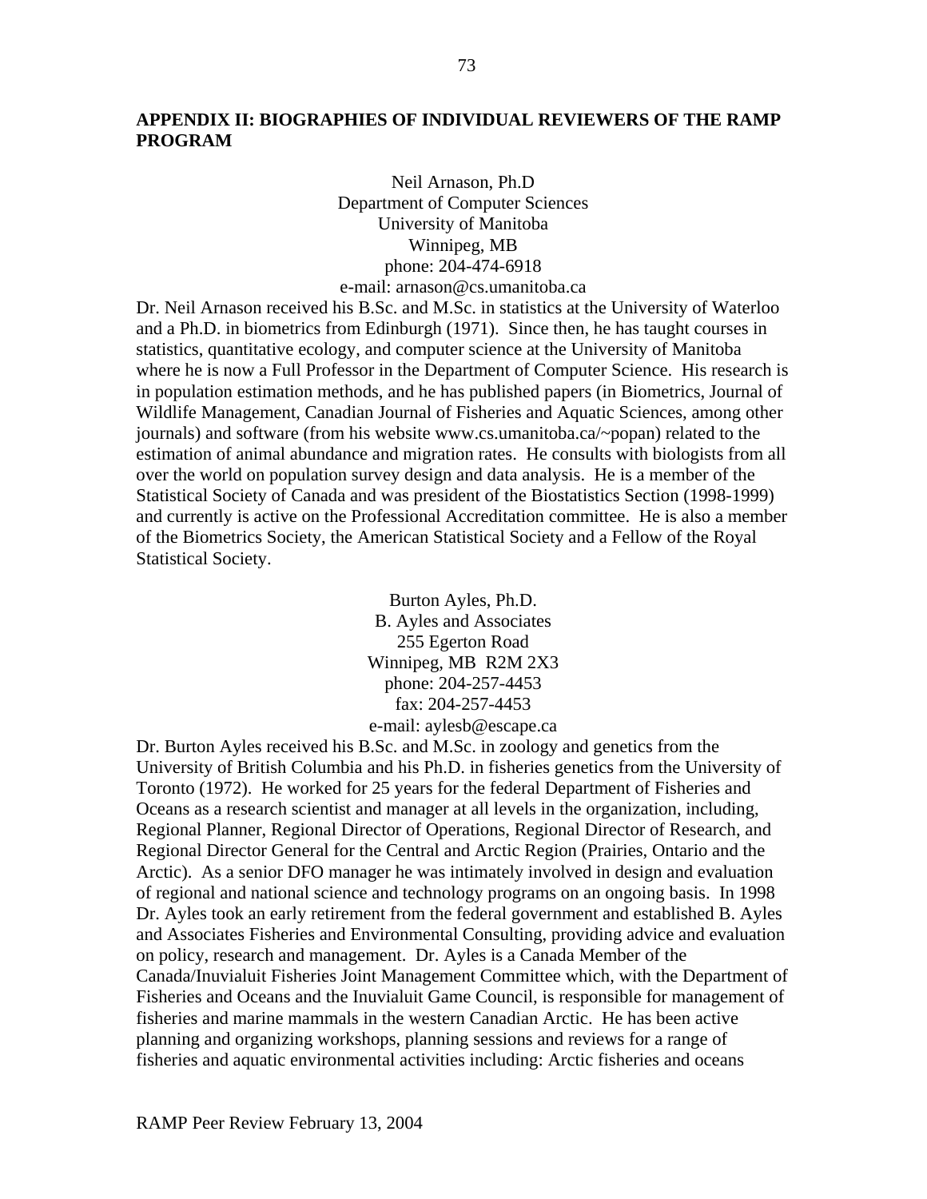## APPENDIX II: BIOGRAPHIES OF INDIVIDUAL REVIEWERS OF THE RAMP PROGRAM

Neil Arnason, Ph.D  
Department of Computer Sciences  
University of Manitoba  
Winnipeg, MB  
phone: 204-474-6918  
e-mail: arnason@cs.umanitoba.ca

Dr. Neil Arnason received his B.Sc. and M.Sc. in statistics at the University of Waterloo and a Ph.D. in biometrics from Edinburgh (1971). Since then, he has taught courses in statistics, quantitative ecology, and computer science at the University of Manitoba where he is now a Full Professor in the Department of Computer Science. His research is in population estimation methods, and he has published papers (in Biometrics, Journal of Wildlife Management, Canadian Journal of Fisheries and Aquatic Sciences, among other journals) and software (from his website www.cs.umanitoba.ca/~popan) related to the estimation of animal abundance and migration rates. He consults with biologists from all over the world on population survey design and data analysis. He is a member of the Statistical Society of Canada and was president of the Biostatistics Section (1998-1999) and currently is active on the Professional Accreditation committee. He is also a member of the Biometrics Society, the American Statistical Society and a Fellow of the Royal Statistical Society.

Burton Ayles, Ph.D.  
B. Ayles and Associates  
255 Egerton Road  
Winnipeg, MB R2M 2X3  
phone: 204-257-4453  
fax: 204-257-4453  
e-mail: aylesb@escape.ca

Dr. Burton Ayles received his B.Sc. and M.Sc. in zoology and genetics from the University of British Columbia and his Ph.D. in fisheries genetics from the University of Toronto (1972). He worked for 25 years for the federal Department of Fisheries and Oceans as a research scientist and manager at all levels in the organization, including, Regional Planner, Regional Director of Operations, Regional Director of Research, and Regional Director General for the Central and Arctic Region (Prairies, Ontario and the Arctic). As a senior DFO manager he was intimately involved in design and evaluation of regional and national science and technology programs on an ongoing basis. In 1998 Dr. Ayles took an early retirement from the federal government and established B. Ayles and Associates Fisheries and Environmental Consulting, providing advice and evaluation on policy, research and management. Dr. Ayles is a Canada Member of the Canada/Inuvialuit Fisheries Joint Management Committee which, with the Department of Fisheries and Oceans and the Inuvialuit Game Council, is responsible for management of fisheries and marine mammals in the western Canadian Arctic. He has been active planning and organizing workshops, planning sessions and reviews for a range of fisheries and aquatic environmental activities including: Arctic fisheries and oceans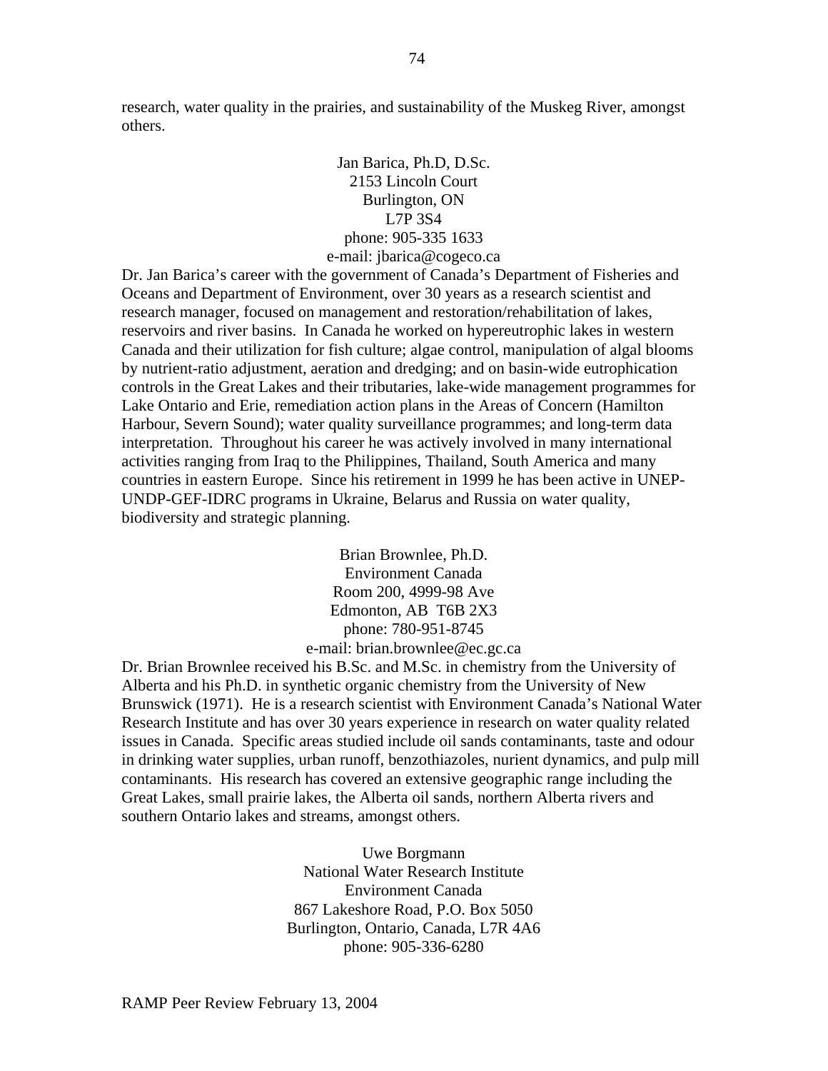research, water quality in the prairies, and sustainability of the Muskeg River, amongst others.

Jan Barica, Ph.D, D.Sc.
2153 Lincoln Court
Burlington, ON
L7P 3S4
phone: 905-335 1633
e-mail: jbarica@cogeco.ca

Dr. Jan Barica's career with the government of Canada's Department of Fisheries and Oceans and Department of Environment, over 30 years as a research scientist and research manager, focused on management and restoration/rehabilitation of lakes, reservoirs and river basins. In Canada he worked on hypereutrophic lakes in western Canada and their utilization for fish culture; algae control, manipulation of algal blooms by nutrient-ratio adjustment, aeration and dredging; and on basin-wide eutrophication controls in the Great Lakes and their tributaries, lake-wide management programmes for Lake Ontario and Erie, remediation action plans in the Areas of Concern (Hamilton Harbour, Severn Sound); water quality surveillance programmes; and long-term data interpretation. Throughout his career he was actively involved in many international activities ranging from Iraq to the Philippines, Thailand, South America and many countries in eastern Europe. Since his retirement in 1999 he has been active in UNEP-UNDP-GEF-IDRC programs in Ukraine, Belarus and Russia on water quality, biodiversity and strategic planning.

Brian Brownlee, Ph.D.
Environment Canada
Room 200, 4999-98 Ave
Edmonton, AB T6B 2X3
phone: 780-951-8745
e-mail: brian.brownlee@ec.gc.ca

Dr. Brian Brownlee received his B.Sc. and M.Sc. in chemistry from the University of Alberta and his Ph.D. in synthetic organic chemistry from the University of New Brunswick (1971). He is a research scientist with Environment Canada's National Water Research Institute and has over 30 years experience in research on water quality related issues in Canada. Specific areas studied include oil sands contaminants, taste and odour in drinking water supplies, urban runoff, benzothiazoles, nurient dynamics, and pulp mill contaminants. His research has covered an extensive geographic range including the Great Lakes, small prairie lakes, the Alberta oil sands, northern Alberta rivers and southern Ontario lakes and streams, amongst others.

Uwe Borgmann
National Water Research Institute
Environment Canada
867 Lakeshore Road, P.O. Box 5050
Burlington, Ontario, Canada, L7R 4A6
phone: 905-336-6280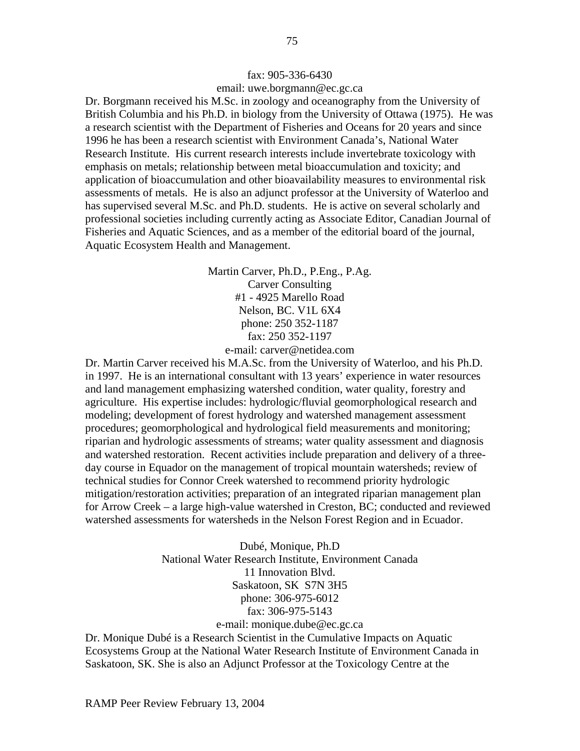fax: 905-336-6430  
email: uwe.borgmann@ec.gc.ca

Dr. Borgmann received his M.Sc. in zoology and oceanography from the University of British Columbia and his Ph.D. in biology from the University of Ottawa (1975). He was a research scientist with the Department of Fisheries and Oceans for 20 years and since 1996 he has been a research scientist with Environment Canada's, National Water Research Institute. His current research interests include invertebrate toxicology with emphasis on metals; relationship between metal bioaccumulation and toxicity; and application of bioaccumulation and other bioavailability measures to environmental risk assessments of metals. He is also an adjunct professor at the University of Waterloo and has supervised several M.Sc. and Ph.D. students. He is active on several scholarly and professional societies including currently acting as Associate Editor, Canadian Journal of Fisheries and Aquatic Sciences, and as a member of the editorial board of the journal, Aquatic Ecosystem Health and Management.

Martin Carver, Ph.D., P.Eng., P.Ag.  
Carver Consulting  
#1 - 4925 Marello Road  
Nelson, BC. V1L 6X4  
phone: 250 352-1187  
fax: 250 352-1197  
e-mail: carver@netidea.com

Dr. Martin Carver received his M.A.Sc. from the University of Waterloo, and his Ph.D. in 1997. He is an international consultant with 13 years' experience in water resources and land management emphasizing watershed condition, water quality, forestry and agriculture. His expertise includes: hydrologic/fluvial geomorphological research and modeling; development of forest hydrology and watershed management assessment procedures; geomorphological and hydrological field measurements and monitoring; riparian and hydrologic assessments of streams; water quality assessment and diagnosis and watershed restoration. Recent activities include preparation and delivery of a three-day course in Equador on the management of tropical mountain watersheds; review of technical studies for Connor Creek watershed to recommend priority hydrologic mitigation/restoration activities; preparation of an integrated riparian management plan for Arrow Creek – a large high-value watershed in Creston, BC; conducted and reviewed watershed assessments for watersheds in the Nelson Forest Region and in Ecuador.

Dubé, Monique, Ph.D  
National Water Research Institute, Environment Canada  
11 Innovation Blvd.  
Saskatoon, SK S7N 3H5  
phone: 306-975-6012  
fax: 306-975-5143  
e-mail: monique.dube@ec.gc.ca

Dr. Monique Dubé is a Research Scientist in the Cumulative Impacts on Aquatic Ecosystems Group at the National Water Research Institute of Environment Canada in Saskatoon, SK. She is also an Adjunct Professor at the Toxicology Centre at the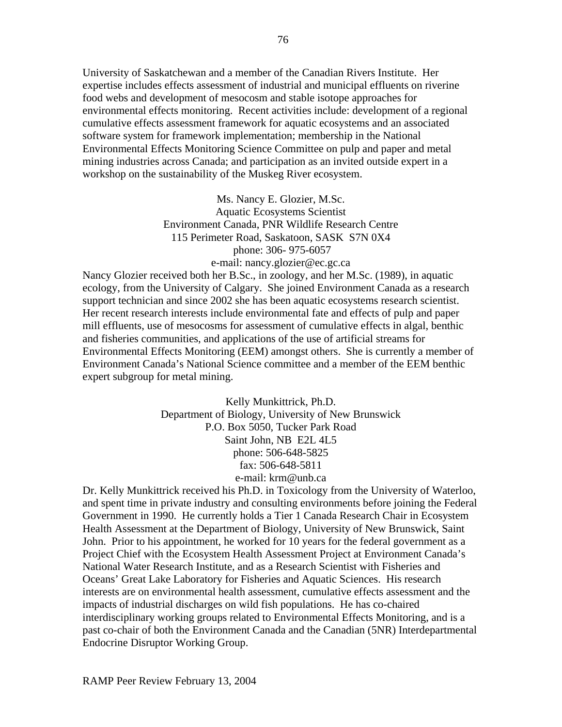University of Saskatchewan and a member of the Canadian Rivers Institute. Her expertise includes effects assessment of industrial and municipal effluents on riverine food webs and development of mesocosm and stable isotope approaches for environmental effects monitoring. Recent activities include: development of a regional cumulative effects assessment framework for aquatic ecosystems and an associated software system for framework implementation; membership in the National Environmental Effects Monitoring Science Committee on pulp and paper and metal mining industries across Canada; and participation as an invited outside expert in a workshop on the sustainability of the Muskeg River ecosystem.

Ms. Nancy E. Glozier, M.Sc.
Aquatic Ecosystems Scientist
Environment Canada, PNR Wildlife Research Centre
115 Perimeter Road, Saskatoon, SASK S7N 0X4
phone: 306- 975-6057
e-mail: nancy.glozier@ec.gc.ca

Nancy Glozier received both her B.Sc., in zoology, and her M.Sc. (1989), in aquatic ecology, from the University of Calgary. She joined Environment Canada as a research support technician and since 2002 she has been aquatic ecosystems research scientist. Her recent research interests include environmental fate and effects of pulp and paper mill effluents, use of mesocosms for assessment of cumulative effects in algal, benthic and fisheries communities, and applications of the use of artificial streams for Environmental Effects Monitoring (EEM) amongst others. She is currently a member of Environment Canada's National Science committee and a member of the EEM benthic expert subgroup for metal mining.

Kelly Munkittrick, Ph.D.
Department of Biology, University of New Brunswick
P.O. Box 5050, Tucker Park Road
Saint John, NB E2L 4L5
phone: 506-648-5825
fax: 506-648-5811
e-mail: krm@unb.ca

Dr. Kelly Munkittrick received his Ph.D. in Toxicology from the University of Waterloo, and spent time in private industry and consulting environments before joining the Federal Government in 1990. He currently holds a Tier 1 Canada Research Chair in Ecosystem Health Assessment at the Department of Biology, University of New Brunswick, Saint John. Prior to his appointment, he worked for 10 years for the federal government as a Project Chief with the Ecosystem Health Assessment Project at Environment Canada's National Water Research Institute, and as a Research Scientist with Fisheries and Oceans' Great Lake Laboratory for Fisheries and Aquatic Sciences. His research interests are on environmental health assessment, cumulative effects assessment and the impacts of industrial discharges on wild fish populations. He has co-chaired interdisciplinary working groups related to Environmental Effects Monitoring, and is a past co-chair of both the Environment Canada and the Canadian (5NR) Interdepartmental Endocrine Disruptor Working Group.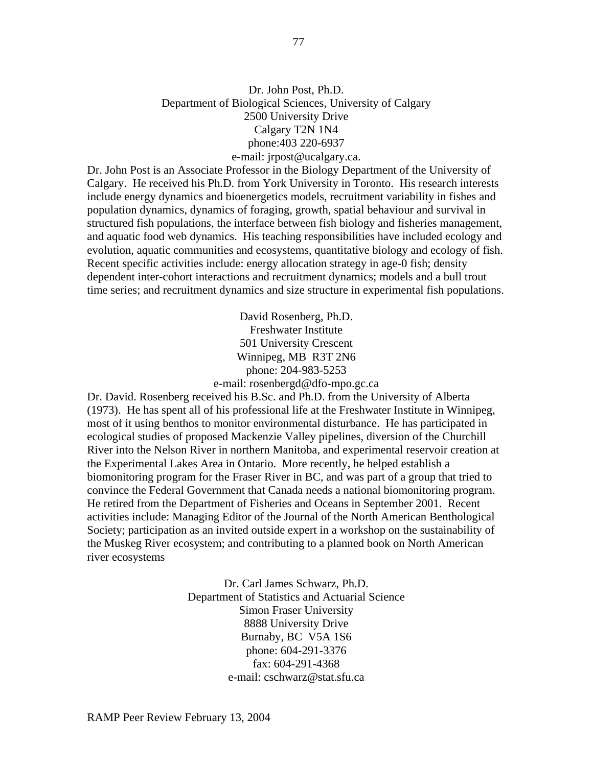Dr. John Post, Ph.D.
Department of Biological Sciences, University of Calgary
2500 University Drive
Calgary T2N 1N4
phone:403 220-6937
e-mail: jrpost@ucalgary.ca.

Dr. John Post is an Associate Professor in the Biology Department of the University of Calgary. He received his Ph.D. from York University in Toronto. His research interests include energy dynamics and bioenergetics models, recruitment variability in fishes and population dynamics, dynamics of foraging, growth, spatial behaviour and survival in structured fish populations, the interface between fish biology and fisheries management, and aquatic food web dynamics. His teaching responsibilities have included ecology and evolution, aquatic communities and ecosystems, quantitative biology and ecology of fish. Recent specific activities include: energy allocation strategy in age-0 fish; density dependent inter-cohort interactions and recruitment dynamics; models and a bull trout time series; and recruitment dynamics and size structure in experimental fish populations.

David Rosenberg, Ph.D.
Freshwater Institute
501 University Crescent
Winnipeg, MB R3T 2N6
phone: 204-983-5253
e-mail: rosenbergd@dfo-mpo.gc.ca

Dr. David. Rosenberg received his B.Sc. and Ph.D. from the University of Alberta (1973). He has spent all of his professional life at the Freshwater Institute in Winnipeg, most of it using benthos to monitor environmental disturbance. He has participated in ecological studies of proposed Mackenzie Valley pipelines, diversion of the Churchill River into the Nelson River in northern Manitoba, and experimental reservoir creation at the Experimental Lakes Area in Ontario. More recently, he helped establish a biomonitoring program for the Fraser River in BC, and was part of a group that tried to convince the Federal Government that Canada needs a national biomonitoring program. He retired from the Department of Fisheries and Oceans in September 2001. Recent activities include: Managing Editor of the Journal of the North American Benthological Society; participation as an invited outside expert in a workshop on the sustainability of the Muskeg River ecosystem; and contributing to a planned book on North American river ecosystems

Dr. Carl James Schwarz, Ph.D.
Department of Statistics and Actuarial Science
Simon Fraser University
8888 University Drive
Burnaby, BC V5A 1S6
phone: 604-291-3376
fax: 604-291-4368
e-mail: cschwarz@stat.sfu.ca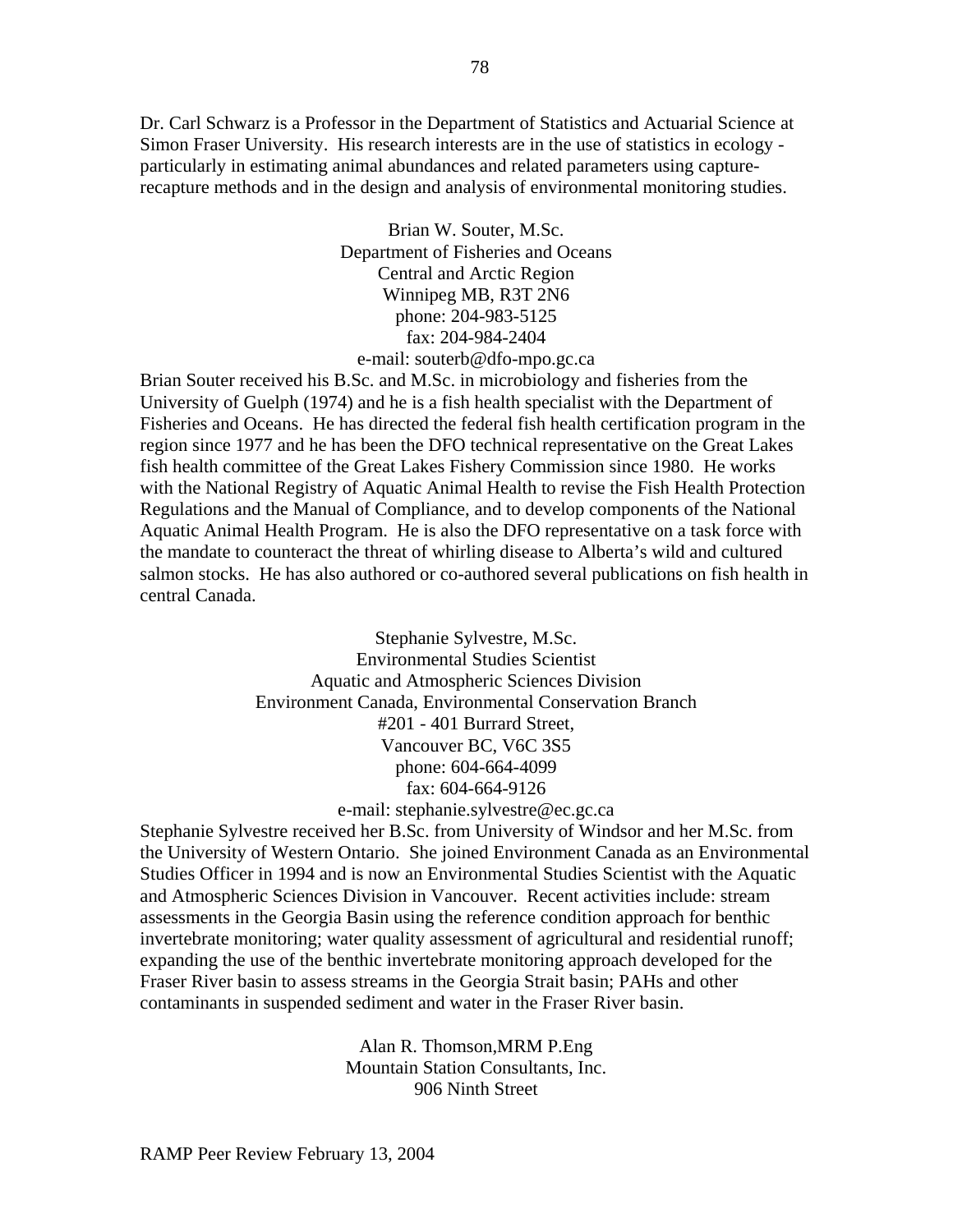Dr. Carl Schwarz is a Professor in the Department of Statistics and Actuarial Science at Simon Fraser University. His research interests are in the use of statistics in ecology - particularly in estimating animal abundances and related parameters using capture-recapture methods and in the design and analysis of environmental monitoring studies.

Brian W. Souter, M.Sc.
Department of Fisheries and Oceans
Central and Arctic Region
Winnipeg MB, R3T 2N6
phone: 204-983-5125
fax: 204-984-2404
e-mail: souterb@dfo-mpo.gc.ca

Brian Souter received his B.Sc. and M.Sc. in microbiology and fisheries from the University of Guelph (1974) and he is a fish health specialist with the Department of Fisheries and Oceans. He has directed the federal fish health certification program in the region since 1977 and he has been the DFO technical representative on the Great Lakes fish health committee of the Great Lakes Fishery Commission since 1980. He works with the National Registry of Aquatic Animal Health to revise the Fish Health Protection Regulations and the Manual of Compliance, and to develop components of the National Aquatic Animal Health Program. He is also the DFO representative on a task force with the mandate to counteract the threat of whirling disease to Alberta's wild and cultured salmon stocks. He has also authored or co-authored several publications on fish health in central Canada.

Stephanie Sylvestre, M.Sc.
Environmental Studies Scientist
Aquatic and Atmospheric Sciences Division
Environment Canada, Environmental Conservation Branch
#201 - 401 Burrard Street,
Vancouver BC, V6C 3S5
phone: 604-664-4099
fax: 604-664-9126
e-mail: stephanie.sylvestre@ec.gc.ca

Stephanie Sylvestre received her B.Sc. from University of Windsor and her M.Sc. from the University of Western Ontario. She joined Environment Canada as an Environmental Studies Officer in 1994 and is now an Environmental Studies Scientist with the Aquatic and Atmospheric Sciences Division in Vancouver. Recent activities include: stream assessments in the Georgia Basin using the reference condition approach for benthic invertebrate monitoring; water quality assessment of agricultural and residential runoff; expanding the use of the benthic invertebrate monitoring approach developed for the Fraser River basin to assess streams in the Georgia Strait basin; PAHs and other contaminants in suspended sediment and water in the Fraser River basin.

Alan R. Thomson,MRM P.Eng
Mountain Station Consultants, Inc.
906 Ninth Street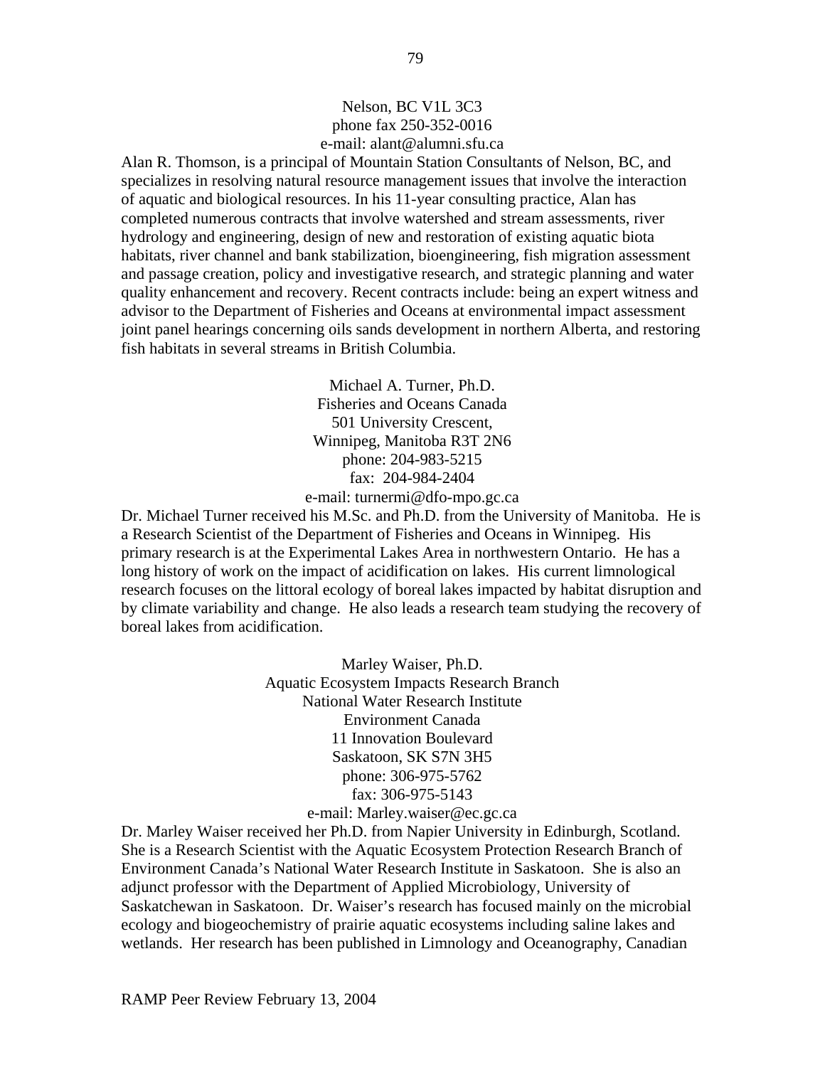Nelson, BC V1L 3C3  
phone fax 250-352-0016  
e-mail: alant@alumni.sfu.ca

Alan R. Thomson, is a principal of Mountain Station Consultants of Nelson, BC, and specializes in resolving natural resource management issues that involve the interaction of aquatic and biological resources. In his 11-year consulting practice, Alan has completed numerous contracts that involve watershed and stream assessments, river hydrology and engineering, design of new and restoration of existing aquatic biota habitats, river channel and bank stabilization, bioengineering, fish migration assessment and passage creation, policy and investigative research, and strategic planning and water quality enhancement and recovery. Recent contracts include: being an expert witness and advisor to the Department of Fisheries and Oceans at environmental impact assessment joint panel hearings concerning oils sands development in northern Alberta, and restoring fish habitats in several streams in British Columbia.

Michael A. Turner, Ph.D.  
Fisheries and Oceans Canada  
501 University Crescent,  
Winnipeg, Manitoba R3T 2N6  
phone: 204-983-5215  
fax: 204-984-2404  
e-mail: turnermi@dfo-mpo.gc.ca

Dr. Michael Turner received his M.Sc. and Ph.D. from the University of Manitoba. He is a Research Scientist of the Department of Fisheries and Oceans in Winnipeg. His primary research is at the Experimental Lakes Area in northwestern Ontario. He has a long history of work on the impact of acidification on lakes. His current limnological research focuses on the littoral ecology of boreal lakes impacted by habitat disruption and by climate variability and change. He also leads a research team studying the recovery of boreal lakes from acidification.

Marley Waiser, Ph.D.  
Aquatic Ecosystem Impacts Research Branch  
National Water Research Institute  
Environment Canada  
11 Innovation Boulevard  
Saskatoon, SK S7N 3H5  
phone: 306-975-5762  
fax: 306-975-5143  
e-mail: Marley.waiser@ec.gc.ca

Dr. Marley Waiser received her Ph.D. from Napier University in Edinburgh, Scotland. She is a Research Scientist with the Aquatic Ecosystem Protection Research Branch of Environment Canada's National Water Research Institute in Saskatoon. She is also an adjunct professor with the Department of Applied Microbiology, University of Saskatchewan in Saskatoon. Dr. Waiser's research has focused mainly on the microbial ecology and biogeochemistry of prairie aquatic ecosystems including saline lakes and wetlands. Her research has been published in Limnology and Oceanography, Canadian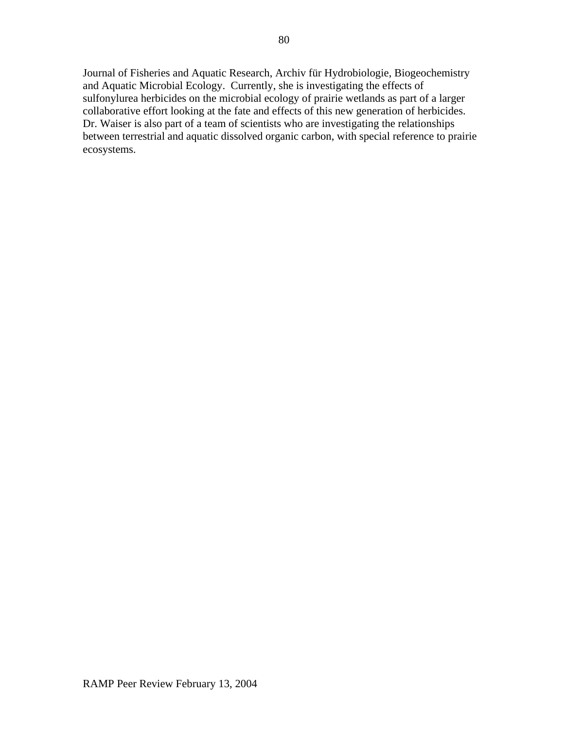Journal of Fisheries and Aquatic Research, Archiv für Hydrobiologie, Biogeochemistry and Aquatic Microbial Ecology. Currently, she is investigating the effects of sulfonylurea herbicides on the microbial ecology of prairie wetlands as part of a larger collaborative effort looking at the fate and effects of this new generation of herbicides. Dr. Waiser is also part of a team of scientists who are investigating the relationships between terrestrial and aquatic dissolved organic carbon, with special reference to prairie ecosystems.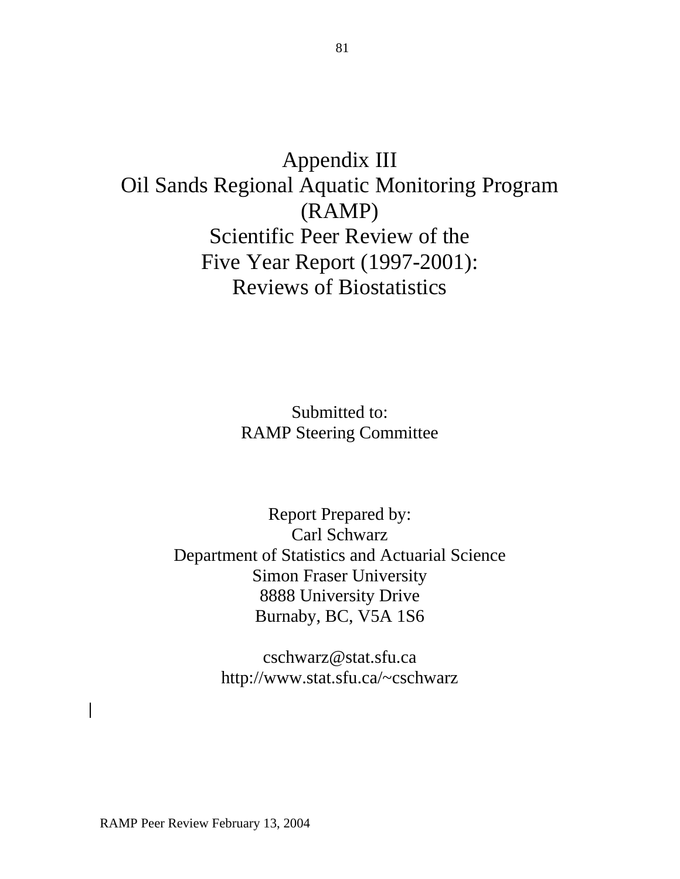# Appendix III
# Oil Sands Regional Aquatic Monitoring Program (RAMP)
# Scientific Peer Review of the Five Year Report (1997-2001): Reviews of Biostatistics

Submitted to:
RAMP Steering Committee

Report Prepared by:
Carl Schwarz
Department of Statistics and Actuarial Science
Simon Fraser University
8888 University Drive
Burnaby, BC, V5A 1S6

cschwarz@stat.sfu.ca
http://www.stat.sfu.ca/~cschwarz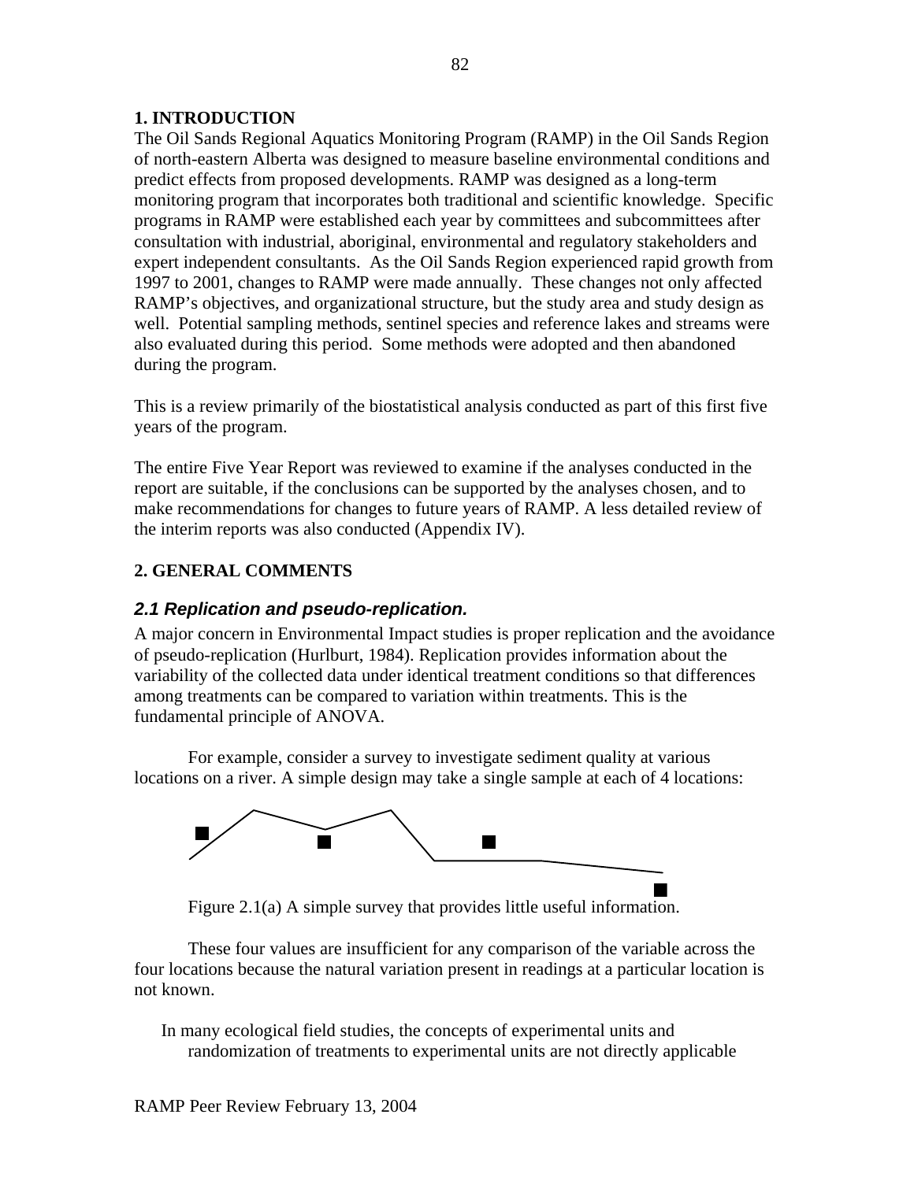## 1. INTRODUCTION

The Oil Sands Regional Aquatics Monitoring Program (RAMP) in the Oil Sands Region of north-eastern Alberta was designed to measure baseline environmental conditions and predict effects from proposed developments. RAMP was designed as a long-term monitoring program that incorporates both traditional and scientific knowledge. Specific programs in RAMP were established each year by committees and subcommittees after consultation with industrial, aboriginal, environmental and regulatory stakeholders and expert independent consultants. As the Oil Sands Region experienced rapid growth from 1997 to 2001, changes to RAMP were made annually. These changes not only affected RAMP's objectives, and organizational structure, but the study area and study design as well. Potential sampling methods, sentinel species and reference lakes and streams were also evaluated during this period. Some methods were adopted and then abandoned during the program.

This is a review primarily of the biostatistical analysis conducted as part of this first five years of the program.

The entire Five Year Report was reviewed to examine if the analyses conducted in the report are suitable, if the conclusions can be supported by the analyses chosen, and to make recommendations for changes to future years of RAMP. A less detailed review of the interim reports was also conducted (Appendix IV).

## 2. GENERAL COMMENTS

### *2.1 Replication and pseudo-replication.*

A major concern in Environmental Impact studies is proper replication and the avoidance of pseudo-replication (Hurlburt, 1984). Replication provides information about the variability of the collected data under identical treatment conditions so that differences among treatments can be compared to variation within treatments. This is the fundamental principle of ANOVA.

For example, consider a survey to investigate sediment quality at various locations on a river. A simple design may take a single sample at each of 4 locations:

Figure 2.1(a) A simple survey that provides little useful information.

These four values are insufficient for any comparison of the variable across the four locations because the natural variation present in readings at a particular location is not known.

In many ecological field studies, the concepts of experimental units and randomization of treatments to experimental units are not directly applicable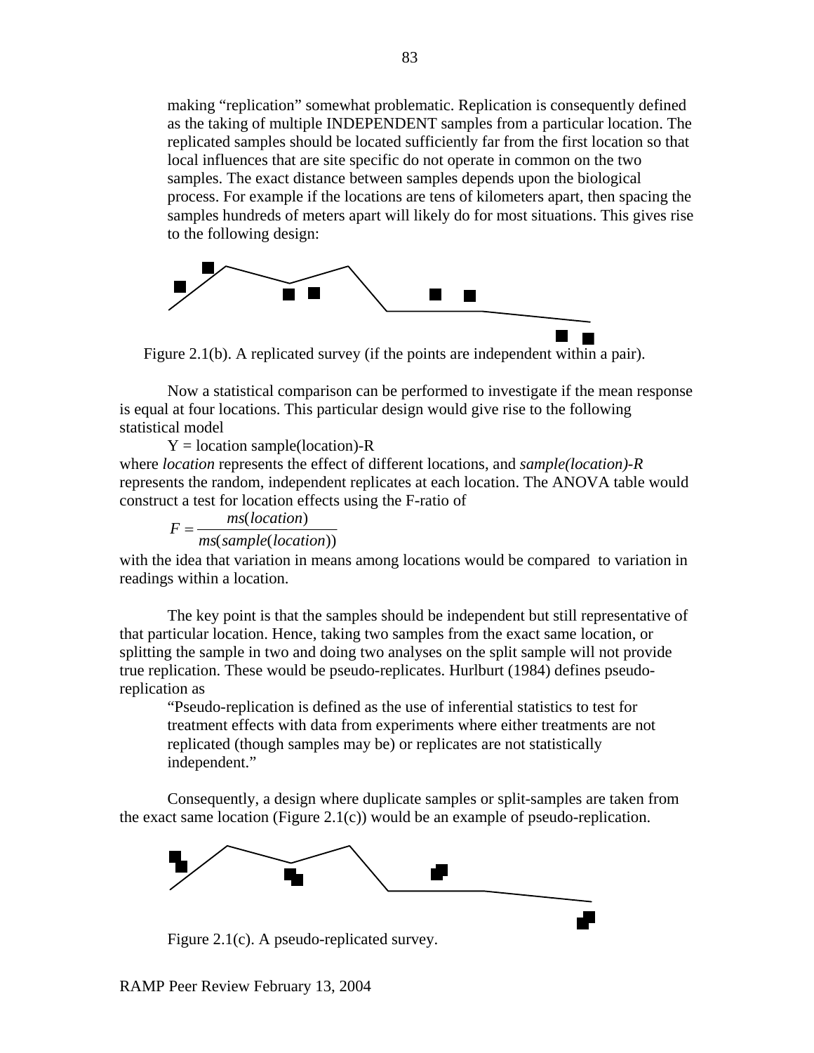making "replication" somewhat problematic. Replication is consequently defined as the taking of multiple INDEPENDENT samples from a particular location. The replicated samples should be located sufficiently far from the first location so that local influences that are site specific do not operate in common on the two samples. The exact distance between samples depends upon the biological process. For example if the locations are tens of kilometers apart, then spacing the samples hundreds of meters apart will likely do for most situations. This gives rise to the following design:

Figure 2.1(b). A replicated survey (if the points are independent within a pair).

Now a statistical comparison can be performed to investigate if the mean response is equal at four locations. This particular design would give rise to the following statistical model

Y = location sample(location)-R

where *location* represents the effect of different locations, and *sample(location)-R* represents the random, independent replicates at each location. The ANOVA table would construct a test for location effects using the F-ratio of

$$F = \frac{ms(location)}{ms(sample(location))}$$

with the idea that variation in means among locations would be compared to variation in readings within a location.

The key point is that the samples should be independent but still representative of that particular location. Hence, taking two samples from the exact same location, or splitting the sample in two and doing two analyses on the split sample will not provide true replication. These would be pseudo-replicates. Hurlburt (1984) defines pseudo-replication as

> "Pseudo-replication is defined as the use of inferential statistics to test for treatment effects with data from experiments where either treatments are not replicated (though samples may be) or replicates are not statistically independent."

Consequently, a design where duplicate samples or split-samples are taken from the exact same location (Figure 2.1(c)) would be an example of pseudo-replication.

Figure 2.1(c). A pseudo-replicated survey.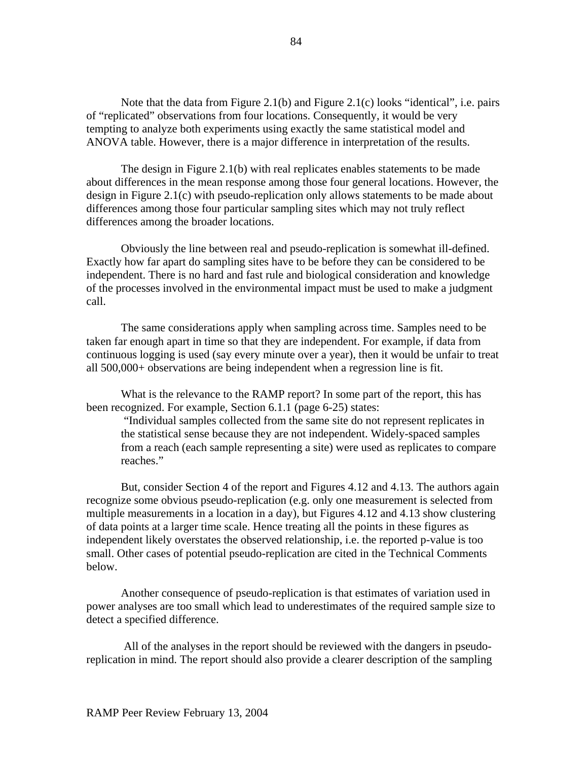Note that the data from Figure 2.1(b) and Figure 2.1(c) looks "identical", i.e. pairs of "replicated" observations from four locations. Consequently, it would be very tempting to analyze both experiments using exactly the same statistical model and ANOVA table. However, there is a major difference in interpretation of the results.

The design in Figure 2.1(b) with real replicates enables statements to be made about differences in the mean response among those four general locations. However, the design in Figure 2.1(c) with pseudo-replication only allows statements to be made about differences among those four particular sampling sites which may not truly reflect differences among the broader locations.

Obviously the line between real and pseudo-replication is somewhat ill-defined. Exactly how far apart do sampling sites have to be before they can be considered to be independent. There is no hard and fast rule and biological consideration and knowledge of the processes involved in the environmental impact must be used to make a judgment call.

The same considerations apply when sampling across time. Samples need to be taken far enough apart in time so that they are independent. For example, if data from continuous logging is used (say every minute over a year), then it would be unfair to treat all 500,000+ observations are being independent when a regression line is fit.

What is the relevance to the RAMP report? In some part of the report, this has been recognized. For example, Section 6.1.1 (page 6-25) states:

> "Individual samples collected from the same site do not represent replicates in the statistical sense because they are not independent. Widely-spaced samples from a reach (each sample representing a site) were used as replicates to compare reaches."

But, consider Section 4 of the report and Figures 4.12 and 4.13. The authors again recognize some obvious pseudo-replication (e.g. only one measurement is selected from multiple measurements in a location in a day), but Figures 4.12 and 4.13 show clustering of data points at a larger time scale. Hence treating all the points in these figures as independent likely overstates the observed relationship, i.e. the reported p-value is too small. Other cases of potential pseudo-replication are cited in the Technical Comments below.

Another consequence of pseudo-replication is that estimates of variation used in power analyses are too small which lead to underestimates of the required sample size to detect a specified difference.

All of the analyses in the report should be reviewed with the dangers in pseudo-replication in mind. The report should also provide a clearer description of the sampling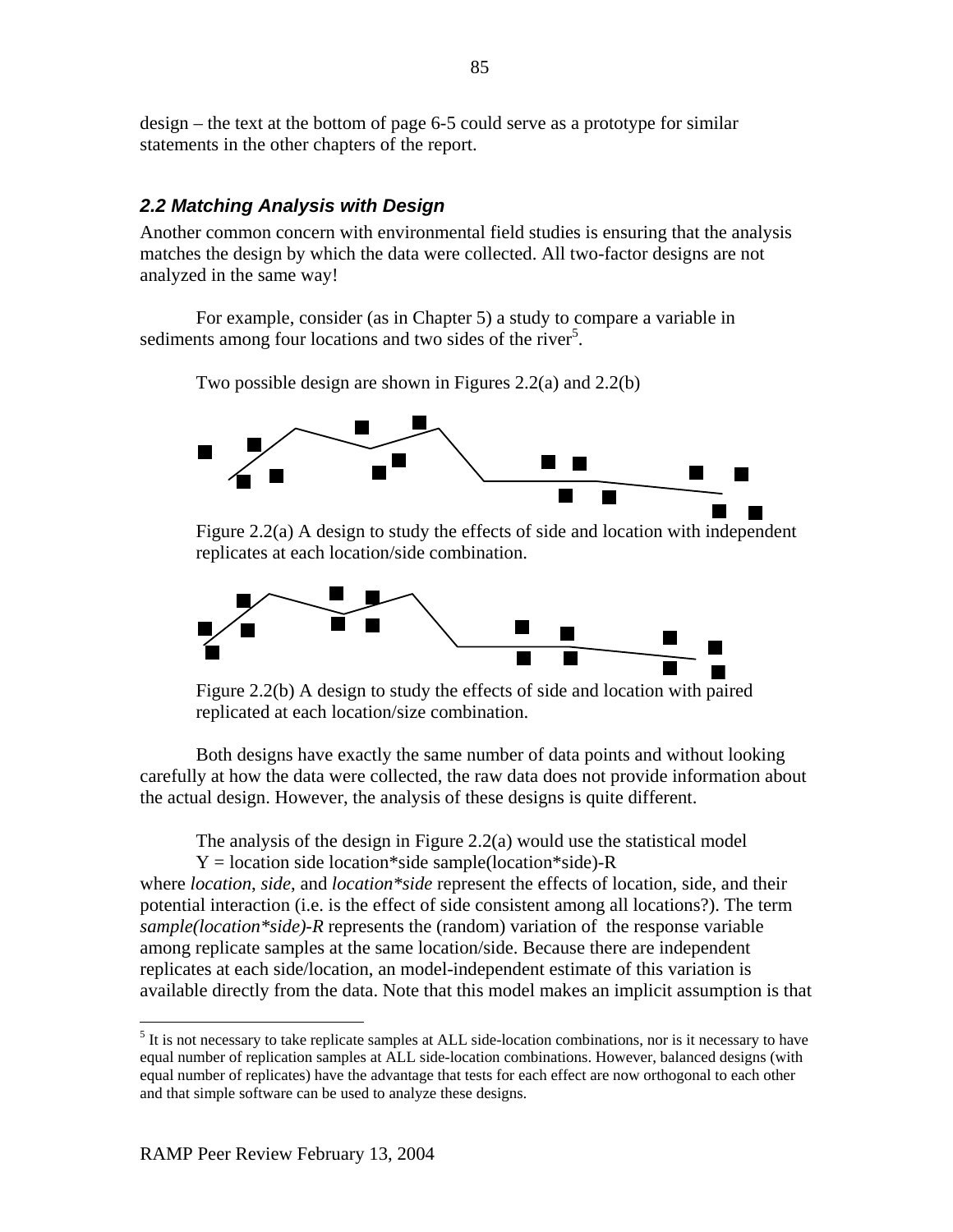design – the text at the bottom of page 6-5 could serve as a prototype for similar statements in the other chapters of the report.

### *2.2 Matching Analysis with Design*

Another common concern with environmental field studies is ensuring that the analysis matches the design by which the data were collected. All two-factor designs are not analyzed in the same way!

For example, consider (as in Chapter 5) a study to compare a variable in sediments among four locations and two sides of the river[5].

Two possible design are shown in Figures 2.2(a) and 2.2(b)

Figure 2.2(a) A design to study the effects of side and location with independent replicates at each location/side combination.

Figure 2.2(b) A design to study the effects of side and location with paired replicated at each location/size combination.

Both designs have exactly the same number of data points and without looking carefully at how the data were collected, the raw data does not provide information about the actual design. However, the analysis of these designs is quite different.

The analysis of the design in Figure 2.2(a) would use the statistical model

Y = location side location*side sample(location*side)-R

where *location*, *side*, and *location*side* represent the effects of location, side, and their potential interaction (i.e. is the effect of side consistent among all locations?). The term *sample(location*side)-R* represents the (random) variation of the response variable among replicate samples at the same location/side. Because there are independent replicates at each side/location, an model-independent estimate of this variation is available directly from the data. Note that this model makes an implicit assumption is that

---

[5] It is not necessary to take replicate samples at ALL side-location combinations, nor is it necessary to have equal number of replication samples at ALL side-location combinations. However, balanced designs (with equal number of replicates) have the advantage that tests for each effect are now orthogonal to each other and that simple software can be used to analyze these designs.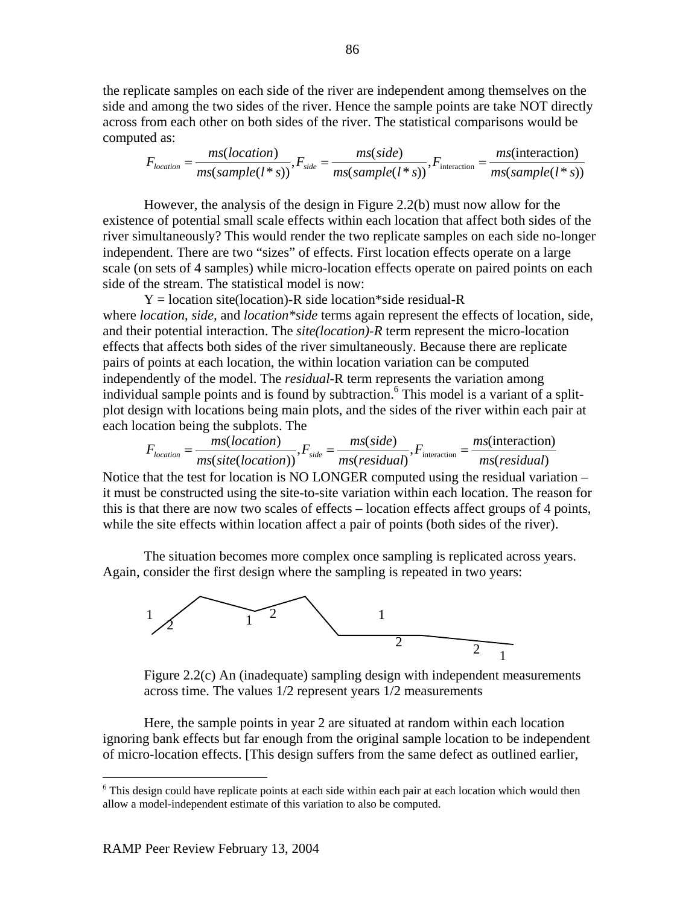the replicate samples on each side of the river are independent among themselves on the side and among the two sides of the river. Hence the sample points are take NOT directly across from each other on both sides of the river. The statistical comparisons would be computed as:

$$F_{location} = \frac{ms(location)}{ms(sample(l*s))}, F_{side} = \frac{ms(side)}{ms(sample(l*s))}, F_{\text{interaction}} = \frac{ms(\text{interaction})}{ms(sample(l*s))}$$

However, the analysis of the design in Figure 2.2(b) must now allow for the existence of potential small scale effects within each location that affect both sides of the river simultaneously? This would render the two replicate samples on each side no-longer independent. There are two "sizes" of effects. First location effects operate on a large scale (on sets of 4 samples) while micro-location effects operate on paired points on each side of the stream. The statistical model is now:

Y = location site(location)-R side location*side residual-R

where *location*, *side*, and *location*side* terms again represent the effects of location, side, and their potential interaction. The *site(location)-R* term represent the micro-location effects that affects both sides of the river simultaneously. Because there are replicate pairs of points at each location, the within location variation can be computed independently of the model. The *residual*-R term represents the variation among individual sample points and is found by subtraction.[6] This model is a variant of a split-plot design with locations being main plots, and the sides of the river within each pair at each location being the subplots. The

$$F_{location} = \frac{ms(location)}{ms(site(location))}, F_{side} = \frac{ms(side)}{ms(residual)}, F_{\text{interaction}} = \frac{ms(\text{interaction})}{ms(residual)}$$

Notice that the test for location is NO LONGER computed using the residual variation – it must be constructed using the site-to-site variation within each location. The reason for this is that there are now two scales of effects – location effects affect groups of 4 points, while the site effects within location affect a pair of points (both sides of the river).

The situation becomes more complex once sampling is replicated across years. Again, consider the first design where the sampling is repeated in two years:

Figure 2.2(c) An (inadequate) sampling design with independent measurements across time. The values 1/2 represent years 1/2 measurements

Here, the sample points in year 2 are situated at random within each location ignoring bank effects but far enough from the original sample location to be independent of micro-location effects. [This design suffers from the same defect as outlined earlier,

[6] This design could have replicate points at each side within each pair at each location which would then allow a model-independent estimate of this variation to also be computed.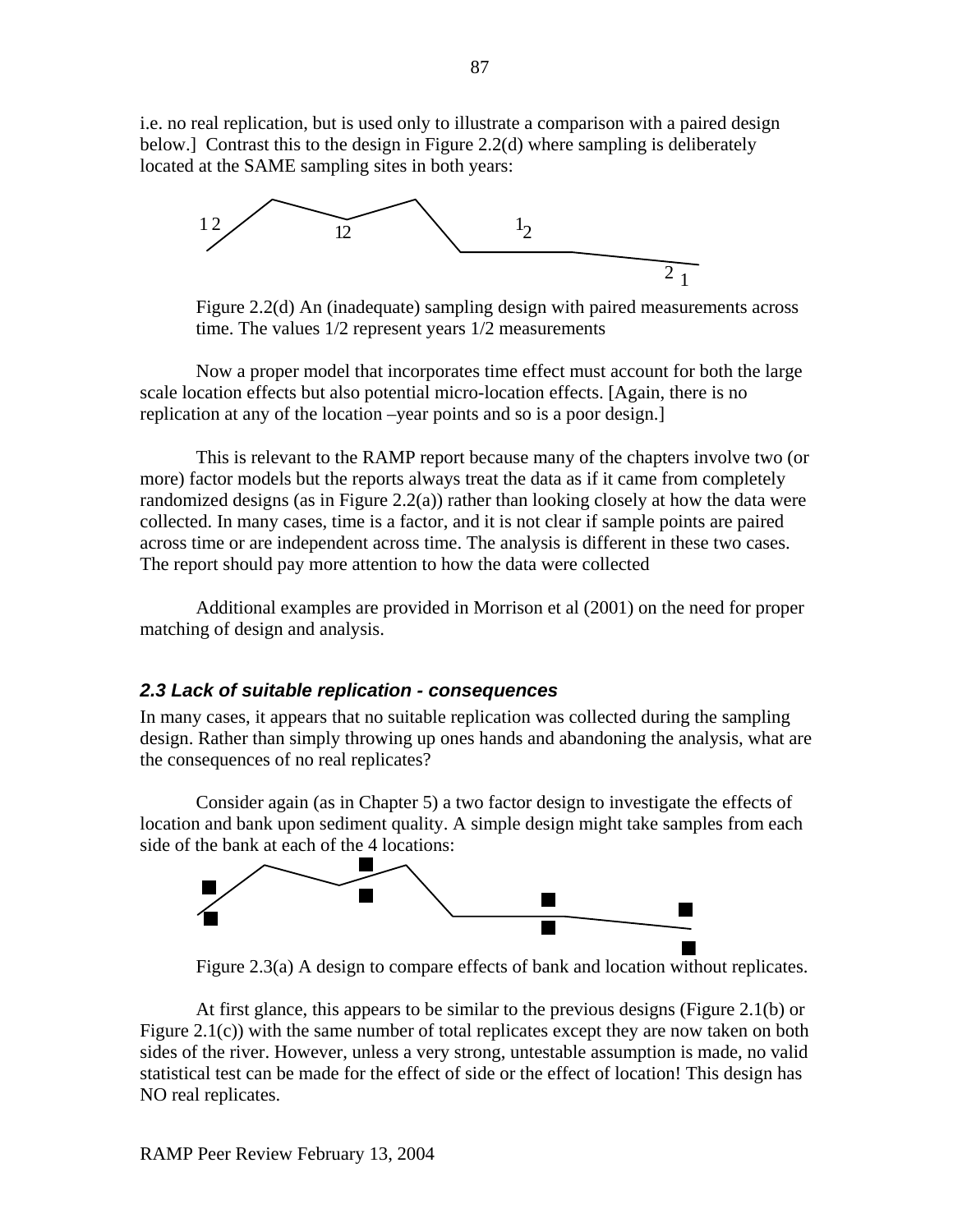i.e. no real replication, but is used only to illustrate a comparison with a paired design below.] Contrast this to the design in Figure 2.2(d) where sampling is deliberately located at the SAME sampling sites in both years:

Figure 2.2(d) An (inadequate) sampling design with paired measurements across time. The values 1/2 represent years 1/2 measurements

Now a proper model that incorporates time effect must account for both the large scale location effects but also potential micro-location effects. [Again, there is no replication at any of the location –year points and so is a poor design.]

This is relevant to the RAMP report because many of the chapters involve two (or more) factor models but the reports always treat the data as if it came from completely randomized designs (as in Figure 2.2(a)) rather than looking closely at how the data were collected. In many cases, time is a factor, and it is not clear if sample points are paired across time or are independent across time. The analysis is different in these two cases. The report should pay more attention to how the data were collected

Additional examples are provided in Morrison et al (2001) on the need for proper matching of design and analysis.

### *2.3 Lack of suitable replication - consequences*

In many cases, it appears that no suitable replication was collected during the sampling design. Rather than simply throwing up ones hands and abandoning the analysis, what are the consequences of no real replicates?

Consider again (as in Chapter 5) a two factor design to investigate the effects of location and bank upon sediment quality. A simple design might take samples from each side of the bank at each of the 4 locations:

Figure 2.3(a) A design to compare effects of bank and location without replicates.

At first glance, this appears to be similar to the previous designs (Figure 2.1(b) or Figure 2.1(c)) with the same number of total replicates except they are now taken on both sides of the river. However, unless a very strong, untestable assumption is made, no valid statistical test can be made for the effect of side or the effect of location! This design has NO real replicates.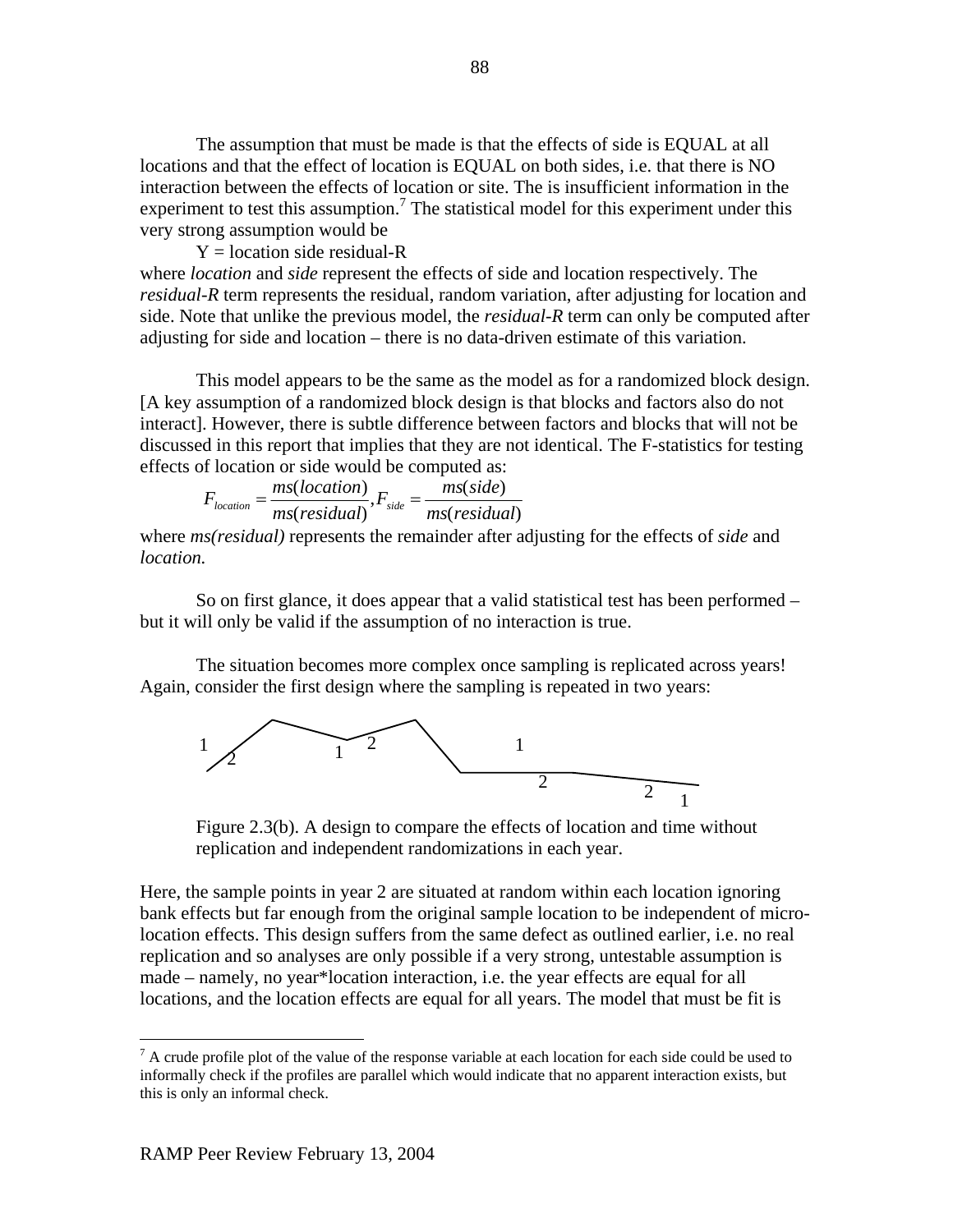The assumption that must be made is that the effects of side is EQUAL at all locations and that the effect of location is EQUAL on both sides, i.e. that there is NO interaction between the effects of location or site. The is insufficient information in the experiment to test this assumption.[7] The statistical model for this experiment under this very strong assumption would be

Y = location side residual-R

where *location* and *side* represent the effects of side and location respectively. The *residual-R* term represents the residual, random variation, after adjusting for location and side. Note that unlike the previous model, the *residual-R* term can only be computed after adjusting for side and location – there is no data-driven estimate of this variation.

This model appears to be the same as the model as for a randomized block design. [A key assumption of a randomized block design is that blocks and factors also do not interact]. However, there is subtle difference between factors and blocks that will not be discussed in this report that implies that they are not identical. The F-statistics for testing effects of location or side would be computed as:

$$F_{location} = \frac{ms(location)}{ms(residual)}, F_{side} = \frac{ms(side)}{ms(residual)}$$

where *ms(residual)* represents the remainder after adjusting for the effects of *side* and *location.*

So on first glance, it does appear that a valid statistical test has been performed – but it will only be valid if the assumption of no interaction is true.

The situation becomes more complex once sampling is replicated across years! Again, consider the first design where the sampling is repeated in two years:

Figure 2.3(b). A design to compare the effects of location and time without replication and independent randomizations in each year.

Here, the sample points in year 2 are situated at random within each location ignoring bank effects but far enough from the original sample location to be independent of micro-location effects. This design suffers from the same defect as outlined earlier, i.e. no real replication and so analyses are only possible if a very strong, untestable assumption is made – namely, no year*location interaction, i.e. the year effects are equal for all locations, and the location effects are equal for all years. The model that must be fit is

---

[7] A crude profile plot of the value of the response variable at each location for each side could be used to informally check if the profiles are parallel which would indicate that no apparent interaction exists, but this is only an informal check.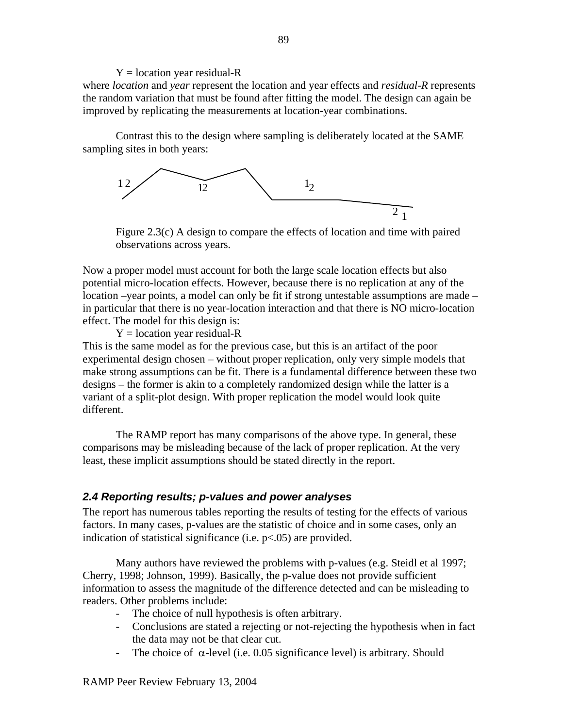Y = location year residual-R

where *location* and *year* represent the location and year effects and *residual-R* represents the random variation that must be found after fitting the model. The design can again be improved by replicating the measurements at location-year combinations.

Contrast this to the design where sampling is deliberately located at the SAME sampling sites in both years:

Figure 2.3(c) A design to compare the effects of location and time with paired observations across years.

Now a proper model must account for both the large scale location effects but also potential micro-location effects. However, because there is no replication at any of the location –year points, a model can only be fit if strong untestable assumptions are made – in particular that there is no year-location interaction and that there is NO micro-location effect. The model for this design is:

Y = location year residual-R

This is the same model as for the previous case, but this is an artifact of the poor experimental design chosen – without proper replication, only very simple models that make strong assumptions can be fit. There is a fundamental difference between these two designs – the former is akin to a completely randomized design while the latter is a variant of a split-plot design. With proper replication the model would look quite different.

The RAMP report has many comparisons of the above type. In general, these comparisons may be misleading because of the lack of proper replication. At the very least, these implicit assumptions should be stated directly in the report.

### *2.4 Reporting results; p-values and power analyses*

The report has numerous tables reporting the results of testing for the effects of various factors. In many cases, p-values are the statistic of choice and in some cases, only an indication of statistical significance (i.e. $p<.05$) are provided.

Many authors have reviewed the problems with p-values (e.g. Steidl et al 1997; Cherry, 1998; Johnson, 1999). Basically, the p-value does not provide sufficient information to assess the magnitude of the difference detected and can be misleading to readers. Other problems include:

- The choice of null hypothesis is often arbitrary.
- Conclusions are stated a rejecting or not-rejecting the hypothesis when in fact the data may not be that clear cut.
- The choice of $\alpha$-level (i.e. 0.05 significance level) is arbitrary. Should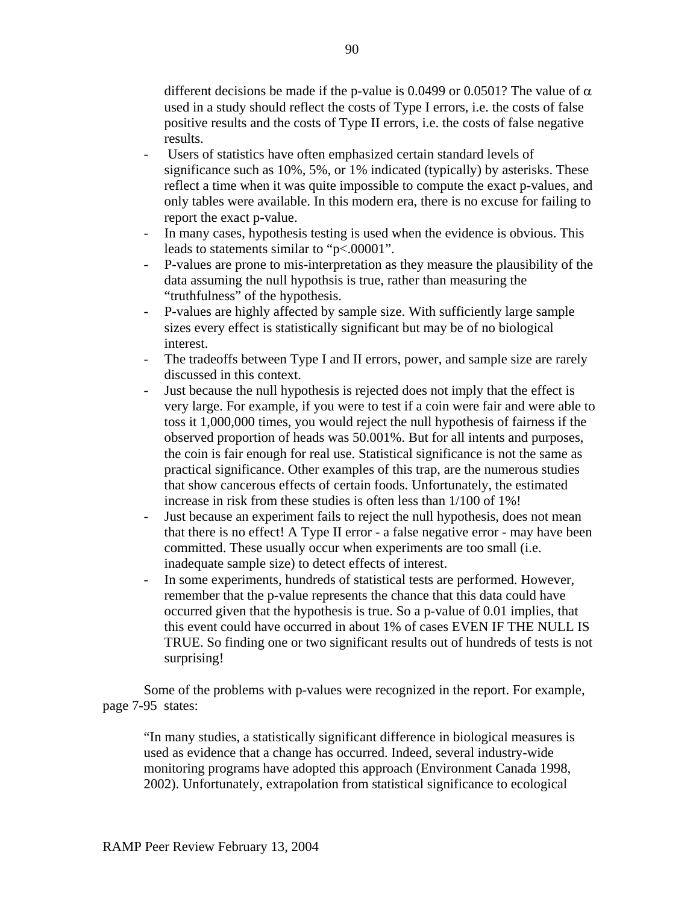different decisions be made if the p-value is 0.0499 or 0.0501? The value of $\alpha$ used in a study should reflect the costs of Type I errors, i.e. the costs of false positive results and the costs of Type II errors, i.e. the costs of false negative results.

- Users of statistics have often emphasized certain standard levels of significance such as 10%, 5%, or 1% indicated (typically) by asterisks. These reflect a time when it was quite impossible to compute the exact p-values, and only tables were available. In this modern era, there is no excuse for failing to report the exact p-value.
- In many cases, hypothesis testing is used when the evidence is obvious. This leads to statements similar to "p<.00001".
- P-values are prone to mis-interpretation as they measure the plausibility of the data assuming the null hypothsis is true, rather than measuring the "truthfulness" of the hypothesis.
- P-values are highly affected by sample size. With sufficiently large sample sizes every effect is statistically significant but may be of no biological interest.
- The tradeoffs between Type I and II errors, power, and sample size are rarely discussed in this context.
- Just because the null hypothesis is rejected does not imply that the effect is very large. For example, if you were to test if a coin were fair and were able to toss it 1,000,000 times, you would reject the null hypothesis of fairness if the observed proportion of heads was 50.001%. But for all intents and purposes, the coin is fair enough for real use. Statistical significance is not the same as practical significance. Other examples of this trap, are the numerous studies that show cancerous effects of certain foods. Unfortunately, the estimated increase in risk from these studies is often less than 1/100 of 1%!
- Just because an experiment fails to reject the null hypothesis, does not mean that there is no effect! A Type II error - a false negative error - may have been committed. These usually occur when experiments are too small (i.e. inadequate sample size) to detect effects of interest.
- In some experiments, hundreds of statistical tests are performed. However, remember that the p-value represents the chance that this data could have occurred given that the hypothesis is true. So a p-value of 0.01 implies, that this event could have occurred in about 1% of cases EVEN IF THE NULL IS TRUE. So finding one or two significant results out of hundreds of tests is not surprising!

Some of the problems with p-values were recognized in the report. For example, page 7-95 states:

> "In many studies, a statistically significant difference in biological measures is used as evidence that a change has occurred. Indeed, several industry-wide monitoring programs have adopted this approach (Environment Canada 1998, 2002). Unfortunately, extrapolation from statistical significance to ecological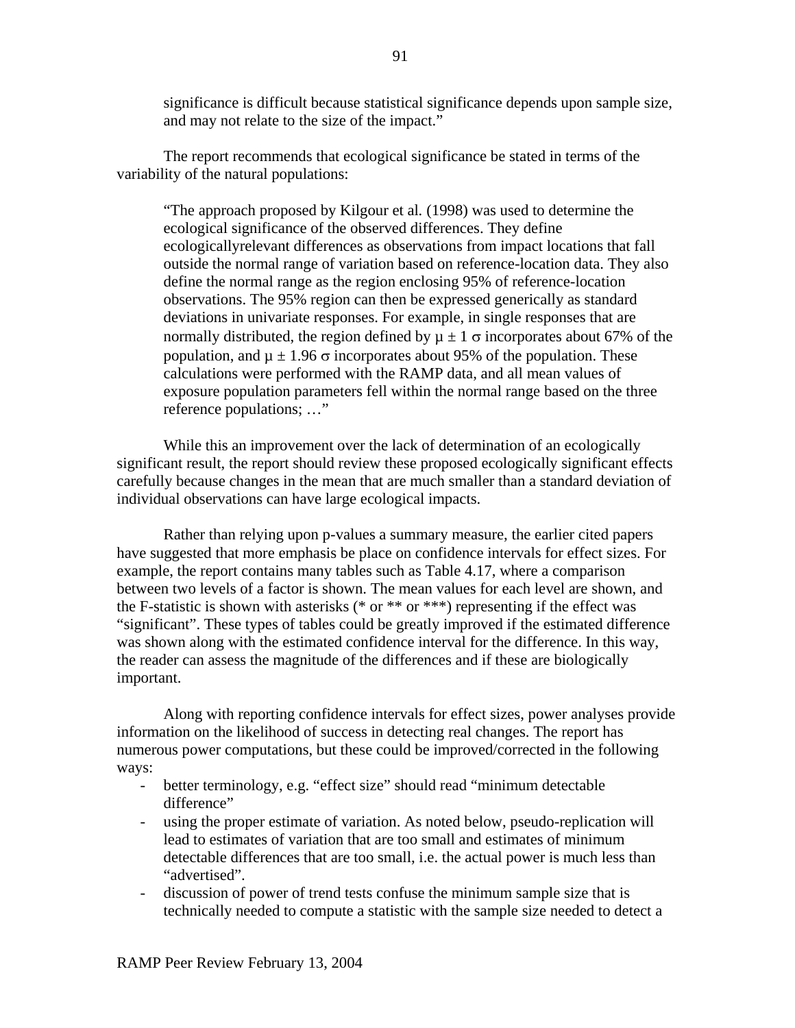significance is difficult because statistical significance depends upon sample size, and may not relate to the size of the impact."

The report recommends that ecological significance be stated in terms of the variability of the natural populations:

> "The approach proposed by Kilgour et al. (1998) was used to determine the ecological significance of the observed differences. They define ecologicallyrelevant differences as observations from impact locations that fall outside the normal range of variation based on reference-location data. They also define the normal range as the region enclosing 95% of reference-location observations. The 95% region can then be expressed generically as standard deviations in univariate responses. For example, in single responses that are normally distributed, the region defined by $\mu \pm 1\ \sigma$ incorporates about 67% of the population, and $\mu \pm 1.96\ \sigma$ incorporates about 95% of the population. These calculations were performed with the RAMP data, and all mean values of exposure population parameters fell within the normal range based on the three reference populations; …"

While this an improvement over the lack of determination of an ecologically significant result, the report should review these proposed ecologically significant effects carefully because changes in the mean that are much smaller than a standard deviation of individual observations can have large ecological impacts.

Rather than relying upon p-values a summary measure, the earlier cited papers have suggested that more emphasis be place on confidence intervals for effect sizes. For example, the report contains many tables such as Table 4.17, where a comparison between two levels of a factor is shown. The mean values for each level are shown, and the F-statistic is shown with asterisks (* or ** or ***) representing if the effect was "significant". These types of tables could be greatly improved if the estimated difference was shown along with the estimated confidence interval for the difference. In this way, the reader can assess the magnitude of the differences and if these are biologically important.

Along with reporting confidence intervals for effect sizes, power analyses provide information on the likelihood of success in detecting real changes. The report has numerous power computations, but these could be improved/corrected in the following ways:

- better terminology, e.g. "effect size" should read "minimum detectable difference"
- using the proper estimate of variation. As noted below, pseudo-replication will lead to estimates of variation that are too small and estimates of minimum detectable differences that are too small, i.e. the actual power is much less than "advertised".
- discussion of power of trend tests confuse the minimum sample size that is technically needed to compute a statistic with the sample size needed to detect a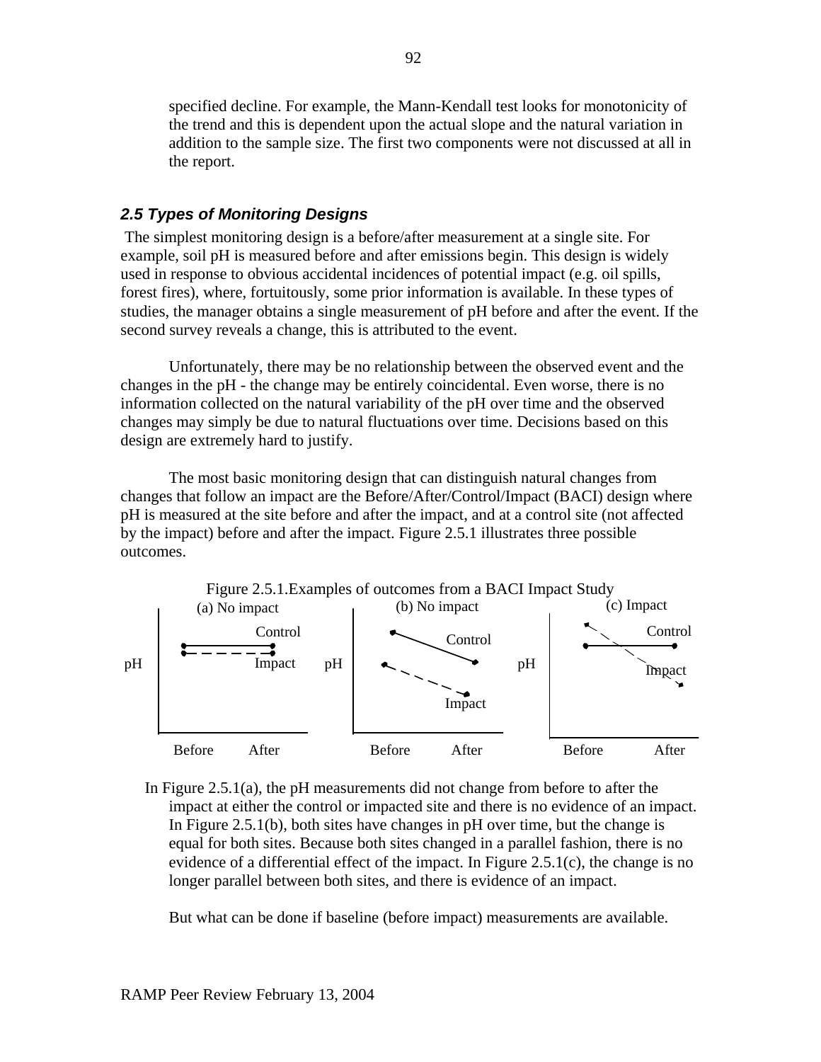specified decline. For example, the Mann-Kendall test looks for monotonicity of the trend and this is dependent upon the actual slope and the natural variation in addition to the sample size. The first two components were not discussed at all in the report.

### *2.5 Types of Monitoring Designs*

The simplest monitoring design is a before/after measurement at a single site. For example, soil pH is measured before and after emissions begin. This design is widely used in response to obvious accidental incidences of potential impact (e.g. oil spills, forest fires), where, fortuitously, some prior information is available. In these types of studies, the manager obtains a single measurement of pH before and after the event. If the second survey reveals a change, this is attributed to the event.

Unfortunately, there may be no relationship between the observed event and the changes in the pH - the change may be entirely coincidental. Even worse, there is no information collected on the natural variability of the pH over time and the observed changes may simply be due to natural fluctuations over time. Decisions based on this design are extremely hard to justify.

The most basic monitoring design that can distinguish natural changes from changes that follow an impact are the Before/After/Control/Impact (BACI) design where pH is measured at the site before and after the impact, and at a control site (not affected by the impact) before and after the impact. Figure 2.5.1 illustrates three possible outcomes.

Figure 2.5.1.Examples of outcomes from a BACI Impact Study

(a) No impact (b) No impact (c) Impact

In Figure 2.5.1(a), the pH measurements did not change from before to after the impact at either the control or impacted site and there is no evidence of an impact. In Figure 2.5.1(b), both sites have changes in pH over time, but the change is equal for both sites. Because both sites changed in a parallel fashion, there is no evidence of a differential effect of the impact. In Figure 2.5.1(c), the change is no longer parallel between both sites, and there is evidence of an impact.

But what can be done if baseline (before impact) measurements are available.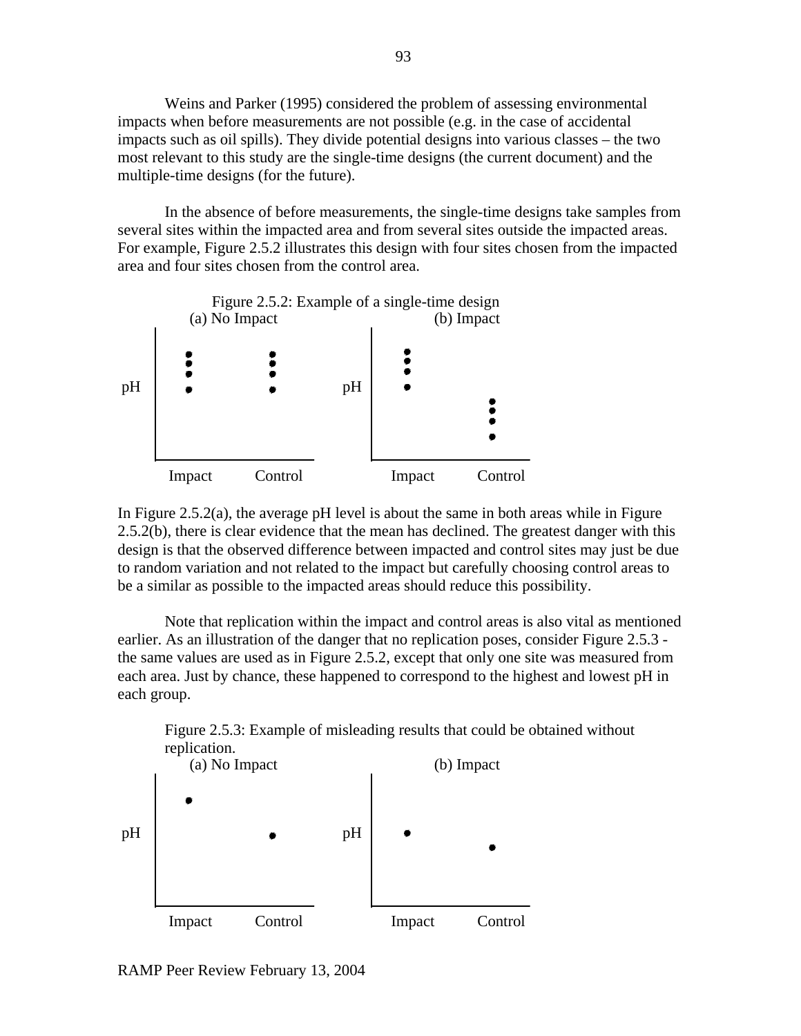Weins and Parker (1995) considered the problem of assessing environmental impacts when before measurements are not possible (e.g. in the case of accidental impacts such as oil spills). They divide potential designs into various classes – the two most relevant to this study are the single-time designs (the current document) and the multiple-time designs (for the future).

In the absence of before measurements, the single-time designs take samples from several sites within the impacted area and from several sites outside the impacted areas. For example, Figure 2.5.2 illustrates this design with four sites chosen from the impacted area and four sites chosen from the control area.

Figure 2.5.2: Example of a single-time design

(a) No Impact (b) Impact

In Figure 2.5.2(a), the average pH level is about the same in both areas while in Figure 2.5.2(b), there is clear evidence that the mean has declined. The greatest danger with this design is that the observed difference between impacted and control sites may just be due to random variation and not related to the impact but carefully choosing control areas to be a similar as possible to the impacted areas should reduce this possibility.

Note that replication within the impact and control areas is also vital as mentioned earlier. As an illustration of the danger that no replication poses, consider Figure 2.5.3 - the same values are used as in Figure 2.5.2, except that only one site was measured from each area. Just by chance, these happened to correspond to the highest and lowest pH in each group.

Figure 2.5.3: Example of misleading results that could be obtained without replication.

(a) No Impact (b) Impact

RAMP Peer Review February 13, 2004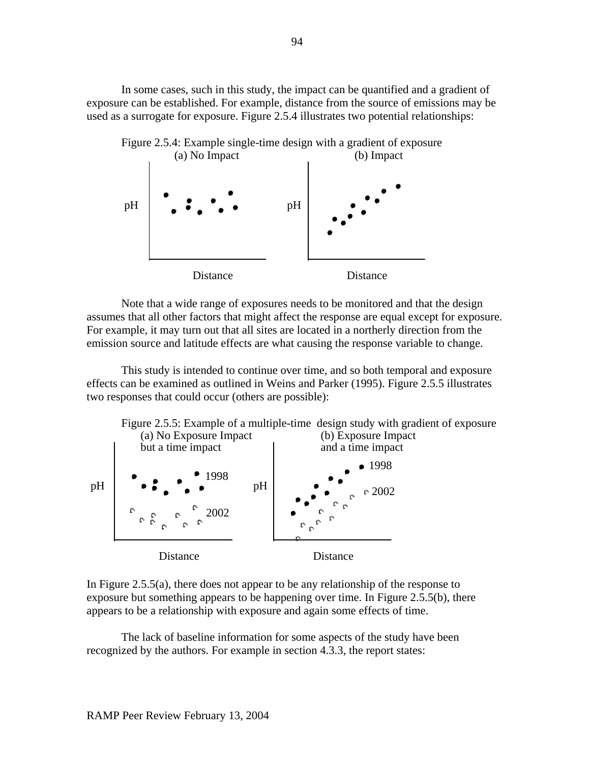In some cases, such in this study, the impact can be quantified and a gradient of exposure can be established. For example, distance from the source of emissions may be used as a surrogate for exposure. Figure 2.5.4 illustrates two potential relationships:

Figure 2.5.4: Example single-time design with a gradient of exposure

(a) No Impact (b) Impact

pH pH

Distance Distance

Note that a wide range of exposures needs to be monitored and that the design assumes that all other factors that might affect the response are equal except for exposure. For example, it may turn out that all sites are located in a northerly direction from the emission source and latitude effects are what causing the response variable to change.

This study is intended to continue over time, and so both temporal and exposure effects can be examined as outlined in Weins and Parker (1995). Figure 2.5.5 illustrates two responses that could occur (others are possible):

Figure 2.5.5: Example of a multiple-time design study with gradient of exposure

(a) No Exposure Impact but a time impact (b) Exposure Impact and a time impact

pH 1998 2002 pH 1998 2002

Distance Distance

In Figure 2.5.5(a), there does not appear to be any relationship of the response to exposure but something appears to be happening over time. In Figure 2.5.5(b), there appears to be a relationship with exposure and again some effects of time.

The lack of baseline information for some aspects of the study have been recognized by the authors. For example in section 4.3.3, the report states: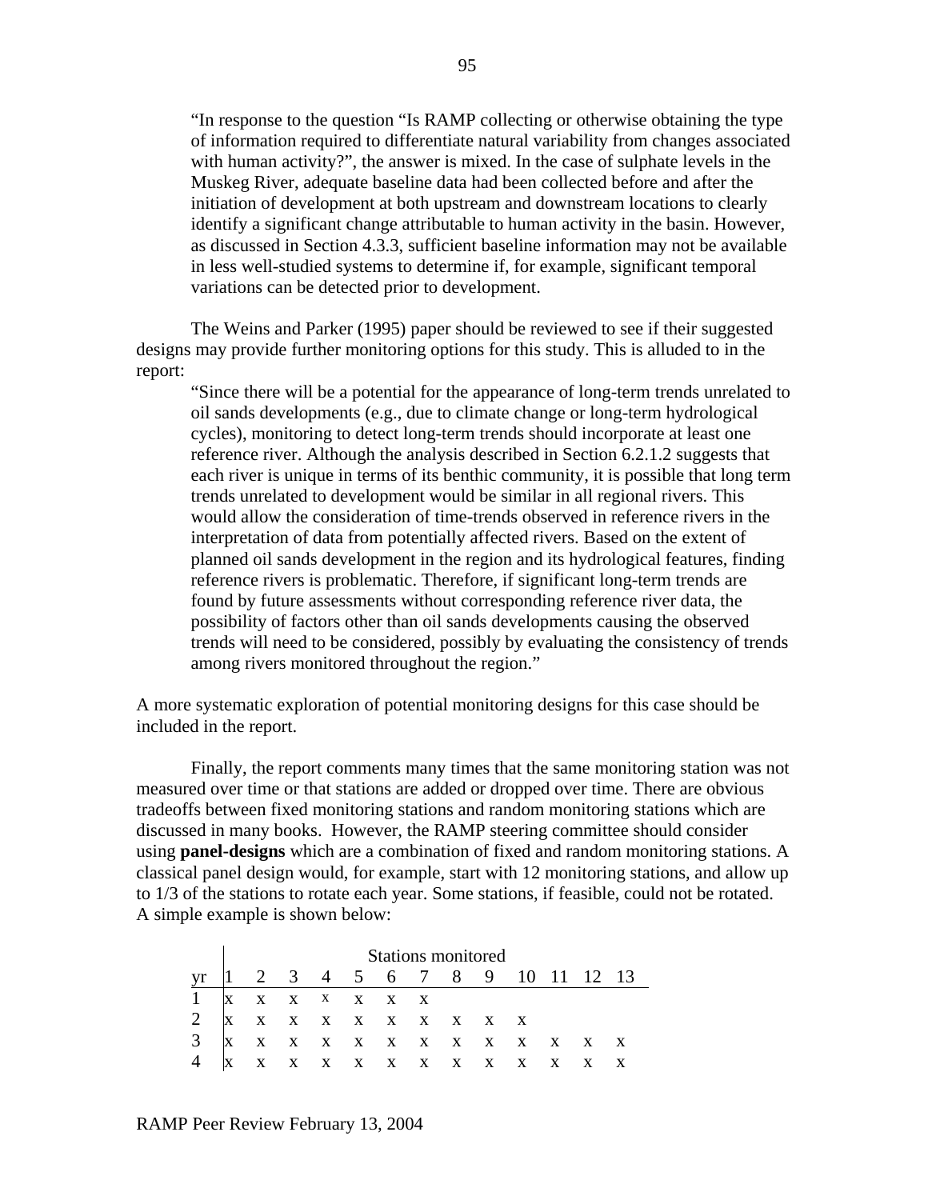> "In response to the question "Is RAMP collecting or otherwise obtaining the type of information required to differentiate natural variability from changes associated with human activity?", the answer is mixed. In the case of sulphate levels in the Muskeg River, adequate baseline data had been collected before and after the initiation of development at both upstream and downstream locations to clearly identify a significant change attributable to human activity in the basin. However, as discussed in Section 4.3.3, sufficient baseline information may not be available in less well-studied systems to determine if, for example, significant temporal variations can be detected prior to development.

The Weins and Parker (1995) paper should be reviewed to see if their suggested designs may provide further monitoring options for this study. This is alluded to in the report:

> "Since there will be a potential for the appearance of long-term trends unrelated to oil sands developments (e.g., due to climate change or long-term hydrological cycles), monitoring to detect long-term trends should incorporate at least one reference river. Although the analysis described in Section 6.2.1.2 suggests that each river is unique in terms of its benthic community, it is possible that long term trends unrelated to development would be similar in all regional rivers. This would allow the consideration of time-trends observed in reference rivers in the interpretation of data from potentially affected rivers. Based on the extent of planned oil sands development in the region and its hydrological features, finding reference rivers is problematic. Therefore, if significant long-term trends are found by future assessments without corresponding reference river data, the possibility of factors other than oil sands developments causing the observed trends will need to be considered, possibly by evaluating the consistency of trends among rivers monitored throughout the region."

A more systematic exploration of potential monitoring designs for this case should be included in the report.

Finally, the report comments many times that the same monitoring station was not measured over time or that stations are added or dropped over time. There are obvious tradeoffs between fixed monitoring stations and random monitoring stations which are discussed in many books. However, the RAMP steering committee should consider using **panel-designs** which are a combination of fixed and random monitoring stations. A classical panel design would, for example, start with 12 monitoring stations, and allow up to 1/3 of the stations to rotate each year. Some stations, if feasible, could not be rotated. A simple example is shown below:

| | Stations monitored | | | | | | | | | | | | |
|---|---|---|---|---|---|---|---|---|---|---|---|---|---|
| yr | 1 | 2 | 3 | 4 | 5 | 6 | 7 | 8 | 9 | 10 | 11 | 12 | 13 |
| 1 | x | x | x | x | x | x | x | | | | | | |
| 2 | x | x | x | x | x | x | x | x | x | x | | | |
| 3 | x | x | x | x | x | x | x | x | x | x | x | x | x |
| 4 | x | x | x | x | x | x | x | x | x | x | x | x | x |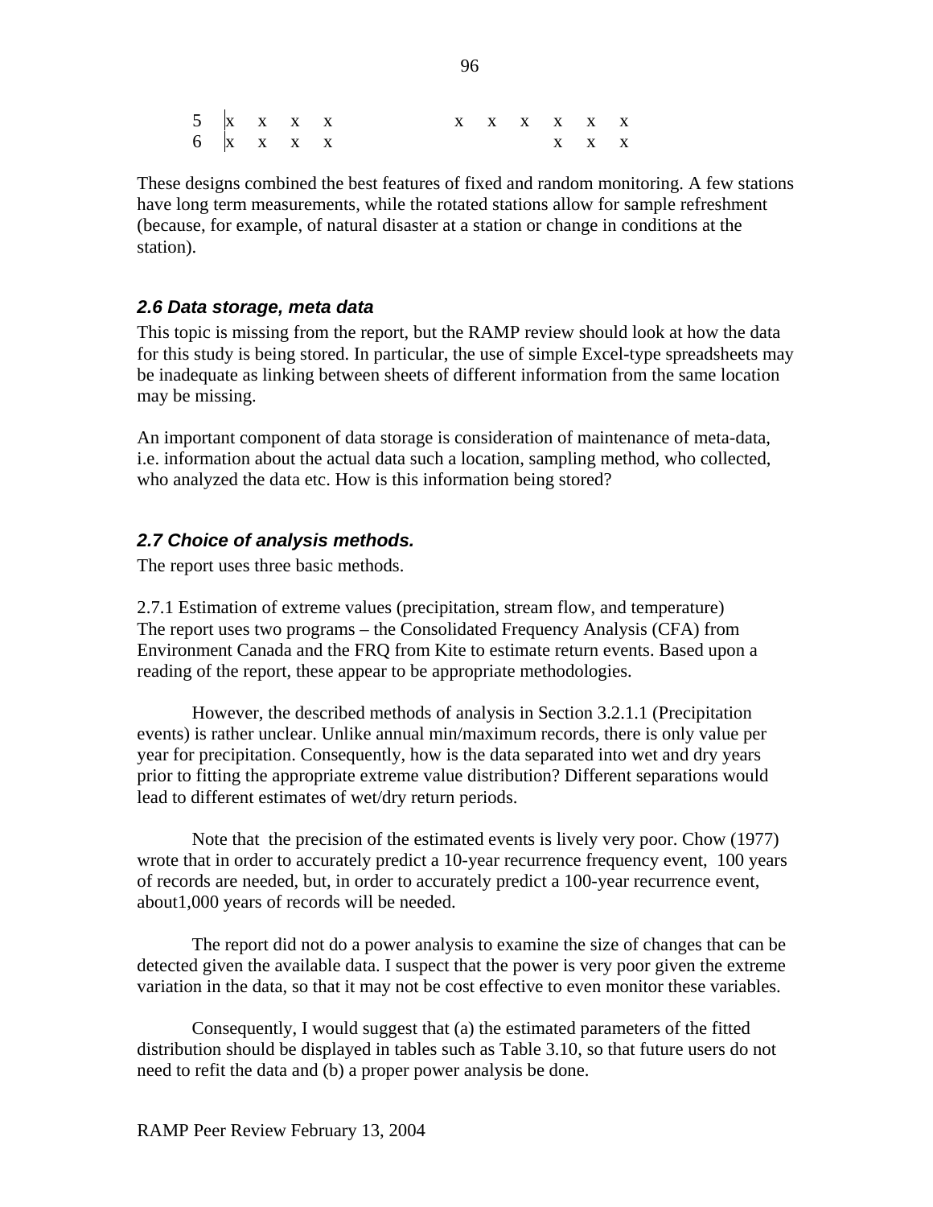|   |   |   |   |   |   |   |   |   |   |   |   |   |
|---|---|---|---|---|---|---|---|---|---|---|---|---|
| 5 | x | x | x | x |   |   | x | x | x | x | x | x |
| 6 | x | x | x | x |   |   |   |   |   | x | x | x |

These designs combined the best features of fixed and random monitoring. A few stations have long term measurements, while the rotated stations allow for sample refreshment (because, for example, of natural disaster at a station or change in conditions at the station).

### *2.6 Data storage, meta data*

This topic is missing from the report, but the RAMP review should look at how the data for this study is being stored. In particular, the use of simple Excel-type spreadsheets may be inadequate as linking between sheets of different information from the same location may be missing.

An important component of data storage is consideration of maintenance of meta-data, i.e. information about the actual data such a location, sampling method, who collected, who analyzed the data etc. How is this information being stored?

### *2.7 Choice of analysis methods.*

The report uses three basic methods.

2.7.1 Estimation of extreme values (precipitation, stream flow, and temperature)
The report uses two programs – the Consolidated Frequency Analysis (CFA) from Environment Canada and the FRQ from Kite to estimate return events. Based upon a reading of the report, these appear to be appropriate methodologies.

However, the described methods of analysis in Section 3.2.1.1 (Precipitation events) is rather unclear. Unlike annual min/maximum records, there is only value per year for precipitation. Consequently, how is the data separated into wet and dry years prior to fitting the appropriate extreme value distribution? Different separations would lead to different estimates of wet/dry return periods.

Note that the precision of the estimated events is lively very poor. Chow (1977) wrote that in order to accurately predict a 10-year recurrence frequency event, 100 years of records are needed, but, in order to accurately predict a 100-year recurrence event, about1,000 years of records will be needed.

The report did not do a power analysis to examine the size of changes that can be detected given the available data. I suspect that the power is very poor given the extreme variation in the data, so that it may not be cost effective to even monitor these variables.

Consequently, I would suggest that (a) the estimated parameters of the fitted distribution should be displayed in tables such as Table 3.10, so that future users do not need to refit the data and (b) a proper power analysis be done.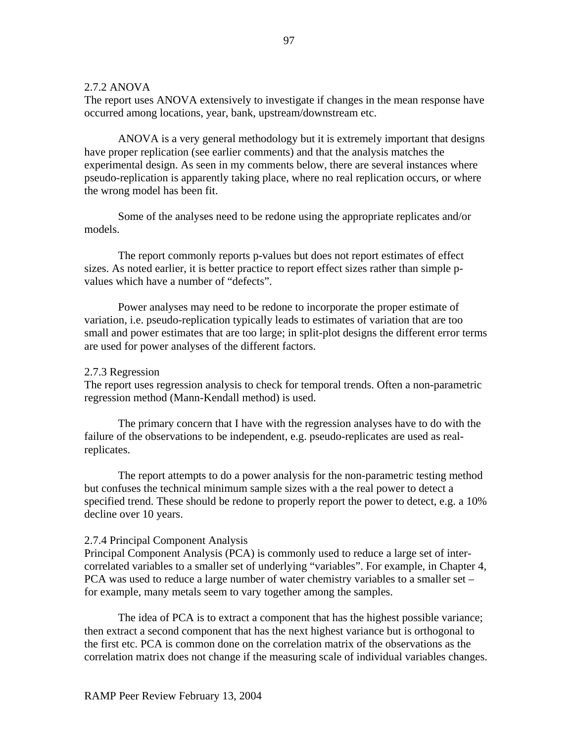### 2.7.2 ANOVA

The report uses ANOVA extensively to investigate if changes in the mean response have occurred among locations, year, bank, upstream/downstream etc.

ANOVA is a very general methodology but it is extremely important that designs have proper replication (see earlier comments) and that the analysis matches the experimental design. As seen in my comments below, there are several instances where pseudo-replication is apparently taking place, where no real replication occurs, or where the wrong model has been fit.

Some of the analyses need to be redone using the appropriate replicates and/or models.

The report commonly reports p-values but does not report estimates of effect sizes. As noted earlier, it is better practice to report effect sizes rather than simple p-values which have a number of "defects".

Power analyses may need to be redone to incorporate the proper estimate of variation, i.e. pseudo-replication typically leads to estimates of variation that are too small and power estimates that are too large; in split-plot designs the different error terms are used for power analyses of the different factors.

### 2.7.3 Regression

The report uses regression analysis to check for temporal trends. Often a non-parametric regression method (Mann-Kendall method) is used.

The primary concern that I have with the regression analyses have to do with the failure of the observations to be independent, e.g. pseudo-replicates are used as real-replicates.

The report attempts to do a power analysis for the non-parametric testing method but confuses the technical minimum sample sizes with a the real power to detect a specified trend. These should be redone to properly report the power to detect, e.g. a 10% decline over 10 years.

### 2.7.4 Principal Component Analysis

Principal Component Analysis (PCA) is commonly used to reduce a large set of inter-correlated variables to a smaller set of underlying "variables". For example, in Chapter 4, PCA was used to reduce a large number of water chemistry variables to a smaller set – for example, many metals seem to vary together among the samples.

The idea of PCA is to extract a component that has the highest possible variance; then extract a second component that has the next highest variance but is orthogonal to the first etc. PCA is common done on the correlation matrix of the observations as the correlation matrix does not change if the measuring scale of individual variables changes.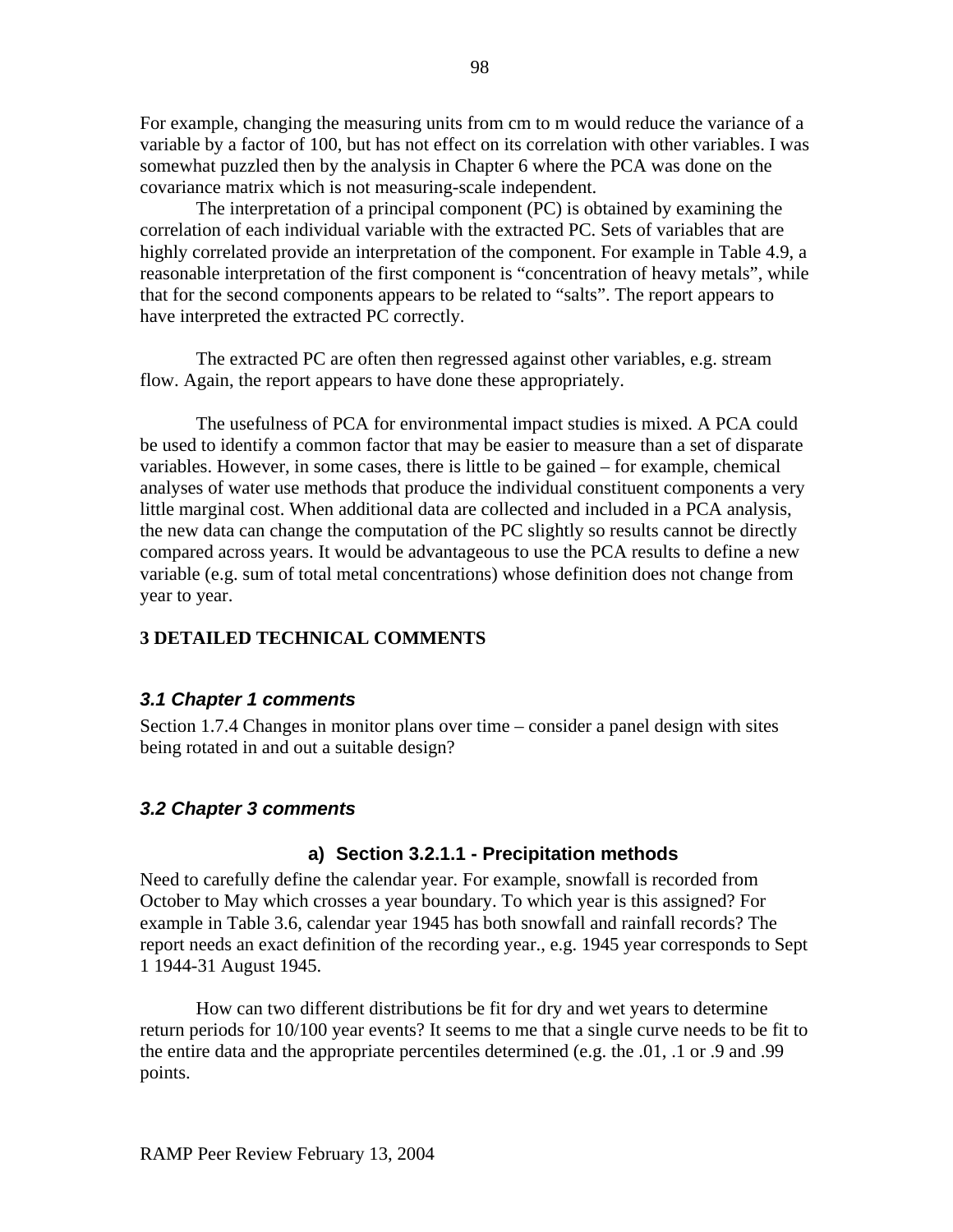For example, changing the measuring units from cm to m would reduce the variance of a variable by a factor of 100, but has not effect on its correlation with other variables. I was somewhat puzzled then by the analysis in Chapter 6 where the PCA was done on the covariance matrix which is not measuring-scale independent.

The interpretation of a principal component (PC) is obtained by examining the correlation of each individual variable with the extracted PC. Sets of variables that are highly correlated provide an interpretation of the component. For example in Table 4.9, a reasonable interpretation of the first component is "concentration of heavy metals", while that for the second components appears to be related to "salts". The report appears to have interpreted the extracted PC correctly.

The extracted PC are often then regressed against other variables, e.g. stream flow. Again, the report appears to have done these appropriately.

The usefulness of PCA for environmental impact studies is mixed. A PCA could be used to identify a common factor that may be easier to measure than a set of disparate variables. However, in some cases, there is little to be gained – for example, chemical analyses of water use methods that produce the individual constituent components a very little marginal cost. When additional data are collected and included in a PCA analysis, the new data can change the computation of the PC slightly so results cannot be directly compared across years. It would be advantageous to use the PCA results to define a new variable (e.g. sum of total metal concentrations) whose definition does not change from year to year.

## 3 DETAILED TECHNICAL COMMENTS

### *3.1 Chapter 1 comments*

Section 1.7.4 Changes in monitor plans over time – consider a panel design with sites being rotated in and out a suitable design?

### *3.2 Chapter 3 comments*

#### a) Section 3.2.1.1 - Precipitation methods

Need to carefully define the calendar year. For example, snowfall is recorded from October to May which crosses a year boundary. To which year is this assigned? For example in Table 3.6, calendar year 1945 has both snowfall and rainfall records? The report needs an exact definition of the recording year., e.g. 1945 year corresponds to Sept 1 1944-31 August 1945.

How can two different distributions be fit for dry and wet years to determine return periods for 10/100 year events? It seems to me that a single curve needs to be fit to the entire data and the appropriate percentiles determined (e.g. the .01, .1 or .9 and .99 points.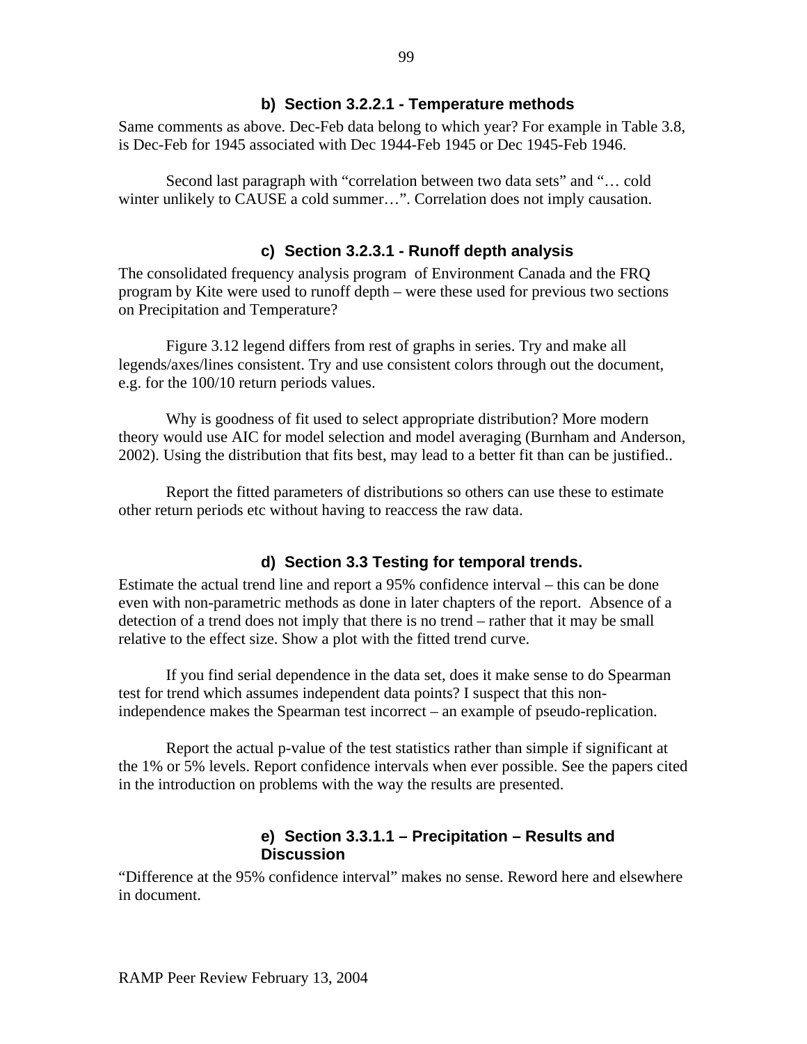### b) Section 3.2.2.1 - Temperature methods

Same comments as above. Dec-Feb data belong to which year? For example in Table 3.8, is Dec-Feb for 1945 associated with Dec 1944-Feb 1945 or Dec 1945-Feb 1946.

Second last paragraph with "correlation between two data sets" and "… cold winter unlikely to CAUSE a cold summer…". Correlation does not imply causation.

### c) Section 3.2.3.1 - Runoff depth analysis

The consolidated frequency analysis program of Environment Canada and the FRQ program by Kite were used to runoff depth – were these used for previous two sections on Precipitation and Temperature?

Figure 3.12 legend differs from rest of graphs in series. Try and make all legends/axes/lines consistent. Try and use consistent colors through out the document, e.g. for the 100/10 return periods values.

Why is goodness of fit used to select appropriate distribution? More modern theory would use AIC for model selection and model averaging (Burnham and Anderson, 2002). Using the distribution that fits best, may lead to a better fit than can be justified..

Report the fitted parameters of distributions so others can use these to estimate other return periods etc without having to reaccess the raw data.

### d) Section 3.3 Testing for temporal trends.

Estimate the actual trend line and report a 95% confidence interval – this can be done even with non-parametric methods as done in later chapters of the report. Absence of a detection of a trend does not imply that there is no trend – rather that it may be small relative to the effect size. Show a plot with the fitted trend curve.

If you find serial dependence in the data set, does it make sense to do Spearman test for trend which assumes independent data points? I suspect that this non-independence makes the Spearman test incorrect – an example of pseudo-replication.

Report the actual p-value of the test statistics rather than simple if significant at the 1% or 5% levels. Report confidence intervals when ever possible. See the papers cited in the introduction on problems with the way the results are presented.

### e) Section 3.3.1.1 – Precipitation – Results and Discussion

"Difference at the 95% confidence interval" makes no sense. Reword here and elsewhere in document.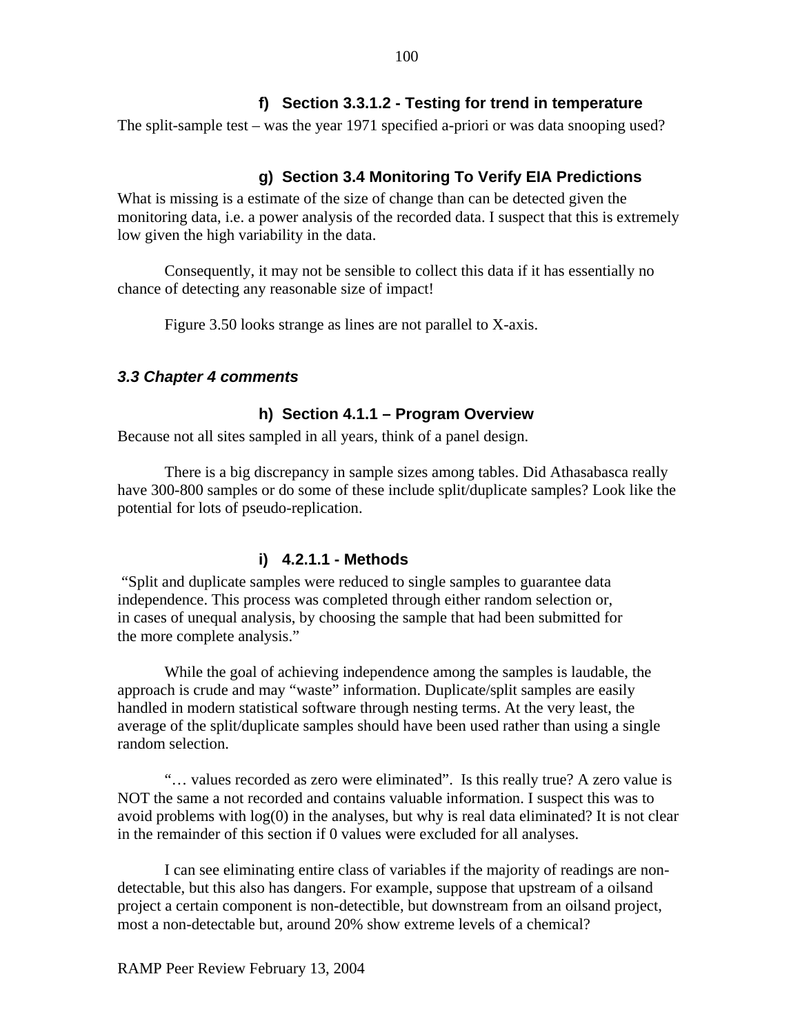#### f) Section 3.3.1.2 - Testing for trend in temperature

The split-sample test – was the year 1971 specified a-priori or was data snooping used?

#### g) Section 3.4 Monitoring To Verify EIA Predictions

What is missing is a estimate of the size of change than can be detected given the monitoring data, i.e. a power analysis of the recorded data. I suspect that this is extremely low given the high variability in the data.

Consequently, it may not be sensible to collect this data if it has essentially no chance of detecting any reasonable size of impact!

Figure 3.50 looks strange as lines are not parallel to X-axis.

### *3.3 Chapter 4 comments*

#### h) Section 4.1.1 – Program Overview

Because not all sites sampled in all years, think of a panel design.

There is a big discrepancy in sample sizes among tables. Did Athasabasca really have 300-800 samples or do some of these include split/duplicate samples? Look like the potential for lots of pseudo-replication.

#### i) 4.2.1.1 - Methods

"Split and duplicate samples were reduced to single samples to guarantee data independence. This process was completed through either random selection or, in cases of unequal analysis, by choosing the sample that had been submitted for the more complete analysis."

While the goal of achieving independence among the samples is laudable, the approach is crude and may "waste" information. Duplicate/split samples are easily handled in modern statistical software through nesting terms. At the very least, the average of the split/duplicate samples should have been used rather than using a single random selection.

"… values recorded as zero were eliminated". Is this really true? A zero value is NOT the same a not recorded and contains valuable information. I suspect this was to avoid problems with log(0) in the analyses, but why is real data eliminated? It is not clear in the remainder of this section if 0 values were excluded for all analyses.

I can see eliminating entire class of variables if the majority of readings are non-detectable, but this also has dangers. For example, suppose that upstream of a oilsand project a certain component is non-detectible, but downstream from an oilsand project, most a non-detectable but, around 20% show extreme levels of a chemical?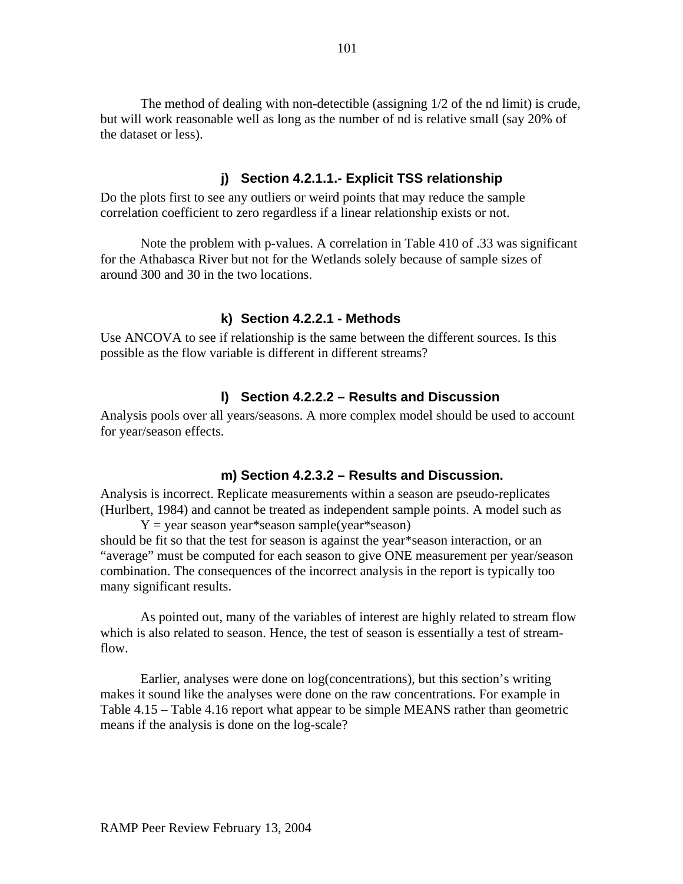The method of dealing with non-detectible (assigning 1/2 of the nd limit) is crude, but will work reasonable well as long as the number of nd is relative small (say 20% of the dataset or less).

### j) Section 4.2.1.1.- Explicit TSS relationship

Do the plots first to see any outliers or weird points that may reduce the sample correlation coefficient to zero regardless if a linear relationship exists or not.

Note the problem with p-values. A correlation in Table 410 of .33 was significant for the Athabasca River but not for the Wetlands solely because of sample sizes of around 300 and 30 in the two locations.

### k) Section 4.2.2.1 - Methods

Use ANCOVA to see if relationship is the same between the different sources. Is this possible as the flow variable is different in different streams?

### l) Section 4.2.2.2 – Results and Discussion

Analysis pools over all years/seasons. A more complex model should be used to account for year/season effects.

### m) Section 4.2.3.2 – Results and Discussion.

Analysis is incorrect. Replicate measurements within a season are pseudo-replicates (Hurlbert, 1984) and cannot be treated as independent sample points. A model such as

Y = year season year*season sample(year*season)

should be fit so that the test for season is against the year*season interaction, or an "average" must be computed for each season to give ONE measurement per year/season combination. The consequences of the incorrect analysis in the report is typically too many significant results.

As pointed out, many of the variables of interest are highly related to stream flow which is also related to season. Hence, the test of season is essentially a test of stream-flow.

Earlier, analyses were done on log(concentrations), but this section's writing makes it sound like the analyses were done on the raw concentrations. For example in Table 4.15 – Table 4.16 report what appear to be simple MEANS rather than geometric means if the analysis is done on the log-scale?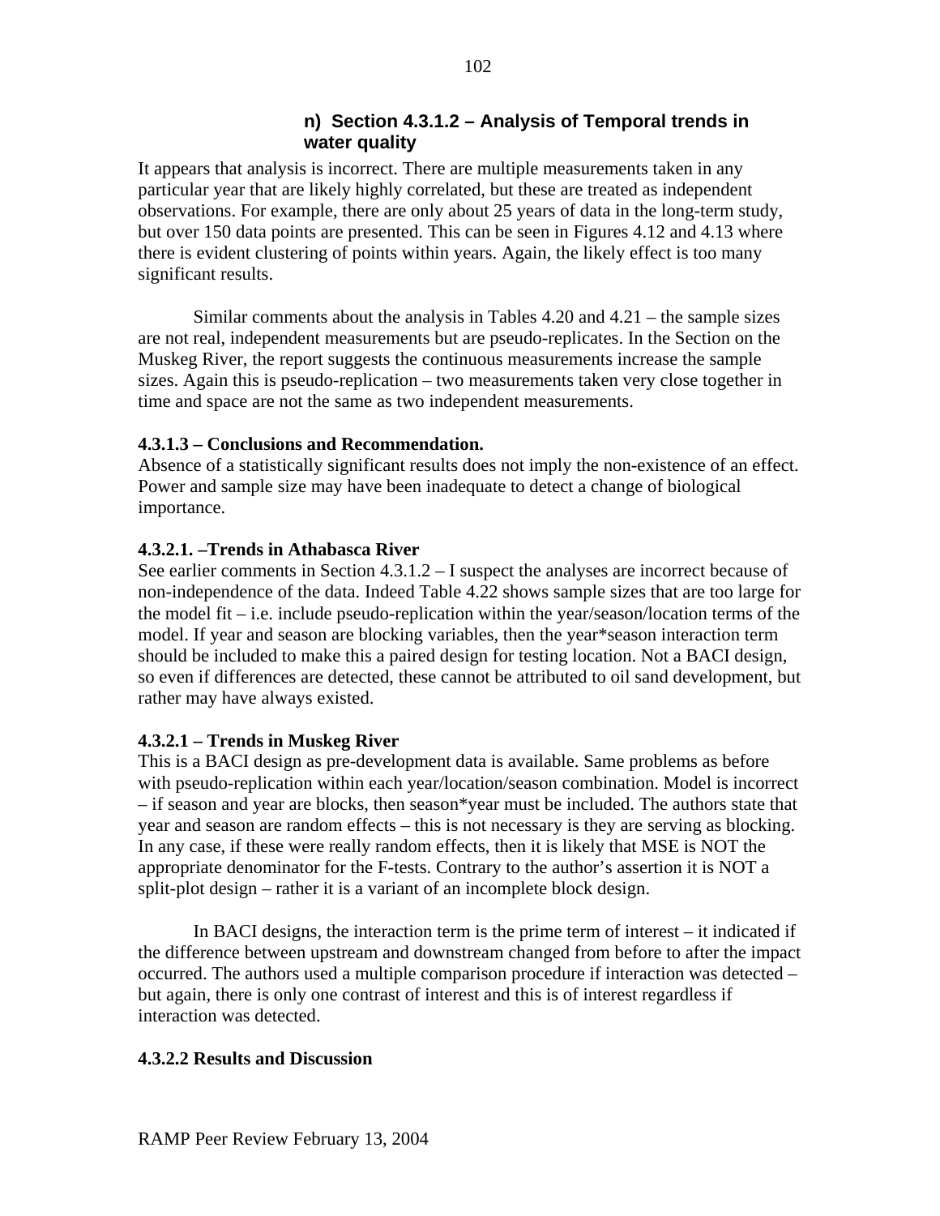### n) Section 4.3.1.2 – Analysis of Temporal trends in water quality

It appears that analysis is incorrect. There are multiple measurements taken in any particular year that are likely highly correlated, but these are treated as independent observations. For example, there are only about 25 years of data in the long-term study, but over 150 data points are presented. This can be seen in Figures 4.12 and 4.13 where there is evident clustering of points within years. Again, the likely effect is too many significant results.

Similar comments about the analysis in Tables 4.20 and 4.21 – the sample sizes are not real, independent measurements but are pseudo-replicates. In the Section on the Muskeg River, the report suggests the continuous measurements increase the sample sizes. Again this is pseudo-replication – two measurements taken very close together in time and space are not the same as two independent measurements.

**4.3.1.3 – Conclusions and Recommendation.**
Absence of a statistically significant results does not imply the non-existence of an effect. Power and sample size may have been inadequate to detect a change of biological importance.

**4.3.2.1. –Trends in Athabasca River**
See earlier comments in Section 4.3.1.2 – I suspect the analyses are incorrect because of non-independence of the data. Indeed Table 4.22 shows sample sizes that are too large for the model fit – i.e. include pseudo-replication within the year/season/location terms of the model. If year and season are blocking variables, then the year*season interaction term should be included to make this a paired design for testing location. Not a BACI design, so even if differences are detected, these cannot be attributed to oil sand development, but rather may have always existed.

**4.3.2.1 – Trends in Muskeg River**
This is a BACI design as pre-development data is available. Same problems as before with pseudo-replication within each year/location/season combination. Model is incorrect – if season and year are blocks, then season*year must be included. The authors state that year and season are random effects – this is not necessary is they are serving as blocking. In any case, if these were really random effects, then it is likely that MSE is NOT the appropriate denominator for the F-tests. Contrary to the author's assertion it is NOT a split-plot design – rather it is a variant of an incomplete block design.

In BACI designs, the interaction term is the prime term of interest – it indicated if the difference between upstream and downstream changed from before to after the impact occurred. The authors used a multiple comparison procedure if interaction was detected – but again, there is only one contrast of interest and this is of interest regardless if interaction was detected.

**4.3.2.2 Results and Discussion**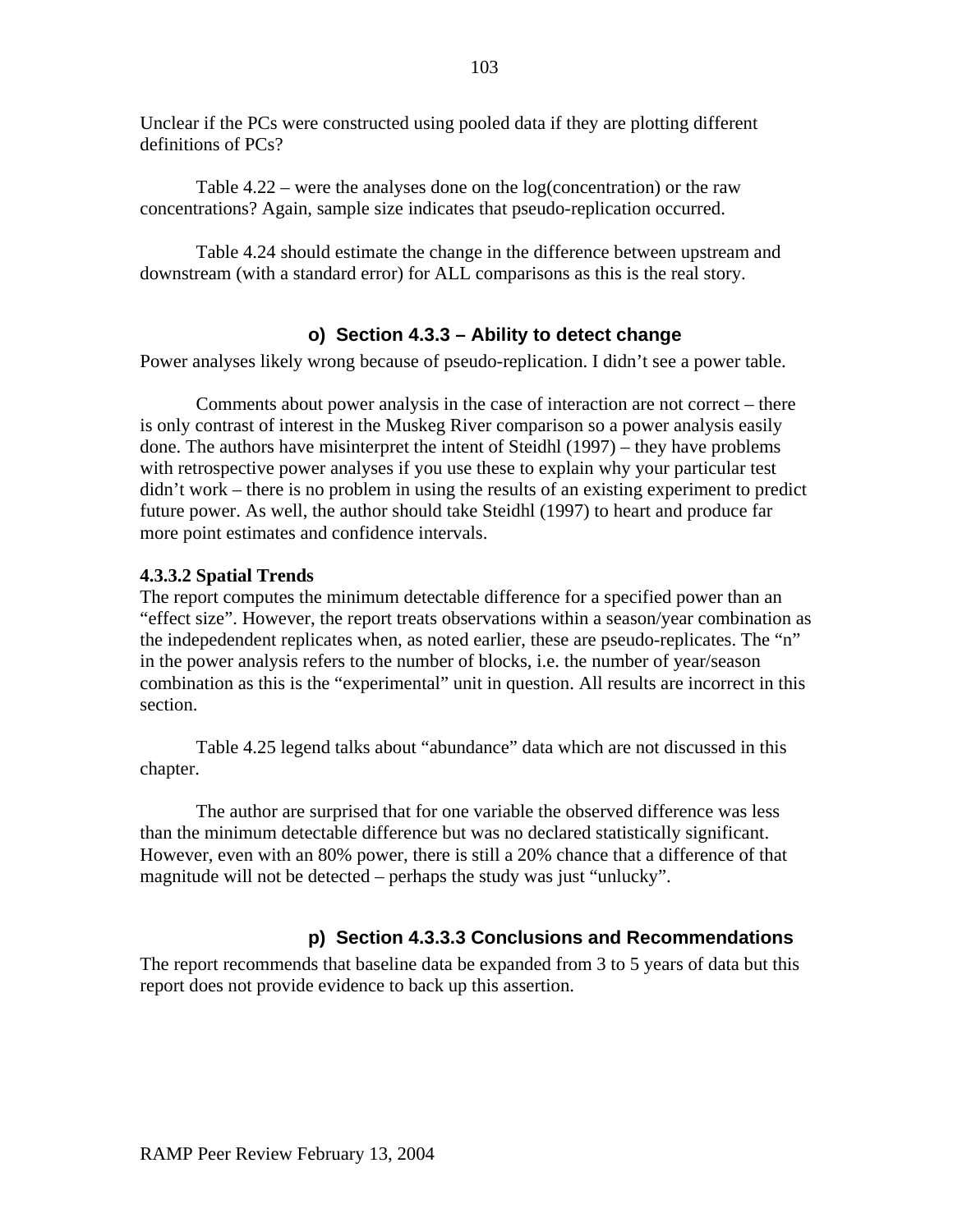Unclear if the PCs were constructed using pooled data if they are plotting different definitions of PCs?

Table 4.22 – were the analyses done on the log(concentration) or the raw concentrations? Again, sample size indicates that pseudo-replication occurred.

Table 4.24 should estimate the change in the difference between upstream and downstream (with a standard error) for ALL comparisons as this is the real story.

### o) Section 4.3.3 – Ability to detect change

Power analyses likely wrong because of pseudo-replication. I didn't see a power table.

Comments about power analysis in the case of interaction are not correct – there is only contrast of interest in the Muskeg River comparison so a power analysis easily done. The authors have misinterpret the intent of Steidhl (1997) – they have problems with retrospective power analyses if you use these to explain why your particular test didn't work – there is no problem in using the results of an existing experiment to predict future power. As well, the author should take Steidhl (1997) to heart and produce far more point estimates and confidence intervals.

**4.3.3.2 Spatial Trends**

The report computes the minimum detectable difference for a specified power than an "effect size". However, the report treats observations within a season/year combination as the indepedendent replicates when, as noted earlier, these are pseudo-replicates. The "n" in the power analysis refers to the number of blocks, i.e. the number of year/season combination as this is the "experimental" unit in question. All results are incorrect in this section.

Table 4.25 legend talks about "abundance" data which are not discussed in this chapter.

The author are surprised that for one variable the observed difference was less than the minimum detectable difference but was no declared statistically significant. However, even with an 80% power, there is still a 20% chance that a difference of that magnitude will not be detected – perhaps the study was just "unlucky".

### p) Section 4.3.3.3 Conclusions and Recommendations

The report recommends that baseline data be expanded from 3 to 5 years of data but this report does not provide evidence to back up this assertion.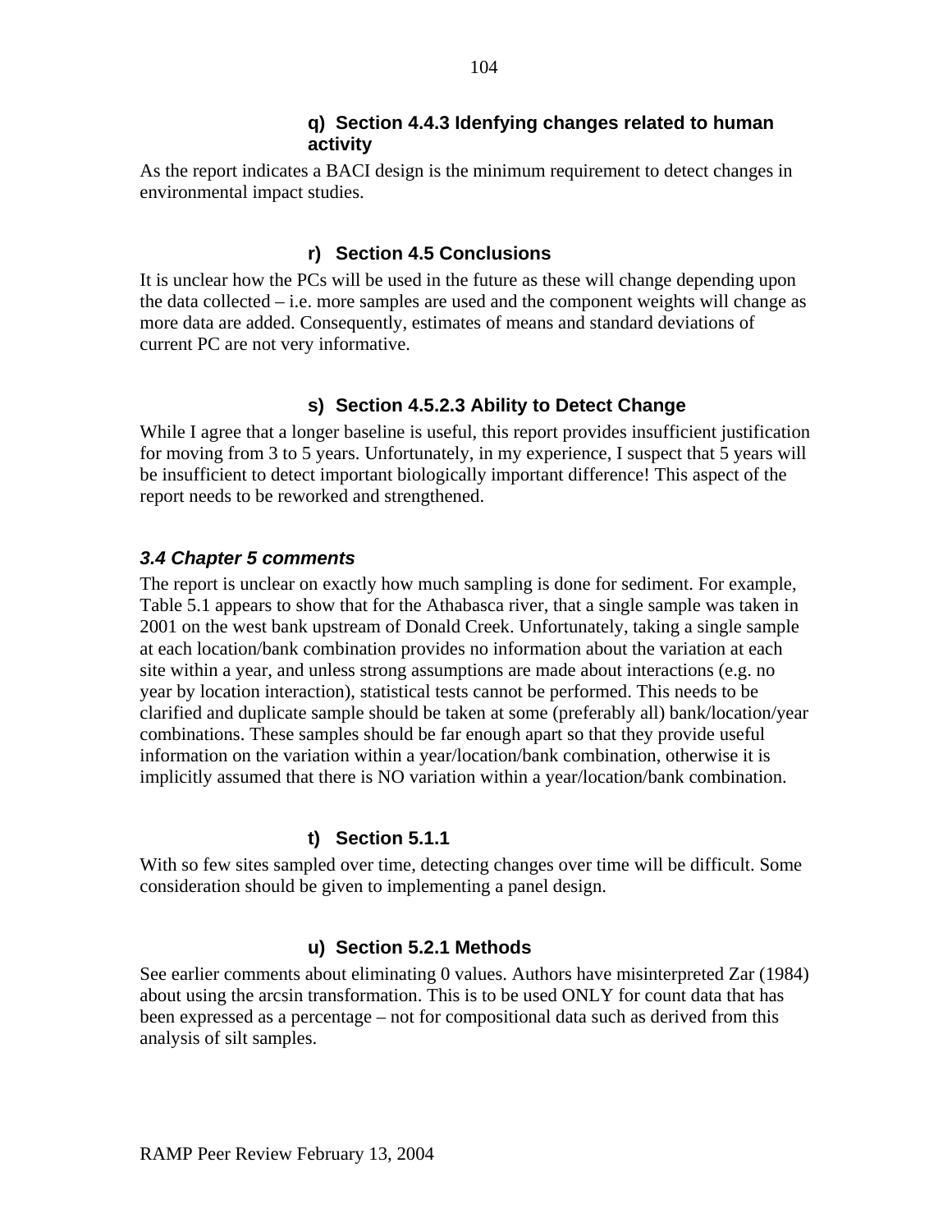#### q) Section 4.4.3 Idenfying changes related to human activity

As the report indicates a BACI design is the minimum requirement to detect changes in environmental impact studies.

#### r) Section 4.5 Conclusions

It is unclear how the PCs will be used in the future as these will change depending upon the data collected – i.e. more samples are used and the component weights will change as more data are added. Consequently, estimates of means and standard deviations of current PC are not very informative.

#### s) Section 4.5.2.3 Ability to Detect Change

While I agree that a longer baseline is useful, this report provides insufficient justification for moving from 3 to 5 years. Unfortunately, in my experience, I suspect that 5 years will be insufficient to detect important biologically important difference! This aspect of the report needs to be reworked and strengthened.

### *3.4 Chapter 5 comments*

The report is unclear on exactly how much sampling is done for sediment. For example, Table 5.1 appears to show that for the Athabasca river, that a single sample was taken in 2001 on the west bank upstream of Donald Creek. Unfortunately, taking a single sample at each location/bank combination provides no information about the variation at each site within a year, and unless strong assumptions are made about interactions (e.g. no year by location interaction), statistical tests cannot be performed. This needs to be clarified and duplicate sample should be taken at some (preferably all) bank/location/year combinations. These samples should be far enough apart so that they provide useful information on the variation within a year/location/bank combination, otherwise it is implicitly assumed that there is NO variation within a year/location/bank combination.

#### t) Section 5.1.1

With so few sites sampled over time, detecting changes over time will be difficult. Some consideration should be given to implementing a panel design.

#### u) Section 5.2.1 Methods

See earlier comments about eliminating 0 values. Authors have misinterpreted Zar (1984) about using the arcsin transformation. This is to be used ONLY for count data that has been expressed as a percentage – not for compositional data such as derived from this analysis of silt samples.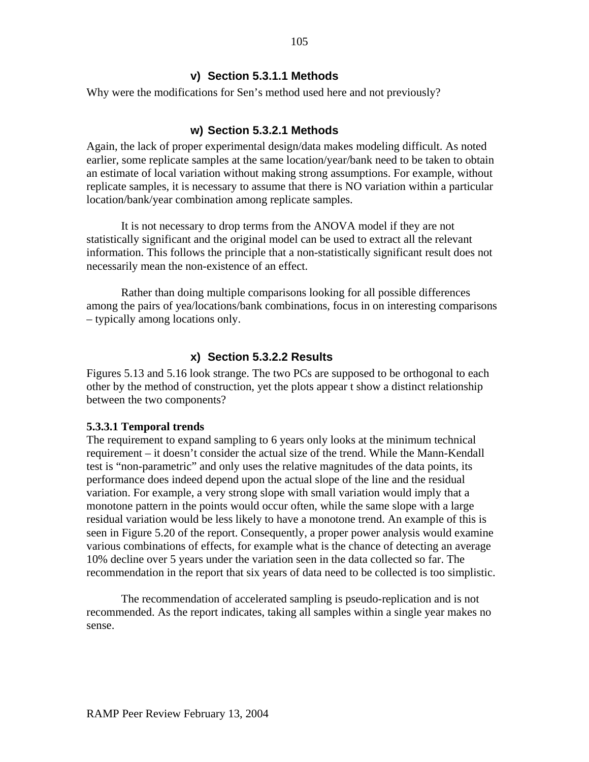### v) Section 5.3.1.1 Methods

Why were the modifications for Sen's method used here and not previously?

### w) Section 5.3.2.1 Methods

Again, the lack of proper experimental design/data makes modeling difficult. As noted earlier, some replicate samples at the same location/year/bank need to be taken to obtain an estimate of local variation without making strong assumptions. For example, without replicate samples, it is necessary to assume that there is NO variation within a particular location/bank/year combination among replicate samples.

It is not necessary to drop terms from the ANOVA model if they are not statistically significant and the original model can be used to extract all the relevant information. This follows the principle that a non-statistically significant result does not necessarily mean the non-existence of an effect.

Rather than doing multiple comparisons looking for all possible differences among the pairs of yea/locations/bank combinations, focus in on interesting comparisons – typically among locations only.

### x) Section 5.3.2.2 Results

Figures 5.13 and 5.16 look strange. The two PCs are supposed to be orthogonal to each other by the method of construction, yet the plots appear t show a distinct relationship between the two components?

**5.3.3.1 Temporal trends**

The requirement to expand sampling to 6 years only looks at the minimum technical requirement – it doesn't consider the actual size of the trend. While the Mann-Kendall test is "non-parametric" and only uses the relative magnitudes of the data points, its performance does indeed depend upon the actual slope of the line and the residual variation. For example, a very strong slope with small variation would imply that a monotone pattern in the points would occur often, while the same slope with a large residual variation would be less likely to have a monotone trend. An example of this is seen in Figure 5.20 of the report. Consequently, a proper power analysis would examine various combinations of effects, for example what is the chance of detecting an average 10% decline over 5 years under the variation seen in the data collected so far. The recommendation in the report that six years of data need to be collected is too simplistic.

The recommendation of accelerated sampling is pseudo-replication and is not recommended. As the report indicates, taking all samples within a single year makes no sense.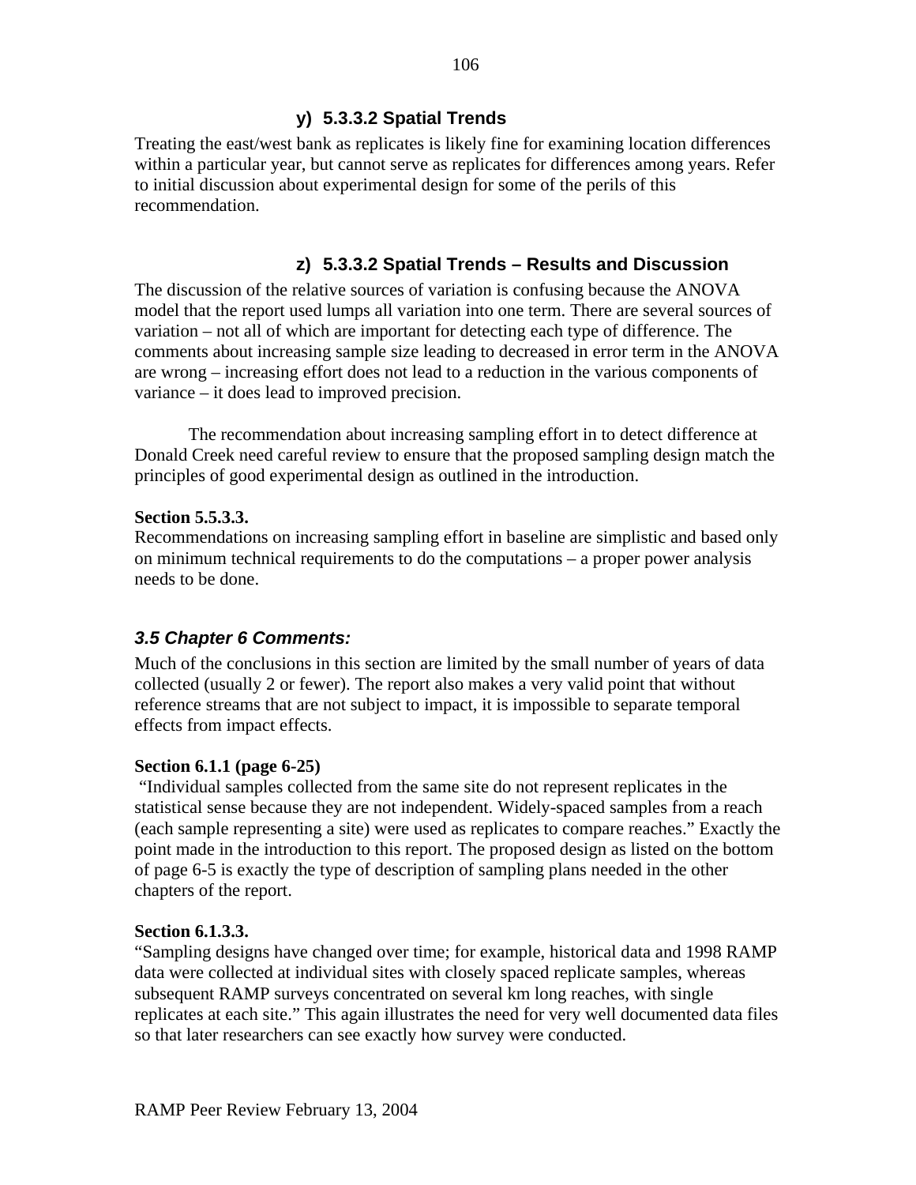### y) 5.3.3.2 Spatial Trends

Treating the east/west bank as replicates is likely fine for examining location differences within a particular year, but cannot serve as replicates for differences among years. Refer to initial discussion about experimental design for some of the perils of this recommendation.

### z) 5.3.3.2 Spatial Trends – Results and Discussion

The discussion of the relative sources of variation is confusing because the ANOVA model that the report used lumps all variation into one term. There are several sources of variation – not all of which are important for detecting each type of difference. The comments about increasing sample size leading to decreased in error term in the ANOVA are wrong – increasing effort does not lead to a reduction in the various components of variance – it does lead to improved precision.

The recommendation about increasing sampling effort in to detect difference at Donald Creek need careful review to ensure that the proposed sampling design match the principles of good experimental design as outlined in the introduction.

**Section 5.5.3.3.**

Recommendations on increasing sampling effort in baseline are simplistic and based only on minimum technical requirements to do the computations – a proper power analysis needs to be done.

## *3.5 Chapter 6 Comments:*

Much of the conclusions in this section are limited by the small number of years of data collected (usually 2 or fewer). The report also makes a very valid point that without reference streams that are not subject to impact, it is impossible to separate temporal effects from impact effects.

**Section 6.1.1 (page 6-25)**

"Individual samples collected from the same site do not represent replicates in the statistical sense because they are not independent. Widely-spaced samples from a reach (each sample representing a site) were used as replicates to compare reaches." Exactly the point made in the introduction to this report. The proposed design as listed on the bottom of page 6-5 is exactly the type of description of sampling plans needed in the other chapters of the report.

**Section 6.1.3.3.**

"Sampling designs have changed over time; for example, historical data and 1998 RAMP data were collected at individual sites with closely spaced replicate samples, whereas subsequent RAMP surveys concentrated on several km long reaches, with single replicates at each site." This again illustrates the need for very well documented data files so that later researchers can see exactly how survey were conducted.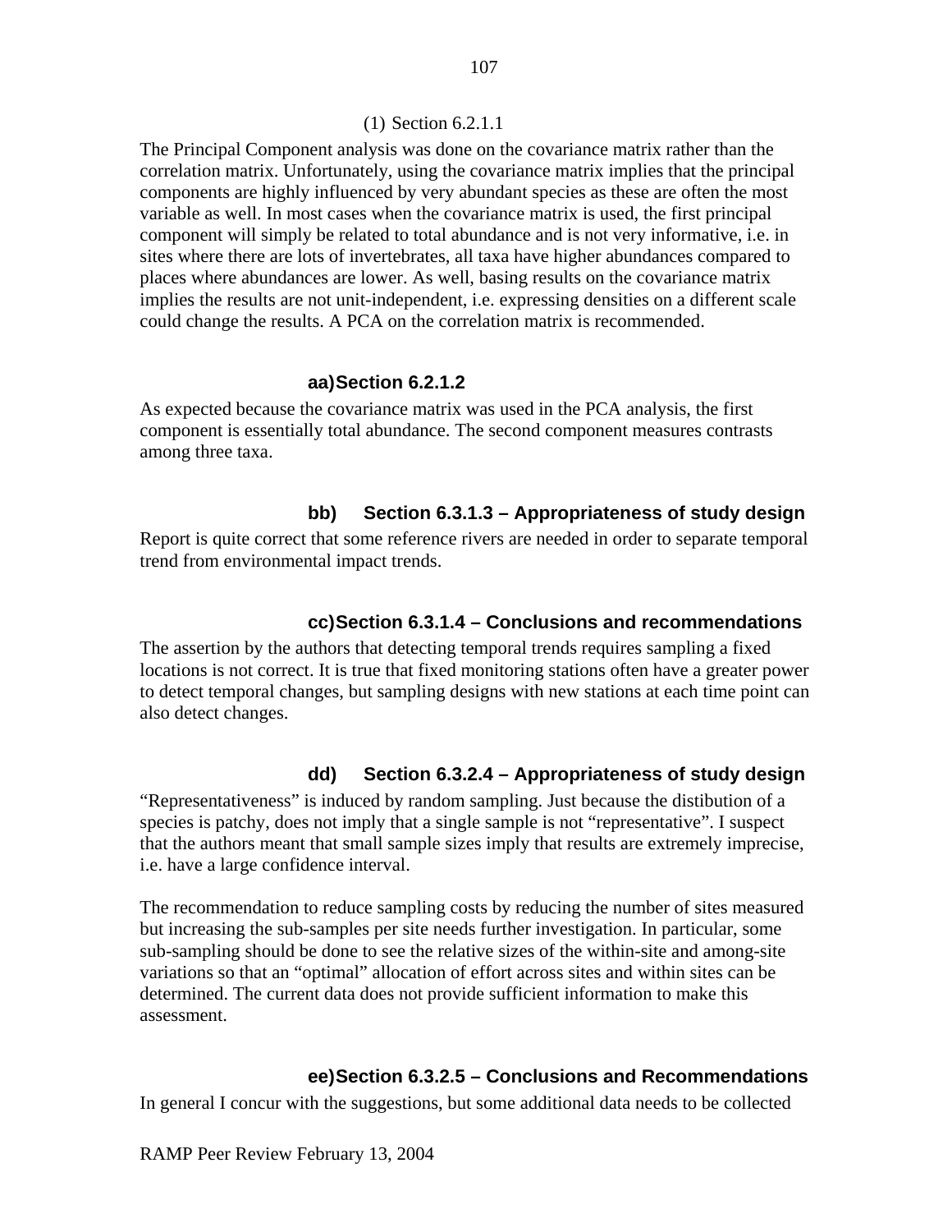(1) Section 6.2.1.1

The Principal Component analysis was done on the covariance matrix rather than the correlation matrix. Unfortunately, using the covariance matrix implies that the principal components are highly influenced by very abundant species as these are often the most variable as well. In most cases when the covariance matrix is used, the first principal component will simply be related to total abundance and is not very informative, i.e. in sites where there are lots of invertebrates, all taxa have higher abundances compared to places where abundances are lower. As well, basing results on the covariance matrix implies the results are not unit-independent, i.e. expressing densities on a different scale could change the results. A PCA on the correlation matrix is recommended.

#### aa) Section 6.2.1.2

As expected because the covariance matrix was used in the PCA analysis, the first component is essentially total abundance. The second component measures contrasts among three taxa.

#### bb) Section 6.3.1.3 – Appropriateness of study design

Report is quite correct that some reference rivers are needed in order to separate temporal trend from environmental impact trends.

#### cc) Section 6.3.1.4 – Conclusions and recommendations

The assertion by the authors that detecting temporal trends requires sampling a fixed locations is not correct. It is true that fixed monitoring stations often have a greater power to detect temporal changes, but sampling designs with new stations at each time point can also detect changes.

#### dd) Section 6.3.2.4 – Appropriateness of study design

"Representativeness" is induced by random sampling. Just because the distibution of a species is patchy, does not imply that a single sample is not "representative". I suspect that the authors meant that small sample sizes imply that results are extremely imprecise, i.e. have a large confidence interval.

The recommendation to reduce sampling costs by reducing the number of sites measured but increasing the sub-samples per site needs further investigation. In particular, some sub-sampling should be done to see the relative sizes of the within-site and among-site variations so that an "optimal" allocation of effort across sites and within sites can be determined. The current data does not provide sufficient information to make this assessment.

#### ee) Section 6.3.2.5 – Conclusions and Recommendations

In general I concur with the suggestions, but some additional data needs to be collected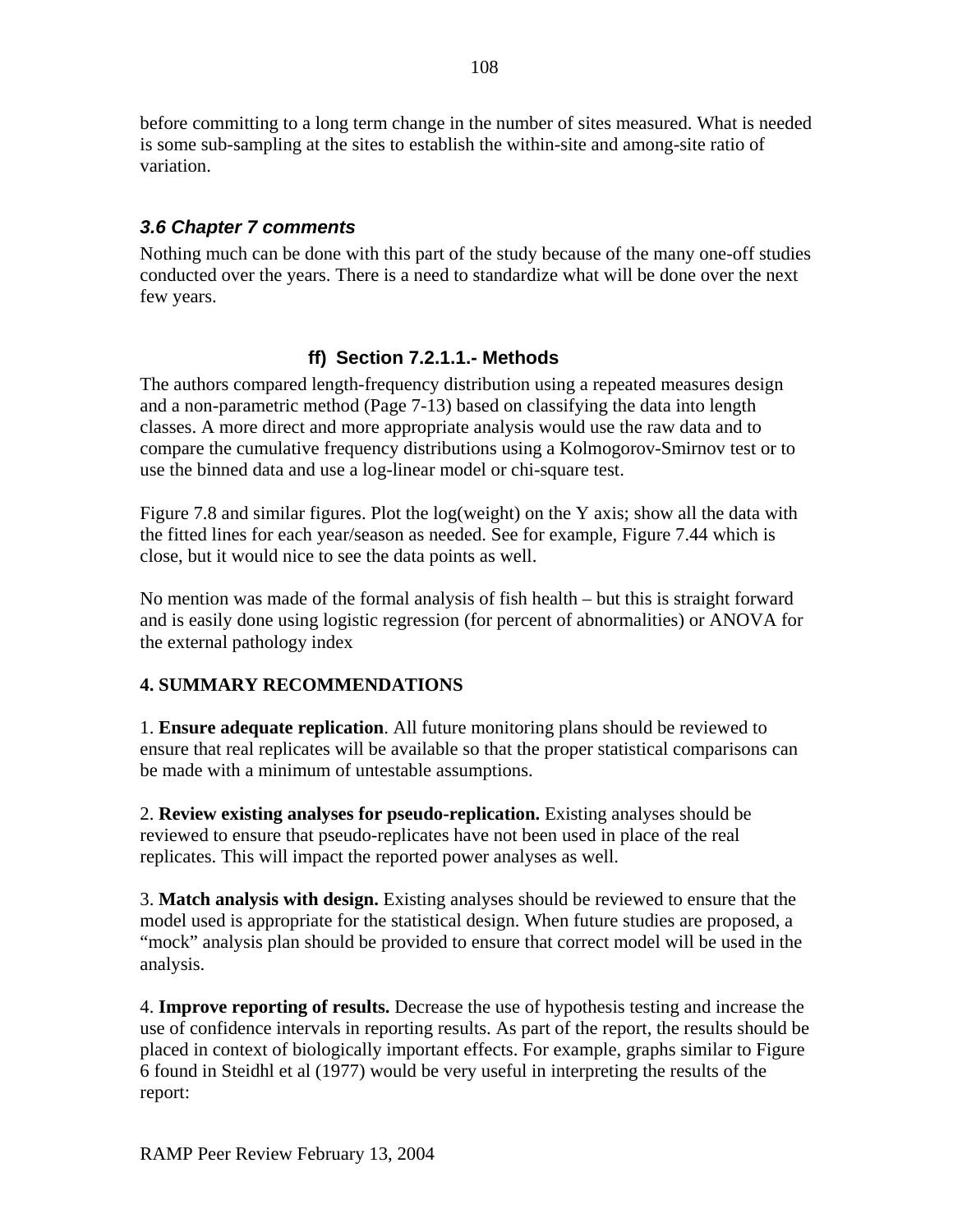before committing to a long term change in the number of sites measured. What is needed is some sub-sampling at the sites to establish the within-site and among-site ratio of variation.

### *3.6 Chapter 7 comments*

Nothing much can be done with this part of the study because of the many one-off studies conducted over the years. There is a need to standardize what will be done over the next few years.

#### ff) Section 7.2.1.1.- Methods

The authors compared length-frequency distribution using a repeated measures design and a non-parametric method (Page 7-13) based on classifying the data into length classes. A more direct and more appropriate analysis would use the raw data and to compare the cumulative frequency distributions using a Kolmogorov-Smirnov test or to use the binned data and use a log-linear model or chi-square test.

Figure 7.8 and similar figures. Plot the log(weight) on the Y axis; show all the data with the fitted lines for each year/season as needed. See for example, Figure 7.44 which is close, but it would nice to see the data points as well.

No mention was made of the formal analysis of fish health – but this is straight forward and is easily done using logistic regression (for percent of abnormalities) or ANOVA for the external pathology index

## 4. SUMMARY RECOMMENDATIONS

1. **Ensure adequate replication**. All future monitoring plans should be reviewed to ensure that real replicates will be available so that the proper statistical comparisons can be made with a minimum of untestable assumptions.

2. **Review existing analyses for pseudo-replication.** Existing analyses should be reviewed to ensure that pseudo-replicates have not been used in place of the real replicates. This will impact the reported power analyses as well.

3. **Match analysis with design.** Existing analyses should be reviewed to ensure that the model used is appropriate for the statistical design. When future studies are proposed, a "mock" analysis plan should be provided to ensure that correct model will be used in the analysis.

4. **Improve reporting of results.** Decrease the use of hypothesis testing and increase the use of confidence intervals in reporting results. As part of the report, the results should be placed in context of biologically important effects. For example, graphs similar to Figure 6 found in Steidhl et al (1977) would be very useful in interpreting the results of the report: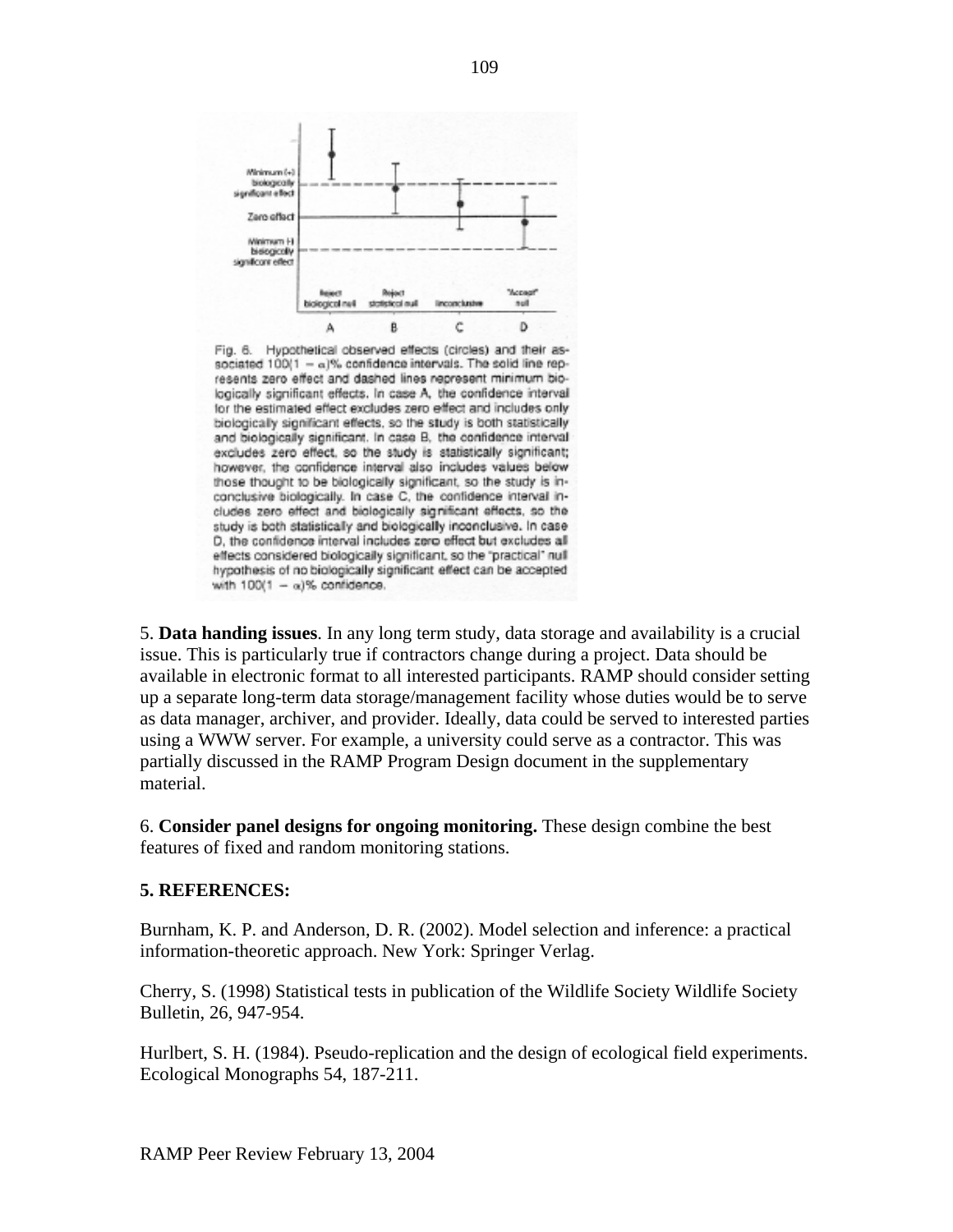Fig. 6. Hypothetical observed effects (circles) and their associated $100(1 - \alpha)\%$ confidence intervals. The solid line represents zero effect and dashed lines represent minimum biologically significant effects. In case A, the confidence interval for the estimated effect excludes zero effect and includes only biologically significant effects, so the study is both statistically and biologically significant. In case B, the confidence interval excludes zero effect, so the study is statistically significant; however, the confidence interval also includes values below those thought to be biologically significant, so the study is inconclusive biologically. In case C, the confidence interval includes zero effect and biologically significant effects, so the study is both statistically and biologically inconclusive. In case D, the confidence interval includes zero effect but excludes all effects considered biologically significant, so the "practical" null hypothesis of no biologically significant effect can be accepted with $100(1 - \alpha)\%$ confidence.

5. **Data handing issues**. In any long term study, data storage and availability is a crucial issue. This is particularly true if contractors change during a project. Data should be available in electronic format to all interested participants. RAMP should consider setting up a separate long-term data storage/management facility whose duties would be to serve as data manager, archiver, and provider. Ideally, data could be served to interested parties using a WWW server. For example, a university could serve as a contractor. This was partially discussed in the RAMP Program Design document in the supplementary material.

6. **Consider panel designs for ongoing monitoring.** These design combine the best features of fixed and random monitoring stations.

**5. REFERENCES:**

Burnham, K. P. and Anderson, D. R. (2002). Model selection and inference: a practical information-theoretic approach. New York: Springer Verlag.

Cherry, S. (1998) Statistical tests in publication of the Wildlife Society Wildlife Society Bulletin, 26, 947-954.

Hurlbert, S. H. (1984). Pseudo-replication and the design of ecological field experiments. Ecological Monographs 54, 187-211.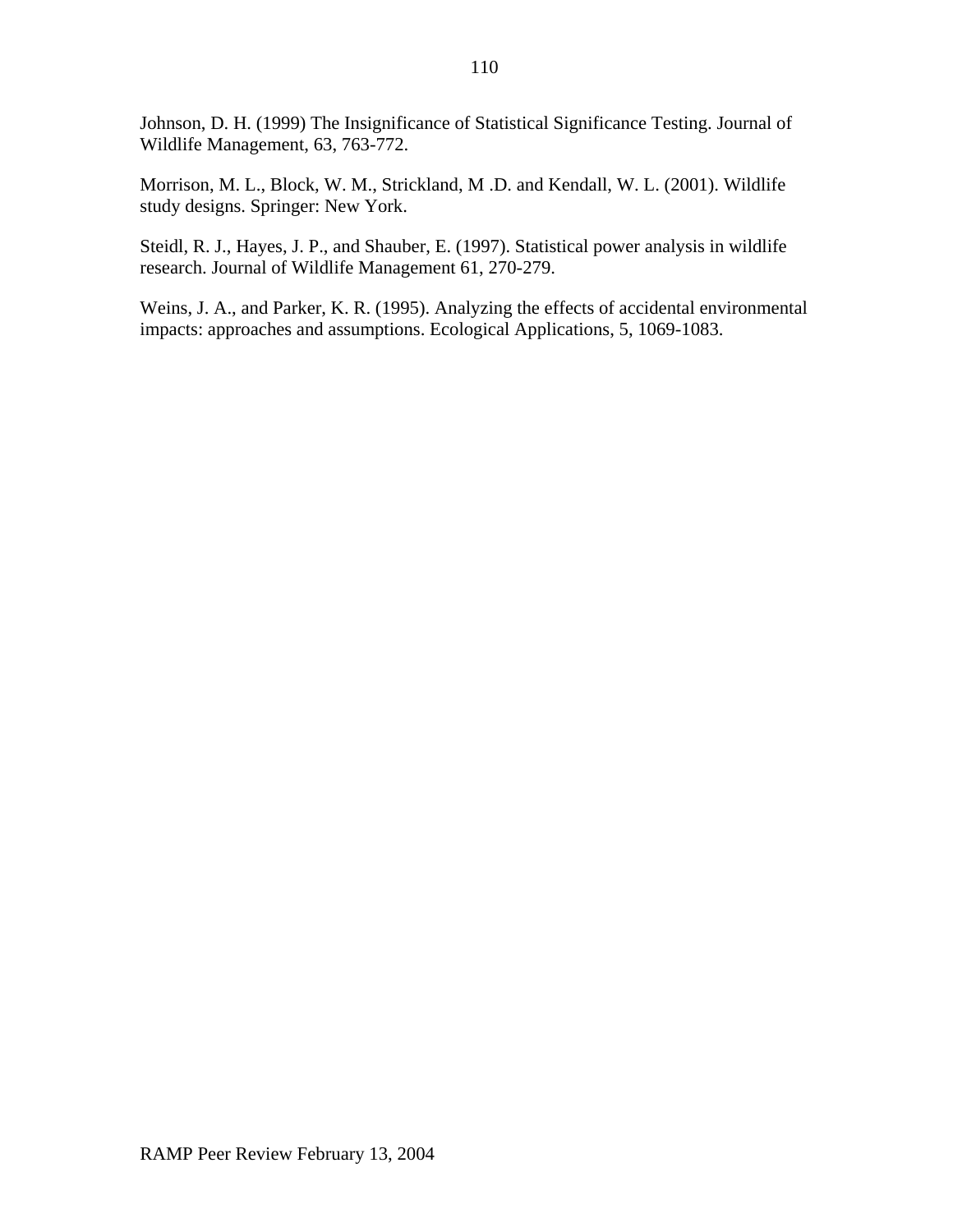Johnson, D. H. (1999) The Insignificance of Statistical Significance Testing. Journal of Wildlife Management, 63, 763-772.

Morrison, M. L., Block, W. M., Strickland, M .D. and Kendall, W. L. (2001). Wildlife study designs. Springer: New York.

Steidl, R. J., Hayes, J. P., and Shauber, E. (1997). Statistical power analysis in wildlife research. Journal of Wildlife Management 61, 270-279.

Weins, J. A., and Parker, K. R. (1995). Analyzing the effects of accidental environmental impacts: approaches and assumptions. Ecological Applications, 5, 1069-1083.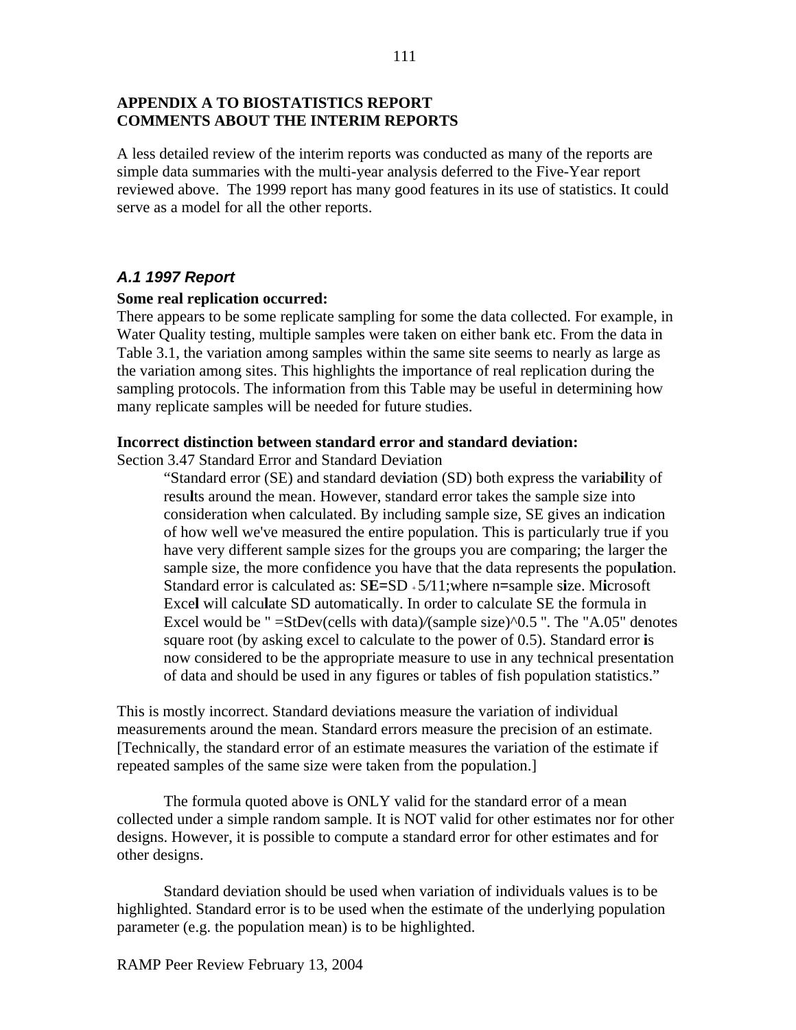# APPENDIX A TO BIOSTATISTICS REPORT
# COMMENTS ABOUT THE INTERIM REPORTS

A less detailed review of the interim reports was conducted as many of the reports are simple data summaries with the multi-year analysis deferred to the Five-Year report reviewed above. The 1999 report has many good features in its use of statistics. It could serve as a model for all the other reports.

## *A.1 1997 Report*

**Some real replication occurred:**

There appears to be some replicate sampling for some the data collected. For example, in Water Quality testing, multiple samples were taken on either bank etc. From the data in Table 3.1, the variation among samples within the same site seems to nearly as large as the variation among sites. This highlights the importance of real replication during the sampling protocols. The information from this Table may be useful in determining how many replicate samples will be needed for future studies.

**Incorrect distinction between standard error and standard deviation:**

Section 3.47 Standard Error and Standard Deviation

> "Standard error (SE) and standard deviation (SD) both express the variability of results around the mean. However, standard error takes the sample size into consideration when calculated. By including sample size, SE gives an indication of how well we've measured the entire population. This is particularly true if you have very different sample sizes for the groups you are comparing; the larger the sample size, the more confidence you have that the data represents the population. Standard error is calculated as: SE=SD ÷ 5/11;where n=sample size. Microsoft Excel will calculate SD automatically. In order to calculate SE the formula in Excel would be " =StDev(cells with data)/(sample size)^0.5 ". The "A.05" denotes square root (by asking excel to calculate to the power of 0.5). Standard error is now considered to be the appropriate measure to use in any technical presentation of data and should be used in any figures or tables of fish population statistics."

This is mostly incorrect. Standard deviations measure the variation of individual measurements around the mean. Standard errors measure the precision of an estimate. [Technically, the standard error of an estimate measures the variation of the estimate if repeated samples of the same size were taken from the population.]

The formula quoted above is ONLY valid for the standard error of a mean collected under a simple random sample. It is NOT valid for other estimates nor for other designs. However, it is possible to compute a standard error for other estimates and for other designs.

Standard deviation should be used when variation of individuals values is to be highlighted. Standard error is to be used when the estimate of the underlying population parameter (e.g. the population mean) is to be highlighted.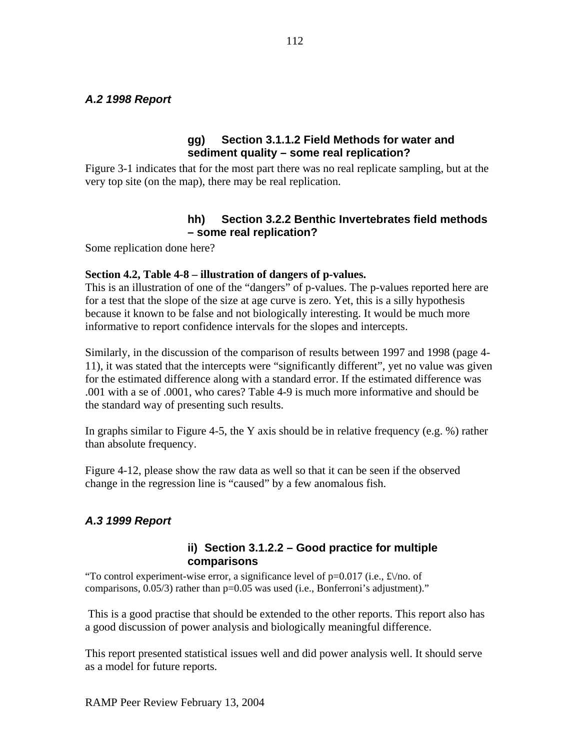### *A.2 1998 Report*

#### gg) Section 3.1.1.2 Field Methods for water and sediment quality – some real replication?

Figure 3-1 indicates that for the most part there was no real replicate sampling, but at the very top site (on the map), there may be real replication.

#### hh) Section 3.2.2 Benthic Invertebrates field methods – some real replication?

Some replication done here?

**Section 4.2, Table 4-8 – illustration of dangers of p-values.**

This is an illustration of one of the "dangers" of p-values. The p-values reported here are for a test that the slope of the size at age curve is zero. Yet, this is a silly hypothesis because it known to be false and not biologically interesting. It would be much more informative to report confidence intervals for the slopes and intercepts.

Similarly, in the discussion of the comparison of results between 1997 and 1998 (page 4-11), it was stated that the intercepts were "significantly different", yet no value was given for the estimated difference along with a standard error. If the estimated difference was .001 with a se of .0001, who cares? Table 4-9 is much more informative and should be the standard way of presenting such results.

In graphs similar to Figure 4-5, the Y axis should be in relative frequency (e.g. %) rather than absolute frequency.

Figure 4-12, please show the raw data as well so that it can be seen if the observed change in the regression line is "caused" by a few anomalous fish.

### *A.3 1999 Report*

#### ii) Section 3.1.2.2 – Good practice for multiple comparisons

"To control experiment-wise error, a significance level of p=0.017 (i.e., £\/no. of comparisons, 0.05/3) rather than p=0.05 was used (i.e., Bonferroni's adjustment)."

This is a good practise that should be extended to the other reports. This report also has a good discussion of power analysis and biologically meaningful difference.

This report presented statistical issues well and did power analysis well. It should serve as a model for future reports.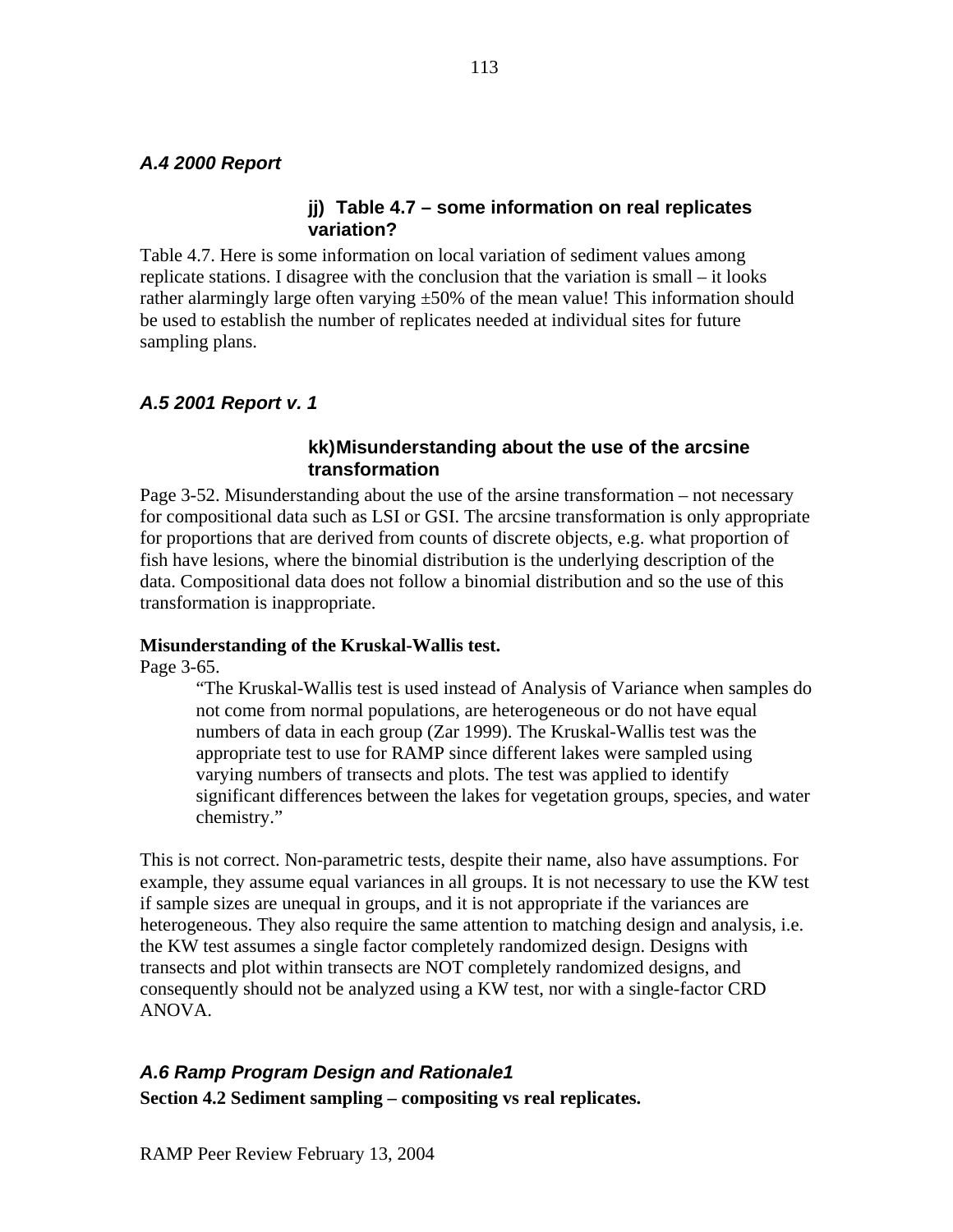### *A.4 2000 Report*

#### jj) Table 4.7 – some information on real replicates variation?

Table 4.7. Here is some information on local variation of sediment values among replicate stations. I disagree with the conclusion that the variation is small – it looks rather alarmingly large often varying ±50% of the mean value! This information should be used to establish the number of replicates needed at individual sites for future sampling plans.

### *A.5 2001 Report v. 1*

#### kk) Misunderstanding about the use of the arcsine transformation

Page 3-52. Misunderstanding about the use of the arsine transformation – not necessary for compositional data such as LSI or GSI. The arcsine transformation is only appropriate for proportions that are derived from counts of discrete objects, e.g. what proportion of fish have lesions, where the binomial distribution is the underlying description of the data. Compositional data does not follow a binomial distribution and so the use of this transformation is inappropriate.

**Misunderstanding of the Kruskal-Wallis test.**

Page 3-65.

> "The Kruskal-Wallis test is used instead of Analysis of Variance when samples do not come from normal populations, are heterogeneous or do not have equal numbers of data in each group (Zar 1999). The Kruskal-Wallis test was the appropriate test to use for RAMP since different lakes were sampled using varying numbers of transects and plots. The test was applied to identify significant differences between the lakes for vegetation groups, species, and water chemistry."

This is not correct. Non-parametric tests, despite their name, also have assumptions. For example, they assume equal variances in all groups. It is not necessary to use the KW test if sample sizes are unequal in groups, and it is not appropriate if the variances are heterogeneous. They also require the same attention to matching design and analysis, i.e. the KW test assumes a single factor completely randomized design. Designs with transects and plot within transects are NOT completely randomized designs, and consequently should not be analyzed using a KW test, nor with a single-factor CRD ANOVA.

### *A.6 Ramp Program Design and Rationale1*

**Section 4.2 Sediment sampling – compositing vs real replicates.**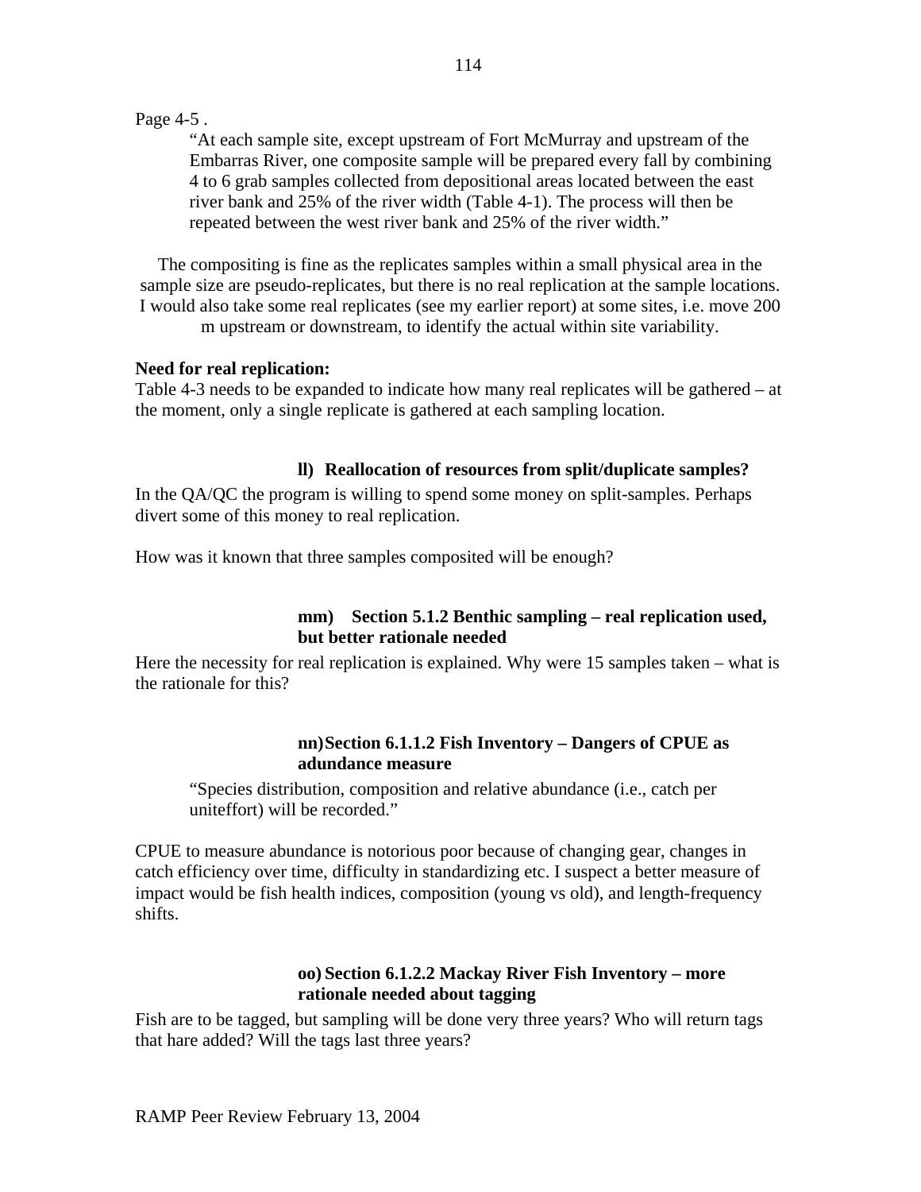Page 4-5 .

> "At each sample site, except upstream of Fort McMurray and upstream of the Embarras River, one composite sample will be prepared every fall by combining 4 to 6 grab samples collected from depositional areas located between the east river bank and 25% of the river width (Table 4-1). The process will then be repeated between the west river bank and 25% of the river width."

The compositing is fine as the replicates samples within a small physical area in the sample size are pseudo-replicates, but there is no real replication at the sample locations. I would also take some real replicates (see my earlier report) at some sites, i.e. move 200 m upstream or downstream, to identify the actual within site variability.

**Need for real replication:**
Table 4-3 needs to be expanded to indicate how many real replicates will be gathered – at the moment, only a single replicate is gathered at each sampling location.

### ll) Reallocation of resources from split/duplicate samples?

In the QA/QC the program is willing to spend some money on split-samples. Perhaps divert some of this money to real replication.

How was it known that three samples composited will be enough?

### mm) Section 5.1.2 Benthic sampling – real replication used, but better rationale needed

Here the necessity for real replication is explained. Why were 15 samples taken – what is the rationale for this?

### nn) Section 6.1.1.2 Fish Inventory – Dangers of CPUE as adundance measure

> "Species distribution, composition and relative abundance (i.e., catch per uniteffort) will be recorded."

CPUE to measure abundance is notorious poor because of changing gear, changes in catch efficiency over time, difficulty in standardizing etc. I suspect a better measure of impact would be fish health indices, composition (young vs old), and length-frequency shifts.

### oo) Section 6.1.2.2 Mackay River Fish Inventory – more rationale needed about tagging

Fish are to be tagged, but sampling will be done very three years? Who will return tags that hare added? Will the tags last three years?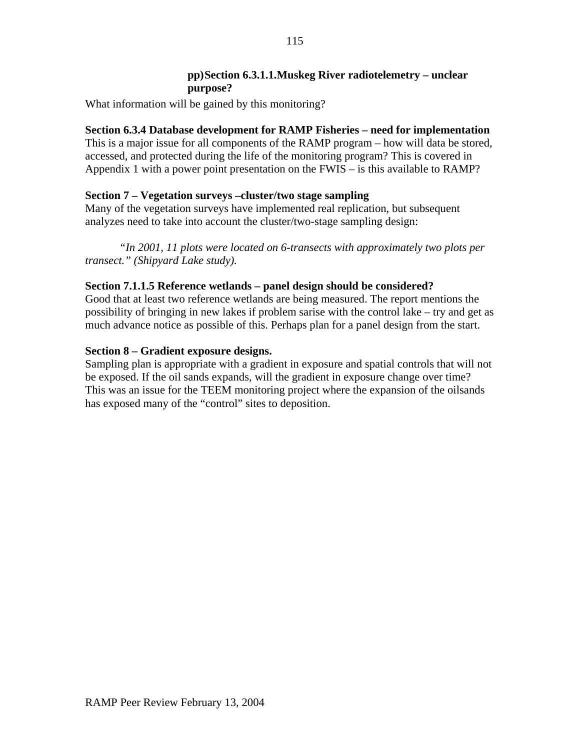**pp) Section 6.3.1.1.Muskeg River radiotelemetry – unclear purpose?**

What information will be gained by this monitoring?

**Section 6.3.4 Database development for RAMP Fisheries – need for implementation**

This is a major issue for all components of the RAMP program – how will data be stored, accessed, and protected during the life of the monitoring program? This is covered in Appendix 1 with a power point presentation on the FWIS – is this available to RAMP?

**Section 7 – Vegetation surveys –cluster/two stage sampling**

Many of the vegetation surveys have implemented real replication, but subsequent analyzes need to take into account the cluster/two-stage sampling design:

*"In 2001, 11 plots were located on 6-transects with approximately two plots per transect." (Shipyard Lake study).*

**Section 7.1.1.5 Reference wetlands – panel design should be considered?**

Good that at least two reference wetlands are being measured. The report mentions the possibility of bringing in new lakes if problem sarise with the control lake – try and get as much advance notice as possible of this. Perhaps plan for a panel design from the start.

**Section 8 – Gradient exposure designs.**

Sampling plan is appropriate with a gradient in exposure and spatial controls that will not be exposed. If the oil sands expands, will the gradient in exposure change over time? This was an issue for the TEEM monitoring project where the expansion of the oilsands has exposed many of the "control" sites to deposition.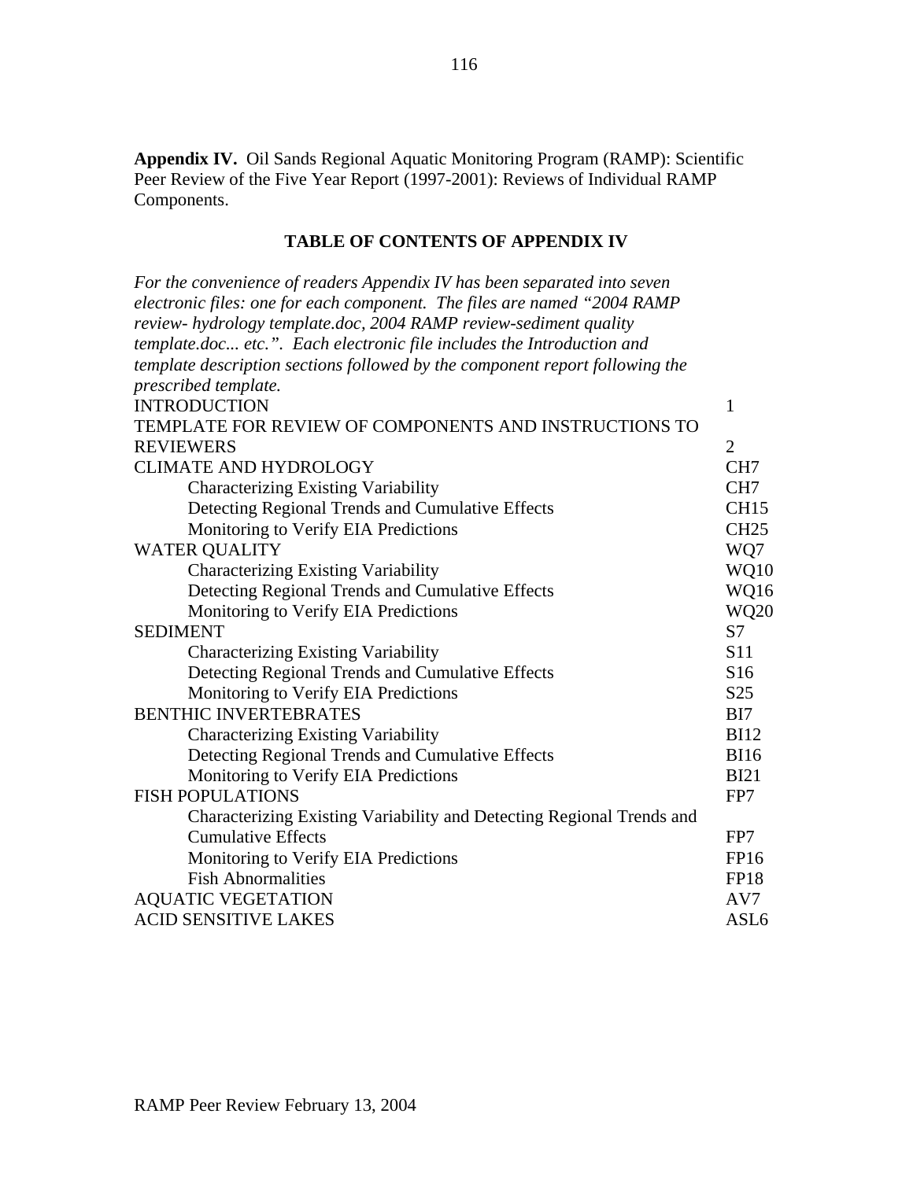**Appendix IV.** Oil Sands Regional Aquatic Monitoring Program (RAMP): Scientific Peer Review of the Five Year Report (1997-2001): Reviews of Individual RAMP Components.

## TABLE OF CONTENTS OF APPENDIX IV

*For the convenience of readers Appendix IV has been separated into seven electronic files: one for each component. The files are named "2004 RAMP review- hydrology template.doc, 2004 RAMP review-sediment quality template.doc... etc.". Each electronic file includes the Introduction and template description sections followed by the component report following the prescribed template.*

| | |
|---|---|
| INTRODUCTION | 1 |
| TEMPLATE FOR REVIEW OF COMPONENTS AND INSTRUCTIONS TO REVIEWERS | 2 |
| CLIMATE AND HYDROLOGY | CH7 |
| Characterizing Existing Variability | CH7 |
| Detecting Regional Trends and Cumulative Effects | CH15 |
| Monitoring to Verify EIA Predictions | CH25 |
| WATER QUALITY | WQ7 |
| Characterizing Existing Variability | WQ10 |
| Detecting Regional Trends and Cumulative Effects | WQ16 |
| Monitoring to Verify EIA Predictions | WQ20 |
| SEDIMENT | S7 |
| Characterizing Existing Variability | S11 |
| Detecting Regional Trends and Cumulative Effects | S16 |
| Monitoring to Verify EIA Predictions | S25 |
| BENTHIC INVERTEBRATES | BI7 |
| Characterizing Existing Variability | BI12 |
| Detecting Regional Trends and Cumulative Effects | BI16 |
| Monitoring to Verify EIA Predictions | BI21 |
| FISH POPULATIONS | FP7 |
| Characterizing Existing Variability and Detecting Regional Trends and Cumulative Effects | FP7 |
| Monitoring to Verify EIA Predictions | FP16 |
| Fish Abnormalities | FP18 |
| AQUATIC VEGETATION | AV7 |
| ACID SENSITIVE LAKES | ASL6 |

RAMP Peer Review February 13, 2004